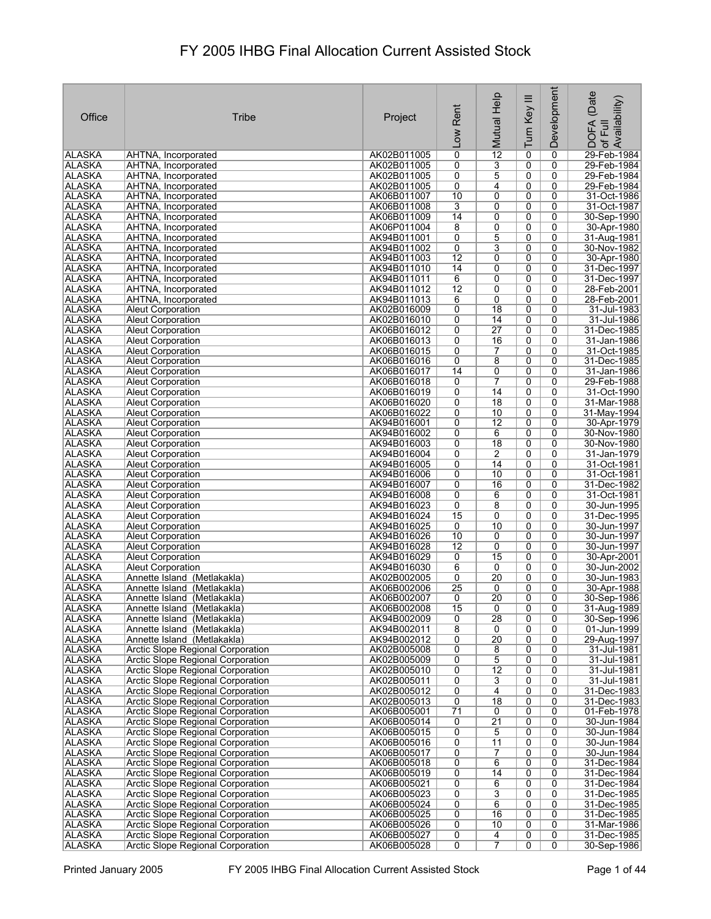# FY 2005 IHBG Final Allocation Current Assisted Stock

| Office | Tribe | Project | Low Rent | Mutual Help | Turn Key III | Development | DOFA (Date of Full Availability) |
|---|---|---|---|---|---|---|---|
| ALASKA | AHTNA, Incorporated | AK02B011005 | 0 | 12 | 0 | 0 | 29-Feb-1984 |
| ALASKA | AHTNA, Incorporated | AK02B011005 | 0 | 3 | 0 | 0 | 29-Feb-1984 |
| ALASKA | AHTNA, Incorporated | AK02B011005 | 0 | 5 | 0 | 0 | 29-Feb-1984 |
| ALASKA | AHTNA, Incorporated | AK02B011005 | 0 | 4 | 0 | 0 | 29-Feb-1984 |
| ALASKA | AHTNA, Incorporated | AK06B011007 | 10 | 0 | 0 | 0 | 31-Oct-1986 |
| ALASKA | AHTNA, Incorporated | AK06B011008 | 3 | 0 | 0 | 0 | 31-Oct-1987 |
| ALASKA | AHTNA, Incorporated | AK06B011009 | 14 | 0 | 0 | 0 | 30-Sep-1990 |
| ALASKA | AHTNA, Incorporated | AK06P011004 | 8 | 0 | 0 | 0 | 30-Apr-1980 |
| ALASKA | AHTNA, Incorporated | AK94B011001 | 0 | 5 | 0 | 0 | 31-Aug-1981 |
| ALASKA | AHTNA, Incorporated | AK94B011002 | 0 | 3 | 0 | 0 | 30-Nov-1982 |
| ALASKA | AHTNA, Incorporated | AK94B011003 | 12 | 0 | 0 | 0 | 30-Apr-1980 |
| ALASKA | AHTNA, Incorporated | AK94B011010 | 14 | 0 | 0 | 0 | 31-Dec-1997 |
| ALASKA | AHTNA, Incorporated | AK94B011011 | 6 | 0 | 0 | 0 | 31-Dec-1997 |
| ALASKA | AHTNA, Incorporated | AK94B011012 | 12 | 0 | 0 | 0 | 28-Feb-2001 |
| ALASKA | AHTNA, Incorporated | AK94B011013 | 6 | 0 | 0 | 0 | 28-Feb-2001 |
| ALASKA | Aleut Corporation | AK02B016009 | 0 | 18 | 0 | 0 | 31-Jul-1983 |
| ALASKA | Aleut Corporation | AK02B016010 | 0 | 14 | 0 | 0 | 31-Jul-1986 |
| ALASKA | Aleut Corporation | AK06B016012 | 0 | 27 | 0 | 0 | 31-Dec-1985 |
| ALASKA | Aleut Corporation | AK06B016013 | 0 | 16 | 0 | 0 | 31-Jan-1986 |
| ALASKA | Aleut Corporation | AK06B016015 | 0 | 7 | 0 | 0 | 31-Oct-1985 |
| ALASKA | Aleut Corporation | AK06B016016 | 0 | 8 | 0 | 0 | 31-Dec-1985 |
| ALASKA | Aleut Corporation | AK06B016017 | 14 | 0 | 0 | 0 | 31-Jan-1986 |
| ALASKA | Aleut Corporation | AK06B016018 | 0 | 7 | 0 | 0 | 29-Feb-1988 |
| ALASKA | Aleut Corporation | AK06B016019 | 0 | 14 | 0 | 0 | 31-Oct-1990 |
| ALASKA | Aleut Corporation | AK06B016020 | 0 | 18 | 0 | 0 | 31-Mar-1988 |
| ALASKA | Aleut Corporation | AK06B016022 | 0 | 10 | 0 | 0 | 31-May-1994 |
| ALASKA | Aleut Corporation | AK94B016001 | 0 | 12 | 0 | 0 | 30-Apr-1979 |
| ALASKA | Aleut Corporation | AK94B016002 | 0 | 6 | 0 | 0 | 30-Nov-1980 |
| ALASKA | Aleut Corporation | AK94B016003 | 0 | 18 | 0 | 0 | 30-Nov-1980 |
| ALASKA | Aleut Corporation | AK94B016004 | 0 | 2 | 0 | 0 | 31-Jan-1979 |
| ALASKA | Aleut Corporation | AK94B016005 | 0 | 14 | 0 | 0 | 31-Oct-1981 |
| ALASKA | Aleut Corporation | AK94B016006 | 0 | 10 | 0 | 0 | 31-Oct-1981 |
| ALASKA | Aleut Corporation | AK94B016007 | 0 | 16 | 0 | 0 | 31-Dec-1982 |
| ALASKA | Aleut Corporation | AK94B016008 | 0 | 6 | 0 | 0 | 31-Oct-1981 |
| ALASKA | Aleut Corporation | AK94B016023 | 0 | 8 | 0 | 0 | 30-Jun-1995 |
| ALASKA | Aleut Corporation | AK94B016024 | 15 | 0 | 0 | 0 | 31-Dec-1995 |
| ALASKA | Aleut Corporation | AK94B016025 | 0 | 10 | 0 | 0 | 30-Jun-1997 |
| ALASKA | Aleut Corporation | AK94B016026 | 10 | 0 | 0 | 0 | 30-Jun-1997 |
| ALASKA | Aleut Corporation | AK94B016028 | 12 | 0 | 0 | 0 | 30-Jun-1997 |
| ALASKA | Aleut Corporation | AK94B016029 | 0 | 15 | 0 | 0 | 30-Apr-2001 |
| ALASKA | Aleut Corporation | AK94B016030 | 6 | 0 | 0 | 0 | 30-Jun-2002 |
| ALASKA | Annette Island (Metlakakla) | AK02B002005 | 0 | 20 | 0 | 0 | 30-Jun-1983 |
| ALASKA | Annette Island (Metlakakla) | AK06B002006 | 25 | 0 | 0 | 0 | 30-Apr-1988 |
| ALASKA | Annette Island (Metlakakla) | AK06B002007 | 0 | 20 | 0 | 0 | 30-Sep-1986 |
| ALASKA | Annette Island (Metlakakla) | AK06B002008 | 15 | 0 | 0 | 0 | 31-Aug-1989 |
| ALASKA | Annette Island (Metlakakla) | AK94B002009 | 0 | 28 | 0 | 0 | 30-Sep-1996 |
| ALASKA | Annette Island (Metlakakla) | AK94B002011 | 8 | 0 | 0 | 0 | 01-Jun-1999 |
| ALASKA | Annette Island (Metlakakla) | AK94B002012 | 0 | 20 | 0 | 0 | 29-Aug-1997 |
| ALASKA | Arctic Slope Regional Corporation | AK02B005008 | 0 | 8 | 0 | 0 | 31-Jul-1981 |
| ALASKA | Arctic Slope Regional Corporation | AK02B005009 | 0 | 5 | 0 | 0 | 31-Jul-1981 |
| ALASKA | Arctic Slope Regional Corporation | AK02B005010 | 0 | 12 | 0 | 0 | 31-Jul-1981 |
| ALASKA | Arctic Slope Regional Corporation | AK02B005011 | 0 | 3 | 0 | 0 | 31-Jul-1981 |
| ALASKA | Arctic Slope Regional Corporation | AK02B005012 | 0 | 4 | 0 | 0 | 31-Dec-1983 |
| ALASKA | Arctic Slope Regional Corporation | AK02B005013 | 0 | 18 | 0 | 0 | 31-Dec-1983 |
| ALASKA | Arctic Slope Regional Corporation | AK06B005001 | 71 | 0 | 0 | 0 | 01-Feb-1978 |
| ALASKA | Arctic Slope Regional Corporation | AK06B005014 | 0 | 21 | 0 | 0 | 30-Jun-1984 |
| ALASKA | Arctic Slope Regional Corporation | AK06B005015 | 0 | 5 | 0 | 0 | 30-Jun-1984 |
| ALASKA | Arctic Slope Regional Corporation | AK06B005016 | 0 | 11 | 0 | 0 | 30-Jun-1984 |
| ALASKA | Arctic Slope Regional Corporation | AK06B005017 | 0 | 7 | 0 | 0 | 30-Jun-1984 |
| ALASKA | Arctic Slope Regional Corporation | AK06B005018 | 0 | 6 | 0 | 0 | 31-Dec-1984 |
| ALASKA | Arctic Slope Regional Corporation | AK06B005019 | 0 | 14 | 0 | 0 | 31-Dec-1984 |
| ALASKA | Arctic Slope Regional Corporation | AK06B005021 | 0 | 6 | 0 | 0 | 31-Dec-1984 |
| ALASKA | Arctic Slope Regional Corporation | AK06B005023 | 0 | 3 | 0 | 0 | 31-Dec-1985 |
| ALASKA | Arctic Slope Regional Corporation | AK06B005024 | 0 | 6 | 0 | 0 | 31-Dec-1985 |
| ALASKA | Arctic Slope Regional Corporation | AK06B005025 | 0 | 16 | 0 | 0 | 31-Dec-1985 |
| ALASKA | Arctic Slope Regional Corporation | AK06B005026 | 0 | 10 | 0 | 0 | 31-Mar-1986 |
| ALASKA | Arctic Slope Regional Corporation | AK06B005027 | 0 | 4 | 0 | 0 | 31-Dec-1985 |
| ALASKA | Arctic Slope Regional Corporation | AK06B005028 | 0 | 7 | 0 | 0 | 30-Sep-1986 |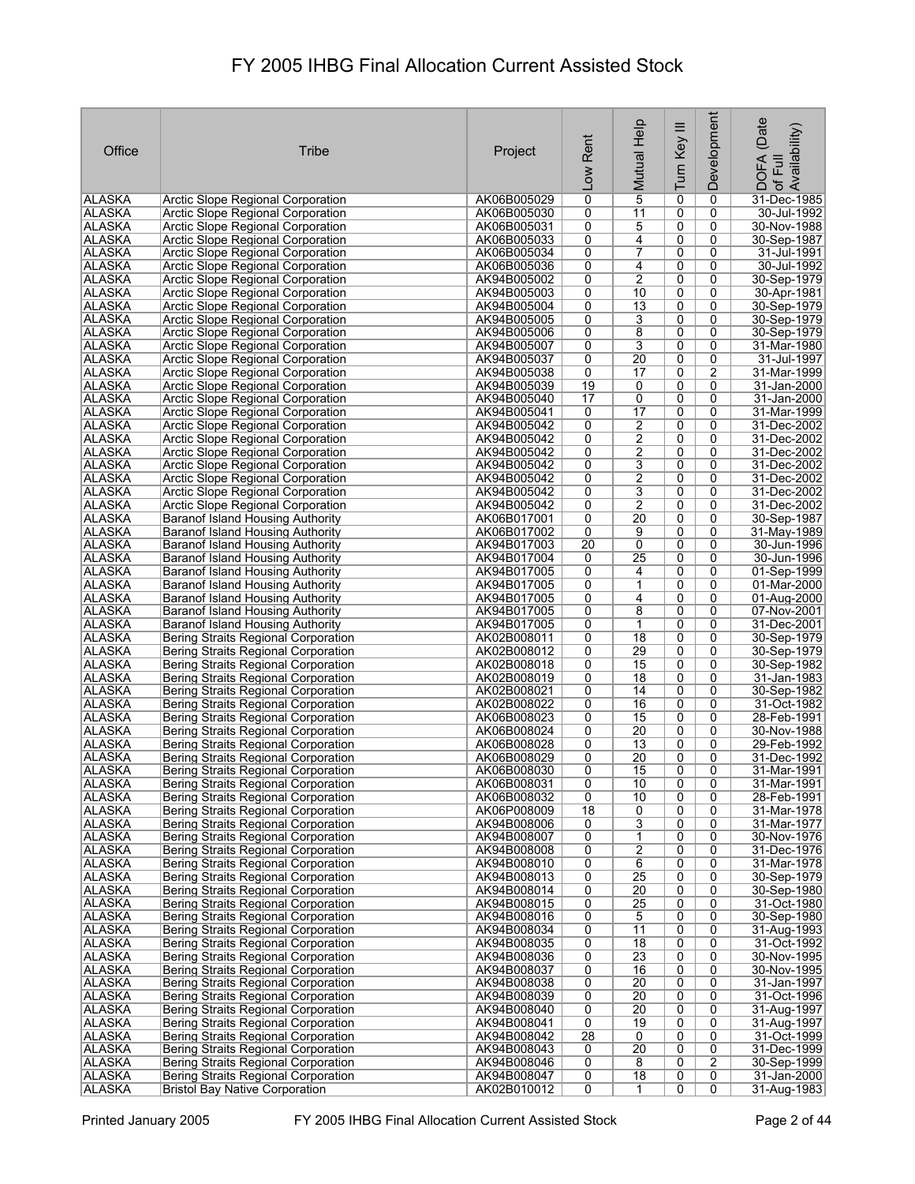# FY 2005 IHBG Final Allocation Current Assisted Stock

| Office | Tribe | Project | Low Rent | Mutual Help | Turn Key III | Development | DOFA (Date of Full Availability) |
|---|---|---|---|---|---|---|---|
| ALASKA | Arctic Slope Regional Corporation | AK06B005029 | 0 | 5 | 0 | 0 | 31-Dec-1985 |
| ALASKA | Arctic Slope Regional Corporation | AK06B005030 | 0 | 11 | 0 | 0 | 30-Jul-1992 |
| ALASKA | Arctic Slope Regional Corporation | AK06B005031 | 0 | 5 | 0 | 0 | 30-Nov-1988 |
| ALASKA | Arctic Slope Regional Corporation | AK06B005033 | 0 | 4 | 0 | 0 | 30-Sep-1987 |
| ALASKA | Arctic Slope Regional Corporation | AK06B005034 | 0 | 7 | 0 | 0 | 31-Jul-1991 |
| ALASKA | Arctic Slope Regional Corporation | AK06B005036 | 0 | 4 | 0 | 0 | 30-Jul-1992 |
| ALASKA | Arctic Slope Regional Corporation | AK94B005002 | 0 | 2 | 0 | 0 | 30-Sep-1979 |
| ALASKA | Arctic Slope Regional Corporation | AK94B005003 | 0 | 10 | 0 | 0 | 30-Apr-1981 |
| ALASKA | Arctic Slope Regional Corporation | AK94B005004 | 0 | 13 | 0 | 0 | 30-Sep-1979 |
| ALASKA | Arctic Slope Regional Corporation | AK94B005005 | 0 | 3 | 0 | 0 | 30-Sep-1979 |
| ALASKA | Arctic Slope Regional Corporation | AK94B005006 | 0 | 8 | 0 | 0 | 30-Sep-1979 |
| ALASKA | Arctic Slope Regional Corporation | AK94B005007 | 0 | 3 | 0 | 0 | 31-Mar-1980 |
| ALASKA | Arctic Slope Regional Corporation | AK94B005037 | 0 | 20 | 0 | 0 | 31-Jul-1997 |
| ALASKA | Arctic Slope Regional Corporation | AK94B005038 | 0 | 17 | 0 | 2 | 31-Mar-1999 |
| ALASKA | Arctic Slope Regional Corporation | AK94B005039 | 19 | 0 | 0 | 0 | 31-Jan-2000 |
| ALASKA | Arctic Slope Regional Corporation | AK94B005040 | 17 | 0 | 0 | 0 | 31-Jan-2000 |
| ALASKA | Arctic Slope Regional Corporation | AK94B005041 | 0 | 17 | 0 | 0 | 31-Mar-1999 |
| ALASKA | Arctic Slope Regional Corporation | AK94B005042 | 0 | 2 | 0 | 0 | 31-Dec-2002 |
| ALASKA | Arctic Slope Regional Corporation | AK94B005042 | 0 | 2 | 0 | 0 | 31-Dec-2002 |
| ALASKA | Arctic Slope Regional Corporation | AK94B005042 | 0 | 2 | 0 | 0 | 31-Dec-2002 |
| ALASKA | Arctic Slope Regional Corporation | AK94B005042 | 0 | 3 | 0 | 0 | 31-Dec-2002 |
| ALASKA | Arctic Slope Regional Corporation | AK94B005042 | 0 | 2 | 0 | 0 | 31-Dec-2002 |
| ALASKA | Arctic Slope Regional Corporation | AK94B005042 | 0 | 3 | 0 | 0 | 31-Dec-2002 |
| ALASKA | Arctic Slope Regional Corporation | AK94B005042 | 0 | 2 | 0 | 0 | 31-Dec-2002 |
| ALASKA | Baranof Island Housing Authority | AK06B017001 | 0 | 20 | 0 | 0 | 30-Sep-1987 |
| ALASKA | Baranof Island Housing Authority | AK06B017002 | 0 | 9 | 0 | 0 | 31-May-1989 |
| ALASKA | Baranof Island Housing Authority | AK94B017003 | 20 | 0 | 0 | 0 | 30-Jun-1996 |
| ALASKA | Baranof Island Housing Authority | AK94B017004 | 0 | 25 | 0 | 0 | 30-Jun-1996 |
| ALASKA | Baranof Island Housing Authority | AK94B017005 | 0 | 4 | 0 | 0 | 01-Sep-1999 |
| ALASKA | Baranof Island Housing Authority | AK94B017005 | 0 | 1 | 0 | 0 | 01-Mar-2000 |
| ALASKA | Baranof Island Housing Authority | AK94B017005 | 0 | 4 | 0 | 0 | 01-Aug-2000 |
| ALASKA | Baranof Island Housing Authority | AK94B017005 | 0 | 8 | 0 | 0 | 07-Nov-2001 |
| ALASKA | Baranof Island Housing Authority | AK94B017005 | 0 | 1 | 0 | 0 | 31-Dec-2001 |
| ALASKA | Bering Straits Regional Corporation | AK02B008011 | 0 | 18 | 0 | 0 | 30-Sep-1979 |
| ALASKA | Bering Straits Regional Corporation | AK02B008012 | 0 | 29 | 0 | 0 | 30-Sep-1979 |
| ALASKA | Bering Straits Regional Corporation | AK02B008018 | 0 | 15 | 0 | 0 | 30-Sep-1982 |
| ALASKA | Bering Straits Regional Corporation | AK02B008019 | 0 | 18 | 0 | 0 | 31-Jan-1983 |
| ALASKA | Bering Straits Regional Corporation | AK02B008021 | 0 | 14 | 0 | 0 | 30-Sep-1982 |
| ALASKA | Bering Straits Regional Corporation | AK02B008022 | 0 | 16 | 0 | 0 | 31-Oct-1982 |
| ALASKA | Bering Straits Regional Corporation | AK06B008023 | 0 | 15 | 0 | 0 | 28-Feb-1991 |
| ALASKA | Bering Straits Regional Corporation | AK06B008024 | 0 | 20 | 0 | 0 | 30-Nov-1988 |
| ALASKA | Bering Straits Regional Corporation | AK06B008028 | 0 | 13 | 0 | 0 | 29-Feb-1992 |
| ALASKA | Bering Straits Regional Corporation | AK06B008029 | 0 | 20 | 0 | 0 | 31-Dec-1992 |
| ALASKA | Bering Straits Regional Corporation | AK06B008030 | 0 | 15 | 0 | 0 | 31-Mar-1991 |
| ALASKA | Bering Straits Regional Corporation | AK06B008031 | 0 | 10 | 0 | 0 | 31-Mar-1991 |
| ALASKA | Bering Straits Regional Corporation | AK06B008032 | 0 | 10 | 0 | 0 | 28-Feb-1991 |
| ALASKA | Bering Straits Regional Corporation | AK06P008009 | 18 | 0 | 0 | 0 | 31-Mar-1978 |
| ALASKA | Bering Straits Regional Corporation | AK94B008006 | 0 | 3 | 0 | 0 | 31-Mar-1977 |
| ALASKA | Bering Straits Regional Corporation | AK94B008007 | 0 | 1 | 0 | 0 | 30-Nov-1976 |
| ALASKA | Bering Straits Regional Corporation | AK94B008008 | 0 | 2 | 0 | 0 | 31-Dec-1976 |
| ALASKA | Bering Straits Regional Corporation | AK94B008010 | 0 | 6 | 0 | 0 | 31-Mar-1978 |
| ALASKA | Bering Straits Regional Corporation | AK94B008013 | 0 | 25 | 0 | 0 | 30-Sep-1979 |
| ALASKA | Bering Straits Regional Corporation | AK94B008014 | 0 | 20 | 0 | 0 | 30-Sep-1980 |
| ALASKA | Bering Straits Regional Corporation | AK94B008015 | 0 | 25 | 0 | 0 | 31-Oct-1980 |
| ALASKA | Bering Straits Regional Corporation | AK94B008016 | 0 | 5 | 0 | 0 | 30-Sep-1980 |
| ALASKA | Bering Straits Regional Corporation | AK94B008034 | 0 | 11 | 0 | 0 | 31-Aug-1993 |
| ALASKA | Bering Straits Regional Corporation | AK94B008035 | 0 | 18 | 0 | 0 | 31-Oct-1992 |
| ALASKA | Bering Straits Regional Corporation | AK94B008036 | 0 | 23 | 0 | 0 | 30-Nov-1995 |
| ALASKA | Bering Straits Regional Corporation | AK94B008037 | 0 | 16 | 0 | 0 | 30-Nov-1995 |
| ALASKA | Bering Straits Regional Corporation | AK94B008038 | 0 | 20 | 0 | 0 | 31-Jan-1997 |
| ALASKA | Bering Straits Regional Corporation | AK94B008039 | 0 | 20 | 0 | 0 | 31-Oct-1996 |
| ALASKA | Bering Straits Regional Corporation | AK94B008040 | 0 | 20 | 0 | 0 | 31-Aug-1997 |
| ALASKA | Bering Straits Regional Corporation | AK94B008041 | 0 | 19 | 0 | 0 | 31-Aug-1997 |
| ALASKA | Bering Straits Regional Corporation | AK94B008042 | 28 | 0 | 0 | 0 | 31-Oct-1999 |
| ALASKA | Bering Straits Regional Corporation | AK94B008043 | 0 | 20 | 0 | 0 | 31-Dec-1999 |
| ALASKA | Bering Straits Regional Corporation | AK94B008046 | 0 | 8 | 0 | 2 | 30-Sep-1999 |
| ALASKA | Bering Straits Regional Corporation | AK94B008047 | 0 | 18 | 0 | 0 | 31-Jan-2000 |
| ALASKA | Bristol Bay Native Corporation | AK02B010012 | 0 | 1 | 0 | 0 | 31-Aug-1983 |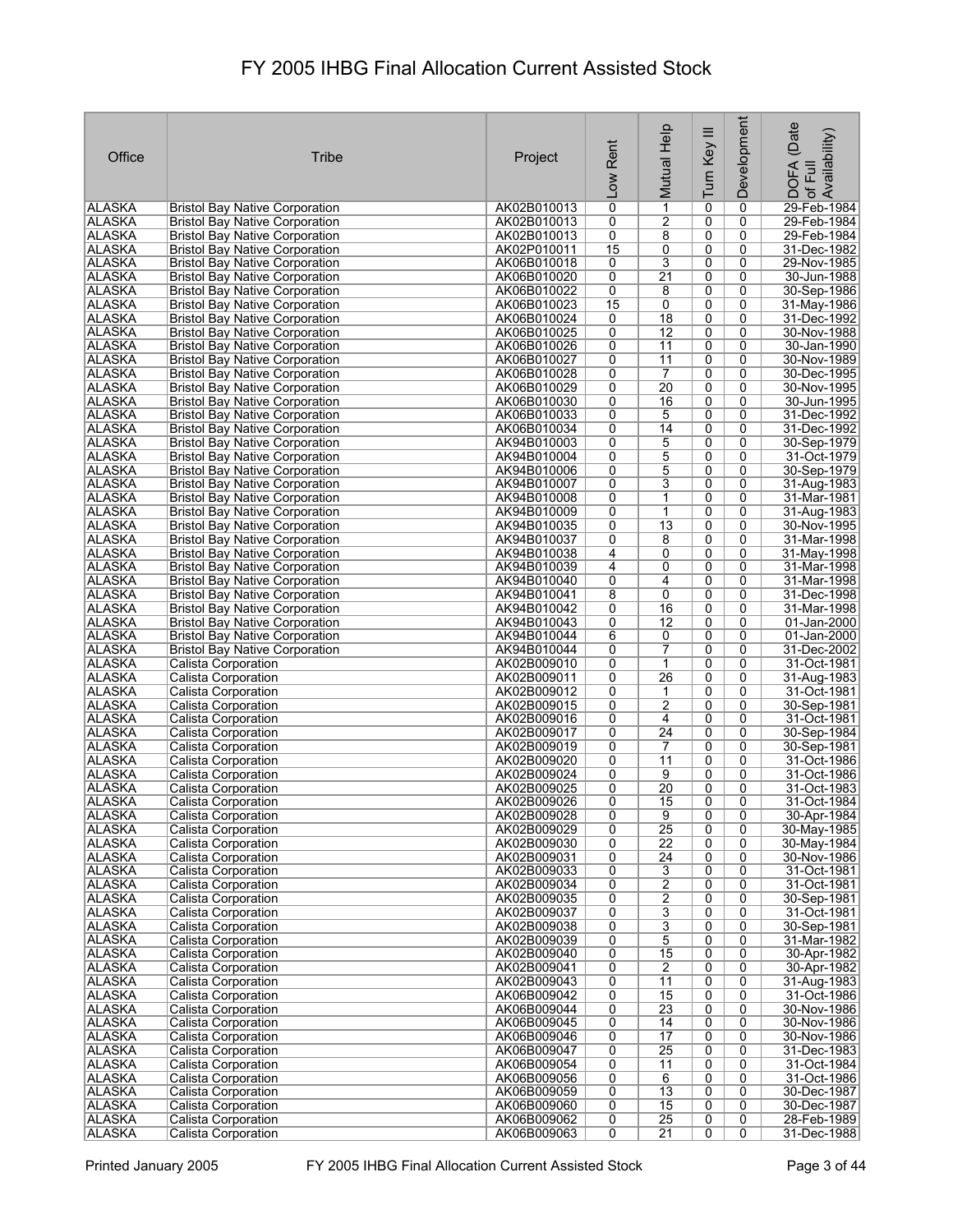# FY 2005 IHBG Final Allocation Current Assisted Stock

| Office | Tribe | Project | Low Rent | Mutual Help | Turn Key III | Development | DOFA (Date of Full Availability) |
|---|---|---|---|---|---|---|---|
| ALASKA | Bristol Bay Native Corporation | AK02B010013 | 0 | 1 | 0 | 0 | 29-Feb-1984 |
| ALASKA | Bristol Bay Native Corporation | AK02B010013 | 0 | 2 | 0 | 0 | 29-Feb-1984 |
| ALASKA | Bristol Bay Native Corporation | AK02B010013 | 0 | 8 | 0 | 0 | 29-Feb-1984 |
| ALASKA | Bristol Bay Native Corporation | AK02P010011 | 15 | 0 | 0 | 0 | 31-Dec-1982 |
| ALASKA | Bristol Bay Native Corporation | AK06B010018 | 0 | 3 | 0 | 0 | 29-Nov-1985 |
| ALASKA | Bristol Bay Native Corporation | AK06B010020 | 0 | 21 | 0 | 0 | 30-Jun-1988 |
| ALASKA | Bristol Bay Native Corporation | AK06B010022 | 0 | 8 | 0 | 0 | 30-Sep-1986 |
| ALASKA | Bristol Bay Native Corporation | AK06B010023 | 15 | 0 | 0 | 0 | 31-May-1986 |
| ALASKA | Bristol Bay Native Corporation | AK06B010024 | 0 | 18 | 0 | 0 | 31-Dec-1992 |
| ALASKA | Bristol Bay Native Corporation | AK06B010025 | 0 | 12 | 0 | 0 | 30-Nov-1988 |
| ALASKA | Bristol Bay Native Corporation | AK06B010026 | 0 | 11 | 0 | 0 | 30-Jan-1990 |
| ALASKA | Bristol Bay Native Corporation | AK06B010027 | 0 | 11 | 0 | 0 | 30-Nov-1989 |
| ALASKA | Bristol Bay Native Corporation | AK06B010028 | 0 | 7 | 0 | 0 | 30-Dec-1995 |
| ALASKA | Bristol Bay Native Corporation | AK06B010029 | 0 | 20 | 0 | 0 | 30-Nov-1995 |
| ALASKA | Bristol Bay Native Corporation | AK06B010030 | 0 | 16 | 0 | 0 | 30-Jun-1995 |
| ALASKA | Bristol Bay Native Corporation | AK06B010033 | 0 | 5 | 0 | 0 | 31-Dec-1992 |
| ALASKA | Bristol Bay Native Corporation | AK06B010034 | 0 | 14 | 0 | 0 | 31-Dec-1992 |
| ALASKA | Bristol Bay Native Corporation | AK94B010003 | 0 | 5 | 0 | 0 | 30-Sep-1979 |
| ALASKA | Bristol Bay Native Corporation | AK94B010004 | 0 | 5 | 0 | 0 | 31-Oct-1979 |
| ALASKA | Bristol Bay Native Corporation | AK94B010006 | 0 | 5 | 0 | 0 | 30-Sep-1979 |
| ALASKA | Bristol Bay Native Corporation | AK94B010007 | 0 | 3 | 0 | 0 | 31-Aug-1983 |
| ALASKA | Bristol Bay Native Corporation | AK94B010008 | 0 | 1 | 0 | 0 | 31-Mar-1981 |
| ALASKA | Bristol Bay Native Corporation | AK94B010009 | 0 | 1 | 0 | 0 | 31-Aug-1983 |
| ALASKA | Bristol Bay Native Corporation | AK94B010035 | 0 | 13 | 0 | 0 | 30-Nov-1995 |
| ALASKA | Bristol Bay Native Corporation | AK94B010037 | 0 | 8 | 0 | 0 | 31-Mar-1998 |
| ALASKA | Bristol Bay Native Corporation | AK94B010038 | 4 | 0 | 0 | 0 | 31-May-1998 |
| ALASKA | Bristol Bay Native Corporation | AK94B010039 | 4 | 0 | 0 | 0 | 31-Mar-1998 |
| ALASKA | Bristol Bay Native Corporation | AK94B010040 | 0 | 4 | 0 | 0 | 31-Mar-1998 |
| ALASKA | Bristol Bay Native Corporation | AK94B010041 | 8 | 0 | 0 | 0 | 31-Dec-1998 |
| ALASKA | Bristol Bay Native Corporation | AK94B010042 | 0 | 16 | 0 | 0 | 31-Mar-1998 |
| ALASKA | Bristol Bay Native Corporation | AK94B010043 | 0 | 12 | 0 | 0 | 01-Jan-2000 |
| ALASKA | Bristol Bay Native Corporation | AK94B010044 | 6 | 0 | 0 | 0 | 01-Jan-2000 |
| ALASKA | Bristol Bay Native Corporation | AK94B010044 | 0 | 7 | 0 | 0 | 31-Dec-2002 |
| ALASKA | Calista Corporation | AK02B009010 | 0 | 1 | 0 | 0 | 31-Oct-1981 |
| ALASKA | Calista Corporation | AK02B009011 | 0 | 26 | 0 | 0 | 31-Aug-1983 |
| ALASKA | Calista Corporation | AK02B009012 | 0 | 1 | 0 | 0 | 31-Oct-1981 |
| ALASKA | Calista Corporation | AK02B009015 | 0 | 2 | 0 | 0 | 30-Sep-1981 |
| ALASKA | Calista Corporation | AK02B009016 | 0 | 4 | 0 | 0 | 31-Oct-1981 |
| ALASKA | Calista Corporation | AK02B009017 | 0 | 24 | 0 | 0 | 30-Sep-1984 |
| ALASKA | Calista Corporation | AK02B009019 | 0 | 7 | 0 | 0 | 30-Sep-1981 |
| ALASKA | Calista Corporation | AK02B009020 | 0 | 11 | 0 | 0 | 31-Oct-1986 |
| ALASKA | Calista Corporation | AK02B009024 | 0 | 9 | 0 | 0 | 31-Oct-1986 |
| ALASKA | Calista Corporation | AK02B009025 | 0 | 20 | 0 | 0 | 31-Oct-1983 |
| ALASKA | Calista Corporation | AK02B009026 | 0 | 15 | 0 | 0 | 31-Oct-1984 |
| ALASKA | Calista Corporation | AK02B009028 | 0 | 9 | 0 | 0 | 30-Apr-1984 |
| ALASKA | Calista Corporation | AK02B009029 | 0 | 25 | 0 | 0 | 30-May-1985 |
| ALASKA | Calista Corporation | AK02B009030 | 0 | 22 | 0 | 0 | 30-May-1984 |
| ALASKA | Calista Corporation | AK02B009031 | 0 | 24 | 0 | 0 | 30-Nov-1986 |
| ALASKA | Calista Corporation | AK02B009033 | 0 | 3 | 0 | 0 | 31-Oct-1981 |
| ALASKA | Calista Corporation | AK02B009034 | 0 | 2 | 0 | 0 | 31-Oct-1981 |
| ALASKA | Calista Corporation | AK02B009035 | 0 | 2 | 0 | 0 | 30-Sep-1981 |
| ALASKA | Calista Corporation | AK02B009037 | 0 | 3 | 0 | 0 | 31-Oct-1981 |
| ALASKA | Calista Corporation | AK02B009038 | 0 | 3 | 0 | 0 | 30-Sep-1981 |
| ALASKA | Calista Corporation | AK02B009039 | 0 | 5 | 0 | 0 | 31-Mar-1982 |
| ALASKA | Calista Corporation | AK02B009040 | 0 | 15 | 0 | 0 | 30-Apr-1982 |
| ALASKA | Calista Corporation | AK02B009041 | 0 | 2 | 0 | 0 | 30-Apr-1982 |
| ALASKA | Calista Corporation | AK02B009043 | 0 | 11 | 0 | 0 | 31-Aug-1983 |
| ALASKA | Calista Corporation | AK06B009042 | 0 | 15 | 0 | 0 | 31-Oct-1986 |
| ALASKA | Calista Corporation | AK06B009044 | 0 | 23 | 0 | 0 | 30-Nov-1986 |
| ALASKA | Calista Corporation | AK06B009045 | 0 | 14 | 0 | 0 | 30-Nov-1986 |
| ALASKA | Calista Corporation | AK06B009046 | 0 | 17 | 0 | 0 | 30-Nov-1986 |
| ALASKA | Calista Corporation | AK06B009047 | 0 | 25 | 0 | 0 | 31-Dec-1983 |
| ALASKA | Calista Corporation | AK06B009054 | 0 | 11 | 0 | 0 | 31-Oct-1984 |
| ALASKA | Calista Corporation | AK06B009056 | 0 | 6 | 0 | 0 | 31-Oct-1986 |
| ALASKA | Calista Corporation | AK06B009059 | 0 | 13 | 0 | 0 | 30-Dec-1987 |
| ALASKA | Calista Corporation | AK06B009060 | 0 | 15 | 0 | 0 | 30-Dec-1987 |
| ALASKA | Calista Corporation | AK06B009062 | 0 | 25 | 0 | 0 | 28-Feb-1989 |
| ALASKA | Calista Corporation | AK06B009063 | 0 | 21 | 0 | 0 | 31-Dec-1988 |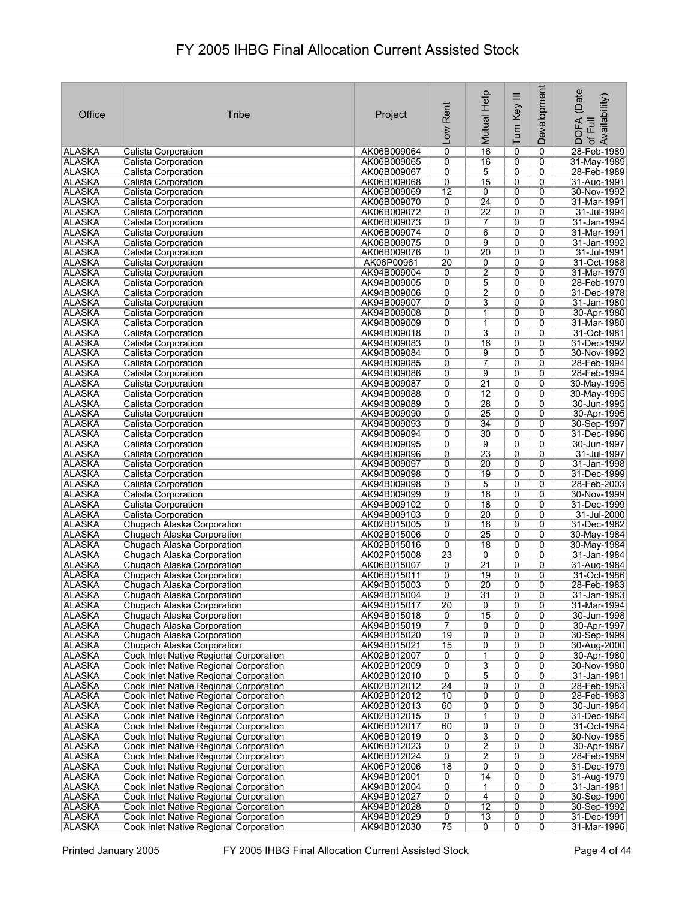# FY 2005 IHBG Final Allocation Current Assisted Stock

| Office | Tribe | Project | Low Rent | Mutual Help | Turn Key III | Development | DOFA (Date of Full Availability) |
|---|---|---|---|---|---|---|---|
| ALASKA | Calista Corporation | AK06B009064 | 0 | 16 | 0 | 0 | 28-Feb-1989 |
| ALASKA | Calista Corporation | AK06B009065 | 0 | 16 | 0 | 0 | 31-May-1989 |
| ALASKA | Calista Corporation | AK06B009067 | 0 | 5 | 0 | 0 | 28-Feb-1989 |
| ALASKA | Calista Corporation | AK06B009068 | 0 | 15 | 0 | 0 | 31-Aug-1991 |
| ALASKA | Calista Corporation | AK06B009069 | 12 | 0 | 0 | 0 | 30-Nov-1992 |
| ALASKA | Calista Corporation | AK06B009070 | 0 | 24 | 0 | 0 | 31-Mar-1991 |
| ALASKA | Calista Corporation | AK06B009072 | 0 | 22 | 0 | 0 | 31-Jul-1994 |
| ALASKA | Calista Corporation | AK06B009073 | 0 | 7 | 0 | 0 | 31-Jan-1994 |
| ALASKA | Calista Corporation | AK06B009074 | 0 | 6 | 0 | 0 | 31-Mar-1991 |
| ALASKA | Calista Corporation | AK06B009075 | 0 | 9 | 0 | 0 | 31-Jan-1992 |
| ALASKA | Calista Corporation | AK06B009076 | 0 | 20 | 0 | 0 | 31-Jul-1991 |
| ALASKA | Calista Corporation | AK06P00961 | 20 | 0 | 0 | 0 | 31-Oct-1988 |
| ALASKA | Calista Corporation | AK94B009004 | 0 | 2 | 0 | 0 | 31-Mar-1979 |
| ALASKA | Calista Corporation | AK94B009005 | 0 | 5 | 0 | 0 | 28-Feb-1979 |
| ALASKA | Calista Corporation | AK94B009006 | 0 | 2 | 0 | 0 | 31-Dec-1978 |
| ALASKA | Calista Corporation | AK94B009007 | 0 | 3 | 0 | 0 | 31-Jan-1980 |
| ALASKA | Calista Corporation | AK94B009008 | 0 | 1 | 0 | 0 | 30-Apr-1980 |
| ALASKA | Calista Corporation | AK94B009009 | 0 | 1 | 0 | 0 | 31-Mar-1980 |
| ALASKA | Calista Corporation | AK94B009018 | 0 | 3 | 0 | 0 | 31-Oct-1981 |
| ALASKA | Calista Corporation | AK94B009083 | 0 | 16 | 0 | 0 | 31-Dec-1992 |
| ALASKA | Calista Corporation | AK94B009084 | 0 | 9 | 0 | 0 | 30-Nov-1992 |
| ALASKA | Calista Corporation | AK94B009085 | 0 | 7 | 0 | 0 | 28-Feb-1994 |
| ALASKA | Calista Corporation | AK94B009086 | 0 | 9 | 0 | 0 | 28-Feb-1994 |
| ALASKA | Calista Corporation | AK94B009087 | 0 | 21 | 0 | 0 | 30-May-1995 |
| ALASKA | Calista Corporation | AK94B009088 | 0 | 12 | 0 | 0 | 30-May-1995 |
| ALASKA | Calista Corporation | AK94B009089 | 0 | 28 | 0 | 0 | 30-Jun-1995 |
| ALASKA | Calista Corporation | AK94B009090 | 0 | 25 | 0 | 0 | 30-Apr-1995 |
| ALASKA | Calista Corporation | AK94B009093 | 0 | 34 | 0 | 0 | 30-Sep-1997 |
| ALASKA | Calista Corporation | AK94B009094 | 0 | 30 | 0 | 0 | 31-Dec-1996 |
| ALASKA | Calista Corporation | AK94B009095 | 0 | 9 | 0 | 0 | 30-Jun-1997 |
| ALASKA | Calista Corporation | AK94B009096 | 0 | 23 | 0 | 0 | 31-Jul-1997 |
| ALASKA | Calista Corporation | AK94B009097 | 0 | 20 | 0 | 0 | 31-Jan-1998 |
| ALASKA | Calista Corporation | AK94B009098 | 0 | 19 | 0 | 0 | 31-Dec-1999 |
| ALASKA | Calista Corporation | AK94B009098 | 0 | 5 | 0 | 0 | 28-Feb-2003 |
| ALASKA | Calista Corporation | AK94B009099 | 0 | 18 | 0 | 0 | 30-Nov-1999 |
| ALASKA | Calista Corporation | AK94B009102 | 0 | 18 | 0 | 0 | 31-Dec-1999 |
| ALASKA | Calista Corporation | AK94B009103 | 0 | 20 | 0 | 0 | 31-Jul-2000 |
| ALASKA | Chugach Alaska Corporation | AK02B015005 | 0 | 18 | 0 | 0 | 31-Dec-1982 |
| ALASKA | Chugach Alaska Corporation | AK02B015006 | 0 | 25 | 0 | 0 | 30-May-1984 |
| ALASKA | Chugach Alaska Corporation | AK02B015016 | 0 | 18 | 0 | 0 | 30-May-1984 |
| ALASKA | Chugach Alaska Corporation | AK02P015008 | 23 | 0 | 0 | 0 | 31-Jan-1984 |
| ALASKA | Chugach Alaska Corporation | AK06B015007 | 0 | 21 | 0 | 0 | 31-Aug-1984 |
| ALASKA | Chugach Alaska Corporation | AK06B015011 | 0 | 19 | 0 | 0 | 31-Oct-1986 |
| ALASKA | Chugach Alaska Corporation | AK94B015003 | 0 | 20 | 0 | 0 | 28-Feb-1983 |
| ALASKA | Chugach Alaska Corporation | AK94B015004 | 0 | 31 | 0 | 0 | 31-Jan-1983 |
| ALASKA | Chugach Alaska Corporation | AK94B015017 | 20 | 0 | 0 | 0 | 31-Mar-1994 |
| ALASKA | Chugach Alaska Corporation | AK94B015018 | 0 | 15 | 0 | 0 | 30-Jun-1998 |
| ALASKA | Chugach Alaska Corporation | AK94B015019 | 7 | 0 | 0 | 0 | 30-Apr-1997 |
| ALASKA | Chugach Alaska Corporation | AK94B015020 | 19 | 0 | 0 | 0 | 30-Sep-1999 |
| ALASKA | Chugach Alaska Corporation | AK94B015021 | 15 | 0 | 0 | 0 | 30-Aug-2000 |
| ALASKA | Cook Inlet Native Regional Corporation | AK02B012007 | 0 | 1 | 0 | 0 | 30-Apr-1980 |
| ALASKA | Cook Inlet Native Regional Corporation | AK02B012009 | 0 | 3 | 0 | 0 | 30-Nov-1980 |
| ALASKA | Cook Inlet Native Regional Corporation | AK02B012010 | 0 | 5 | 0 | 0 | 31-Jan-1981 |
| ALASKA | Cook Inlet Native Regional Corporation | AK02B012012 | 24 | 0 | 0 | 0 | 28-Feb-1983 |
| ALASKA | Cook Inlet Native Regional Corporation | AK02B012012 | 10 | 0 | 0 | 0 | 28-Feb-1983 |
| ALASKA | Cook Inlet Native Regional Corporation | AK02B012013 | 60 | 0 | 0 | 0 | 30-Jun-1984 |
| ALASKA | Cook Inlet Native Regional Corporation | AK02B012015 | 0 | 1 | 0 | 0 | 31-Dec-1984 |
| ALASKA | Cook Inlet Native Regional Corporation | AK06B012017 | 60 | 0 | 0 | 0 | 31-Oct-1984 |
| ALASKA | Cook Inlet Native Regional Corporation | AK06B012019 | 0 | 3 | 0 | 0 | 30-Nov-1985 |
| ALASKA | Cook Inlet Native Regional Corporation | AK06B012023 | 0 | 2 | 0 | 0 | 30-Apr-1987 |
| ALASKA | Cook Inlet Native Regional Corporation | AK06B012024 | 0 | 2 | 0 | 0 | 28-Feb-1989 |
| ALASKA | Cook Inlet Native Regional Corporation | AK06P012006 | 18 | 0 | 0 | 0 | 31-Dec-1979 |
| ALASKA | Cook Inlet Native Regional Corporation | AK94B012001 | 0 | 14 | 0 | 0 | 31-Aug-1979 |
| ALASKA | Cook Inlet Native Regional Corporation | AK94B012004 | 0 | 1 | 0 | 0 | 31-Jan-1981 |
| ALASKA | Cook Inlet Native Regional Corporation | AK94B012027 | 0 | 4 | 0 | 0 | 30-Sep-1990 |
| ALASKA | Cook Inlet Native Regional Corporation | AK94B012028 | 0 | 12 | 0 | 0 | 30-Sep-1992 |
| ALASKA | Cook Inlet Native Regional Corporation | AK94B012029 | 0 | 13 | 0 | 0 | 31-Dec-1991 |
| ALASKA | Cook Inlet Native Regional Corporation | AK94B012030 | 75 | 0 | 0 | 0 | 31-Mar-1996 |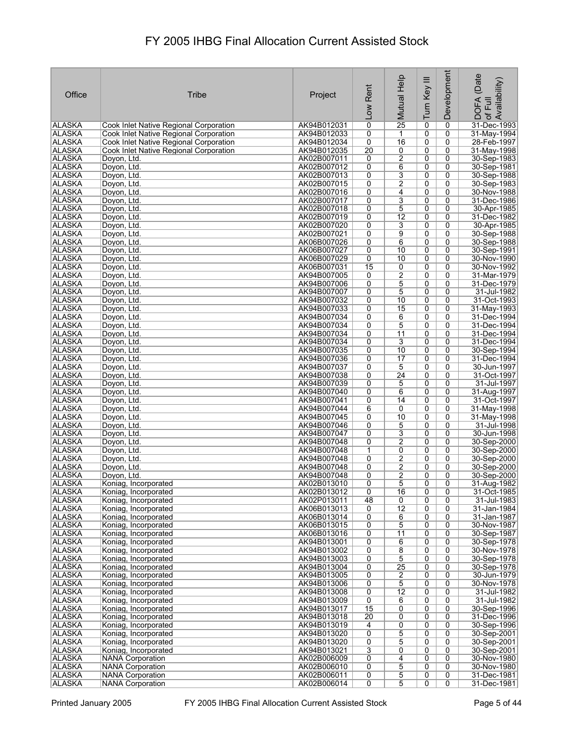# FY 2005 IHBG Final Allocation Current Assisted Stock

| Office | Tribe | Project | Low Rent | Mutual Help | Turn Key III | Development | DOFA (Date of Full Availability) |
|---|---|---|---|---|---|---|---|
| ALASKA | Cook Inlet Native Regional Corporation | AK94B012031 | 0 | 25 | 0 | 0 | 31-Dec-1993 |
| ALASKA | Cook Inlet Native Regional Corporation | AK94B012033 | 0 | 1 | 0 | 0 | 31-May-1994 |
| ALASKA | Cook Inlet Native Regional Corporation | AK94B012034 | 0 | 16 | 0 | 0 | 28-Feb-1997 |
| ALASKA | Cook Inlet Native Regional Corporation | AK94B012035 | 20 | 0 | 0 | 0 | 31-May-1998 |
| ALASKA | Doyon, Ltd. | AK02B007011 | 0 | 2 | 0 | 0 | 30-Sep-1983 |
| ALASKA | Doyon, Ltd. | AK02B007012 | 0 | 6 | 0 | 0 | 30-Sep-1981 |
| ALASKA | Doyon, Ltd. | AK02B007013 | 0 | 3 | 0 | 0 | 30-Sep-1988 |
| ALASKA | Doyon, Ltd. | AK02B007015 | 0 | 2 | 0 | 0 | 30-Sep-1983 |
| ALASKA | Doyon, Ltd. | AK02B007016 | 0 | 4 | 0 | 0 | 30-Nov-1988 |
| ALASKA | Doyon, Ltd. | AK02B007017 | 0 | 3 | 0 | 0 | 31-Dec-1986 |
| ALASKA | Doyon, Ltd. | AK02B007018 | 0 | 5 | 0 | 0 | 30-Apr-1985 |
| ALASKA | Doyon, Ltd. | AK02B007019 | 0 | 12 | 0 | 0 | 31-Dec-1982 |
| ALASKA | Doyon, Ltd. | AK02B007020 | 0 | 3 | 0 | 0 | 30-Apr-1985 |
| ALASKA | Doyon, Ltd. | AK02B007021 | 0 | 9 | 0 | 0 | 30-Sep-1988 |
| ALASKA | Doyon, Ltd. | AK06B007026 | 0 | 6 | 0 | 0 | 30-Sep-1988 |
| ALASKA | Doyon, Ltd. | AK06B007027 | 0 | 10 | 0 | 0 | 30-Sep-1991 |
| ALASKA | Doyon, Ltd. | AK06B007029 | 0 | 10 | 0 | 0 | 30-Nov-1990 |
| ALASKA | Doyon, Ltd. | AK06B007031 | 15 | 0 | 0 | 0 | 30-Nov-1992 |
| ALASKA | Doyon, Ltd. | AK94B007005 | 0 | 2 | 0 | 0 | 31-Mar-1979 |
| ALASKA | Doyon, Ltd. | AK94B007006 | 0 | 5 | 0 | 0 | 31-Dec-1979 |
| ALASKA | Doyon, Ltd. | AK94B007007 | 0 | 5 | 0 | 0 | 31-Jul-1982 |
| ALASKA | Doyon, Ltd. | AK94B007032 | 0 | 10 | 0 | 0 | 31-Oct-1993 |
| ALASKA | Doyon, Ltd. | AK94B007033 | 0 | 15 | 0 | 0 | 31-May-1993 |
| ALASKA | Doyon, Ltd. | AK94B007034 | 0 | 6 | 0 | 0 | 31-Dec-1994 |
| ALASKA | Doyon, Ltd. | AK94B007034 | 0 | 5 | 0 | 0 | 31-Dec-1994 |
| ALASKA | Doyon, Ltd. | AK94B007034 | 0 | 11 | 0 | 0 | 31-Dec-1994 |
| ALASKA | Doyon, Ltd. | AK94B007034 | 0 | 3 | 0 | 0 | 31-Dec-1994 |
| ALASKA | Doyon, Ltd. | AK94B007035 | 0 | 10 | 0 | 0 | 30-Sep-1994 |
| ALASKA | Doyon, Ltd. | AK94B007036 | 0 | 17 | 0 | 0 | 31-Dec-1994 |
| ALASKA | Doyon, Ltd. | AK94B007037 | 0 | 5 | 0 | 0 | 30-Jun-1997 |
| ALASKA | Doyon, Ltd. | AK94B007038 | 0 | 24 | 0 | 0 | 31-Oct-1997 |
| ALASKA | Doyon, Ltd. | AK94B007039 | 0 | 5 | 0 | 0 | 31-Jul-1997 |
| ALASKA | Doyon, Ltd. | AK94B007040 | 0 | 6 | 0 | 0 | 31-Aug-1997 |
| ALASKA | Doyon, Ltd. | AK94B007041 | 0 | 14 | 0 | 0 | 31-Oct-1997 |
| ALASKA | Doyon, Ltd. | AK94B007044 | 6 | 0 | 0 | 0 | 31-May-1998 |
| ALASKA | Doyon, Ltd. | AK94B007045 | 0 | 10 | 0 | 0 | 31-May-1998 |
| ALASKA | Doyon, Ltd. | AK94B007046 | 0 | 5 | 0 | 0 | 31-Jul-1998 |
| ALASKA | Doyon, Ltd. | AK94B007047 | 0 | 3 | 0 | 0 | 30-Jun-1998 |
| ALASKA | Doyon, Ltd. | AK94B007048 | 0 | 2 | 0 | 0 | 30-Sep-2000 |
| ALASKA | Doyon, Ltd. | AK94B007048 | 1 | 0 | 0 | 0 | 30-Sep-2000 |
| ALASKA | Doyon, Ltd. | AK94B007048 | 0 | 2 | 0 | 0 | 30-Sep-2000 |
| ALASKA | Doyon, Ltd. | AK94B007048 | 0 | 2 | 0 | 0 | 30-Sep-2000 |
| ALASKA | Doyon, Ltd. | AK94B007048 | 0 | 2 | 0 | 0 | 30-Sep-2000 |
| ALASKA | Koniag, Incorporated | AK02B013010 | 0 | 5 | 0 | 0 | 31-Aug-1982 |
| ALASKA | Koniag, Incorporated | AK02B013012 | 0 | 16 | 0 | 0 | 31-Oct-1985 |
| ALASKA | Koniag, Incorporated | AK02P013011 | 48 | 0 | 0 | 0 | 31-Jul-1983 |
| ALASKA | Koniag, Incorporated | AK06B013013 | 0 | 12 | 0 | 0 | 31-Jan-1984 |
| ALASKA | Koniag, Incorporated | AK06B013014 | 0 | 6 | 0 | 0 | 31-Jan-1987 |
| ALASKA | Koniag, Incorporated | AK06B013015 | 0 | 5 | 0 | 0 | 30-Nov-1987 |
| ALASKA | Koniag, Incorporated | AK06B013016 | 0 | 11 | 0 | 0 | 30-Sep-1987 |
| ALASKA | Koniag, Incorporated | AK94B013001 | 0 | 6 | 0 | 0 | 30-Sep-1978 |
| ALASKA | Koniag, Incorporated | AK94B013002 | 0 | 8 | 0 | 0 | 30-Nov-1978 |
| ALASKA | Koniag, Incorporated | AK94B013003 | 0 | 5 | 0 | 0 | 30-Sep-1978 |
| ALASKA | Koniag, Incorporated | AK94B013004 | 0 | 25 | 0 | 0 | 30-Sep-1978 |
| ALASKA | Koniag, Incorporated | AK94B013005 | 0 | 2 | 0 | 0 | 30-Jun-1979 |
| ALASKA | Koniag, Incorporated | AK94B013006 | 0 | 5 | 0 | 0 | 30-Nov-1978 |
| ALASKA | Koniag, Incorporated | AK94B013008 | 0 | 12 | 0 | 0 | 31-Jul-1982 |
| ALASKA | Koniag, Incorporated | AK94B013009 | 0 | 6 | 0 | 0 | 31-Jul-1982 |
| ALASKA | Koniag, Incorporated | AK94B013017 | 15 | 0 | 0 | 0 | 30-Sep-1996 |
| ALASKA | Koniag, Incorporated | AK94B013018 | 20 | 0 | 0 | 0 | 31-Dec-1996 |
| ALASKA | Koniag, Incorporated | AK94B013019 | 4 | 0 | 0 | 0 | 30-Sep-1996 |
| ALASKA | Koniag, Incorporated | AK94B013020 | 0 | 5 | 0 | 0 | 30-Sep-2001 |
| ALASKA | Koniag, Incorporated | AK94B013020 | 0 | 5 | 0 | 0 | 30-Sep-2001 |
| ALASKA | Koniag, Incorporated | AK94B013021 | 3 | 0 | 0 | 0 | 30-Sep-2001 |
| ALASKA | NANA Corporation | AK02B006009 | 0 | 4 | 0 | 0 | 30-Nov-1980 |
| ALASKA | NANA Corporation | AK02B006010 | 0 | 5 | 0 | 0 | 30-Nov-1980 |
| ALASKA | NANA Corporation | AK02B006011 | 0 | 5 | 0 | 0 | 31-Dec-1981 |
| ALASKA | NANA Corporation | AK02B006014 | 0 | 5 | 0 | 0 | 31-Dec-1981 |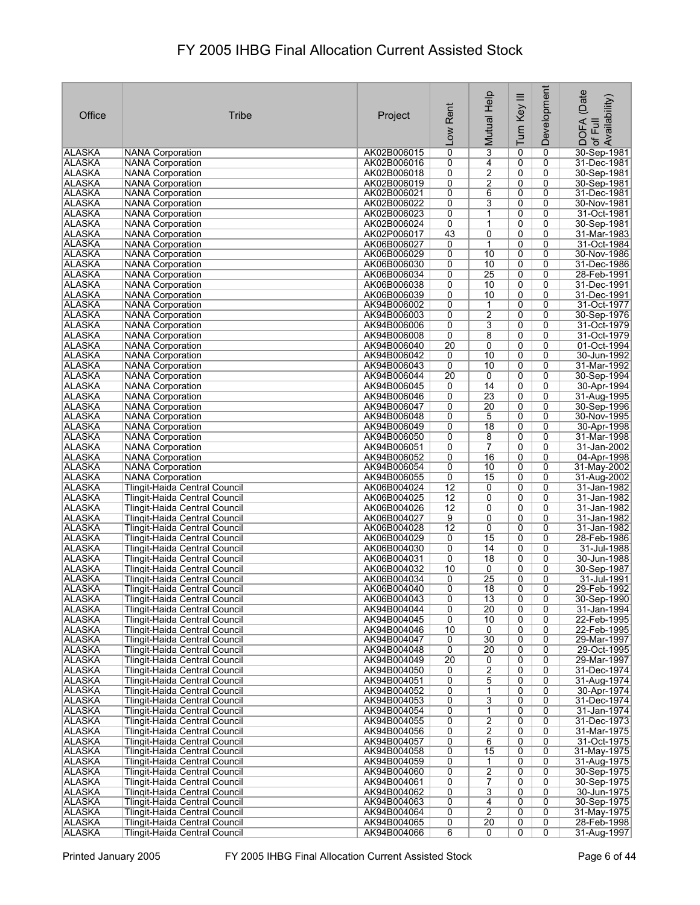# FY 2005 IHBG Final Allocation Current Assisted Stock

| Office | Tribe | Project | Low Rent | Mutual Help | Turn Key III | Development | DOFA (Date of Full Availability) |
|---|---|---|---|---|---|---|---|
| ALASKA | NANA Corporation | AK02B006015 | 0 | 3 | 0 | 0 | 30-Sep-1981 |
| ALASKA | NANA Corporation | AK02B006016 | 0 | 4 | 0 | 0 | 31-Dec-1981 |
| ALASKA | NANA Corporation | AK02B006018 | 0 | 2 | 0 | 0 | 30-Sep-1981 |
| ALASKA | NANA Corporation | AK02B006019 | 0 | 2 | 0 | 0 | 30-Sep-1981 |
| ALASKA | NANA Corporation | AK02B006021 | 0 | 6 | 0 | 0 | 31-Dec-1981 |
| ALASKA | NANA Corporation | AK02B006022 | 0 | 3 | 0 | 0 | 30-Nov-1981 |
| ALASKA | NANA Corporation | AK02B006023 | 0 | 1 | 0 | 0 | 31-Oct-1981 |
| ALASKA | NANA Corporation | AK02B006024 | 0 | 1 | 0 | 0 | 30-Sep-1981 |
| ALASKA | NANA Corporation | AK02P006017 | 43 | 0 | 0 | 0 | 31-Mar-1983 |
| ALASKA | NANA Corporation | AK06B006027 | 0 | 1 | 0 | 0 | 31-Oct-1984 |
| ALASKA | NANA Corporation | AK06B006029 | 0 | 10 | 0 | 0 | 30-Nov-1986 |
| ALASKA | NANA Corporation | AK06B006030 | 0 | 10 | 0 | 0 | 31-Dec-1986 |
| ALASKA | NANA Corporation | AK06B006034 | 0 | 25 | 0 | 0 | 28-Feb-1991 |
| ALASKA | NANA Corporation | AK06B006038 | 0 | 10 | 0 | 0 | 31-Dec-1991 |
| ALASKA | NANA Corporation | AK06B006039 | 0 | 10 | 0 | 0 | 31-Dec-1991 |
| ALASKA | NANA Corporation | AK94B006002 | 0 | 1 | 0 | 0 | 31-Oct-1977 |
| ALASKA | NANA Corporation | AK94B006003 | 0 | 2 | 0 | 0 | 30-Sep-1976 |
| ALASKA | NANA Corporation | AK94B006006 | 0 | 3 | 0 | 0 | 31-Oct-1979 |
| ALASKA | NANA Corporation | AK94B006008 | 0 | 8 | 0 | 0 | 31-Oct-1979 |
| ALASKA | NANA Corporation | AK94B006040 | 20 | 0 | 0 | 0 | 01-Oct-1994 |
| ALASKA | NANA Corporation | AK94B006042 | 0 | 10 | 0 | 0 | 30-Jun-1992 |
| ALASKA | NANA Corporation | AK94B006043 | 0 | 10 | 0 | 0 | 31-Mar-1992 |
| ALASKA | NANA Corporation | AK94B006044 | 20 | 0 | 0 | 0 | 30-Sep-1994 |
| ALASKA | NANA Corporation | AK94B006045 | 0 | 14 | 0 | 0 | 30-Apr-1994 |
| ALASKA | NANA Corporation | AK94B006046 | 0 | 23 | 0 | 0 | 31-Aug-1995 |
| ALASKA | NANA Corporation | AK94B006047 | 0 | 20 | 0 | 0 | 30-Sep-1996 |
| ALASKA | NANA Corporation | AK94B006048 | 0 | 5 | 0 | 0 | 30-Nov-1995 |
| ALASKA | NANA Corporation | AK94B006049 | 0 | 18 | 0 | 0 | 30-Apr-1998 |
| ALASKA | NANA Corporation | AK94B006050 | 0 | 8 | 0 | 0 | 31-Mar-1998 |
| ALASKA | NANA Corporation | AK94B006051 | 0 | 7 | 0 | 0 | 31-Jan-2002 |
| ALASKA | NANA Corporation | AK94B006052 | 0 | 16 | 0 | 0 | 04-Apr-1998 |
| ALASKA | NANA Corporation | AK94B006054 | 0 | 10 | 0 | 0 | 31-May-2002 |
| ALASKA | NANA Corporation | AK94B006055 | 0 | 15 | 0 | 0 | 31-Aug-2002 |
| ALASKA | Tlingit-Haida Central Council | AK06B004024 | 12 | 0 | 0 | 0 | 31-Jan-1982 |
| ALASKA | Tlingit-Haida Central Council | AK06B004025 | 12 | 0 | 0 | 0 | 31-Jan-1982 |
| ALASKA | Tlingit-Haida Central Council | AK06B004026 | 12 | 0 | 0 | 0 | 31-Jan-1982 |
| ALASKA | Tlingit-Haida Central Council | AK06B004027 | 9 | 0 | 0 | 0 | 31-Jan-1982 |
| ALASKA | Tlingit-Haida Central Council | AK06B004028 | 12 | 0 | 0 | 0 | 31-Jan-1982 |
| ALASKA | Tlingit-Haida Central Council | AK06B004029 | 0 | 15 | 0 | 0 | 28-Feb-1986 |
| ALASKA | Tlingit-Haida Central Council | AK06B004030 | 0 | 14 | 0 | 0 | 31-Jul-1988 |
| ALASKA | Tlingit-Haida Central Council | AK06B004031 | 0 | 18 | 0 | 0 | 30-Jun-1988 |
| ALASKA | Tlingit-Haida Central Council | AK06B004032 | 10 | 0 | 0 | 0 | 30-Sep-1987 |
| ALASKA | Tlingit-Haida Central Council | AK06B004034 | 0 | 25 | 0 | 0 | 31-Jul-1991 |
| ALASKA | Tlingit-Haida Central Council | AK06B004040 | 0 | 18 | 0 | 0 | 29-Feb-1992 |
| ALASKA | Tlingit-Haida Central Council | AK06B004043 | 0 | 13 | 0 | 0 | 30-Sep-1990 |
| ALASKA | Tlingit-Haida Central Council | AK94B004044 | 0 | 20 | 0 | 0 | 31-Jan-1994 |
| ALASKA | Tlingit-Haida Central Council | AK94B004045 | 0 | 10 | 0 | 0 | 22-Feb-1995 |
| ALASKA | Tlingit-Haida Central Council | AK94B004046 | 10 | 0 | 0 | 0 | 22-Feb-1995 |
| ALASKA | Tlingit-Haida Central Council | AK94B004047 | 0 | 30 | 0 | 0 | 29-Mar-1997 |
| ALASKA | Tlingit-Haida Central Council | AK94B004048 | 0 | 20 | 0 | 0 | 29-Oct-1995 |
| ALASKA | Tlingit-Haida Central Council | AK94B004049 | 20 | 0 | 0 | 0 | 29-Mar-1997 |
| ALASKA | Tlingit-Haida Central Council | AK94B004050 | 0 | 2 | 0 | 0 | 31-Dec-1974 |
| ALASKA | Tlingit-Haida Central Council | AK94B004051 | 0 | 5 | 0 | 0 | 31-Aug-1974 |
| ALASKA | Tlingit-Haida Central Council | AK94B004052 | 0 | 1 | 0 | 0 | 30-Apr-1974 |
| ALASKA | Tlingit-Haida Central Council | AK94B004053 | 0 | 3 | 0 | 0 | 31-Dec-1974 |
| ALASKA | Tlingit-Haida Central Council | AK94B004054 | 0 | 1 | 0 | 0 | 31-Jan-1974 |
| ALASKA | Tlingit-Haida Central Council | AK94B004055 | 0 | 2 | 0 | 0 | 31-Dec-1973 |
| ALASKA | Tlingit-Haida Central Council | AK94B004056 | 0 | 2 | 0 | 0 | 31-Mar-1975 |
| ALASKA | Tlingit-Haida Central Council | AK94B004057 | 0 | 6 | 0 | 0 | 31-Oct-1975 |
| ALASKA | Tlingit-Haida Central Council | AK94B004058 | 0 | 15 | 0 | 0 | 31-May-1975 |
| ALASKA | Tlingit-Haida Central Council | AK94B004059 | 0 | 1 | 0 | 0 | 31-Aug-1975 |
| ALASKA | Tlingit-Haida Central Council | AK94B004060 | 0 | 2 | 0 | 0 | 30-Sep-1975 |
| ALASKA | Tlingit-Haida Central Council | AK94B004061 | 0 | 7 | 0 | 0 | 30-Sep-1975 |
| ALASKA | Tlingit-Haida Central Council | AK94B004062 | 0 | 3 | 0 | 0 | 30-Jun-1975 |
| ALASKA | Tlingit-Haida Central Council | AK94B004063 | 0 | 4 | 0 | 0 | 30-Sep-1975 |
| ALASKA | Tlingit-Haida Central Council | AK94B004064 | 0 | 2 | 0 | 0 | 31-May-1975 |
| ALASKA | Tlingit-Haida Central Council | AK94B004065 | 0 | 20 | 0 | 0 | 28-Feb-1998 |
| ALASKA | Tlingit-Haida Central Council | AK94B004066 | 6 | 0 | 0 | 0 | 31-Aug-1997 |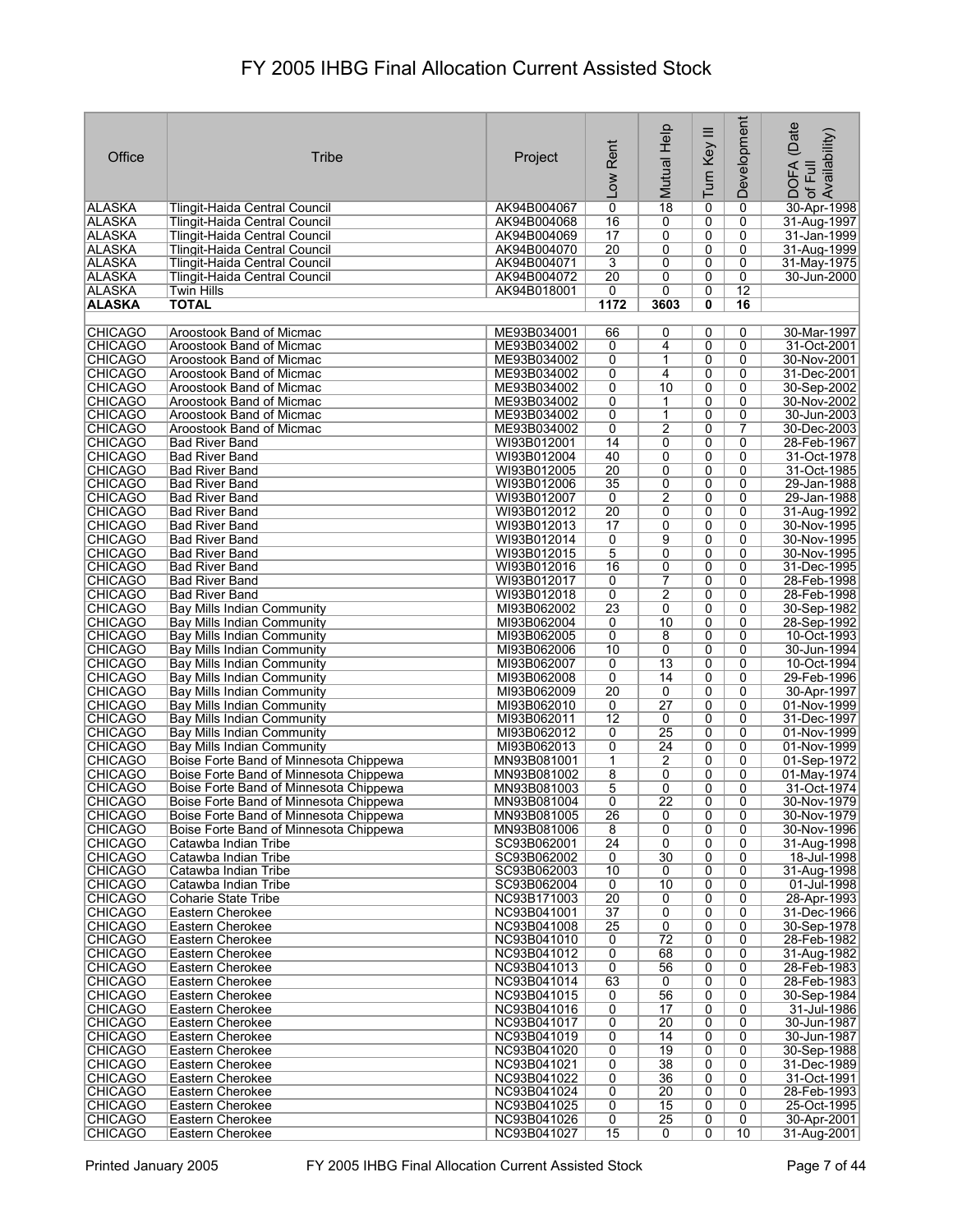# FY 2005 IHBG Final Allocation Current Assisted Stock

| Office | Tribe | Project | Low Rent | Mutual Help | Turn Key III | Development | DOFA (Date of Full Availability) |
|---|---|---|---|---|---|---|---|
| ALASKA | Tlingit-Haida Central Council | AK94B004067 | 0 | 18 | 0 | 0 | 30-Apr-1998 |
| ALASKA | Tlingit-Haida Central Council | AK94B004068 | 16 | 0 | 0 | 0 | 31-Aug-1997 |
| ALASKA | Tlingit-Haida Central Council | AK94B004069 | 17 | 0 | 0 | 0 | 31-Jan-1999 |
| ALASKA | Tlingit-Haida Central Council | AK94B004070 | 20 | 0 | 0 | 0 | 31-Aug-1999 |
| ALASKA | Tlingit-Haida Central Council | AK94B004071 | 3 | 0 | 0 | 0 | 31-May-1975 |
| ALASKA | Tlingit-Haida Central Council | AK94B004072 | 20 | 0 | 0 | 0 | 30-Jun-2000 |
| ALASKA | Twin Hills | AK94B018001 | 0 | 0 | 0 | 12 | |
| **ALASKA** | **TOTAL** | | **1172** | **3603** | **0** | **16** | |
| | | | | | | | |
| CHICAGO | Aroostook Band of Micmac | ME93B034001 | 66 | 0 | 0 | 0 | 30-Mar-1997 |
| CHICAGO | Aroostook Band of Micmac | ME93B034002 | 0 | 4 | 0 | 0 | 31-Oct-2001 |
| CHICAGO | Aroostook Band of Micmac | ME93B034002 | 0 | 1 | 0 | 0 | 30-Nov-2001 |
| CHICAGO | Aroostook Band of Micmac | ME93B034002 | 0 | 4 | 0 | 0 | 31-Dec-2001 |
| CHICAGO | Aroostook Band of Micmac | ME93B034002 | 0 | 10 | 0 | 0 | 30-Sep-2002 |
| CHICAGO | Aroostook Band of Micmac | ME93B034002 | 0 | 1 | 0 | 0 | 30-Nov-2002 |
| CHICAGO | Aroostook Band of Micmac | ME93B034002 | 0 | 1 | 0 | 0 | 30-Jun-2003 |
| CHICAGO | Aroostook Band of Micmac | ME93B034002 | 0 | 2 | 0 | 7 | 30-Dec-2003 |
| CHICAGO | Bad River Band | WI93B012001 | 14 | 0 | 0 | 0 | 28-Feb-1967 |
| CHICAGO | Bad River Band | WI93B012004 | 40 | 0 | 0 | 0 | 31-Oct-1978 |
| CHICAGO | Bad River Band | WI93B012005 | 20 | 0 | 0 | 0 | 31-Oct-1985 |
| CHICAGO | Bad River Band | WI93B012006 | 35 | 0 | 0 | 0 | 29-Jan-1988 |
| CHICAGO | Bad River Band | WI93B012007 | 0 | 2 | 0 | 0 | 29-Jan-1988 |
| CHICAGO | Bad River Band | WI93B012012 | 20 | 0 | 0 | 0 | 31-Aug-1992 |
| CHICAGO | Bad River Band | WI93B012013 | 17 | 0 | 0 | 0 | 30-Nov-1995 |
| CHICAGO | Bad River Band | WI93B012014 | 0 | 9 | 0 | 0 | 30-Nov-1995 |
| CHICAGO | Bad River Band | WI93B012015 | 5 | 0 | 0 | 0 | 30-Nov-1995 |
| CHICAGO | Bad River Band | WI93B012016 | 16 | 0 | 0 | 0 | 31-Dec-1995 |
| CHICAGO | Bad River Band | WI93B012017 | 0 | 7 | 0 | 0 | 28-Feb-1998 |
| CHICAGO | Bad River Band | WI93B012018 | 0 | 2 | 0 | 0 | 28-Feb-1998 |
| CHICAGO | Bay Mills Indian Community | MI93B062002 | 23 | 0 | 0 | 0 | 30-Sep-1982 |
| CHICAGO | Bay Mills Indian Community | MI93B062004 | 0 | 10 | 0 | 0 | 28-Sep-1992 |
| CHICAGO | Bay Mills Indian Community | MI93B062005 | 0 | 8 | 0 | 0 | 10-Oct-1993 |
| CHICAGO | Bay Mills Indian Community | MI93B062006 | 10 | 0 | 0 | 0 | 30-Jun-1994 |
| CHICAGO | Bay Mills Indian Community | MI93B062007 | 0 | 13 | 0 | 0 | 10-Oct-1994 |
| CHICAGO | Bay Mills Indian Community | MI93B062008 | 0 | 14 | 0 | 0 | 29-Feb-1996 |
| CHICAGO | Bay Mills Indian Community | MI93B062009 | 20 | 0 | 0 | 0 | 30-Apr-1997 |
| CHICAGO | Bay Mills Indian Community | MI93B062010 | 0 | 27 | 0 | 0 | 01-Nov-1999 |
| CHICAGO | Bay Mills Indian Community | MI93B062011 | 12 | 0 | 0 | 0 | 31-Dec-1997 |
| CHICAGO | Bay Mills Indian Community | MI93B062012 | 0 | 25 | 0 | 0 | 01-Nov-1999 |
| CHICAGO | Bay Mills Indian Community | MI93B062013 | 0 | 24 | 0 | 0 | 01-Nov-1999 |
| CHICAGO | Boise Forte Band of Minnesota Chippewa | MN93B081001 | 1 | 2 | 0 | 0 | 01-Sep-1972 |
| CHICAGO | Boise Forte Band of Minnesota Chippewa | MN93B081002 | 8 | 0 | 0 | 0 | 01-May-1974 |
| CHICAGO | Boise Forte Band of Minnesota Chippewa | MN93B081003 | 5 | 0 | 0 | 0 | 31-Oct-1974 |
| CHICAGO | Boise Forte Band of Minnesota Chippewa | MN93B081004 | 0 | 22 | 0 | 0 | 30-Nov-1979 |
| CHICAGO | Boise Forte Band of Minnesota Chippewa | MN93B081005 | 26 | 0 | 0 | 0 | 30-Nov-1979 |
| CHICAGO | Boise Forte Band of Minnesota Chippewa | MN93B081006 | 8 | 0 | 0 | 0 | 30-Nov-1996 |
| CHICAGO | Catawba Indian Tribe | SC93B062001 | 24 | 0 | 0 | 0 | 31-Aug-1998 |
| CHICAGO | Catawba Indian Tribe | SC93B062002 | 0 | 30 | 0 | 0 | 18-Jul-1998 |
| CHICAGO | Catawba Indian Tribe | SC93B062003 | 10 | 0 | 0 | 0 | 31-Aug-1998 |
| CHICAGO | Catawba Indian Tribe | SC93B062004 | 0 | 10 | 0 | 0 | 01-Jul-1998 |
| CHICAGO | Coharie State Tribe | NC93B171003 | 20 | 0 | 0 | 0 | 28-Apr-1993 |
| CHICAGO | Eastern Cherokee | NC93B041001 | 37 | 0 | 0 | 0 | 31-Dec-1966 |
| CHICAGO | Eastern Cherokee | NC93B041008 | 25 | 0 | 0 | 0 | 30-Sep-1978 |
| CHICAGO | Eastern Cherokee | NC93B041010 | 0 | 72 | 0 | 0 | 28-Feb-1982 |
| CHICAGO | Eastern Cherokee | NC93B041012 | 0 | 68 | 0 | 0 | 31-Aug-1982 |
| CHICAGO | Eastern Cherokee | NC93B041013 | 0 | 56 | 0 | 0 | 28-Feb-1983 |
| CHICAGO | Eastern Cherokee | NC93B041014 | 63 | 0 | 0 | 0 | 28-Feb-1983 |
| CHICAGO | Eastern Cherokee | NC93B041015 | 0 | 56 | 0 | 0 | 30-Sep-1984 |
| CHICAGO | Eastern Cherokee | NC93B041016 | 0 | 17 | 0 | 0 | 31-Jul-1986 |
| CHICAGO | Eastern Cherokee | NC93B041017 | 0 | 20 | 0 | 0 | 30-Jun-1987 |
| CHICAGO | Eastern Cherokee | NC93B041019 | 0 | 14 | 0 | 0 | 30-Jun-1987 |
| CHICAGO | Eastern Cherokee | NC93B041020 | 0 | 19 | 0 | 0 | 30-Sep-1988 |
| CHICAGO | Eastern Cherokee | NC93B041021 | 0 | 38 | 0 | 0 | 31-Dec-1989 |
| CHICAGO | Eastern Cherokee | NC93B041022 | 0 | 36 | 0 | 0 | 31-Oct-1991 |
| CHICAGO | Eastern Cherokee | NC93B041024 | 0 | 20 | 0 | 0 | 28-Feb-1993 |
| CHICAGO | Eastern Cherokee | NC93B041025 | 0 | 15 | 0 | 0 | 25-Oct-1995 |
| CHICAGO | Eastern Cherokee | NC93B041026 | 0 | 25 | 0 | 0 | 30-Apr-2001 |
| CHICAGO | Eastern Cherokee | NC93B041027 | 15 | 0 | 0 | 10 | 31-Aug-2001 |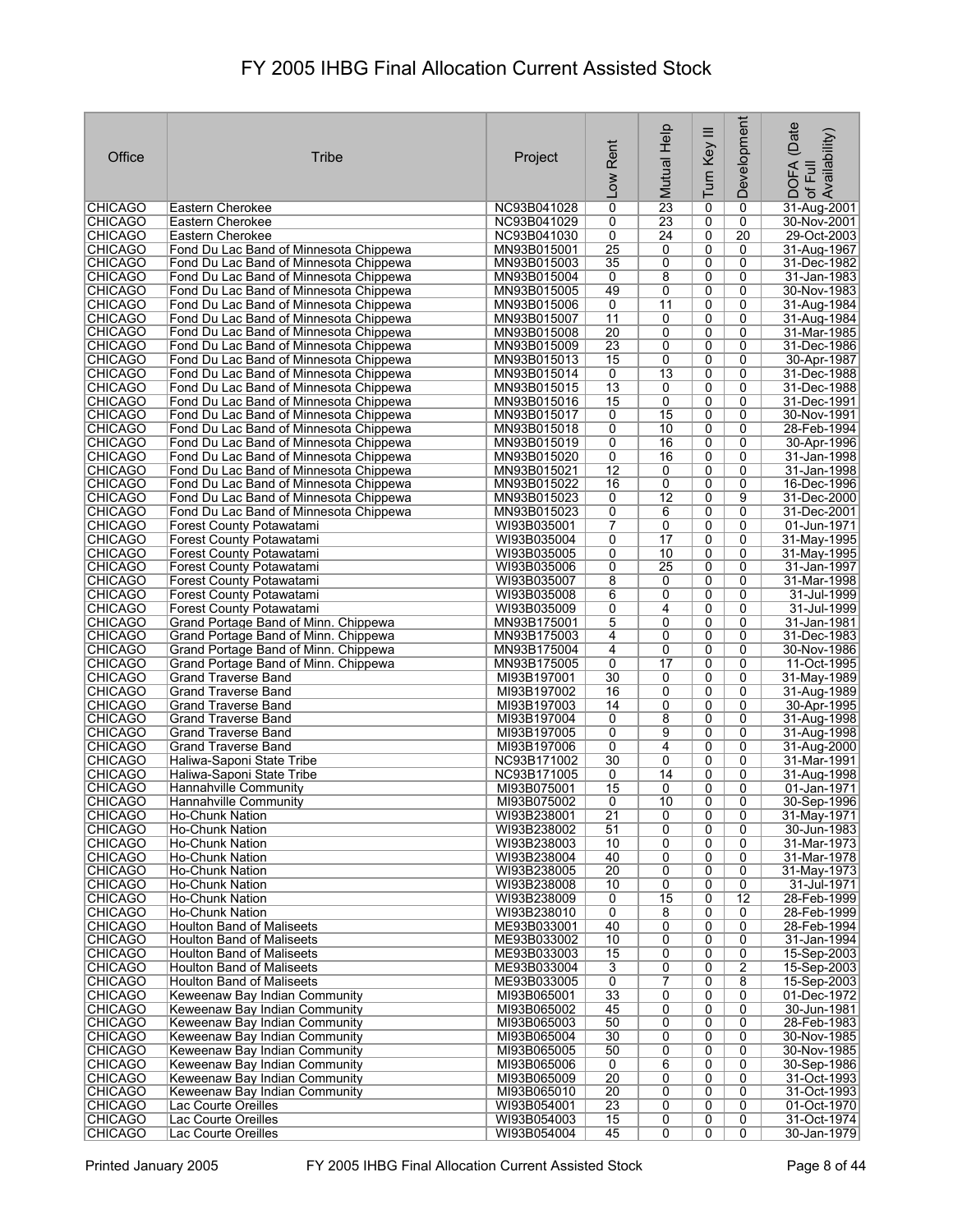# FY 2005 IHBG Final Allocation Current Assisted Stock

| Office | Tribe | Project | Low Rent | Mutual Help | Turn Key III | Development | DOFA (Date of Full Availability) |
|---|---|---|---|---|---|---|---|
| CHICAGO | Eastern Cherokee | NC93B041028 | 0 | 23 | 0 | 0 | 31-Aug-2001 |
| CHICAGO | Eastern Cherokee | NC93B041029 | 0 | 23 | 0 | 0 | 30-Nov-2001 |
| CHICAGO | Eastern Cherokee | NC93B041030 | 0 | 24 | 0 | 20 | 29-Oct-2003 |
| CHICAGO | Fond Du Lac Band of Minnesota Chippewa | MN93B015001 | 25 | 0 | 0 | 0 | 31-Aug-1967 |
| CHICAGO | Fond Du Lac Band of Minnesota Chippewa | MN93B015003 | 35 | 0 | 0 | 0 | 31-Dec-1982 |
| CHICAGO | Fond Du Lac Band of Minnesota Chippewa | MN93B015004 | 0 | 8 | 0 | 0 | 31-Jan-1983 |
| CHICAGO | Fond Du Lac Band of Minnesota Chippewa | MN93B015005 | 49 | 0 | 0 | 0 | 30-Nov-1983 |
| CHICAGO | Fond Du Lac Band of Minnesota Chippewa | MN93B015006 | 0 | 11 | 0 | 0 | 31-Aug-1984 |
| CHICAGO | Fond Du Lac Band of Minnesota Chippewa | MN93B015007 | 11 | 0 | 0 | 0 | 31-Aug-1984 |
| CHICAGO | Fond Du Lac Band of Minnesota Chippewa | MN93B015008 | 20 | 0 | 0 | 0 | 31-Mar-1985 |
| CHICAGO | Fond Du Lac Band of Minnesota Chippewa | MN93B015009 | 23 | 0 | 0 | 0 | 31-Dec-1986 |
| CHICAGO | Fond Du Lac Band of Minnesota Chippewa | MN93B015013 | 15 | 0 | 0 | 0 | 30-Apr-1987 |
| CHICAGO | Fond Du Lac Band of Minnesota Chippewa | MN93B015014 | 0 | 13 | 0 | 0 | 31-Dec-1988 |
| CHICAGO | Fond Du Lac Band of Minnesota Chippewa | MN93B015015 | 13 | 0 | 0 | 0 | 31-Dec-1988 |
| CHICAGO | Fond Du Lac Band of Minnesota Chippewa | MN93B015016 | 15 | 0 | 0 | 0 | 31-Dec-1991 |
| CHICAGO | Fond Du Lac Band of Minnesota Chippewa | MN93B015017 | 0 | 15 | 0 | 0 | 30-Nov-1991 |
| CHICAGO | Fond Du Lac Band of Minnesota Chippewa | MN93B015018 | 0 | 10 | 0 | 0 | 28-Feb-1994 |
| CHICAGO | Fond Du Lac Band of Minnesota Chippewa | MN93B015019 | 0 | 16 | 0 | 0 | 30-Apr-1996 |
| CHICAGO | Fond Du Lac Band of Minnesota Chippewa | MN93B015020 | 0 | 16 | 0 | 0 | 31-Jan-1998 |
| CHICAGO | Fond Du Lac Band of Minnesota Chippewa | MN93B015021 | 12 | 0 | 0 | 0 | 31-Jan-1998 |
| CHICAGO | Fond Du Lac Band of Minnesota Chippewa | MN93B015022 | 16 | 0 | 0 | 0 | 16-Dec-1996 |
| CHICAGO | Fond Du Lac Band of Minnesota Chippewa | MN93B015023 | 0 | 12 | 0 | 9 | 31-Dec-2000 |
| CHICAGO | Fond Du Lac Band of Minnesota Chippewa | MN93B015023 | 0 | 6 | 0 | 0 | 31-Dec-2001 |
| CHICAGO | Forest County Potawatami | WI93B035001 | 7 | 0 | 0 | 0 | 01-Jun-1971 |
| CHICAGO | Forest County Potawatami | WI93B035004 | 0 | 17 | 0 | 0 | 31-May-1995 |
| CHICAGO | Forest County Potawatami | WI93B035005 | 0 | 10 | 0 | 0 | 31-May-1995 |
| CHICAGO | Forest County Potawatami | WI93B035006 | 0 | 25 | 0 | 0 | 31-Jan-1997 |
| CHICAGO | Forest County Potawatami | WI93B035007 | 8 | 0 | 0 | 0 | 31-Mar-1998 |
| CHICAGO | Forest County Potawatami | WI93B035008 | 6 | 0 | 0 | 0 | 31-Jul-1999 |
| CHICAGO | Forest County Potawatami | WI93B035009 | 0 | 4 | 0 | 0 | 31-Jul-1999 |
| CHICAGO | Grand Portage Band of Minn. Chippewa | MN93B175001 | 5 | 0 | 0 | 0 | 31-Jan-1981 |
| CHICAGO | Grand Portage Band of Minn. Chippewa | MN93B175003 | 4 | 0 | 0 | 0 | 31-Dec-1983 |
| CHICAGO | Grand Portage Band of Minn. Chippewa | MN93B175004 | 4 | 0 | 0 | 0 | 30-Nov-1986 |
| CHICAGO | Grand Portage Band of Minn. Chippewa | MN93B175005 | 0 | 17 | 0 | 0 | 11-Oct-1995 |
| CHICAGO | Grand Traverse Band | MI93B197001 | 30 | 0 | 0 | 0 | 31-May-1989 |
| CHICAGO | Grand Traverse Band | MI93B197002 | 16 | 0 | 0 | 0 | 31-Aug-1989 |
| CHICAGO | Grand Traverse Band | MI93B197003 | 14 | 0 | 0 | 0 | 30-Apr-1995 |
| CHICAGO | Grand Traverse Band | MI93B197004 | 0 | 8 | 0 | 0 | 31-Aug-1998 |
| CHICAGO | Grand Traverse Band | MI93B197005 | 0 | 9 | 0 | 0 | 31-Aug-1998 |
| CHICAGO | Grand Traverse Band | MI93B197006 | 0 | 4 | 0 | 0 | 31-Aug-2000 |
| CHICAGO | Haliwa-Saponi State Tribe | NC93B171002 | 30 | 0 | 0 | 0 | 31-Mar-1991 |
| CHICAGO | Haliwa-Saponi State Tribe | NC93B171005 | 0 | 14 | 0 | 0 | 31-Aug-1998 |
| CHICAGO | Hannahville Community | MI93B075001 | 15 | 0 | 0 | 0 | 01-Jan-1971 |
| CHICAGO | Hannahville Community | MI93B075002 | 0 | 10 | 0 | 0 | 30-Sep-1996 |
| CHICAGO | Ho-Chunk Nation | WI93B238001 | 21 | 0 | 0 | 0 | 31-May-1971 |
| CHICAGO | Ho-Chunk Nation | WI93B238002 | 51 | 0 | 0 | 0 | 30-Jun-1983 |
| CHICAGO | Ho-Chunk Nation | WI93B238003 | 10 | 0 | 0 | 0 | 31-Mar-1973 |
| CHICAGO | Ho-Chunk Nation | WI93B238004 | 40 | 0 | 0 | 0 | 31-Mar-1978 |
| CHICAGO | Ho-Chunk Nation | WI93B238005 | 20 | 0 | 0 | 0 | 31-May-1973 |
| CHICAGO | Ho-Chunk Nation | WI93B238008 | 10 | 0 | 0 | 0 | 31-Jul-1971 |
| CHICAGO | Ho-Chunk Nation | WI93B238009 | 0 | 15 | 0 | 12 | 28-Feb-1999 |
| CHICAGO | Ho-Chunk Nation | WI93B238010 | 0 | 8 | 0 | 0 | 28-Feb-1999 |
| CHICAGO | Houlton Band of Maliseets | ME93B033001 | 40 | 0 | 0 | 0 | 28-Feb-1994 |
| CHICAGO | Houlton Band of Maliseets | ME93B033002 | 10 | 0 | 0 | 0 | 31-Jan-1994 |
| CHICAGO | Houlton Band of Maliseets | ME93B033003 | 15 | 0 | 0 | 0 | 15-Sep-2003 |
| CHICAGO | Houlton Band of Maliseets | ME93B033004 | 3 | 0 | 0 | 2 | 15-Sep-2003 |
| CHICAGO | Houlton Band of Maliseets | ME93B033005 | 0 | 7 | 0 | 8 | 15-Sep-2003 |
| CHICAGO | Keweenaw Bay Indian Community | MI93B065001 | 33 | 0 | 0 | 0 | 01-Dec-1972 |
| CHICAGO | Keweenaw Bay Indian Community | MI93B065002 | 45 | 0 | 0 | 0 | 30-Jun-1981 |
| CHICAGO | Keweenaw Bay Indian Community | MI93B065003 | 50 | 0 | 0 | 0 | 28-Feb-1983 |
| CHICAGO | Keweenaw Bay Indian Community | MI93B065004 | 30 | 0 | 0 | 0 | 30-Nov-1985 |
| CHICAGO | Keweenaw Bay Indian Community | MI93B065005 | 50 | 0 | 0 | 0 | 30-Nov-1985 |
| CHICAGO | Keweenaw Bay Indian Community | MI93B065006 | 0 | 6 | 0 | 0 | 30-Sep-1986 |
| CHICAGO | Keweenaw Bay Indian Community | MI93B065009 | 20 | 0 | 0 | 0 | 31-Oct-1993 |
| CHICAGO | Keweenaw Bay Indian Community | MI93B065010 | 20 | 0 | 0 | 0 | 31-Oct-1993 |
| CHICAGO | Lac Courte Oreilles | WI93B054001 | 23 | 0 | 0 | 0 | 01-Oct-1970 |
| CHICAGO | Lac Courte Oreilles | WI93B054003 | 15 | 0 | 0 | 0 | 31-Oct-1974 |
| CHICAGO | Lac Courte Oreilles | WI93B054004 | 45 | 0 | 0 | 0 | 30-Jan-1979 |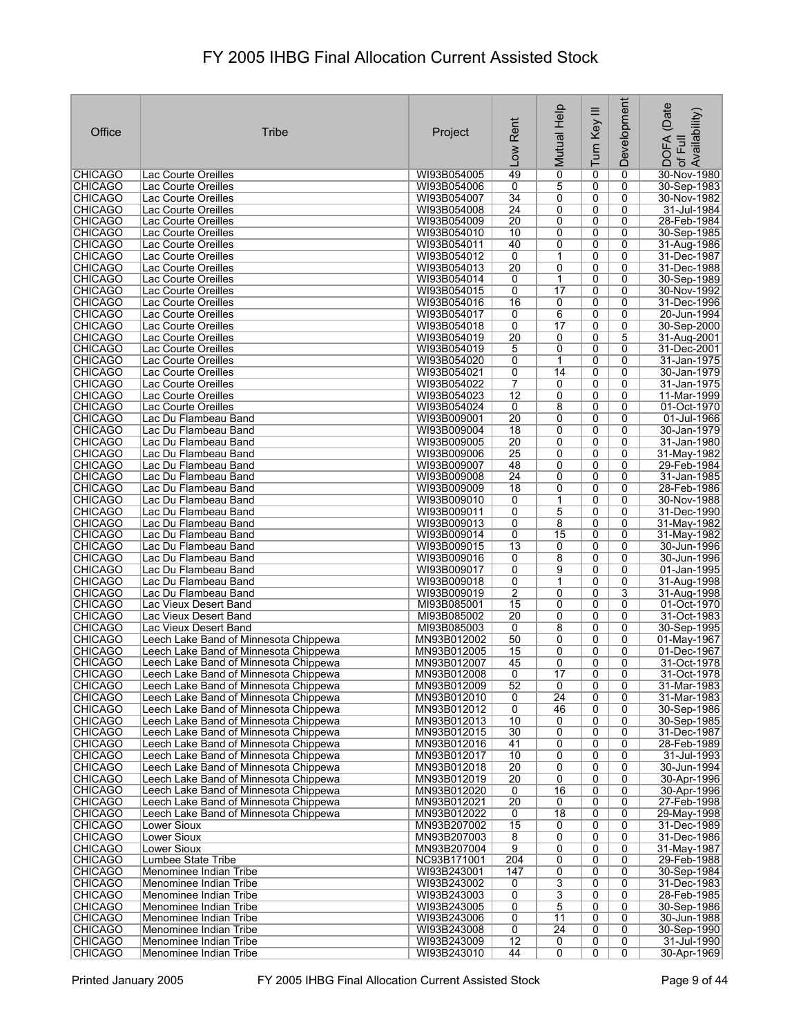# FY 2005 IHBG Final Allocation Current Assisted Stock

| Office | Tribe | Project | Low Rent | Mutual Help | Turn Key III | Development | DOFA (Date of Full Availability) |
|---|---|---|---|---|---|---|---|
| CHICAGO | Lac Courte Oreilles | WI93B054005 | 49 | 0 | 0 | 0 | 30-Nov-1980 |
| CHICAGO | Lac Courte Oreilles | WI93B054006 | 0 | 5 | 0 | 0 | 30-Sep-1983 |
| CHICAGO | Lac Courte Oreilles | WI93B054007 | 34 | 0 | 0 | 0 | 30-Nov-1982 |
| CHICAGO | Lac Courte Oreilles | WI93B054008 | 24 | 0 | 0 | 0 | 31-Jul-1984 |
| CHICAGO | Lac Courte Oreilles | WI93B054009 | 20 | 0 | 0 | 0 | 28-Feb-1984 |
| CHICAGO | Lac Courte Oreilles | WI93B054010 | 10 | 0 | 0 | 0 | 30-Sep-1985 |
| CHICAGO | Lac Courte Oreilles | WI93B054011 | 40 | 0 | 0 | 0 | 31-Aug-1986 |
| CHICAGO | Lac Courte Oreilles | WI93B054012 | 0 | 1 | 0 | 0 | 31-Dec-1987 |
| CHICAGO | Lac Courte Oreilles | WI93B054013 | 20 | 0 | 0 | 0 | 31-Dec-1988 |
| CHICAGO | Lac Courte Oreilles | WI93B054014 | 0 | 1 | 0 | 0 | 30-Sep-1989 |
| CHICAGO | Lac Courte Oreilles | WI93B054015 | 0 | 17 | 0 | 0 | 30-Nov-1992 |
| CHICAGO | Lac Courte Oreilles | WI93B054016 | 16 | 0 | 0 | 0 | 31-Dec-1996 |
| CHICAGO | Lac Courte Oreilles | WI93B054017 | 0 | 6 | 0 | 0 | 20-Jun-1994 |
| CHICAGO | Lac Courte Oreilles | WI93B054018 | 0 | 17 | 0 | 0 | 30-Sep-2000 |
| CHICAGO | Lac Courte Oreilles | WI93B054019 | 20 | 0 | 0 | 5 | 31-Aug-2001 |
| CHICAGO | Lac Courte Oreilles | WI93B054019 | 5 | 0 | 0 | 0 | 31-Dec-2001 |
| CHICAGO | Lac Courte Oreilles | WI93B054020 | 0 | 1 | 0 | 0 | 31-Jan-1975 |
| CHICAGO | Lac Courte Oreilles | WI93B054021 | 0 | 14 | 0 | 0 | 30-Jan-1979 |
| CHICAGO | Lac Courte Oreilles | WI93B054022 | 7 | 0 | 0 | 0 | 31-Jan-1975 |
| CHICAGO | Lac Courte Oreilles | WI93B054023 | 12 | 0 | 0 | 0 | 11-Mar-1999 |
| CHICAGO | Lac Courte Oreilles | WI93B054024 | 0 | 8 | 0 | 0 | 01-Oct-1970 |
| CHICAGO | Lac Du Flambeau Band | WI93B009001 | 20 | 0 | 0 | 0 | 01-Jul-1966 |
| CHICAGO | Lac Du Flambeau Band | WI93B009004 | 18 | 0 | 0 | 0 | 30-Jan-1979 |
| CHICAGO | Lac Du Flambeau Band | WI93B009005 | 20 | 0 | 0 | 0 | 31-Jan-1980 |
| CHICAGO | Lac Du Flambeau Band | WI93B009006 | 25 | 0 | 0 | 0 | 31-May-1982 |
| CHICAGO | Lac Du Flambeau Band | WI93B009007 | 48 | 0 | 0 | 0 | 29-Feb-1984 |
| CHICAGO | Lac Du Flambeau Band | WI93B009008 | 24 | 0 | 0 | 0 | 31-Jan-1985 |
| CHICAGO | Lac Du Flambeau Band | WI93B009009 | 18 | 0 | 0 | 0 | 28-Feb-1986 |
| CHICAGO | Lac Du Flambeau Band | WI93B009010 | 0 | 1 | 0 | 0 | 30-Nov-1988 |
| CHICAGO | Lac Du Flambeau Band | WI93B009011 | 0 | 5 | 0 | 0 | 31-Dec-1990 |
| CHICAGO | Lac Du Flambeau Band | WI93B009013 | 0 | 8 | 0 | 0 | 31-May-1982 |
| CHICAGO | Lac Du Flambeau Band | WI93B009014 | 0 | 15 | 0 | 0 | 31-May-1982 |
| CHICAGO | Lac Du Flambeau Band | WI93B009015 | 13 | 0 | 0 | 0 | 30-Jun-1996 |
| CHICAGO | Lac Du Flambeau Band | WI93B009016 | 0 | 8 | 0 | 0 | 30-Jun-1996 |
| CHICAGO | Lac Du Flambeau Band | WI93B009017 | 0 | 9 | 0 | 0 | 01-Jan-1995 |
| CHICAGO | Lac Du Flambeau Band | WI93B009018 | 0 | 1 | 0 | 0 | 31-Aug-1998 |
| CHICAGO | Lac Du Flambeau Band | WI93B009019 | 2 | 0 | 0 | 3 | 31-Aug-1998 |
| CHICAGO | Lac Vieux Desert Band | MI93B085001 | 15 | 0 | 0 | 0 | 01-Oct-1970 |
| CHICAGO | Lac Vieux Desert Band | MI93B085002 | 20 | 0 | 0 | 0 | 31-Oct-1983 |
| CHICAGO | Lac Vieux Desert Band | MI93B085003 | 0 | 8 | 0 | 0 | 30-Sep-1995 |
| CHICAGO | Leech Lake Band of Minnesota Chippewa | MN93B012002 | 50 | 0 | 0 | 0 | 01-May-1967 |
| CHICAGO | Leech Lake Band of Minnesota Chippewa | MN93B012005 | 15 | 0 | 0 | 0 | 01-Dec-1967 |
| CHICAGO | Leech Lake Band of Minnesota Chippewa | MN93B012007 | 45 | 0 | 0 | 0 | 31-Oct-1978 |
| CHICAGO | Leech Lake Band of Minnesota Chippewa | MN93B012008 | 0 | 17 | 0 | 0 | 31-Oct-1978 |
| CHICAGO | Leech Lake Band of Minnesota Chippewa | MN93B012009 | 52 | 0 | 0 | 0 | 31-Mar-1983 |
| CHICAGO | Leech Lake Band of Minnesota Chippewa | MN93B012010 | 0 | 24 | 0 | 0 | 31-Mar-1983 |
| CHICAGO | Leech Lake Band of Minnesota Chippewa | MN93B012012 | 0 | 46 | 0 | 0 | 30-Sep-1986 |
| CHICAGO | Leech Lake Band of Minnesota Chippewa | MN93B012013 | 10 | 0 | 0 | 0 | 30-Sep-1985 |
| CHICAGO | Leech Lake Band of Minnesota Chippewa | MN93B012015 | 30 | 0 | 0 | 0 | 31-Dec-1987 |
| CHICAGO | Leech Lake Band of Minnesota Chippewa | MN93B012016 | 41 | 0 | 0 | 0 | 28-Feb-1989 |
| CHICAGO | Leech Lake Band of Minnesota Chippewa | MN93B012017 | 10 | 0 | 0 | 0 | 31-Jul-1993 |
| CHICAGO | Leech Lake Band of Minnesota Chippewa | MN93B012018 | 20 | 0 | 0 | 0 | 30-Jun-1994 |
| CHICAGO | Leech Lake Band of Minnesota Chippewa | MN93B012019 | 20 | 0 | 0 | 0 | 30-Apr-1996 |
| CHICAGO | Leech Lake Band of Minnesota Chippewa | MN93B012020 | 0 | 16 | 0 | 0 | 30-Apr-1996 |
| CHICAGO | Leech Lake Band of Minnesota Chippewa | MN93B012021 | 20 | 0 | 0 | 0 | 27-Feb-1998 |
| CHICAGO | Leech Lake Band of Minnesota Chippewa | MN93B012022 | 0 | 18 | 0 | 0 | 29-May-1998 |
| CHICAGO | Lower Sioux | MN93B207002 | 15 | 0 | 0 | 0 | 31-Dec-1989 |
| CHICAGO | Lower Sioux | MN93B207003 | 8 | 0 | 0 | 0 | 31-Dec-1986 |
| CHICAGO | Lower Sioux | MN93B207004 | 9 | 0 | 0 | 0 | 31-May-1987 |
| CHICAGO | Lumbee State Tribe | NC93B171001 | 204 | 0 | 0 | 0 | 29-Feb-1988 |
| CHICAGO | Menominee Indian Tribe | WI93B243001 | 147 | 0 | 0 | 0 | 30-Sep-1984 |
| CHICAGO | Menominee Indian Tribe | WI93B243002 | 0 | 3 | 0 | 0 | 31-Dec-1983 |
| CHICAGO | Menominee Indian Tribe | WI93B243003 | 0 | 3 | 0 | 0 | 28-Feb-1985 |
| CHICAGO | Menominee Indian Tribe | WI93B243005 | 0 | 5 | 0 | 0 | 30-Sep-1986 |
| CHICAGO | Menominee Indian Tribe | WI93B243006 | 0 | 11 | 0 | 0 | 30-Jun-1988 |
| CHICAGO | Menominee Indian Tribe | WI93B243008 | 0 | 24 | 0 | 0 | 30-Sep-1990 |
| CHICAGO | Menominee Indian Tribe | WI93B243009 | 12 | 0 | 0 | 0 | 31-Jul-1990 |
| CHICAGO | Menominee Indian Tribe | WI93B243010 | 44 | 0 | 0 | 0 | 30-Apr-1969 |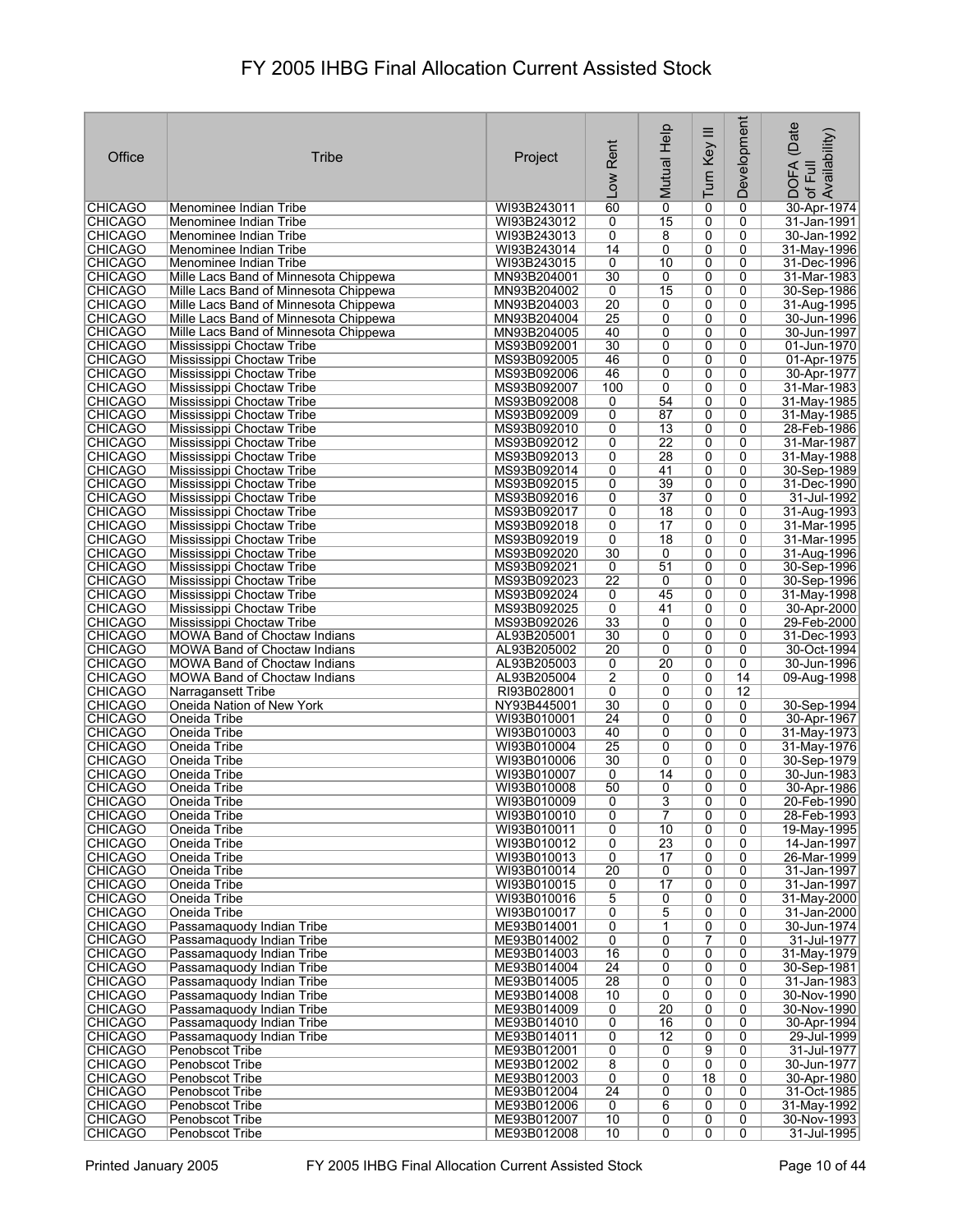# FY 2005 IHBG Final Allocation Current Assisted Stock

| Office | Tribe | Project | Low Rent | Mutual Help | Turn Key III | Development | DOFA (Date of Full Availability) |
|---|---|---|---|---|---|---|---|
| CHICAGO | Menominee Indian Tribe | WI93B243011 | 60 | 0 | 0 | 0 | 30-Apr-1974 |
| CHICAGO | Menominee Indian Tribe | WI93B243012 | 0 | 15 | 0 | 0 | 31-Jan-1991 |
| CHICAGO | Menominee Indian Tribe | WI93B243013 | 0 | 8 | 0 | 0 | 30-Jan-1992 |
| CHICAGO | Menominee Indian Tribe | WI93B243014 | 14 | 0 | 0 | 0 | 31-May-1996 |
| CHICAGO | Menominee Indian Tribe | WI93B243015 | 0 | 10 | 0 | 0 | 31-Dec-1996 |
| CHICAGO | Mille Lacs Band of Minnesota Chippewa | MN93B204001 | 30 | 0 | 0 | 0 | 31-Mar-1983 |
| CHICAGO | Mille Lacs Band of Minnesota Chippewa | MN93B204002 | 0 | 15 | 0 | 0 | 30-Sep-1986 |
| CHICAGO | Mille Lacs Band of Minnesota Chippewa | MN93B204003 | 20 | 0 | 0 | 0 | 31-Aug-1995 |
| CHICAGO | Mille Lacs Band of Minnesota Chippewa | MN93B204004 | 25 | 0 | 0 | 0 | 30-Jun-1996 |
| CHICAGO | Mille Lacs Band of Minnesota Chippewa | MN93B204005 | 40 | 0 | 0 | 0 | 30-Jun-1997 |
| CHICAGO | Mississippi Choctaw Tribe | MS93B092001 | 30 | 0 | 0 | 0 | 01-Jun-1970 |
| CHICAGO | Mississippi Choctaw Tribe | MS93B092005 | 46 | 0 | 0 | 0 | 01-Apr-1975 |
| CHICAGO | Mississippi Choctaw Tribe | MS93B092006 | 46 | 0 | 0 | 0 | 30-Apr-1977 |
| CHICAGO | Mississippi Choctaw Tribe | MS93B092007 | 100 | 0 | 0 | 0 | 31-Mar-1983 |
| CHICAGO | Mississippi Choctaw Tribe | MS93B092008 | 0 | 54 | 0 | 0 | 31-May-1985 |
| CHICAGO | Mississippi Choctaw Tribe | MS93B092009 | 0 | 87 | 0 | 0 | 31-May-1985 |
| CHICAGO | Mississippi Choctaw Tribe | MS93B092010 | 0 | 13 | 0 | 0 | 28-Feb-1986 |
| CHICAGO | Mississippi Choctaw Tribe | MS93B092012 | 0 | 22 | 0 | 0 | 31-Mar-1987 |
| CHICAGO | Mississippi Choctaw Tribe | MS93B092013 | 0 | 28 | 0 | 0 | 31-May-1988 |
| CHICAGO | Mississippi Choctaw Tribe | MS93B092014 | 0 | 41 | 0 | 0 | 30-Sep-1989 |
| CHICAGO | Mississippi Choctaw Tribe | MS93B092015 | 0 | 39 | 0 | 0 | 31-Dec-1990 |
| CHICAGO | Mississippi Choctaw Tribe | MS93B092016 | 0 | 37 | 0 | 0 | 31-Jul-1992 |
| CHICAGO | Mississippi Choctaw Tribe | MS93B092017 | 0 | 18 | 0 | 0 | 31-Aug-1993 |
| CHICAGO | Mississippi Choctaw Tribe | MS93B092018 | 0 | 17 | 0 | 0 | 31-Mar-1995 |
| CHICAGO | Mississippi Choctaw Tribe | MS93B092019 | 0 | 18 | 0 | 0 | 31-Mar-1995 |
| CHICAGO | Mississippi Choctaw Tribe | MS93B092020 | 30 | 0 | 0 | 0 | 31-Aug-1996 |
| CHICAGO | Mississippi Choctaw Tribe | MS93B092021 | 0 | 51 | 0 | 0 | 30-Sep-1996 |
| CHICAGO | Mississippi Choctaw Tribe | MS93B092023 | 22 | 0 | 0 | 0 | 30-Sep-1996 |
| CHICAGO | Mississippi Choctaw Tribe | MS93B092024 | 0 | 45 | 0 | 0 | 31-May-1998 |
| CHICAGO | Mississippi Choctaw Tribe | MS93B092025 | 0 | 41 | 0 | 0 | 30-Apr-2000 |
| CHICAGO | Mississippi Choctaw Tribe | MS93B092026 | 33 | 0 | 0 | 0 | 29-Feb-2000 |
| CHICAGO | MOWA Band of Choctaw Indians | AL93B205001 | 30 | 0 | 0 | 0 | 31-Dec-1993 |
| CHICAGO | MOWA Band of Choctaw Indians | AL93B205002 | 20 | 0 | 0 | 0 | 30-Oct-1994 |
| CHICAGO | MOWA Band of Choctaw Indians | AL93B205003 | 0 | 20 | 0 | 0 | 30-Jun-1996 |
| CHICAGO | MOWA Band of Choctaw Indians | AL93B205004 | 2 | 0 | 0 | 14 | 09-Aug-1998 |
| CHICAGO | Narragansett Tribe | RI93B028001 | 0 | 0 | 0 | 12 | |
| CHICAGO | Oneida Nation of New York | NY93B445001 | 30 | 0 | 0 | 0 | 30-Sep-1994 |
| CHICAGO | Oneida Tribe | WI93B010001 | 24 | 0 | 0 | 0 | 30-Apr-1967 |
| CHICAGO | Oneida Tribe | WI93B010003 | 40 | 0 | 0 | 0 | 31-May-1973 |
| CHICAGO | Oneida Tribe | WI93B010004 | 25 | 0 | 0 | 0 | 31-May-1976 |
| CHICAGO | Oneida Tribe | WI93B010006 | 30 | 0 | 0 | 0 | 30-Sep-1979 |
| CHICAGO | Oneida Tribe | WI93B010007 | 0 | 14 | 0 | 0 | 30-Jun-1983 |
| CHICAGO | Oneida Tribe | WI93B010008 | 50 | 0 | 0 | 0 | 30-Apr-1986 |
| CHICAGO | Oneida Tribe | WI93B010009 | 0 | 3 | 0 | 0 | 20-Feb-1990 |
| CHICAGO | Oneida Tribe | WI93B010010 | 0 | 7 | 0 | 0 | 28-Feb-1993 |
| CHICAGO | Oneida Tribe | WI93B010011 | 0 | 10 | 0 | 0 | 19-May-1995 |
| CHICAGO | Oneida Tribe | WI93B010012 | 0 | 23 | 0 | 0 | 14-Jan-1997 |
| CHICAGO | Oneida Tribe | WI93B010013 | 0 | 17 | 0 | 0 | 26-Mar-1999 |
| CHICAGO | Oneida Tribe | WI93B010014 | 20 | 0 | 0 | 0 | 31-Jan-1997 |
| CHICAGO | Oneida Tribe | WI93B010015 | 0 | 17 | 0 | 0 | 31-Jan-1997 |
| CHICAGO | Oneida Tribe | WI93B010016 | 5 | 0 | 0 | 0 | 31-May-2000 |
| CHICAGO | Oneida Tribe | WI93B010017 | 0 | 5 | 0 | 0 | 31-Jan-2000 |
| CHICAGO | Passamaquody Indian Tribe | ME93B014001 | 0 | 1 | 0 | 0 | 30-Jun-1974 |
| CHICAGO | Passamaquody Indian Tribe | ME93B014002 | 0 | 0 | 7 | 0 | 31-Jul-1977 |
| CHICAGO | Passamaquody Indian Tribe | ME93B014003 | 16 | 0 | 0 | 0 | 31-May-1979 |
| CHICAGO | Passamaquody Indian Tribe | ME93B014004 | 24 | 0 | 0 | 0 | 30-Sep-1981 |
| CHICAGO | Passamaquody Indian Tribe | ME93B014005 | 28 | 0 | 0 | 0 | 31-Jan-1983 |
| CHICAGO | Passamaquody Indian Tribe | ME93B014008 | 10 | 0 | 0 | 0 | 30-Nov-1990 |
| CHICAGO | Passamaquody Indian Tribe | ME93B014009 | 0 | 20 | 0 | 0 | 30-Nov-1990 |
| CHICAGO | Passamaquody Indian Tribe | ME93B014010 | 0 | 16 | 0 | 0 | 30-Apr-1994 |
| CHICAGO | Passamaquody Indian Tribe | ME93B014011 | 0 | 12 | 0 | 0 | 29-Jul-1999 |
| CHICAGO | Penobscot Tribe | ME93B012001 | 0 | 0 | 9 | 0 | 31-Jul-1977 |
| CHICAGO | Penobscot Tribe | ME93B012002 | 8 | 0 | 0 | 0 | 30-Jun-1977 |
| CHICAGO | Penobscot Tribe | ME93B012003 | 0 | 0 | 18 | 0 | 30-Apr-1980 |
| CHICAGO | Penobscot Tribe | ME93B012004 | 24 | 0 | 0 | 0 | 31-Oct-1985 |
| CHICAGO | Penobscot Tribe | ME93B012006 | 0 | 6 | 0 | 0 | 31-May-1992 |
| CHICAGO | Penobscot Tribe | ME93B012007 | 10 | 0 | 0 | 0 | 30-Nov-1993 |
| CHICAGO | Penobscot Tribe | ME93B012008 | 10 | 0 | 0 | 0 | 31-Jul-1995 |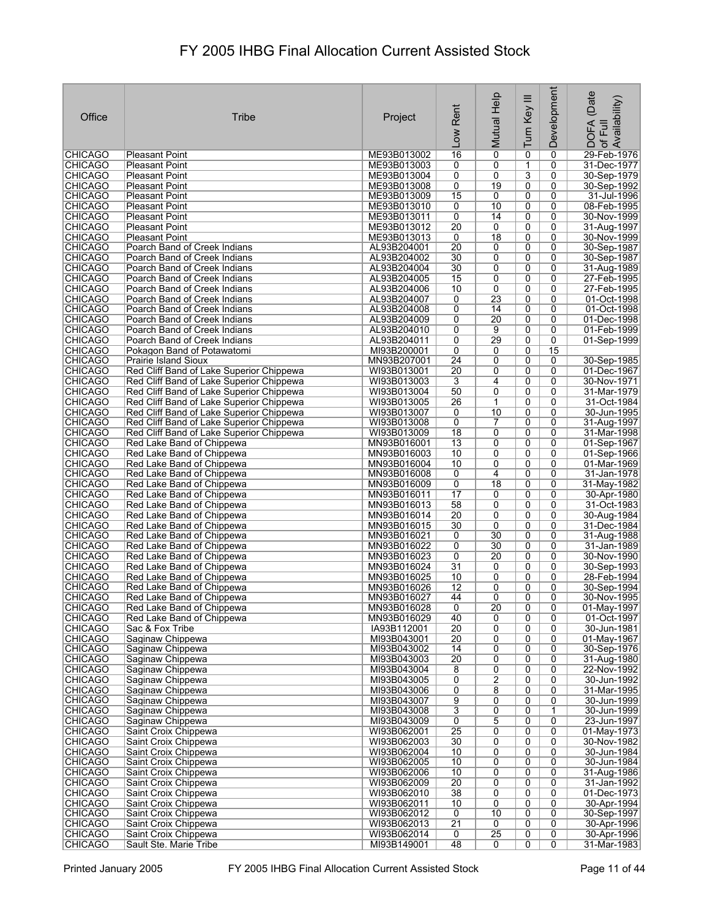# FY 2005 IHBG Final Allocation Current Assisted Stock

| Office | Tribe | Project | Low Rent | Mutual Help | Turn Key III | Development | DOFA (Date of Full Availability) |
|---|---|---|---|---|---|---|---|
| CHICAGO | Pleasant Point | ME93B013002 | 16 | 0 | 0 | 0 | 29-Feb-1976 |
| CHICAGO | Pleasant Point | ME93B013003 | 0 | 0 | 1 | 0 | 31-Dec-1977 |
| CHICAGO | Pleasant Point | ME93B013004 | 0 | 0 | 3 | 0 | 30-Sep-1979 |
| CHICAGO | Pleasant Point | ME93B013008 | 0 | 19 | 0 | 0 | 30-Sep-1992 |
| CHICAGO | Pleasant Point | ME93B013009 | 15 | 0 | 0 | 0 | 31-Jul-1996 |
| CHICAGO | Pleasant Point | ME93B013010 | 0 | 10 | 0 | 0 | 08-Feb-1995 |
| CHICAGO | Pleasant Point | ME93B013011 | 0 | 14 | 0 | 0 | 30-Nov-1999 |
| CHICAGO | Pleasant Point | ME93B013012 | 20 | 0 | 0 | 0 | 31-Aug-1997 |
| CHICAGO | Pleasant Point | ME93B013013 | 0 | 18 | 0 | 0 | 30-Nov-1999 |
| CHICAGO | Poarch Band of Creek Indians | AL93B204001 | 20 | 0 | 0 | 0 | 30-Sep-1987 |
| CHICAGO | Poarch Band of Creek Indians | AL93B204002 | 30 | 0 | 0 | 0 | 30-Sep-1987 |
| CHICAGO | Poarch Band of Creek Indians | AL93B204004 | 30 | 0 | 0 | 0 | 31-Aug-1989 |
| CHICAGO | Poarch Band of Creek Indians | AL93B204005 | 15 | 0 | 0 | 0 | 27-Feb-1995 |
| CHICAGO | Poarch Band of Creek Indians | AL93B204006 | 10 | 0 | 0 | 0 | 27-Feb-1995 |
| CHICAGO | Poarch Band of Creek Indians | AL93B204007 | 0 | 23 | 0 | 0 | 01-Oct-1998 |
| CHICAGO | Poarch Band of Creek Indians | AL93B204008 | 0 | 14 | 0 | 0 | 01-Oct-1998 |
| CHICAGO | Poarch Band of Creek Indians | AL93B204009 | 0 | 20 | 0 | 0 | 01-Dec-1998 |
| CHICAGO | Poarch Band of Creek Indians | AL93B204010 | 0 | 9 | 0 | 0 | 01-Feb-1999 |
| CHICAGO | Poarch Band of Creek Indians | AL93B204011 | 0 | 29 | 0 | 0 | 01-Sep-1999 |
| CHICAGO | Pokagon Band of Potawatomi | MI93B200001 | 0 | 0 | 0 | 15 | |
| CHICAGO | Prairie Island Sioux | MN93B207001 | 24 | 0 | 0 | 0 | 30-Sep-1985 |
| CHICAGO | Red Cliff Band of Lake Superior Chippewa | WI93B013001 | 20 | 0 | 0 | 0 | 01-Dec-1967 |
| CHICAGO | Red Cliff Band of Lake Superior Chippewa | WI93B013003 | 3 | 4 | 0 | 0 | 30-Nov-1971 |
| CHICAGO | Red Cliff Band of Lake Superior Chippewa | WI93B013004 | 50 | 0 | 0 | 0 | 31-Mar-1979 |
| CHICAGO | Red Cliff Band of Lake Superior Chippewa | WI93B013005 | 26 | 1 | 0 | 0 | 31-Oct-1984 |
| CHICAGO | Red Cliff Band of Lake Superior Chippewa | WI93B013007 | 0 | 10 | 0 | 0 | 30-Jun-1995 |
| CHICAGO | Red Cliff Band of Lake Superior Chippewa | WI93B013008 | 0 | 7 | 0 | 0 | 31-Aug-1997 |
| CHICAGO | Red Cliff Band of Lake Superior Chippewa | WI93B013009 | 18 | 0 | 0 | 0 | 31-Mar-1998 |
| CHICAGO | Red Lake Band of Chippewa | MN93B016001 | 13 | 0 | 0 | 0 | 01-Sep-1967 |
| CHICAGO | Red Lake Band of Chippewa | MN93B016003 | 10 | 0 | 0 | 0 | 01-Sep-1966 |
| CHICAGO | Red Lake Band of Chippewa | MN93B016004 | 10 | 0 | 0 | 0 | 01-Mar-1969 |
| CHICAGO | Red Lake Band of Chippewa | MN93B016008 | 0 | 4 | 0 | 0 | 31-Jan-1978 |
| CHICAGO | Red Lake Band of Chippewa | MN93B016009 | 0 | 18 | 0 | 0 | 31-May-1982 |
| CHICAGO | Red Lake Band of Chippewa | MN93B016011 | 17 | 0 | 0 | 0 | 30-Apr-1980 |
| CHICAGO | Red Lake Band of Chippewa | MN93B016013 | 58 | 0 | 0 | 0 | 31-Oct-1983 |
| CHICAGO | Red Lake Band of Chippewa | MN93B016014 | 20 | 0 | 0 | 0 | 30-Aug-1984 |
| CHICAGO | Red Lake Band of Chippewa | MN93B016015 | 30 | 0 | 0 | 0 | 31-Dec-1984 |
| CHICAGO | Red Lake Band of Chippewa | MN93B016021 | 0 | 30 | 0 | 0 | 31-Aug-1988 |
| CHICAGO | Red Lake Band of Chippewa | MN93B016022 | 0 | 30 | 0 | 0 | 31-Jan-1989 |
| CHICAGO | Red Lake Band of Chippewa | MN93B016023 | 0 | 20 | 0 | 0 | 30-Nov-1990 |
| CHICAGO | Red Lake Band of Chippewa | MN93B016024 | 31 | 0 | 0 | 0 | 30-Sep-1993 |
| CHICAGO | Red Lake Band of Chippewa | MN93B016025 | 10 | 0 | 0 | 0 | 28-Feb-1994 |
| CHICAGO | Red Lake Band of Chippewa | MN93B016026 | 12 | 0 | 0 | 0 | 30-Sep-1994 |
| CHICAGO | Red Lake Band of Chippewa | MN93B016027 | 44 | 0 | 0 | 0 | 30-Nov-1995 |
| CHICAGO | Red Lake Band of Chippewa | MN93B016028 | 0 | 20 | 0 | 0 | 01-May-1997 |
| CHICAGO | Red Lake Band of Chippewa | MN93B016029 | 40 | 0 | 0 | 0 | 01-Oct-1997 |
| CHICAGO | Sac & Fox Tribe | IA93B112001 | 20 | 0 | 0 | 0 | 30-Jun-1981 |
| CHICAGO | Saginaw Chippewa | MI93B043001 | 20 | 0 | 0 | 0 | 01-May-1967 |
| CHICAGO | Saginaw Chippewa | MI93B043002 | 14 | 0 | 0 | 0 | 30-Sep-1976 |
| CHICAGO | Saginaw Chippewa | MI93B043003 | 20 | 0 | 0 | 0 | 31-Aug-1980 |
| CHICAGO | Saginaw Chippewa | MI93B043004 | 8 | 0 | 0 | 0 | 22-Nov-1992 |
| CHICAGO | Saginaw Chippewa | MI93B043005 | 0 | 2 | 0 | 0 | 30-Jun-1992 |
| CHICAGO | Saginaw Chippewa | MI93B043006 | 0 | 8 | 0 | 0 | 31-Mar-1995 |
| CHICAGO | Saginaw Chippewa | MI93B043007 | 9 | 0 | 0 | 0 | 30-Jun-1999 |
| CHICAGO | Saginaw Chippewa | MI93B043008 | 3 | 0 | 0 | 1 | 30-Jun-1999 |
| CHICAGO | Saginaw Chippewa | MI93B043009 | 0 | 5 | 0 | 0 | 23-Jun-1997 |
| CHICAGO | Saint Croix Chippewa | WI93B062001 | 25 | 0 | 0 | 0 | 01-May-1973 |
| CHICAGO | Saint Croix Chippewa | WI93B062003 | 30 | 0 | 0 | 0 | 30-Nov-1982 |
| CHICAGO | Saint Croix Chippewa | WI93B062004 | 10 | 0 | 0 | 0 | 30-Jun-1984 |
| CHICAGO | Saint Croix Chippewa | WI93B062005 | 10 | 0 | 0 | 0 | 30-Jun-1984 |
| CHICAGO | Saint Croix Chippewa | WI93B062006 | 10 | 0 | 0 | 0 | 31-Aug-1986 |
| CHICAGO | Saint Croix Chippewa | WI93B062009 | 20 | 0 | 0 | 0 | 31-Jan-1992 |
| CHICAGO | Saint Croix Chippewa | WI93B062010 | 38 | 0 | 0 | 0 | 01-Dec-1973 |
| CHICAGO | Saint Croix Chippewa | WI93B062011 | 10 | 0 | 0 | 0 | 30-Apr-1994 |
| CHICAGO | Saint Croix Chippewa | WI93B062012 | 0 | 10 | 0 | 0 | 30-Sep-1997 |
| CHICAGO | Saint Croix Chippewa | WI93B062013 | 21 | 0 | 0 | 0 | 30-Apr-1996 |
| CHICAGO | Saint Croix Chippewa | WI93B062014 | 0 | 25 | 0 | 0 | 30-Apr-1996 |
| CHICAGO | Sault Ste. Marie Tribe | MI93B149001 | 48 | 0 | 0 | 0 | 31-Mar-1983 |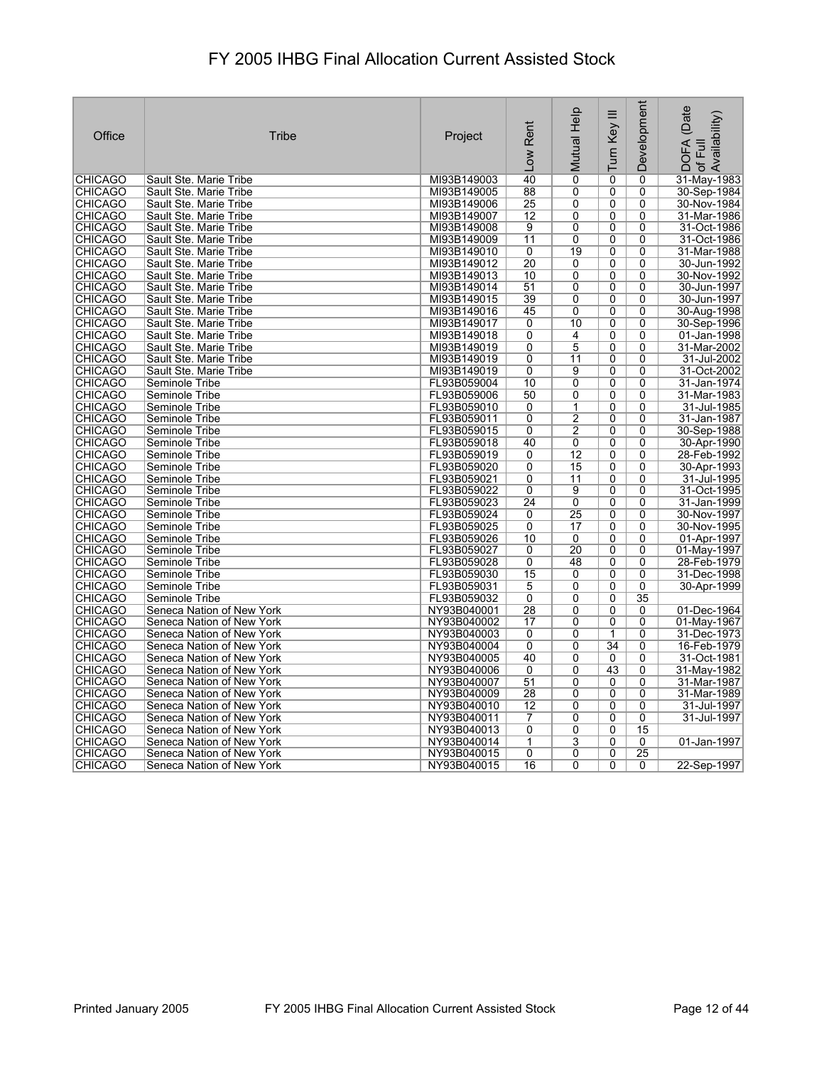# FY 2005 IHBG Final Allocation Current Assisted Stock

| Office | Tribe | Project | Low Rent | Mutual Help | Turn Key III | Development | DOFA (Date of Full Availability) |
|---|---|---|---|---|---|---|---|
| CHICAGO | Sault Ste. Marie Tribe | MI93B149003 | 40 | 0 | 0 | 0 | 31-May-1983 |
| CHICAGO | Sault Ste. Marie Tribe | MI93B149005 | 88 | 0 | 0 | 0 | 30-Sep-1984 |
| CHICAGO | Sault Ste. Marie Tribe | MI93B149006 | 25 | 0 | 0 | 0 | 30-Nov-1984 |
| CHICAGO | Sault Ste. Marie Tribe | MI93B149007 | 12 | 0 | 0 | 0 | 31-Mar-1986 |
| CHICAGO | Sault Ste. Marie Tribe | MI93B149008 | 9 | 0 | 0 | 0 | 31-Oct-1986 |
| CHICAGO | Sault Ste. Marie Tribe | MI93B149009 | 11 | 0 | 0 | 0 | 31-Oct-1986 |
| CHICAGO | Sault Ste. Marie Tribe | MI93B149010 | 0 | 19 | 0 | 0 | 31-Mar-1988 |
| CHICAGO | Sault Ste. Marie Tribe | MI93B149012 | 20 | 0 | 0 | 0 | 30-Jun-1992 |
| CHICAGO | Sault Ste. Marie Tribe | MI93B149013 | 10 | 0 | 0 | 0 | 30-Nov-1992 |
| CHICAGO | Sault Ste. Marie Tribe | MI93B149014 | 51 | 0 | 0 | 0 | 30-Jun-1997 |
| CHICAGO | Sault Ste. Marie Tribe | MI93B149015 | 39 | 0 | 0 | 0 | 30-Jun-1997 |
| CHICAGO | Sault Ste. Marie Tribe | MI93B149016 | 45 | 0 | 0 | 0 | 30-Aug-1998 |
| CHICAGO | Sault Ste. Marie Tribe | MI93B149017 | 0 | 10 | 0 | 0 | 30-Sep-1996 |
| CHICAGO | Sault Ste. Marie Tribe | MI93B149018 | 0 | 4 | 0 | 0 | 01-Jan-1998 |
| CHICAGO | Sault Ste. Marie Tribe | MI93B149019 | 0 | 5 | 0 | 0 | 31-Mar-2002 |
| CHICAGO | Sault Ste. Marie Tribe | MI93B149019 | 0 | 11 | 0 | 0 | 31-Jul-2002 |
| CHICAGO | Sault Ste. Marie Tribe | MI93B149019 | 0 | 9 | 0 | 0 | 31-Oct-2002 |
| CHICAGO | Seminole Tribe | FL93B059004 | 10 | 0 | 0 | 0 | 31-Jan-1974 |
| CHICAGO | Seminole Tribe | FL93B059006 | 50 | 0 | 0 | 0 | 31-Mar-1983 |
| CHICAGO | Seminole Tribe | FL93B059010 | 0 | 1 | 0 | 0 | 31-Jul-1985 |
| CHICAGO | Seminole Tribe | FL93B059011 | 0 | 2 | 0 | 0 | 31-Jan-1987 |
| CHICAGO | Seminole Tribe | FL93B059015 | 0 | 2 | 0 | 0 | 30-Sep-1988 |
| CHICAGO | Seminole Tribe | FL93B059018 | 40 | 0 | 0 | 0 | 30-Apr-1990 |
| CHICAGO | Seminole Tribe | FL93B059019 | 0 | 12 | 0 | 0 | 28-Feb-1992 |
| CHICAGO | Seminole Tribe | FL93B059020 | 0 | 15 | 0 | 0 | 30-Apr-1993 |
| CHICAGO | Seminole Tribe | FL93B059021 | 0 | 11 | 0 | 0 | 31-Jul-1995 |
| CHICAGO | Seminole Tribe | FL93B059022 | 0 | 9 | 0 | 0 | 31-Oct-1995 |
| CHICAGO | Seminole Tribe | FL93B059023 | 24 | 0 | 0 | 0 | 31-Jan-1999 |
| CHICAGO | Seminole Tribe | FL93B059024 | 0 | 25 | 0 | 0 | 30-Nov-1997 |
| CHICAGO | Seminole Tribe | FL93B059025 | 0 | 17 | 0 | 0 | 30-Nov-1995 |
| CHICAGO | Seminole Tribe | FL93B059026 | 10 | 0 | 0 | 0 | 01-Apr-1997 |
| CHICAGO | Seminole Tribe | FL93B059027 | 0 | 20 | 0 | 0 | 01-May-1997 |
| CHICAGO | Seminole Tribe | FL93B059028 | 0 | 48 | 0 | 0 | 28-Feb-1979 |
| CHICAGO | Seminole Tribe | FL93B059030 | 15 | 0 | 0 | 0 | 31-Dec-1998 |
| CHICAGO | Seminole Tribe | FL93B059031 | 5 | 0 | 0 | 0 | 30-Apr-1999 |
| CHICAGO | Seminole Tribe | FL93B059032 | 0 | 0 | 0 | 35 | |
| CHICAGO | Seneca Nation of New York | NY93B040001 | 28 | 0 | 0 | 0 | 01-Dec-1964 |
| CHICAGO | Seneca Nation of New York | NY93B040002 | 17 | 0 | 0 | 0 | 01-May-1967 |
| CHICAGO | Seneca Nation of New York | NY93B040003 | 0 | 0 | 1 | 0 | 31-Dec-1973 |
| CHICAGO | Seneca Nation of New York | NY93B040004 | 0 | 0 | 34 | 0 | 16-Feb-1979 |
| CHICAGO | Seneca Nation of New York | NY93B040005 | 40 | 0 | 0 | 0 | 31-Oct-1981 |
| CHICAGO | Seneca Nation of New York | NY93B040006 | 0 | 0 | 43 | 0 | 31-May-1982 |
| CHICAGO | Seneca Nation of New York | NY93B040007 | 51 | 0 | 0 | 0 | 31-Mar-1987 |
| CHICAGO | Seneca Nation of New York | NY93B040009 | 28 | 0 | 0 | 0 | 31-Mar-1989 |
| CHICAGO | Seneca Nation of New York | NY93B040010 | 12 | 0 | 0 | 0 | 31-Jul-1997 |
| CHICAGO | Seneca Nation of New York | NY93B040011 | 7 | 0 | 0 | 0 | 31-Jul-1997 |
| CHICAGO | Seneca Nation of New York | NY93B040013 | 0 | 0 | 0 | 15 | |
| CHICAGO | Seneca Nation of New York | NY93B040014 | 1 | 3 | 0 | 0 | 01-Jan-1997 |
| CHICAGO | Seneca Nation of New York | NY93B040015 | 0 | 0 | 0 | 25 | |
| CHICAGO | Seneca Nation of New York | NY93B040015 | 16 | 0 | 0 | 0 | 22-Sep-1997 |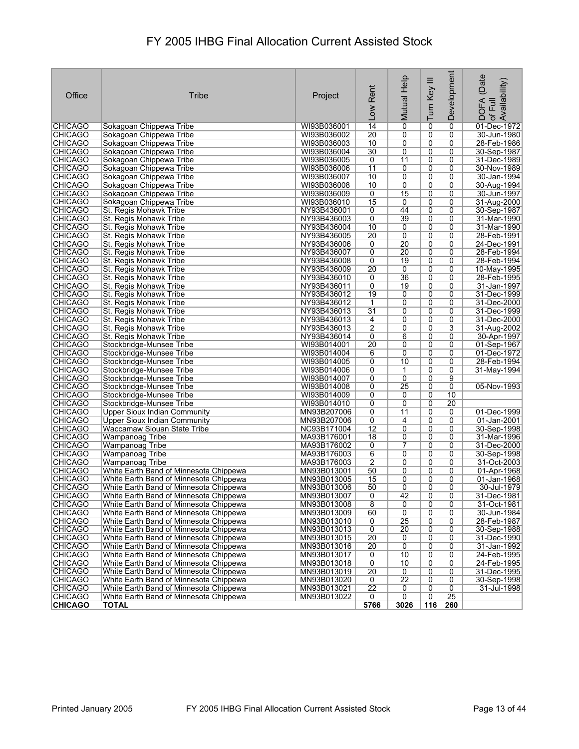# FY 2005 IHBG Final Allocation Current Assisted Stock

| Office | Tribe | Project | Low Rent | Mutual Help | Turn Key III | Development | DOFA (Date of Full Availability) |
|---|---|---|---|---|---|---|---|
| CHICAGO | Sokagoan Chippewa Tribe | WI93B036001 | 14 | 0 | 0 | 0 | 01-Dec-1972 |
| CHICAGO | Sokagoan Chippewa Tribe | WI93B036002 | 20 | 0 | 0 | 0 | 30-Jun-1980 |
| CHICAGO | Sokagoan Chippewa Tribe | WI93B036003 | 10 | 0 | 0 | 0 | 28-Feb-1986 |
| CHICAGO | Sokagoan Chippewa Tribe | WI93B036004 | 30 | 0 | 0 | 0 | 30-Sep-1987 |
| CHICAGO | Sokagoan Chippewa Tribe | WI93B036005 | 0 | 11 | 0 | 0 | 31-Dec-1989 |
| CHICAGO | Sokagoan Chippewa Tribe | WI93B036006 | 11 | 0 | 0 | 0 | 30-Nov-1989 |
| CHICAGO | Sokagoan Chippewa Tribe | WI93B036007 | 10 | 0 | 0 | 0 | 30-Jan-1994 |
| CHICAGO | Sokagoan Chippewa Tribe | WI93B036008 | 10 | 0 | 0 | 0 | 30-Aug-1994 |
| CHICAGO | Sokagoan Chippewa Tribe | WI93B036009 | 0 | 15 | 0 | 0 | 30-Jun-1997 |
| CHICAGO | Sokagoan Chippewa Tribe | WI93B036010 | 15 | 0 | 0 | 0 | 31-Aug-2000 |
| CHICAGO | St. Regis Mohawk Tribe | NY93B436001 | 0 | 44 | 0 | 0 | 30-Sep-1987 |
| CHICAGO | St. Regis Mohawk Tribe | NY93B436003 | 0 | 39 | 0 | 0 | 31-Mar-1990 |
| CHICAGO | St. Regis Mohawk Tribe | NY93B436004 | 10 | 0 | 0 | 0 | 31-Mar-1990 |
| CHICAGO | St. Regis Mohawk Tribe | NY93B436005 | 20 | 0 | 0 | 0 | 28-Feb-1991 |
| CHICAGO | St. Regis Mohawk Tribe | NY93B436006 | 0 | 20 | 0 | 0 | 24-Dec-1991 |
| CHICAGO | St. Regis Mohawk Tribe | NY93B436007 | 0 | 20 | 0 | 0 | 28-Feb-1994 |
| CHICAGO | St. Regis Mohawk Tribe | NY93B436008 | 0 | 19 | 0 | 0 | 28-Feb-1994 |
| CHICAGO | St. Regis Mohawk Tribe | NY93B436009 | 20 | 0 | 0 | 0 | 10-May-1995 |
| CHICAGO | St. Regis Mohawk Tribe | NY93B436010 | 0 | 36 | 0 | 0 | 28-Feb-1995 |
| CHICAGO | St. Regis Mohawk Tribe | NY93B436011 | 0 | 19 | 0 | 0 | 31-Jan-1997 |
| CHICAGO | St. Regis Mohawk Tribe | NY93B436012 | 19 | 0 | 0 | 0 | 31-Dec-1999 |
| CHICAGO | St. Regis Mohawk Tribe | NY93B436012 | 1 | 0 | 0 | 0 | 31-Dec-2000 |
| CHICAGO | St. Regis Mohawk Tribe | NY93B436013 | 31 | 0 | 0 | 0 | 31-Dec-1999 |
| CHICAGO | St. Regis Mohawk Tribe | NY93B436013 | 4 | 0 | 0 | 0 | 31-Dec-2000 |
| CHICAGO | St. Regis Mohawk Tribe | NY93B436013 | 2 | 0 | 0 | 3 | 31-Aug-2002 |
| CHICAGO | St. Regis Mohawk Tribe | NY93B436014 | 0 | 6 | 0 | 0 | 30-Apr-1997 |
| CHICAGO | Stockbridge-Munsee Tribe | WI93B014001 | 20 | 0 | 0 | 0 | 01-Sep-1967 |
| CHICAGO | Stockbridge-Munsee Tribe | WI93B014004 | 6 | 0 | 0 | 0 | 01-Dec-1972 |
| CHICAGO | Stockbridge-Munsee Tribe | WI93B014005 | 0 | 10 | 0 | 0 | 28-Feb-1994 |
| CHICAGO | Stockbridge-Munsee Tribe | WI93B014006 | 0 | 1 | 0 | 0 | 31-May-1994 |
| CHICAGO | Stockbridge-Munsee Tribe | WI93B014007 | 0 | 0 | 0 | 9 | |
| CHICAGO | Stockbridge-Munsee Tribe | WI93B014008 | 0 | 25 | 0 | 0 | 05-Nov-1993 |
| CHICAGO | Stockbridge-Munsee Tribe | WI93B014009 | 0 | 0 | 0 | 10 | |
| CHICAGO | Stockbridge-Munsee Tribe | WI93B014010 | 0 | 0 | 0 | 20 | |
| CHICAGO | Upper Sioux Indian Community | MN93B207006 | 0 | 11 | 0 | 0 | 01-Dec-1999 |
| CHICAGO | Upper Sioux Indian Community | MN93B207006 | 0 | 4 | 0 | 0 | 01-Jan-2001 |
| CHICAGO | Waccamaw Siouan State Tribe | NC93B171004 | 12 | 0 | 0 | 0 | 30-Sep-1998 |
| CHICAGO | Wampanoag Tribe | MA93B176001 | 18 | 0 | 0 | 0 | 31-Mar-1996 |
| CHICAGO | Wampanoag Tribe | MA93B176002 | 0 | 7 | 0 | 0 | 31-Dec-2000 |
| CHICAGO | Wampanoag Tribe | MA93B176003 | 6 | 0 | 0 | 0 | 30-Sep-1998 |
| CHICAGO | Wampanoag Tribe | MA93B176003 | 2 | 0 | 0 | 0 | 31-Oct-2003 |
| CHICAGO | White Earth Band of Minnesota Chippewa | MN93B013001 | 50 | 0 | 0 | 0 | 01-Apr-1968 |
| CHICAGO | White Earth Band of Minnesota Chippewa | MN93B013005 | 15 | 0 | 0 | 0 | 01-Jan-1968 |
| CHICAGO | White Earth Band of Minnesota Chippewa | MN93B013006 | 50 | 0 | 0 | 0 | 30-Jul-1979 |
| CHICAGO | White Earth Band of Minnesota Chippewa | MN93B013007 | 0 | 42 | 0 | 0 | 31-Dec-1981 |
| CHICAGO | White Earth Band of Minnesota Chippewa | MN93B013008 | 8 | 0 | 0 | 0 | 31-Oct-1981 |
| CHICAGO | White Earth Band of Minnesota Chippewa | MN93B013009 | 60 | 0 | 0 | 0 | 30-Jun-1984 |
| CHICAGO | White Earth Band of Minnesota Chippewa | MN93B013010 | 0 | 25 | 0 | 0 | 28-Feb-1987 |
| CHICAGO | White Earth Band of Minnesota Chippewa | MN93B013013 | 0 | 20 | 0 | 0 | 30-Sep-1988 |
| CHICAGO | White Earth Band of Minnesota Chippewa | MN93B013015 | 20 | 0 | 0 | 0 | 31-Dec-1990 |
| CHICAGO | White Earth Band of Minnesota Chippewa | MN93B013016 | 20 | 0 | 0 | 0 | 31-Jan-1992 |
| CHICAGO | White Earth Band of Minnesota Chippewa | MN93B013017 | 0 | 10 | 0 | 0 | 24-Feb-1995 |
| CHICAGO | White Earth Band of Minnesota Chippewa | MN93B013018 | 0 | 10 | 0 | 0 | 24-Feb-1995 |
| CHICAGO | White Earth Band of Minnesota Chippewa | MN93B013019 | 20 | 0 | 0 | 0 | 31-Dec-1995 |
| CHICAGO | White Earth Band of Minnesota Chippewa | MN93B013020 | 0 | 22 | 0 | 0 | 30-Sep-1998 |
| CHICAGO | White Earth Band of Minnesota Chippewa | MN93B013021 | 22 | 0 | 0 | 0 | 31-Jul-1998 |
| CHICAGO | White Earth Band of Minnesota Chippewa | MN93B013022 | 0 | 0 | 0 | 25 | |
| **CHICAGO** | **TOTAL** | | **5766** | **3026** | **116** | **260** | |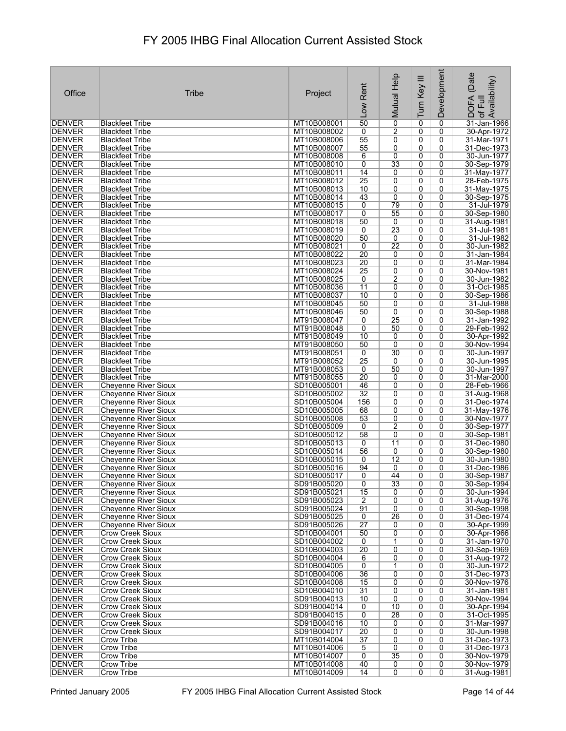# FY 2005 IHBG Final Allocation Current Assisted Stock

| Office | Tribe | Project | Low Rent | Mutual Help | Turn Key III | Development | DOFA (Date of Full Availability) |
|---|---|---|---|---|---|---|---|
| DENVER | Blackfeet Tribe | MT10B008001 | 50 | 0 | 0 | 0 | 31-Jan-1966 |
| DENVER | Blackfeet Tribe | MT10B008002 | 0 | 2 | 0 | 0 | 30-Apr-1972 |
| DENVER | Blackfeet Tribe | MT10B008006 | 55 | 0 | 0 | 0 | 31-Mar-1971 |
| DENVER | Blackfeet Tribe | MT10B008007 | 55 | 0 | 0 | 0 | 31-Dec-1973 |
| DENVER | Blackfeet Tribe | MT10B008008 | 6 | 0 | 0 | 0 | 30-Jun-1977 |
| DENVER | Blackfeet Tribe | MT10B008010 | 0 | 33 | 0 | 0 | 30-Sep-1979 |
| DENVER | Blackfeet Tribe | MT10B008011 | 14 | 0 | 0 | 0 | 31-May-1977 |
| DENVER | Blackfeet Tribe | MT10B008012 | 25 | 0 | 0 | 0 | 28-Feb-1975 |
| DENVER | Blackfeet Tribe | MT10B008013 | 10 | 0 | 0 | 0 | 31-May-1975 |
| DENVER | Blackfeet Tribe | MT10B008014 | 43 | 0 | 0 | 0 | 30-Sep-1975 |
| DENVER | Blackfeet Tribe | MT10B008015 | 0 | 79 | 0 | 0 | 31-Jul-1979 |
| DENVER | Blackfeet Tribe | MT10B008017 | 0 | 55 | 0 | 0 | 30-Sep-1980 |
| DENVER | Blackfeet Tribe | MT10B008018 | 50 | 0 | 0 | 0 | 31-Aug-1981 |
| DENVER | Blackfeet Tribe | MT10B008019 | 0 | 23 | 0 | 0 | 31-Jul-1981 |
| DENVER | Blackfeet Tribe | MT10B008020 | 50 | 0 | 0 | 0 | 31-Jul-1982 |
| DENVER | Blackfeet Tribe | MT10B008021 | 0 | 22 | 0 | 0 | 30-Jun-1982 |
| DENVER | Blackfeet Tribe | MT10B008022 | 20 | 0 | 0 | 0 | 31-Jan-1984 |
| DENVER | Blackfeet Tribe | MT10B008023 | 20 | 0 | 0 | 0 | 31-Mar-1984 |
| DENVER | Blackfeet Tribe | MT10B008024 | 25 | 0 | 0 | 0 | 30-Nov-1981 |
| DENVER | Blackfeet Tribe | MT10B008025 | 0 | 2 | 0 | 0 | 30-Jun-1982 |
| DENVER | Blackfeet Tribe | MT10B008036 | 11 | 0 | 0 | 0 | 31-Oct-1985 |
| DENVER | Blackfeet Tribe | MT10B008037 | 10 | 0 | 0 | 0 | 30-Sep-1986 |
| DENVER | Blackfeet Tribe | MT10B008045 | 50 | 0 | 0 | 0 | 31-Jul-1988 |
| DENVER | Blackfeet Tribe | MT10B008046 | 50 | 0 | 0 | 0 | 30-Sep-1988 |
| DENVER | Blackfeet Tribe | MT91B008047 | 0 | 25 | 0 | 0 | 31-Jan-1992 |
| DENVER | Blackfeet Tribe | MT91B008048 | 0 | 50 | 0 | 0 | 29-Feb-1992 |
| DENVER | Blackfeet Tribe | MT91B008049 | 10 | 0 | 0 | 0 | 30-Apr-1992 |
| DENVER | Blackfeet Tribe | MT91B008050 | 50 | 0 | 0 | 0 | 30-Nov-1994 |
| DENVER | Blackfeet Tribe | MT91B008051 | 0 | 30 | 0 | 0 | 30-Jun-1997 |
| DENVER | Blackfeet Tribe | MT91B008052 | 25 | 0 | 0 | 0 | 30-Jun-1995 |
| DENVER | Blackfeet Tribe | MT91B008053 | 0 | 50 | 0 | 0 | 30-Jun-1997 |
| DENVER | Blackfeet Tribe | MT91B008055 | 20 | 0 | 0 | 0 | 31-Mar-2000 |
| DENVER | Cheyenne River Sioux | SD10B005001 | 46 | 0 | 0 | 0 | 28-Feb-1966 |
| DENVER | Cheyenne River Sioux | SD10B005002 | 32 | 0 | 0 | 0 | 31-Aug-1968 |
| DENVER | Cheyenne River Sioux | SD10B005004 | 156 | 0 | 0 | 0 | 31-Dec-1974 |
| DENVER | Cheyenne River Sioux | SD10B005005 | 68 | 0 | 0 | 0 | 31-May-1976 |
| DENVER | Cheyenne River Sioux | SD10B005008 | 53 | 0 | 0 | 0 | 30-Nov-1977 |
| DENVER | Cheyenne River Sioux | SD10B005009 | 0 | 2 | 0 | 0 | 30-Sep-1977 |
| DENVER | Cheyenne River Sioux | SD10B005012 | 58 | 0 | 0 | 0 | 30-Sep-1981 |
| DENVER | Cheyenne River Sioux | SD10B005013 | 0 | 11 | 0 | 0 | 31-Dec-1980 |
| DENVER | Cheyenne River Sioux | SD10B005014 | 56 | 0 | 0 | 0 | 30-Sep-1980 |
| DENVER | Cheyenne River Sioux | SD10B005015 | 0 | 12 | 0 | 0 | 30-Jun-1980 |
| DENVER | Cheyenne River Sioux | SD10B005016 | 94 | 0 | 0 | 0 | 31-Dec-1986 |
| DENVER | Cheyenne River Sioux | SD10B005017 | 0 | 44 | 0 | 0 | 30-Sep-1987 |
| DENVER | Cheyenne River Sioux | SD91B005020 | 0 | 33 | 0 | 0 | 30-Sep-1994 |
| DENVER | Cheyenne River Sioux | SD91B005021 | 15 | 0 | 0 | 0 | 30-Jun-1994 |
| DENVER | Cheyenne River Sioux | SD91B005023 | 2 | 0 | 0 | 0 | 31-Aug-1976 |
| DENVER | Cheyenne River Sioux | SD91B005024 | 91 | 0 | 0 | 0 | 30-Sep-1998 |
| DENVER | Cheyenne River Sioux | SD91B005025 | 0 | 26 | 0 | 0 | 31-Dec-1974 |
| DENVER | Cheyenne River Sioux | SD91B005026 | 27 | 0 | 0 | 0 | 30-Apr-1999 |
| DENVER | Crow Creek Sioux | SD10B004001 | 50 | 0 | 0 | 0 | 30-Apr-1966 |
| DENVER | Crow Creek Sioux | SD10B004002 | 0 | 1 | 0 | 0 | 31-Jan-1970 |
| DENVER | Crow Creek Sioux | SD10B004003 | 20 | 0 | 0 | 0 | 30-Sep-1969 |
| DENVER | Crow Creek Sioux | SD10B004004 | 6 | 0 | 0 | 0 | 31-Aug-1972 |
| DENVER | Crow Creek Sioux | SD10B004005 | 0 | 1 | 0 | 0 | 30-Jun-1972 |
| DENVER | Crow Creek Sioux | SD10B004006 | 36 | 0 | 0 | 0 | 31-Dec-1973 |
| DENVER | Crow Creek Sioux | SD10B004008 | 15 | 0 | 0 | 0 | 30-Nov-1976 |
| DENVER | Crow Creek Sioux | SD10B004010 | 31 | 0 | 0 | 0 | 31-Jan-1981 |
| DENVER | Crow Creek Sioux | SD91B004013 | 10 | 0 | 0 | 0 | 30-Nov-1994 |
| DENVER | Crow Creek Sioux | SD91B004014 | 0 | 10 | 0 | 0 | 30-Apr-1994 |
| DENVER | Crow Creek Sioux | SD91B004015 | 0 | 28 | 0 | 0 | 31-Oct-1995 |
| DENVER | Crow Creek Sioux | SD91B004016 | 10 | 0 | 0 | 0 | 31-Mar-1997 |
| DENVER | Crow Creek Sioux | SD91B004017 | 20 | 0 | 0 | 0 | 30-Jun-1998 |
| DENVER | Crow Tribe | MT10B014004 | 37 | 0 | 0 | 0 | 31-Dec-1973 |
| DENVER | Crow Tribe | MT10B014006 | 5 | 0 | 0 | 0 | 31-Dec-1973 |
| DENVER | Crow Tribe | MT10B014007 | 0 | 35 | 0 | 0 | 30-Nov-1979 |
| DENVER | Crow Tribe | MT10B014008 | 40 | 0 | 0 | 0 | 30-Nov-1979 |
| DENVER | Crow Tribe | MT10B014009 | 14 | 0 | 0 | 0 | 31-Aug-1981 |

Printed January 2005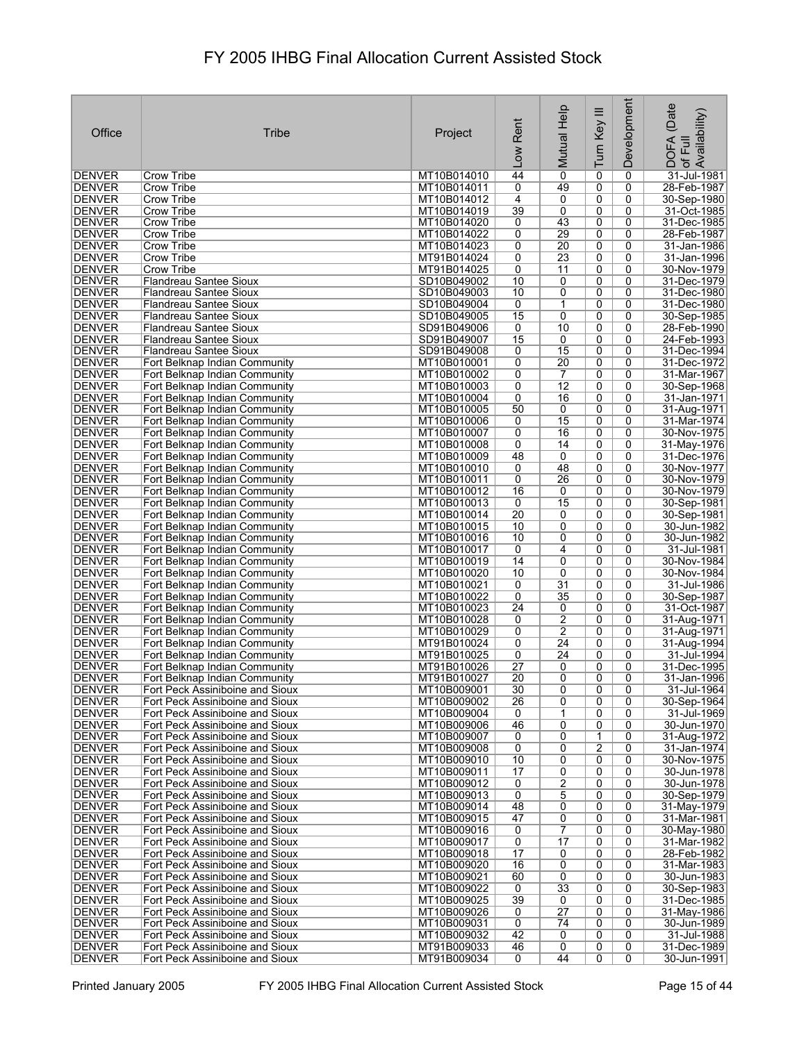# FY 2005 IHBG Final Allocation Current Assisted Stock

| Office | Tribe | Project | Low Rent | Mutual Help | Turn Key III | Development | DOFA (Date of Full Availability) |
|---|---|---|---|---|---|---|---|
| DENVER | Crow Tribe | MT10B014010 | 44 | 0 | 0 | 0 | 31-Jul-1981 |
| DENVER | Crow Tribe | MT10B014011 | 0 | 49 | 0 | 0 | 28-Feb-1987 |
| DENVER | Crow Tribe | MT10B014012 | 4 | 0 | 0 | 0 | 30-Sep-1980 |
| DENVER | Crow Tribe | MT10B014019 | 39 | 0 | 0 | 0 | 31-Oct-1985 |
| DENVER | Crow Tribe | MT10B014020 | 0 | 43 | 0 | 0 | 31-Dec-1985 |
| DENVER | Crow Tribe | MT10B014022 | 0 | 29 | 0 | 0 | 28-Feb-1987 |
| DENVER | Crow Tribe | MT10B014023 | 0 | 20 | 0 | 0 | 31-Jan-1986 |
| DENVER | Crow Tribe | MT91B014024 | 0 | 23 | 0 | 0 | 31-Jan-1996 |
| DENVER | Crow Tribe | MT91B014025 | 0 | 11 | 0 | 0 | 30-Nov-1979 |
| DENVER | Flandreau Santee Sioux | SD10B049002 | 10 | 0 | 0 | 0 | 31-Dec-1979 |
| DENVER | Flandreau Santee Sioux | SD10B049003 | 10 | 0 | 0 | 0 | 31-Dec-1980 |
| DENVER | Flandreau Santee Sioux | SD10B049004 | 0 | 1 | 0 | 0 | 31-Dec-1980 |
| DENVER | Flandreau Santee Sioux | SD10B049005 | 15 | 0 | 0 | 0 | 30-Sep-1985 |
| DENVER | Flandreau Santee Sioux | SD91B049006 | 0 | 10 | 0 | 0 | 28-Feb-1990 |
| DENVER | Flandreau Santee Sioux | SD91B049007 | 15 | 0 | 0 | 0 | 24-Feb-1993 |
| DENVER | Flandreau Santee Sioux | SD91B049008 | 0 | 15 | 0 | 0 | 31-Dec-1994 |
| DENVER | Fort Belknap Indian Community | MT10B010001 | 0 | 20 | 0 | 0 | 31-Dec-1972 |
| DENVER | Fort Belknap Indian Community | MT10B010002 | 0 | 7 | 0 | 0 | 31-Mar-1967 |
| DENVER | Fort Belknap Indian Community | MT10B010003 | 0 | 12 | 0 | 0 | 30-Sep-1968 |
| DENVER | Fort Belknap Indian Community | MT10B010004 | 0 | 16 | 0 | 0 | 31-Jan-1971 |
| DENVER | Fort Belknap Indian Community | MT10B010005 | 50 | 0 | 0 | 0 | 31-Aug-1971 |
| DENVER | Fort Belknap Indian Community | MT10B010006 | 0 | 15 | 0 | 0 | 31-Mar-1974 |
| DENVER | Fort Belknap Indian Community | MT10B010007 | 0 | 16 | 0 | 0 | 30-Nov-1975 |
| DENVER | Fort Belknap Indian Community | MT10B010008 | 0 | 14 | 0 | 0 | 31-May-1976 |
| DENVER | Fort Belknap Indian Community | MT10B010009 | 48 | 0 | 0 | 0 | 31-Dec-1976 |
| DENVER | Fort Belknap Indian Community | MT10B010010 | 0 | 48 | 0 | 0 | 30-Nov-1977 |
| DENVER | Fort Belknap Indian Community | MT10B010011 | 0 | 26 | 0 | 0 | 30-Nov-1979 |
| DENVER | Fort Belknap Indian Community | MT10B010012 | 16 | 0 | 0 | 0 | 30-Nov-1979 |
| DENVER | Fort Belknap Indian Community | MT10B010013 | 0 | 15 | 0 | 0 | 30-Sep-1981 |
| DENVER | Fort Belknap Indian Community | MT10B010014 | 20 | 0 | 0 | 0 | 30-Sep-1981 |
| DENVER | Fort Belknap Indian Community | MT10B010015 | 10 | 0 | 0 | 0 | 30-Jun-1982 |
| DENVER | Fort Belknap Indian Community | MT10B010016 | 10 | 0 | 0 | 0 | 30-Jun-1982 |
| DENVER | Fort Belknap Indian Community | MT10B010017 | 0 | 4 | 0 | 0 | 31-Jul-1981 |
| DENVER | Fort Belknap Indian Community | MT10B010019 | 14 | 0 | 0 | 0 | 30-Nov-1984 |
| DENVER | Fort Belknap Indian Community | MT10B010020 | 10 | 0 | 0 | 0 | 30-Nov-1984 |
| DENVER | Fort Belknap Indian Community | MT10B010021 | 0 | 31 | 0 | 0 | 31-Jul-1986 |
| DENVER | Fort Belknap Indian Community | MT10B010022 | 0 | 35 | 0 | 0 | 30-Sep-1987 |
| DENVER | Fort Belknap Indian Community | MT10B010023 | 24 | 0 | 0 | 0 | 31-Oct-1987 |
| DENVER | Fort Belknap Indian Community | MT10B010028 | 0 | 2 | 0 | 0 | 31-Aug-1971 |
| DENVER | Fort Belknap Indian Community | MT10B010029 | 0 | 2 | 0 | 0 | 31-Aug-1971 |
| DENVER | Fort Belknap Indian Community | MT91B010024 | 0 | 24 | 0 | 0 | 31-Aug-1994 |
| DENVER | Fort Belknap Indian Community | MT91B010025 | 0 | 24 | 0 | 0 | 31-Jul-1994 |
| DENVER | Fort Belknap Indian Community | MT91B010026 | 27 | 0 | 0 | 0 | 31-Dec-1995 |
| DENVER | Fort Belknap Indian Community | MT91B010027 | 20 | 0 | 0 | 0 | 31-Jan-1996 |
| DENVER | Fort Peck Assiniboine and Sioux | MT10B009001 | 30 | 0 | 0 | 0 | 31-Jul-1964 |
| DENVER | Fort Peck Assiniboine and Sioux | MT10B009002 | 26 | 0 | 0 | 0 | 30-Sep-1964 |
| DENVER | Fort Peck Assiniboine and Sioux | MT10B009004 | 0 | 1 | 0 | 0 | 31-Jul-1969 |
| DENVER | Fort Peck Assiniboine and Sioux | MT10B009006 | 46 | 0 | 0 | 0 | 30-Jun-1970 |
| DENVER | Fort Peck Assiniboine and Sioux | MT10B009007 | 0 | 0 | 1 | 0 | 31-Aug-1972 |
| DENVER | Fort Peck Assiniboine and Sioux | MT10B009008 | 0 | 0 | 2 | 0 | 31-Jan-1974 |
| DENVER | Fort Peck Assiniboine and Sioux | MT10B009010 | 10 | 0 | 0 | 0 | 30-Nov-1975 |
| DENVER | Fort Peck Assiniboine and Sioux | MT10B009011 | 17 | 0 | 0 | 0 | 30-Jun-1978 |
| DENVER | Fort Peck Assiniboine and Sioux | MT10B009012 | 0 | 2 | 0 | 0 | 30-Jun-1978 |
| DENVER | Fort Peck Assiniboine and Sioux | MT10B009013 | 0 | 5 | 0 | 0 | 30-Sep-1979 |
| DENVER | Fort Peck Assiniboine and Sioux | MT10B009014 | 48 | 0 | 0 | 0 | 31-May-1979 |
| DENVER | Fort Peck Assiniboine and Sioux | MT10B009015 | 47 | 0 | 0 | 0 | 31-Mar-1981 |
| DENVER | Fort Peck Assiniboine and Sioux | MT10B009016 | 0 | 7 | 0 | 0 | 30-May-1980 |
| DENVER | Fort Peck Assiniboine and Sioux | MT10B009017 | 0 | 17 | 0 | 0 | 31-Mar-1982 |
| DENVER | Fort Peck Assiniboine and Sioux | MT10B009018 | 17 | 0 | 0 | 0 | 28-Feb-1982 |
| DENVER | Fort Peck Assiniboine and Sioux | MT10B009020 | 16 | 0 | 0 | 0 | 31-Mar-1983 |
| DENVER | Fort Peck Assiniboine and Sioux | MT10B009021 | 60 | 0 | 0 | 0 | 30-Jun-1983 |
| DENVER | Fort Peck Assiniboine and Sioux | MT10B009022 | 0 | 33 | 0 | 0 | 30-Sep-1983 |
| DENVER | Fort Peck Assiniboine and Sioux | MT10B009025 | 39 | 0 | 0 | 0 | 31-Dec-1985 |
| DENVER | Fort Peck Assiniboine and Sioux | MT10B009026 | 0 | 27 | 0 | 0 | 31-May-1986 |
| DENVER | Fort Peck Assiniboine and Sioux | MT10B009031 | 0 | 74 | 0 | 0 | 30-Jun-1989 |
| DENVER | Fort Peck Assiniboine and Sioux | MT10B009032 | 42 | 0 | 0 | 0 | 31-Jul-1988 |
| DENVER | Fort Peck Assiniboine and Sioux | MT91B009033 | 46 | 0 | 0 | 0 | 31-Dec-1989 |
| DENVER | Fort Peck Assiniboine and Sioux | MT91B009034 | 0 | 44 | 0 | 0 | 30-Jun-1991 |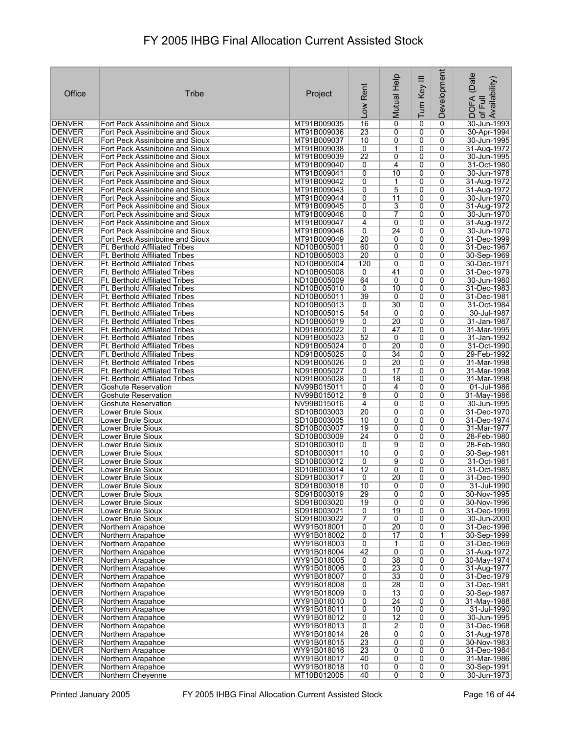# FY 2005 IHBG Final Allocation Current Assisted Stock

| Office | Tribe | Project | Low Rent | Mutual Help | Turn Key III | Development | DOFA (Date of Full Availability) |
|---|---|---|---|---|---|---|---|
| DENVER | Fort Peck Assiniboine and Sioux | MT91B009035 | 16 | 0 | 0 | 0 | 30-Jun-1993 |
| DENVER | Fort Peck Assiniboine and Sioux | MT91B009036 | 23 | 0 | 0 | 0 | 30-Apr-1994 |
| DENVER | Fort Peck Assiniboine and Sioux | MT91B009037 | 10 | 0 | 0 | 0 | 30-Jun-1995 |
| DENVER | Fort Peck Assiniboine and Sioux | MT91B009038 | 0 | 1 | 0 | 0 | 31-Aug-1972 |
| DENVER | Fort Peck Assiniboine and Sioux | MT91B009039 | 22 | 0 | 0 | 0 | 30-Jun-1995 |
| DENVER | Fort Peck Assiniboine and Sioux | MT91B009040 | 0 | 4 | 0 | 0 | 31-Oct-1980 |
| DENVER | Fort Peck Assiniboine and Sioux | MT91B009041 | 0 | 10 | 0 | 0 | 30-Jun-1978 |
| DENVER | Fort Peck Assiniboine and Sioux | MT91B009042 | 0 | 1 | 0 | 0 | 31-Aug-1972 |
| DENVER | Fort Peck Assiniboine and Sioux | MT91B009043 | 0 | 5 | 0 | 0 | 31-Aug-1972 |
| DENVER | Fort Peck Assiniboine and Sioux | MT91B009044 | 0 | 11 | 0 | 0 | 30-Jun-1970 |
| DENVER | Fort Peck Assiniboine and Sioux | MT91B009045 | 0 | 3 | 0 | 0 | 31-Aug-1972 |
| DENVER | Fort Peck Assiniboine and Sioux | MT91B009046 | 0 | 7 | 0 | 0 | 30-Jun-1970 |
| DENVER | Fort Peck Assiniboine and Sioux | MT91B009047 | 4 | 0 | 0 | 0 | 31-Aug-1972 |
| DENVER | Fort Peck Assiniboine and Sioux | MT91B009048 | 0 | 24 | 0 | 0 | 30-Jun-1970 |
| DENVER | Fort Peck Assiniboine and Sioux | MT91B009049 | 20 | 0 | 0 | 0 | 31-Dec-1999 |
| DENVER | Ft. Berthold Affiliated Tribes | ND10B005001 | 60 | 0 | 0 | 0 | 31-Dec-1967 |
| DENVER | Ft. Berthold Affiliated Tribes | ND10B005003 | 20 | 0 | 0 | 0 | 30-Sep-1969 |
| DENVER | Ft. Berthold Affiliated Tribes | ND10B005004 | 120 | 0 | 0 | 0 | 30-Dec-1971 |
| DENVER | Ft. Berthold Affiliated Tribes | ND10B005008 | 0 | 41 | 0 | 0 | 31-Dec-1979 |
| DENVER | Ft. Berthold Affiliated Tribes | ND10B005009 | 64 | 0 | 0 | 0 | 30-Jun-1980 |
| DENVER | Ft. Berthold Affiliated Tribes | ND10B005010 | 0 | 10 | 0 | 0 | 31-Dec-1983 |
| DENVER | Ft. Berthold Affiliated Tribes | ND10B005011 | 39 | 0 | 0 | 0 | 31-Dec-1981 |
| DENVER | Ft. Berthold Affiliated Tribes | ND10B005013 | 0 | 30 | 0 | 0 | 31-Oct-1984 |
| DENVER | Ft. Berthold Affiliated Tribes | ND10B005015 | 54 | 0 | 0 | 0 | 30-Jul-1987 |
| DENVER | Ft. Berthold Affiliated Tribes | ND10B005019 | 0 | 20 | 0 | 0 | 31-Jan-1987 |
| DENVER | Ft. Berthold Affiliated Tribes | ND91B005022 | 0 | 47 | 0 | 0 | 31-Mar-1995 |
| DENVER | Ft. Berthold Affiliated Tribes | ND91B005023 | 52 | 0 | 0 | 0 | 31-Jan-1992 |
| DENVER | Ft. Berthold Affiliated Tribes | ND91B005024 | 0 | 20 | 0 | 0 | 31-Oct-1990 |
| DENVER | Ft. Berthold Affiliated Tribes | ND91B005025 | 0 | 34 | 0 | 0 | 29-Feb-1992 |
| DENVER | Ft. Berthold Affiliated Tribes | ND91B005026 | 0 | 20 | 0 | 0 | 31-Mar-1998 |
| DENVER | Ft. Berthold Affiliated Tribes | ND91B005027 | 0 | 17 | 0 | 0 | 31-Mar-1998 |
| DENVER | Ft. Berthold Affiliated Tribes | ND91B005028 | 0 | 18 | 0 | 0 | 31-Mar-1998 |
| DENVER | Goshute Reservation | NV99B015011 | 0 | 4 | 0 | 0 | 01-Jul-1986 |
| DENVER | Goshute Reservation | NV99B015012 | 8 | 0 | 0 | 0 | 31-May-1986 |
| DENVER | Goshute Reservation | NV99B015016 | 4 | 0 | 0 | 0 | 30-Jun-1995 |
| DENVER | Lower Brule Sioux | SD10B003003 | 20 | 0 | 0 | 0 | 31-Dec-1970 |
| DENVER | Lower Brule Sioux | SD10B003005 | 10 | 0 | 0 | 0 | 31-Dec-1974 |
| DENVER | Lower Brule Sioux | SD10B003007 | 19 | 0 | 0 | 0 | 31-Mar-1977 |
| DENVER | Lower Brule Sioux | SD10B003009 | 24 | 0 | 0 | 0 | 28-Feb-1980 |
| DENVER | Lower Brule Sioux | SD10B003010 | 0 | 9 | 0 | 0 | 28-Feb-1980 |
| DENVER | Lower Brule Sioux | SD10B003011 | 10 | 0 | 0 | 0 | 30-Sep-1981 |
| DENVER | Lower Brule Sioux | SD10B003012 | 0 | 9 | 0 | 0 | 31-Oct-1981 |
| DENVER | Lower Brule Sioux | SD10B003014 | 12 | 0 | 0 | 0 | 31-Oct-1985 |
| DENVER | Lower Brule Sioux | SD91B003017 | 0 | 20 | 0 | 0 | 31-Dec-1990 |
| DENVER | Lower Brule Sioux | SD91B003018 | 10 | 0 | 0 | 0 | 31-Jul-1990 |
| DENVER | Lower Brule Sioux | SD91B003019 | 29 | 0 | 0 | 0 | 30-Nov-1995 |
| DENVER | Lower Brule Sioux | SD91B003020 | 19 | 0 | 0 | 0 | 30-Nov-1996 |
| DENVER | Lower Brule Sioux | SD91B003021 | 0 | 19 | 0 | 0 | 31-Dec-1999 |
| DENVER | Lower Brule Sioux | SD91B003022 | 7 | 0 | 0 | 0 | 30-Jun-2000 |
| DENVER | Northern Arapahoe | WY91B018001 | 0 | 20 | 0 | 0 | 31-Dec-1996 |
| DENVER | Northern Arapahoe | WY91B018002 | 0 | 17 | 0 | 1 | 30-Sep-1999 |
| DENVER | Northern Arapahoe | WY91B018003 | 0 | 1 | 0 | 0 | 31-Dec-1969 |
| DENVER | Northern Arapahoe | WY91B018004 | 42 | 0 | 0 | 0 | 31-Aug-1972 |
| DENVER | Northern Arapahoe | WY91B018005 | 0 | 38 | 0 | 0 | 30-May-1974 |
| DENVER | Northern Arapahoe | WY91B018006 | 0 | 23 | 0 | 0 | 31-Aug-1977 |
| DENVER | Northern Arapahoe | WY91B018007 | 0 | 33 | 0 | 0 | 31-Dec-1979 |
| DENVER | Northern Arapahoe | WY91B018008 | 0 | 28 | 0 | 0 | 31-Dec-1981 |
| DENVER | Northern Arapahoe | WY91B018009 | 0 | 13 | 0 | 0 | 30-Sep-1987 |
| DENVER | Northern Arapahoe | WY91B018010 | 0 | 24 | 0 | 0 | 31-May-1988 |
| DENVER | Northern Arapahoe | WY91B018011 | 0 | 10 | 0 | 0 | 31-Jul-1990 |
| DENVER | Northern Arapahoe | WY91B018012 | 0 | 12 | 0 | 0 | 30-Jun-1995 |
| DENVER | Northern Arapahoe | WY91B018013 | 0 | 2 | 0 | 0 | 31-Dec-1968 |
| DENVER | Northern Arapahoe | WY91B018014 | 28 | 0 | 0 | 0 | 31-Aug-1978 |
| DENVER | Northern Arapahoe | WY91B018015 | 23 | 0 | 0 | 0 | 30-Nov-1983 |
| DENVER | Northern Arapahoe | WY91B018016 | 23 | 0 | 0 | 0 | 31-Dec-1984 |
| DENVER | Northern Arapahoe | WY91B018017 | 40 | 0 | 0 | 0 | 31-Mar-1986 |
| DENVER | Northern Arapahoe | WY91B018018 | 10 | 0 | 0 | 0 | 30-Sep-1991 |
| DENVER | Northern Cheyenne | MT10B012005 | 40 | 0 | 0 | 0 | 30-Jun-1973 |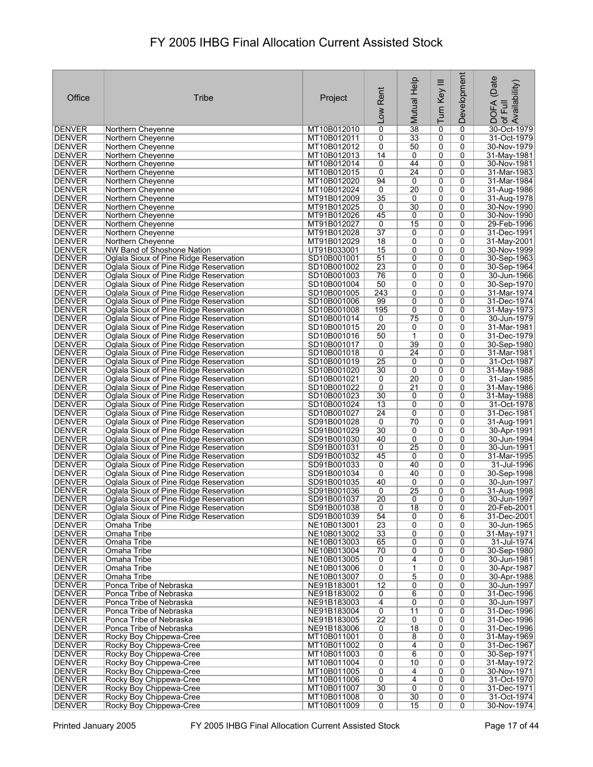# FY 2005 IHBG Final Allocation Current Assisted Stock

| Office | Tribe | Project | Low Rent | Mutual Help | Turn Key III | Development | DOFA (Date of Full Availability) |
|---|---|---|---|---|---|---|---|
| DENVER | Northern Cheyenne | MT10B012010 | 0 | 38 | 0 | 0 | 30-Oct-1979 |
| DENVER | Northern Cheyenne | MT10B012011 | 0 | 33 | 0 | 0 | 31-Oct-1979 |
| DENVER | Northern Cheyenne | MT10B012012 | 0 | 50 | 0 | 0 | 30-Nov-1979 |
| DENVER | Northern Cheyenne | MT10B012013 | 14 | 0 | 0 | 0 | 31-May-1981 |
| DENVER | Northern Cheyenne | MT10B012014 | 0 | 44 | 0 | 0 | 30-Nov-1981 |
| DENVER | Northern Cheyenne | MT10B012015 | 0 | 24 | 0 | 0 | 31-Mar-1983 |
| DENVER | Northern Cheyenne | MT10B012020 | 94 | 0 | 0 | 0 | 31-Mar-1984 |
| DENVER | Northern Cheyenne | MT10B012024 | 0 | 20 | 0 | 0 | 31-Aug-1986 |
| DENVER | Northern Cheyenne | MT91B012009 | 35 | 0 | 0 | 0 | 31-Aug-1978 |
| DENVER | Northern Cheyenne | MT91B012025 | 0 | 30 | 0 | 0 | 30-Nov-1990 |
| DENVER | Northern Cheyenne | MT91B012026 | 45 | 0 | 0 | 0 | 30-Nov-1990 |
| DENVER | Northern Cheyenne | MT91B012027 | 0 | 15 | 0 | 0 | 29-Feb-1996 |
| DENVER | Northern Cheyenne | MT91B012028 | 37 | 0 | 0 | 0 | 31-Dec-1991 |
| DENVER | Northern Cheyenne | MT91B012029 | 18 | 0 | 0 | 0 | 31-May-2001 |
| DENVER | NW Band of Shoshone Nation | UT91B033001 | 15 | 0 | 0 | 0 | 30-Nov-1999 |
| DENVER | Oglala Sioux of Pine Ridge Reservation | SD10B001001 | 51 | 0 | 0 | 0 | 30-Sep-1963 |
| DENVER | Oglala Sioux of Pine Ridge Reservation | SD10B001002 | 23 | 0 | 0 | 0 | 30-Sep-1964 |
| DENVER | Oglala Sioux of Pine Ridge Reservation | SD10B001003 | 76 | 0 | 0 | 0 | 30-Jun-1966 |
| DENVER | Oglala Sioux of Pine Ridge Reservation | SD10B001004 | 50 | 0 | 0 | 0 | 30-Sep-1970 |
| DENVER | Oglala Sioux of Pine Ridge Reservation | SD10B001005 | 243 | 0 | 0 | 0 | 31-Mar-1974 |
| DENVER | Oglala Sioux of Pine Ridge Reservation | SD10B001006 | 99 | 0 | 0 | 0 | 31-Dec-1974 |
| DENVER | Oglala Sioux of Pine Ridge Reservation | SD10B001008 | 195 | 0 | 0 | 0 | 31-May-1973 |
| DENVER | Oglala Sioux of Pine Ridge Reservation | SD10B001014 | 0 | 75 | 0 | 0 | 30-Jun-1979 |
| DENVER | Oglala Sioux of Pine Ridge Reservation | SD10B001015 | 20 | 0 | 0 | 0 | 31-Mar-1981 |
| DENVER | Oglala Sioux of Pine Ridge Reservation | SD10B001016 | 50 | 1 | 0 | 0 | 31-Dec-1979 |
| DENVER | Oglala Sioux of Pine Ridge Reservation | SD10B001017 | 0 | 39 | 0 | 0 | 30-Sep-1980 |
| DENVER | Oglala Sioux of Pine Ridge Reservation | SD10B001018 | 0 | 24 | 0 | 0 | 31-Mar-1981 |
| DENVER | Oglala Sioux of Pine Ridge Reservation | SD10B001019 | 25 | 0 | 0 | 0 | 31-Oct-1987 |
| DENVER | Oglala Sioux of Pine Ridge Reservation | SD10B001020 | 30 | 0 | 0 | 0 | 31-May-1988 |
| DENVER | Oglala Sioux of Pine Ridge Reservation | SD10B001021 | 0 | 20 | 0 | 0 | 31-Jan-1985 |
| DENVER | Oglala Sioux of Pine Ridge Reservation | SD10B001022 | 0 | 21 | 0 | 0 | 31-May-1986 |
| DENVER | Oglala Sioux of Pine Ridge Reservation | SD10B001023 | 30 | 0 | 0 | 0 | 31-May-1988 |
| DENVER | Oglala Sioux of Pine Ridge Reservation | SD10B001024 | 13 | 0 | 0 | 0 | 31-Oct-1978 |
| DENVER | Oglala Sioux of Pine Ridge Reservation | SD10B001027 | 24 | 0 | 0 | 0 | 31-Dec-1981 |
| DENVER | Oglala Sioux of Pine Ridge Reservation | SD91B001028 | 0 | 70 | 0 | 0 | 31-Aug-1991 |
| DENVER | Oglala Sioux of Pine Ridge Reservation | SD91B001029 | 30 | 0 | 0 | 0 | 30-Apr-1991 |
| DENVER | Oglala Sioux of Pine Ridge Reservation | SD91B001030 | 40 | 0 | 0 | 0 | 30-Jun-1994 |
| DENVER | Oglala Sioux of Pine Ridge Reservation | SD91B001031 | 0 | 25 | 0 | 0 | 30-Jun-1991 |
| DENVER | Oglala Sioux of Pine Ridge Reservation | SD91B001032 | 45 | 0 | 0 | 0 | 31-Mar-1995 |
| DENVER | Oglala Sioux of Pine Ridge Reservation | SD91B001033 | 0 | 40 | 0 | 0 | 31-Jul-1996 |
| DENVER | Oglala Sioux of Pine Ridge Reservation | SD91B001034 | 0 | 40 | 0 | 0 | 30-Sep-1998 |
| DENVER | Oglala Sioux of Pine Ridge Reservation | SD91B001035 | 40 | 0 | 0 | 0 | 30-Jun-1997 |
| DENVER | Oglala Sioux of Pine Ridge Reservation | SD91B001036 | 0 | 25 | 0 | 0 | 31-Aug-1998 |
| DENVER | Oglala Sioux of Pine Ridge Reservation | SD91B001037 | 20 | 0 | 0 | 0 | 30-Jun-1997 |
| DENVER | Oglala Sioux of Pine Ridge Reservation | SD91B001038 | 0 | 18 | 0 | 0 | 20-Feb-2001 |
| DENVER | Oglala Sioux of Pine Ridge Reservation | SD91B001039 | 54 | 0 | 0 | 6 | 31-Dec-2001 |
| DENVER | Omaha Tribe | NE10B013001 | 23 | 0 | 0 | 0 | 30-Jun-1965 |
| DENVER | Omaha Tribe | NE10B013002 | 33 | 0 | 0 | 0 | 31-May-1971 |
| DENVER | Omaha Tribe | NE10B013003 | 65 | 0 | 0 | 0 | 31-Jul-1974 |
| DENVER | Omaha Tribe | NE10B013004 | 70 | 0 | 0 | 0 | 30-Sep-1980 |
| DENVER | Omaha Tribe | NE10B013005 | 0 | 4 | 0 | 0 | 30-Jun-1981 |
| DENVER | Omaha Tribe | NE10B013006 | 0 | 1 | 0 | 0 | 30-Apr-1987 |
| DENVER | Omaha Tribe | NE10B013007 | 0 | 5 | 0 | 0 | 30-Apr-1988 |
| DENVER | Ponca Tribe of Nebraska | NE91B183001 | 12 | 0 | 0 | 0 | 30-Jun-1997 |
| DENVER | Ponca Tribe of Nebraska | NE91B183002 | 0 | 6 | 0 | 0 | 31-Dec-1996 |
| DENVER | Ponca Tribe of Nebraska | NE91B183003 | 4 | 0 | 0 | 0 | 30-Jun-1997 |
| DENVER | Ponca Tribe of Nebraska | NE91B183004 | 0 | 11 | 0 | 0 | 31-Dec-1996 |
| DENVER | Ponca Tribe of Nebraska | NE91B183005 | 22 | 0 | 0 | 0 | 31-Dec-1996 |
| DENVER | Ponca Tribe of Nebraska | NE91B183006 | 0 | 18 | 0 | 0 | 31-Dec-1996 |
| DENVER | Rocky Boy Chippewa-Cree | MT10B011001 | 0 | 8 | 0 | 0 | 31-May-1969 |
| DENVER | Rocky Boy Chippewa-Cree | MT10B011002 | 0 | 4 | 0 | 0 | 31-Dec-1967 |
| DENVER | Rocky Boy Chippewa-Cree | MT10B011003 | 0 | 6 | 0 | 0 | 30-Sep-1971 |
| DENVER | Rocky Boy Chippewa-Cree | MT10B011004 | 0 | 10 | 0 | 0 | 31-May-1972 |
| DENVER | Rocky Boy Chippewa-Cree | MT10B011005 | 0 | 4 | 0 | 0 | 30-Nov-1971 |
| DENVER | Rocky Boy Chippewa-Cree | MT10B011006 | 0 | 4 | 0 | 0 | 31-Oct-1970 |
| DENVER | Rocky Boy Chippewa-Cree | MT10B011007 | 30 | 0 | 0 | 0 | 31-Dec-1971 |
| DENVER | Rocky Boy Chippewa-Cree | MT10B011008 | 0 | 30 | 0 | 0 | 31-Oct-1974 |
| DENVER | Rocky Boy Chippewa-Cree | MT10B011009 | 0 | 15 | 0 | 0 | 30-Nov-1974 |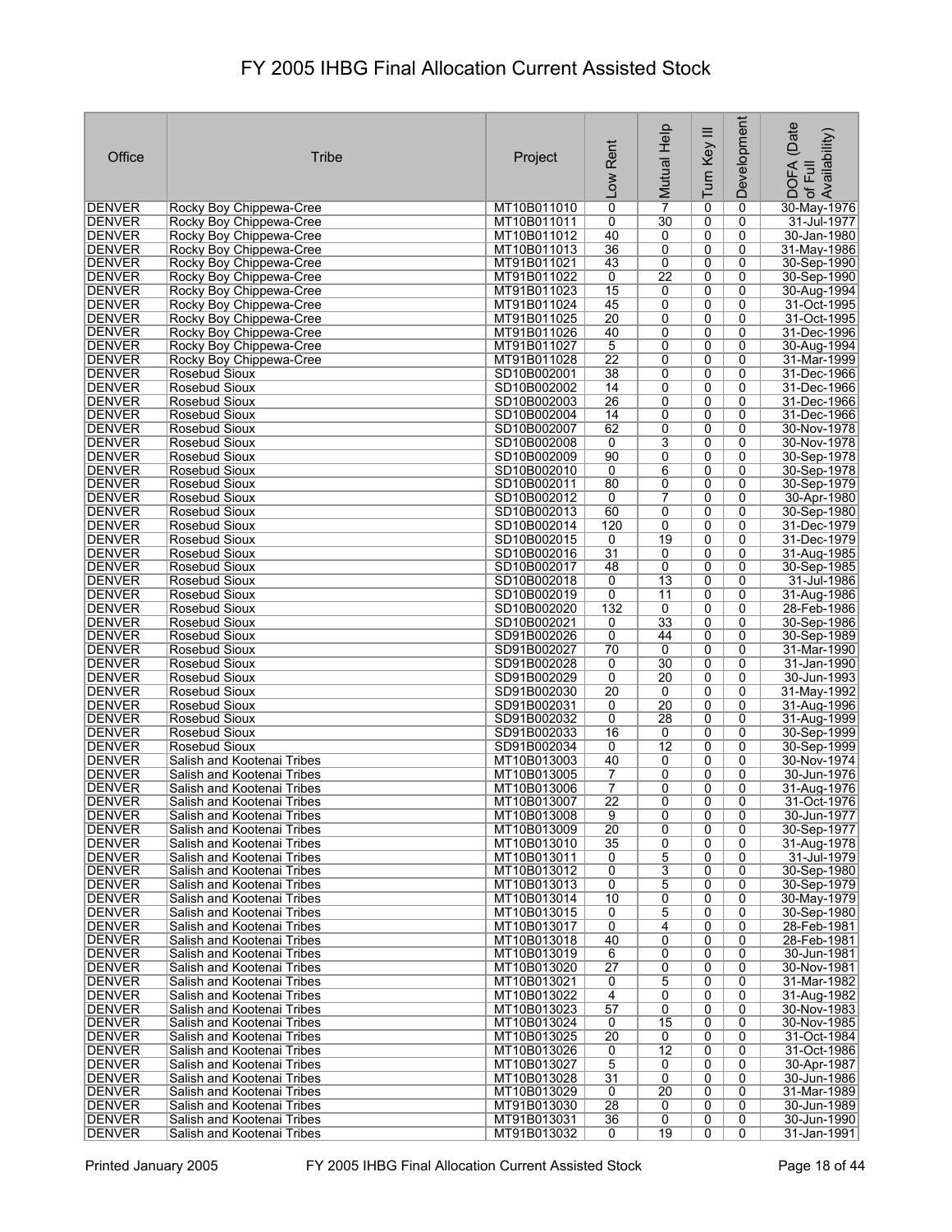# FY 2005 IHBG Final Allocation Current Assisted Stock

| Office | Tribe | Project | Low Rent | Mutual Help | Turn Key III | Development | DOFA (Date of Full Availability) |
|---|---|---|---|---|---|---|---|
| DENVER | Rocky Boy Chippewa-Cree | MT10B011010 | 0 | 7 | 0 | 0 | 30-May-1976 |
| DENVER | Rocky Boy Chippewa-Cree | MT10B011011 | 0 | 30 | 0 | 0 | 31-Jul-1977 |
| DENVER | Rocky Boy Chippewa-Cree | MT10B011012 | 40 | 0 | 0 | 0 | 30-Jan-1980 |
| DENVER | Rocky Boy Chippewa-Cree | MT10B011013 | 36 | 0 | 0 | 0 | 31-May-1986 |
| DENVER | Rocky Boy Chippewa-Cree | MT91B011021 | 43 | 0 | 0 | 0 | 30-Sep-1990 |
| DENVER | Rocky Boy Chippewa-Cree | MT91B011022 | 0 | 22 | 0 | 0 | 30-Sep-1990 |
| DENVER | Rocky Boy Chippewa-Cree | MT91B011023 | 15 | 0 | 0 | 0 | 30-Aug-1994 |
| DENVER | Rocky Boy Chippewa-Cree | MT91B011024 | 45 | 0 | 0 | 0 | 31-Oct-1995 |
| DENVER | Rocky Boy Chippewa-Cree | MT91B011025 | 20 | 0 | 0 | 0 | 31-Oct-1995 |
| DENVER | Rocky Boy Chippewa-Cree | MT91B011026 | 40 | 0 | 0 | 0 | 31-Dec-1996 |
| DENVER | Rocky Boy Chippewa-Cree | MT91B011027 | 5 | 0 | 0 | 0 | 30-Aug-1994 |
| DENVER | Rocky Boy Chippewa-Cree | MT91B011028 | 22 | 0 | 0 | 0 | 31-Mar-1999 |
| DENVER | Rosebud Sioux | SD10B002001 | 38 | 0 | 0 | 0 | 31-Dec-1966 |
| DENVER | Rosebud Sioux | SD10B002002 | 14 | 0 | 0 | 0 | 31-Dec-1966 |
| DENVER | Rosebud Sioux | SD10B002003 | 26 | 0 | 0 | 0 | 31-Dec-1966 |
| DENVER | Rosebud Sioux | SD10B002004 | 14 | 0 | 0 | 0 | 31-Dec-1966 |
| DENVER | Rosebud Sioux | SD10B002007 | 62 | 0 | 0 | 0 | 30-Nov-1978 |
| DENVER | Rosebud Sioux | SD10B002008 | 0 | 3 | 0 | 0 | 30-Nov-1978 |
| DENVER | Rosebud Sioux | SD10B002009 | 90 | 0 | 0 | 0 | 30-Sep-1978 |
| DENVER | Rosebud Sioux | SD10B002010 | 0 | 6 | 0 | 0 | 30-Sep-1978 |
| DENVER | Rosebud Sioux | SD10B002011 | 80 | 0 | 0 | 0 | 30-Sep-1979 |
| DENVER | Rosebud Sioux | SD10B002012 | 0 | 7 | 0 | 0 | 30-Apr-1980 |
| DENVER | Rosebud Sioux | SD10B002013 | 60 | 0 | 0 | 0 | 30-Sep-1980 |
| DENVER | Rosebud Sioux | SD10B002014 | 120 | 0 | 0 | 0 | 31-Dec-1979 |
| DENVER | Rosebud Sioux | SD10B002015 | 0 | 19 | 0 | 0 | 31-Dec-1979 |
| DENVER | Rosebud Sioux | SD10B002016 | 31 | 0 | 0 | 0 | 31-Aug-1985 |
| DENVER | Rosebud Sioux | SD10B002017 | 48 | 0 | 0 | 0 | 30-Sep-1985 |
| DENVER | Rosebud Sioux | SD10B002018 | 0 | 13 | 0 | 0 | 31-Jul-1986 |
| DENVER | Rosebud Sioux | SD10B002019 | 0 | 11 | 0 | 0 | 31-Aug-1986 |
| DENVER | Rosebud Sioux | SD10B002020 | 132 | 0 | 0 | 0 | 28-Feb-1986 |
| DENVER | Rosebud Sioux | SD10B002021 | 0 | 33 | 0 | 0 | 30-Sep-1986 |
| DENVER | Rosebud Sioux | SD91B002026 | 0 | 44 | 0 | 0 | 30-Sep-1989 |
| DENVER | Rosebud Sioux | SD91B002027 | 70 | 0 | 0 | 0 | 31-Mar-1990 |
| DENVER | Rosebud Sioux | SD91B002028 | 0 | 30 | 0 | 0 | 31-Jan-1990 |
| DENVER | Rosebud Sioux | SD91B002029 | 0 | 20 | 0 | 0 | 30-Jun-1993 |
| DENVER | Rosebud Sioux | SD91B002030 | 20 | 0 | 0 | 0 | 31-May-1992 |
| DENVER | Rosebud Sioux | SD91B002031 | 0 | 20 | 0 | 0 | 31-Aug-1996 |
| DENVER | Rosebud Sioux | SD91B002032 | 0 | 28 | 0 | 0 | 31-Aug-1999 |
| DENVER | Rosebud Sioux | SD91B002033 | 16 | 0 | 0 | 0 | 30-Sep-1999 |
| DENVER | Rosebud Sioux | SD91B002034 | 0 | 12 | 0 | 0 | 30-Sep-1999 |
| DENVER | Salish and Kootenai Tribes | MT10B013003 | 40 | 0 | 0 | 0 | 30-Nov-1974 |
| DENVER | Salish and Kootenai Tribes | MT10B013005 | 7 | 0 | 0 | 0 | 30-Jun-1976 |
| DENVER | Salish and Kootenai Tribes | MT10B013006 | 7 | 0 | 0 | 0 | 31-Aug-1976 |
| DENVER | Salish and Kootenai Tribes | MT10B013007 | 22 | 0 | 0 | 0 | 31-Oct-1976 |
| DENVER | Salish and Kootenai Tribes | MT10B013008 | 9 | 0 | 0 | 0 | 30-Jun-1977 |
| DENVER | Salish and Kootenai Tribes | MT10B013009 | 20 | 0 | 0 | 0 | 30-Sep-1977 |
| DENVER | Salish and Kootenai Tribes | MT10B013010 | 35 | 0 | 0 | 0 | 31-Aug-1978 |
| DENVER | Salish and Kootenai Tribes | MT10B013011 | 0 | 5 | 0 | 0 | 31-Jul-1979 |
| DENVER | Salish and Kootenai Tribes | MT10B013012 | 0 | 3 | 0 | 0 | 30-Sep-1980 |
| DENVER | Salish and Kootenai Tribes | MT10B013013 | 0 | 5 | 0 | 0 | 30-Sep-1979 |
| DENVER | Salish and Kootenai Tribes | MT10B013014 | 10 | 0 | 0 | 0 | 30-May-1979 |
| DENVER | Salish and Kootenai Tribes | MT10B013015 | 0 | 5 | 0 | 0 | 30-Sep-1980 |
| DENVER | Salish and Kootenai Tribes | MT10B013017 | 0 | 4 | 0 | 0 | 28-Feb-1981 |
| DENVER | Salish and Kootenai Tribes | MT10B013018 | 40 | 0 | 0 | 0 | 28-Feb-1981 |
| DENVER | Salish and Kootenai Tribes | MT10B013019 | 6 | 0 | 0 | 0 | 30-Jun-1981 |
| DENVER | Salish and Kootenai Tribes | MT10B013020 | 27 | 0 | 0 | 0 | 30-Nov-1981 |
| DENVER | Salish and Kootenai Tribes | MT10B013021 | 0 | 5 | 0 | 0 | 31-Mar-1982 |
| DENVER | Salish and Kootenai Tribes | MT10B013022 | 4 | 0 | 0 | 0 | 31-Aug-1982 |
| DENVER | Salish and Kootenai Tribes | MT10B013023 | 57 | 0 | 0 | 0 | 30-Nov-1983 |
| DENVER | Salish and Kootenai Tribes | MT10B013024 | 0 | 15 | 0 | 0 | 30-Nov-1985 |
| DENVER | Salish and Kootenai Tribes | MT10B013025 | 20 | 0 | 0 | 0 | 31-Oct-1984 |
| DENVER | Salish and Kootenai Tribes | MT10B013026 | 0 | 12 | 0 | 0 | 31-Oct-1986 |
| DENVER | Salish and Kootenai Tribes | MT10B013027 | 5 | 0 | 0 | 0 | 30-Apr-1987 |
| DENVER | Salish and Kootenai Tribes | MT10B013028 | 31 | 0 | 0 | 0 | 30-Jun-1986 |
| DENVER | Salish and Kootenai Tribes | MT10B013029 | 0 | 20 | 0 | 0 | 31-Mar-1989 |
| DENVER | Salish and Kootenai Tribes | MT91B013030 | 28 | 0 | 0 | 0 | 30-Jun-1989 |
| DENVER | Salish and Kootenai Tribes | MT91B013031 | 36 | 0 | 0 | 0 | 30-Jun-1990 |
| DENVER | Salish and Kootenai Tribes | MT91B013032 | 0 | 19 | 0 | 0 | 31-Jan-1991 |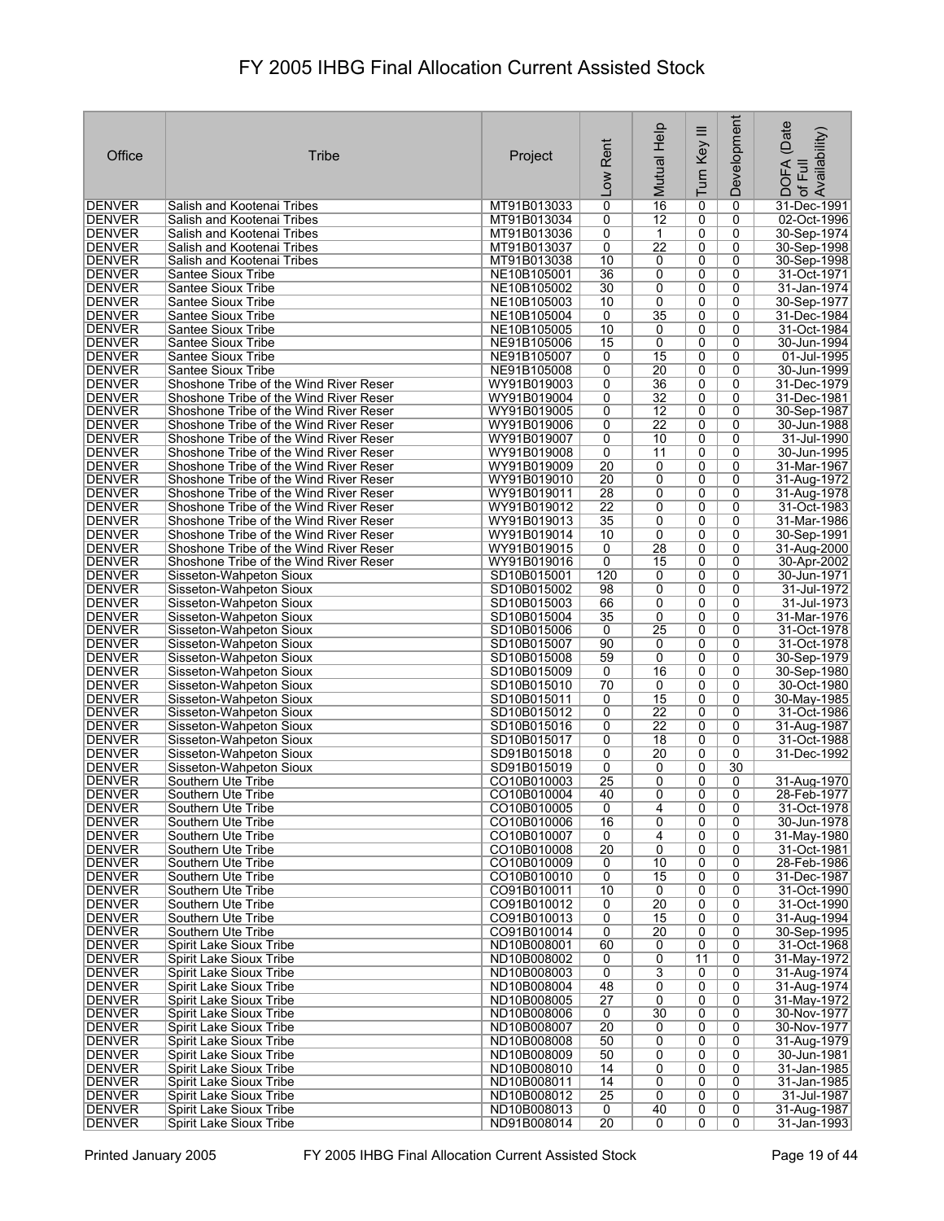# FY 2005 IHBG Final Allocation Current Assisted Stock

| Office | Tribe | Project | Low Rent | Mutual Help | Turn Key III | Development | DOFA (Date of Full Availability) |
|---|---|---|---|---|---|---|---|
| DENVER | Salish and Kootenai Tribes | MT91B013033 | 0 | 16 | 0 | 0 | 31-Dec-1991 |
| DENVER | Salish and Kootenai Tribes | MT91B013034 | 0 | 12 | 0 | 0 | 02-Oct-1996 |
| DENVER | Salish and Kootenai Tribes | MT91B013036 | 0 | 1 | 0 | 0 | 30-Sep-1974 |
| DENVER | Salish and Kootenai Tribes | MT91B013037 | 0 | 22 | 0 | 0 | 30-Sep-1998 |
| DENVER | Salish and Kootenai Tribes | MT91B013038 | 10 | 0 | 0 | 0 | 30-Sep-1998 |
| DENVER | Santee Sioux Tribe | NE10B105001 | 36 | 0 | 0 | 0 | 31-Oct-1971 |
| DENVER | Santee Sioux Tribe | NE10B105002 | 30 | 0 | 0 | 0 | 31-Jan-1974 |
| DENVER | Santee Sioux Tribe | NE10B105003 | 10 | 0 | 0 | 0 | 30-Sep-1977 |
| DENVER | Santee Sioux Tribe | NE10B105004 | 0 | 35 | 0 | 0 | 31-Dec-1984 |
| DENVER | Santee Sioux Tribe | NE10B105005 | 10 | 0 | 0 | 0 | 31-Oct-1984 |
| DENVER | Santee Sioux Tribe | NE91B105006 | 15 | 0 | 0 | 0 | 30-Jun-1994 |
| DENVER | Santee Sioux Tribe | NE91B105007 | 0 | 15 | 0 | 0 | 01-Jul-1995 |
| DENVER | Santee Sioux Tribe | NE91B105008 | 0 | 20 | 0 | 0 | 30-Jun-1999 |
| DENVER | Shoshone Tribe of the Wind River Reser | WY91B019003 | 0 | 36 | 0 | 0 | 31-Dec-1979 |
| DENVER | Shoshone Tribe of the Wind River Reser | WY91B019004 | 0 | 32 | 0 | 0 | 31-Dec-1981 |
| DENVER | Shoshone Tribe of the Wind River Reser | WY91B019005 | 0 | 12 | 0 | 0 | 30-Sep-1987 |
| DENVER | Shoshone Tribe of the Wind River Reser | WY91B019006 | 0 | 22 | 0 | 0 | 30-Jun-1988 |
| DENVER | Shoshone Tribe of the Wind River Reser | WY91B019007 | 0 | 10 | 0 | 0 | 31-Jul-1990 |
| DENVER | Shoshone Tribe of the Wind River Reser | WY91B019008 | 0 | 11 | 0 | 0 | 30-Jun-1995 |
| DENVER | Shoshone Tribe of the Wind River Reser | WY91B019009 | 20 | 0 | 0 | 0 | 31-Mar-1967 |
| DENVER | Shoshone Tribe of the Wind River Reser | WY91B019010 | 20 | 0 | 0 | 0 | 31-Aug-1972 |
| DENVER | Shoshone Tribe of the Wind River Reser | WY91B019011 | 28 | 0 | 0 | 0 | 31-Aug-1978 |
| DENVER | Shoshone Tribe of the Wind River Reser | WY91B019012 | 22 | 0 | 0 | 0 | 31-Oct-1983 |
| DENVER | Shoshone Tribe of the Wind River Reser | WY91B019013 | 35 | 0 | 0 | 0 | 31-Mar-1986 |
| DENVER | Shoshone Tribe of the Wind River Reser | WY91B019014 | 10 | 0 | 0 | 0 | 30-Sep-1991 |
| DENVER | Shoshone Tribe of the Wind River Reser | WY91B019015 | 0 | 28 | 0 | 0 | 31-Aug-2000 |
| DENVER | Shoshone Tribe of the Wind River Reser | WY91B019016 | 0 | 15 | 0 | 0 | 30-Apr-2002 |
| DENVER | Sisseton-Wahpeton Sioux | SD10B015001 | 120 | 0 | 0 | 0 | 30-Jun-1971 |
| DENVER | Sisseton-Wahpeton Sioux | SD10B015002 | 98 | 0 | 0 | 0 | 31-Jul-1972 |
| DENVER | Sisseton-Wahpeton Sioux | SD10B015003 | 66 | 0 | 0 | 0 | 31-Jul-1973 |
| DENVER | Sisseton-Wahpeton Sioux | SD10B015004 | 35 | 0 | 0 | 0 | 31-Mar-1976 |
| DENVER | Sisseton-Wahpeton Sioux | SD10B015006 | 0 | 25 | 0 | 0 | 31-Oct-1978 |
| DENVER | Sisseton-Wahpeton Sioux | SD10B015007 | 90 | 0 | 0 | 0 | 31-Oct-1978 |
| DENVER | Sisseton-Wahpeton Sioux | SD10B015008 | 59 | 0 | 0 | 0 | 30-Sep-1979 |
| DENVER | Sisseton-Wahpeton Sioux | SD10B015009 | 0 | 16 | 0 | 0 | 30-Sep-1980 |
| DENVER | Sisseton-Wahpeton Sioux | SD10B015010 | 70 | 0 | 0 | 0 | 30-Oct-1980 |
| DENVER | Sisseton-Wahpeton Sioux | SD10B015011 | 0 | 15 | 0 | 0 | 30-May-1985 |
| DENVER | Sisseton-Wahpeton Sioux | SD10B015012 | 0 | 22 | 0 | 0 | 31-Oct-1986 |
| DENVER | Sisseton-Wahpeton Sioux | SD10B015016 | 0 | 22 | 0 | 0 | 31-Aug-1987 |
| DENVER | Sisseton-Wahpeton Sioux | SD10B015017 | 0 | 18 | 0 | 0 | 31-Oct-1988 |
| DENVER | Sisseton-Wahpeton Sioux | SD91B015018 | 0 | 20 | 0 | 0 | 31-Dec-1992 |
| DENVER | Sisseton-Wahpeton Sioux | SD91B015019 | 0 | 0 | 0 | 30 | |
| DENVER | Southern Ute Tribe | CO10B010003 | 25 | 0 | 0 | 0 | 31-Aug-1970 |
| DENVER | Southern Ute Tribe | CO10B010004 | 40 | 0 | 0 | 0 | 28-Feb-1977 |
| DENVER | Southern Ute Tribe | CO10B010005 | 0 | 4 | 0 | 0 | 31-Oct-1978 |
| DENVER | Southern Ute Tribe | CO10B010006 | 16 | 0 | 0 | 0 | 30-Jun-1978 |
| DENVER | Southern Ute Tribe | CO10B010007 | 0 | 4 | 0 | 0 | 31-May-1980 |
| DENVER | Southern Ute Tribe | CO10B010008 | 20 | 0 | 0 | 0 | 31-Oct-1981 |
| DENVER | Southern Ute Tribe | CO10B010009 | 0 | 10 | 0 | 0 | 28-Feb-1986 |
| DENVER | Southern Ute Tribe | CO10B010010 | 0 | 15 | 0 | 0 | 31-Dec-1987 |
| DENVER | Southern Ute Tribe | CO91B010011 | 10 | 0 | 0 | 0 | 31-Oct-1990 |
| DENVER | Southern Ute Tribe | CO91B010012 | 0 | 20 | 0 | 0 | 31-Oct-1990 |
| DENVER | Southern Ute Tribe | CO91B010013 | 0 | 15 | 0 | 0 | 31-Aug-1994 |
| DENVER | Southern Ute Tribe | CO91B010014 | 0 | 20 | 0 | 0 | 30-Sep-1995 |
| DENVER | Spirit Lake Sioux Tribe | ND10B008001 | 60 | 0 | 0 | 0 | 31-Oct-1968 |
| DENVER | Spirit Lake Sioux Tribe | ND10B008002 | 0 | 0 | 11 | 0 | 31-May-1972 |
| DENVER | Spirit Lake Sioux Tribe | ND10B008003 | 0 | 3 | 0 | 0 | 31-Aug-1974 |
| DENVER | Spirit Lake Sioux Tribe | ND10B008004 | 48 | 0 | 0 | 0 | 31-Aug-1974 |
| DENVER | Spirit Lake Sioux Tribe | ND10B008005 | 27 | 0 | 0 | 0 | 31-May-1972 |
| DENVER | Spirit Lake Sioux Tribe | ND10B008006 | 0 | 30 | 0 | 0 | 30-Nov-1977 |
| DENVER | Spirit Lake Sioux Tribe | ND10B008007 | 20 | 0 | 0 | 0 | 30-Nov-1977 |
| DENVER | Spirit Lake Sioux Tribe | ND10B008008 | 50 | 0 | 0 | 0 | 31-Aug-1979 |
| DENVER | Spirit Lake Sioux Tribe | ND10B008009 | 50 | 0 | 0 | 0 | 30-Jun-1981 |
| DENVER | Spirit Lake Sioux Tribe | ND10B008010 | 14 | 0 | 0 | 0 | 31-Jan-1985 |
| DENVER | Spirit Lake Sioux Tribe | ND10B008011 | 14 | 0 | 0 | 0 | 31-Jan-1985 |
| DENVER | Spirit Lake Sioux Tribe | ND10B008012 | 25 | 0 | 0 | 0 | 31-Jul-1987 |
| DENVER | Spirit Lake Sioux Tribe | ND10B008013 | 0 | 40 | 0 | 0 | 31-Aug-1987 |
| DENVER | Spirit Lake Sioux Tribe | ND91B008014 | 20 | 0 | 0 | 0 | 31-Jan-1993 |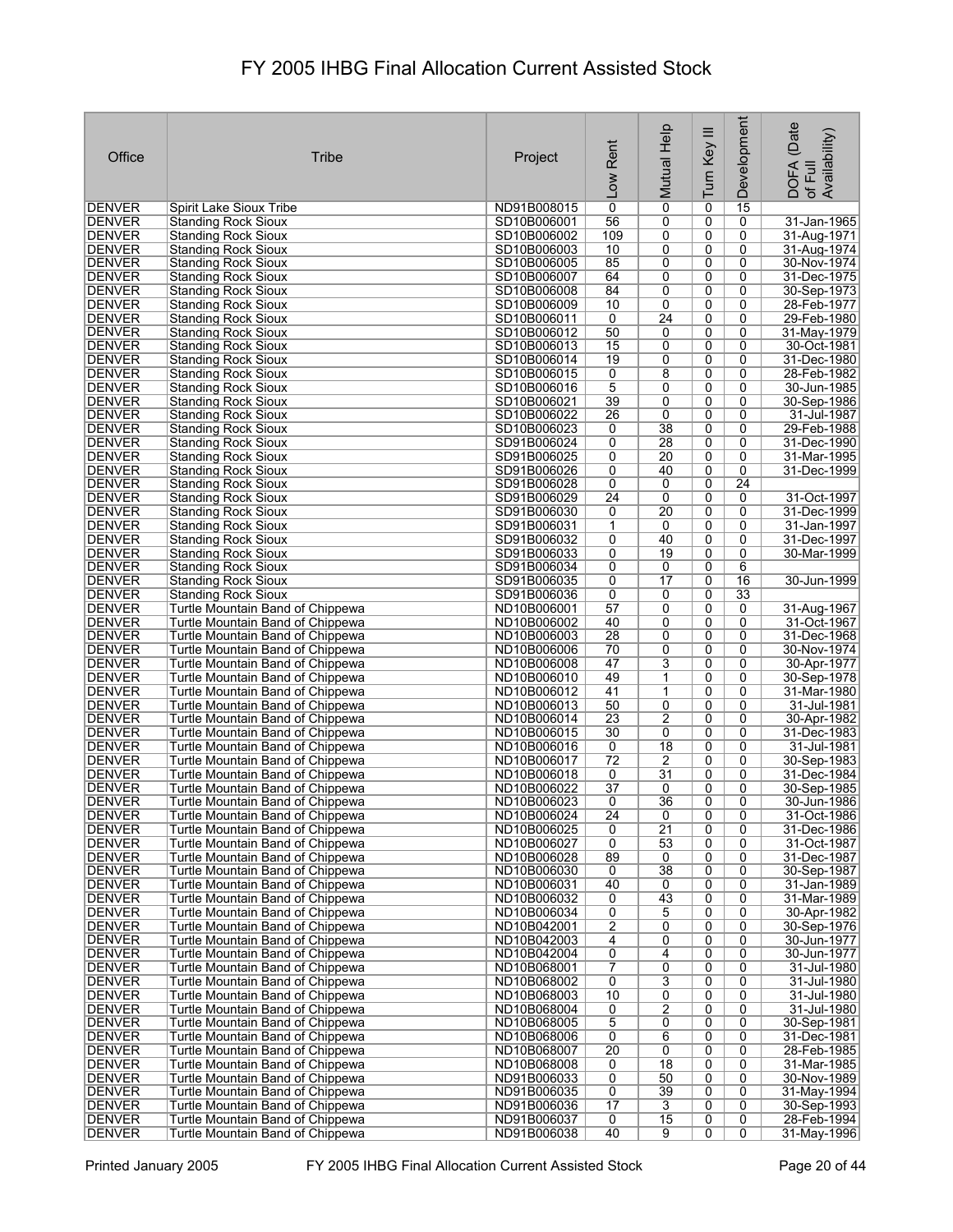# FY 2005 IHBG Final Allocation Current Assisted Stock

| Office | Tribe | Project | Low Rent | Mutual Help | Turn Key III | Development | DOFA (Date of Full Availability) |
|---|---|---|---|---|---|---|---|
| DENVER | Spirit Lake Sioux Tribe | ND91B008015 | 0 | 0 | 0 | 15 | |
| DENVER | Standing Rock Sioux | SD10B006001 | 56 | 0 | 0 | 0 | 31-Jan-1965 |
| DENVER | Standing Rock Sioux | SD10B006002 | 109 | 0 | 0 | 0 | 31-Aug-1971 |
| DENVER | Standing Rock Sioux | SD10B006003 | 10 | 0 | 0 | 0 | 31-Aug-1974 |
| DENVER | Standing Rock Sioux | SD10B006005 | 85 | 0 | 0 | 0 | 30-Nov-1974 |
| DENVER | Standing Rock Sioux | SD10B006007 | 64 | 0 | 0 | 0 | 31-Dec-1975 |
| DENVER | Standing Rock Sioux | SD10B006008 | 84 | 0 | 0 | 0 | 30-Sep-1973 |
| DENVER | Standing Rock Sioux | SD10B006009 | 10 | 0 | 0 | 0 | 28-Feb-1977 |
| DENVER | Standing Rock Sioux | SD10B006011 | 0 | 24 | 0 | 0 | 29-Feb-1980 |
| DENVER | Standing Rock Sioux | SD10B006012 | 50 | 0 | 0 | 0 | 31-May-1979 |
| DENVER | Standing Rock Sioux | SD10B006013 | 15 | 0 | 0 | 0 | 30-Oct-1981 |
| DENVER | Standing Rock Sioux | SD10B006014 | 19 | 0 | 0 | 0 | 31-Dec-1980 |
| DENVER | Standing Rock Sioux | SD10B006015 | 0 | 8 | 0 | 0 | 28-Feb-1982 |
| DENVER | Standing Rock Sioux | SD10B006016 | 5 | 0 | 0 | 0 | 30-Jun-1985 |
| DENVER | Standing Rock Sioux | SD10B006021 | 39 | 0 | 0 | 0 | 30-Sep-1986 |
| DENVER | Standing Rock Sioux | SD10B006022 | 26 | 0 | 0 | 0 | 31-Jul-1987 |
| DENVER | Standing Rock Sioux | SD10B006023 | 0 | 38 | 0 | 0 | 29-Feb-1988 |
| DENVER | Standing Rock Sioux | SD91B006024 | 0 | 28 | 0 | 0 | 31-Dec-1990 |
| DENVER | Standing Rock Sioux | SD91B006025 | 0 | 20 | 0 | 0 | 31-Mar-1995 |
| DENVER | Standing Rock Sioux | SD91B006026 | 0 | 40 | 0 | 0 | 31-Dec-1999 |
| DENVER | Standing Rock Sioux | SD91B006028 | 0 | 0 | 0 | 24 | |
| DENVER | Standing Rock Sioux | SD91B006029 | 24 | 0 | 0 | 0 | 31-Oct-1997 |
| DENVER | Standing Rock Sioux | SD91B006030 | 0 | 20 | 0 | 0 | 31-Dec-1999 |
| DENVER | Standing Rock Sioux | SD91B006031 | 1 | 0 | 0 | 0 | 31-Jan-1997 |
| DENVER | Standing Rock Sioux | SD91B006032 | 0 | 40 | 0 | 0 | 31-Dec-1997 |
| DENVER | Standing Rock Sioux | SD91B006033 | 0 | 19 | 0 | 0 | 30-Mar-1999 |
| DENVER | Standing Rock Sioux | SD91B006034 | 0 | 0 | 0 | 6 | |
| DENVER | Standing Rock Sioux | SD91B006035 | 0 | 17 | 0 | 16 | 30-Jun-1999 |
| DENVER | Standing Rock Sioux | SD91B006036 | 0 | 0 | 0 | 33 | |
| DENVER | Turtle Mountain Band of Chippewa | ND10B006001 | 57 | 0 | 0 | 0 | 31-Aug-1967 |
| DENVER | Turtle Mountain Band of Chippewa | ND10B006002 | 40 | 0 | 0 | 0 | 31-Oct-1967 |
| DENVER | Turtle Mountain Band of Chippewa | ND10B006003 | 28 | 0 | 0 | 0 | 31-Dec-1968 |
| DENVER | Turtle Mountain Band of Chippewa | ND10B006006 | 70 | 0 | 0 | 0 | 30-Nov-1974 |
| DENVER | Turtle Mountain Band of Chippewa | ND10B006008 | 47 | 3 | 0 | 0 | 30-Apr-1977 |
| DENVER | Turtle Mountain Band of Chippewa | ND10B006010 | 49 | 1 | 0 | 0 | 30-Sep-1978 |
| DENVER | Turtle Mountain Band of Chippewa | ND10B006012 | 41 | 1 | 0 | 0 | 31-Mar-1980 |
| DENVER | Turtle Mountain Band of Chippewa | ND10B006013 | 50 | 0 | 0 | 0 | 31-Jul-1981 |
| DENVER | Turtle Mountain Band of Chippewa | ND10B006014 | 23 | 2 | 0 | 0 | 30-Apr-1982 |
| DENVER | Turtle Mountain Band of Chippewa | ND10B006015 | 30 | 0 | 0 | 0 | 31-Dec-1983 |
| DENVER | Turtle Mountain Band of Chippewa | ND10B006016 | 0 | 18 | 0 | 0 | 31-Jul-1981 |
| DENVER | Turtle Mountain Band of Chippewa | ND10B006017 | 72 | 2 | 0 | 0 | 30-Sep-1983 |
| DENVER | Turtle Mountain Band of Chippewa | ND10B006018 | 0 | 31 | 0 | 0 | 31-Dec-1984 |
| DENVER | Turtle Mountain Band of Chippewa | ND10B006022 | 37 | 0 | 0 | 0 | 30-Sep-1985 |
| DENVER | Turtle Mountain Band of Chippewa | ND10B006023 | 0 | 36 | 0 | 0 | 30-Jun-1986 |
| DENVER | Turtle Mountain Band of Chippewa | ND10B006024 | 24 | 0 | 0 | 0 | 31-Oct-1986 |
| DENVER | Turtle Mountain Band of Chippewa | ND10B006025 | 0 | 21 | 0 | 0 | 31-Dec-1986 |
| DENVER | Turtle Mountain Band of Chippewa | ND10B006027 | 0 | 53 | 0 | 0 | 31-Oct-1987 |
| DENVER | Turtle Mountain Band of Chippewa | ND10B006028 | 89 | 0 | 0 | 0 | 31-Dec-1987 |
| DENVER | Turtle Mountain Band of Chippewa | ND10B006030 | 0 | 38 | 0 | 0 | 30-Sep-1987 |
| DENVER | Turtle Mountain Band of Chippewa | ND10B006031 | 40 | 0 | 0 | 0 | 31-Jan-1989 |
| DENVER | Turtle Mountain Band of Chippewa | ND10B006032 | 0 | 43 | 0 | 0 | 31-Mar-1989 |
| DENVER | Turtle Mountain Band of Chippewa | ND10B006034 | 0 | 5 | 0 | 0 | 30-Apr-1982 |
| DENVER | Turtle Mountain Band of Chippewa | ND10B042001 | 2 | 0 | 0 | 0 | 30-Sep-1976 |
| DENVER | Turtle Mountain Band of Chippewa | ND10B042003 | 4 | 0 | 0 | 0 | 30-Jun-1977 |
| DENVER | Turtle Mountain Band of Chippewa | ND10B042004 | 0 | 4 | 0 | 0 | 30-Jun-1977 |
| DENVER | Turtle Mountain Band of Chippewa | ND10B068001 | 7 | 0 | 0 | 0 | 31-Jul-1980 |
| DENVER | Turtle Mountain Band of Chippewa | ND10B068002 | 0 | 3 | 0 | 0 | 31-Jul-1980 |
| DENVER | Turtle Mountain Band of Chippewa | ND10B068003 | 10 | 0 | 0 | 0 | 31-Jul-1980 |
| DENVER | Turtle Mountain Band of Chippewa | ND10B068004 | 0 | 2 | 0 | 0 | 31-Jul-1980 |
| DENVER | Turtle Mountain Band of Chippewa | ND10B068005 | 5 | 0 | 0 | 0 | 30-Sep-1981 |
| DENVER | Turtle Mountain Band of Chippewa | ND10B068006 | 0 | 6 | 0 | 0 | 31-Dec-1981 |
| DENVER | Turtle Mountain Band of Chippewa | ND10B068007 | 20 | 0 | 0 | 0 | 28-Feb-1985 |
| DENVER | Turtle Mountain Band of Chippewa | ND10B068008 | 0 | 18 | 0 | 0 | 31-Mar-1985 |
| DENVER | Turtle Mountain Band of Chippewa | ND91B006033 | 0 | 50 | 0 | 0 | 30-Nov-1989 |
| DENVER | Turtle Mountain Band of Chippewa | ND91B006035 | 0 | 39 | 0 | 0 | 31-May-1994 |
| DENVER | Turtle Mountain Band of Chippewa | ND91B006036 | 17 | 3 | 0 | 0 | 30-Sep-1993 |
| DENVER | Turtle Mountain Band of Chippewa | ND91B006037 | 0 | 15 | 0 | 0 | 28-Feb-1994 |
| DENVER | Turtle Mountain Band of Chippewa | ND91B006038 | 40 | 9 | 0 | 0 | 31-May-1996 |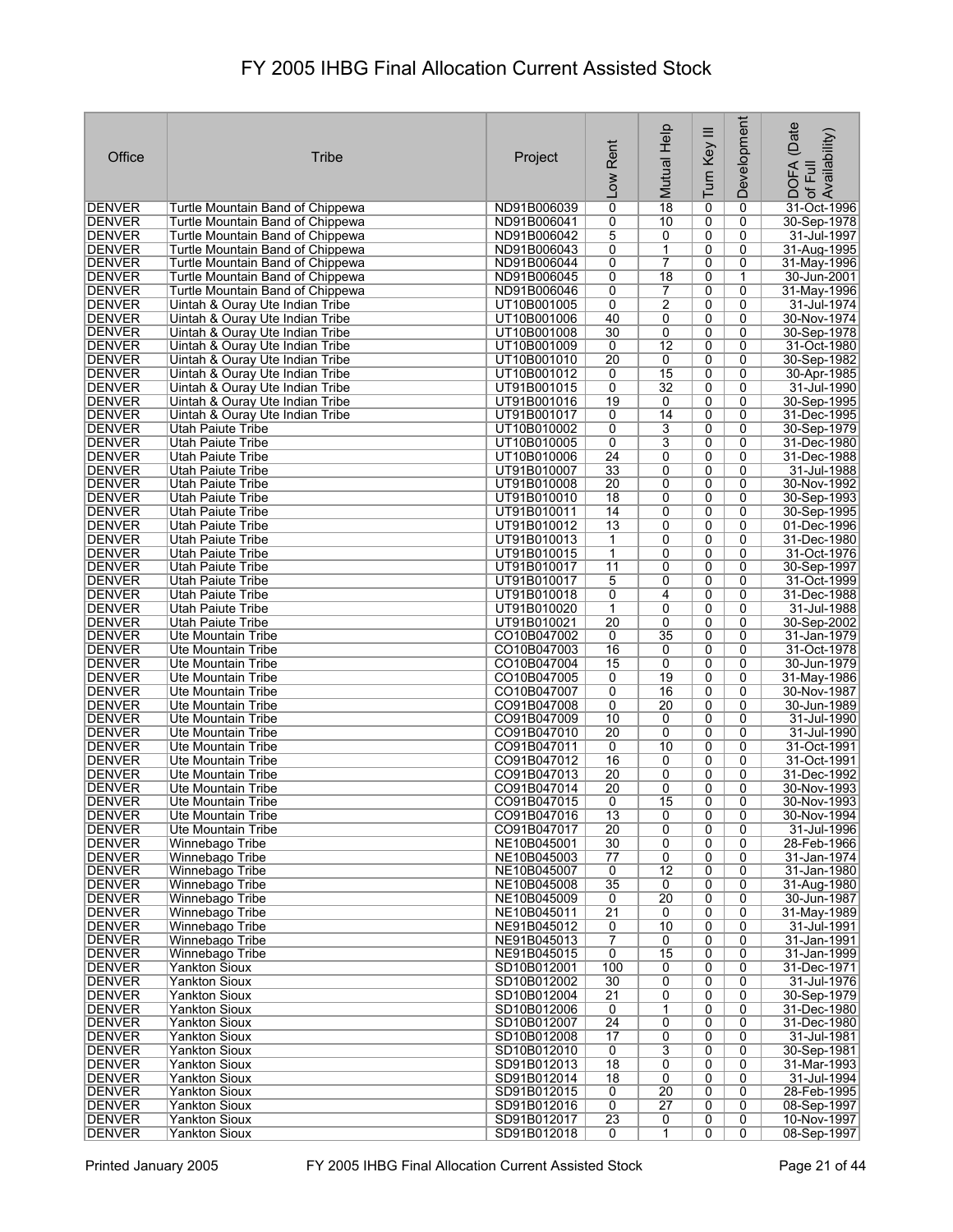# FY 2005 IHBG Final Allocation Current Assisted Stock

| Office | Tribe | Project | Low Rent | Mutual Help | Turn Key III | Development | DOFA (Date of Full Availability) |
|---|---|---|---|---|---|---|---|
| DENVER | Turtle Mountain Band of Chippewa | ND91B006039 | 0 | 18 | 0 | 0 | 31-Oct-1996 |
| DENVER | Turtle Mountain Band of Chippewa | ND91B006041 | 0 | 10 | 0 | 0 | 30-Sep-1978 |
| DENVER | Turtle Mountain Band of Chippewa | ND91B006042 | 5 | 0 | 0 | 0 | 31-Jul-1997 |
| DENVER | Turtle Mountain Band of Chippewa | ND91B006043 | 0 | 1 | 0 | 0 | 31-Aug-1995 |
| DENVER | Turtle Mountain Band of Chippewa | ND91B006044 | 0 | 7 | 0 | 0 | 31-May-1996 |
| DENVER | Turtle Mountain Band of Chippewa | ND91B006045 | 0 | 18 | 0 | 1 | 30-Jun-2001 |
| DENVER | Turtle Mountain Band of Chippewa | ND91B006046 | 0 | 7 | 0 | 0 | 31-May-1996 |
| DENVER | Uintah & Ouray Ute Indian Tribe | UT10B001005 | 0 | 2 | 0 | 0 | 31-Jul-1974 |
| DENVER | Uintah & Ouray Ute Indian Tribe | UT10B001006 | 40 | 0 | 0 | 0 | 30-Nov-1974 |
| DENVER | Uintah & Ouray Ute Indian Tribe | UT10B001008 | 30 | 0 | 0 | 0 | 30-Sep-1978 |
| DENVER | Uintah & Ouray Ute Indian Tribe | UT10B001009 | 0 | 12 | 0 | 0 | 31-Oct-1980 |
| DENVER | Uintah & Ouray Ute Indian Tribe | UT10B001010 | 20 | 0 | 0 | 0 | 30-Sep-1982 |
| DENVER | Uintah & Ouray Ute Indian Tribe | UT10B001012 | 0 | 15 | 0 | 0 | 30-Apr-1985 |
| DENVER | Uintah & Ouray Ute Indian Tribe | UT91B001015 | 0 | 32 | 0 | 0 | 31-Jul-1990 |
| DENVER | Uintah & Ouray Ute Indian Tribe | UT91B001016 | 19 | 0 | 0 | 0 | 30-Sep-1995 |
| DENVER | Uintah & Ouray Ute Indian Tribe | UT91B001017 | 0 | 14 | 0 | 0 | 31-Dec-1995 |
| DENVER | Utah Paiute Tribe | UT10B010002 | 0 | 3 | 0 | 0 | 30-Sep-1979 |
| DENVER | Utah Paiute Tribe | UT10B010005 | 0 | 3 | 0 | 0 | 31-Dec-1980 |
| DENVER | Utah Paiute Tribe | UT10B010006 | 24 | 0 | 0 | 0 | 31-Dec-1988 |
| DENVER | Utah Paiute Tribe | UT91B010007 | 33 | 0 | 0 | 0 | 31-Jul-1988 |
| DENVER | Utah Paiute Tribe | UT91B010008 | 20 | 0 | 0 | 0 | 30-Nov-1992 |
| DENVER | Utah Paiute Tribe | UT91B010010 | 18 | 0 | 0 | 0 | 30-Sep-1993 |
| DENVER | Utah Paiute Tribe | UT91B010011 | 14 | 0 | 0 | 0 | 30-Sep-1995 |
| DENVER | Utah Paiute Tribe | UT91B010012 | 13 | 0 | 0 | 0 | 01-Dec-1996 |
| DENVER | Utah Paiute Tribe | UT91B010013 | 1 | 0 | 0 | 0 | 31-Dec-1980 |
| DENVER | Utah Paiute Tribe | UT91B010015 | 1 | 0 | 0 | 0 | 31-Oct-1976 |
| DENVER | Utah Paiute Tribe | UT91B010017 | 11 | 0 | 0 | 0 | 30-Sep-1997 |
| DENVER | Utah Paiute Tribe | UT91B010017 | 5 | 0 | 0 | 0 | 31-Oct-1999 |
| DENVER | Utah Paiute Tribe | UT91B010018 | 0 | 4 | 0 | 0 | 31-Dec-1988 |
| DENVER | Utah Paiute Tribe | UT91B010020 | 1 | 0 | 0 | 0 | 31-Jul-1988 |
| DENVER | Utah Paiute Tribe | UT91B010021 | 20 | 0 | 0 | 0 | 30-Sep-2002 |
| DENVER | Ute Mountain Tribe | CO10B047002 | 0 | 35 | 0 | 0 | 31-Jan-1979 |
| DENVER | Ute Mountain Tribe | CO10B047003 | 16 | 0 | 0 | 0 | 31-Oct-1978 |
| DENVER | Ute Mountain Tribe | CO10B047004 | 15 | 0 | 0 | 0 | 30-Jun-1979 |
| DENVER | Ute Mountain Tribe | CO10B047005 | 0 | 19 | 0 | 0 | 31-May-1986 |
| DENVER | Ute Mountain Tribe | CO10B047007 | 0 | 16 | 0 | 0 | 30-Nov-1987 |
| DENVER | Ute Mountain Tribe | CO91B047008 | 0 | 20 | 0 | 0 | 30-Jun-1989 |
| DENVER | Ute Mountain Tribe | CO91B047009 | 10 | 0 | 0 | 0 | 31-Jul-1990 |
| DENVER | Ute Mountain Tribe | CO91B047010 | 20 | 0 | 0 | 0 | 31-Jul-1990 |
| DENVER | Ute Mountain Tribe | CO91B047011 | 0 | 10 | 0 | 0 | 31-Oct-1991 |
| DENVER | Ute Mountain Tribe | CO91B047012 | 16 | 0 | 0 | 0 | 31-Oct-1991 |
| DENVER | Ute Mountain Tribe | CO91B047013 | 20 | 0 | 0 | 0 | 31-Dec-1992 |
| DENVER | Ute Mountain Tribe | CO91B047014 | 20 | 0 | 0 | 0 | 30-Nov-1993 |
| DENVER | Ute Mountain Tribe | CO91B047015 | 0 | 15 | 0 | 0 | 30-Nov-1993 |
| DENVER | Ute Mountain Tribe | CO91B047016 | 13 | 0 | 0 | 0 | 30-Nov-1994 |
| DENVER | Ute Mountain Tribe | CO91B047017 | 20 | 0 | 0 | 0 | 31-Jul-1996 |
| DENVER | Winnebago Tribe | NE10B045001 | 30 | 0 | 0 | 0 | 28-Feb-1966 |
| DENVER | Winnebago Tribe | NE10B045003 | 77 | 0 | 0 | 0 | 31-Jan-1974 |
| DENVER | Winnebago Tribe | NE10B045007 | 0 | 12 | 0 | 0 | 31-Jan-1980 |
| DENVER | Winnebago Tribe | NE10B045008 | 35 | 0 | 0 | 0 | 31-Aug-1980 |
| DENVER | Winnebago Tribe | NE10B045009 | 0 | 20 | 0 | 0 | 30-Jun-1987 |
| DENVER | Winnebago Tribe | NE10B045011 | 21 | 0 | 0 | 0 | 31-May-1989 |
| DENVER | Winnebago Tribe | NE91B045012 | 0 | 10 | 0 | 0 | 31-Jul-1991 |
| DENVER | Winnebago Tribe | NE91B045013 | 7 | 0 | 0 | 0 | 31-Jan-1991 |
| DENVER | Winnebago Tribe | NE91B045015 | 0 | 15 | 0 | 0 | 31-Jan-1999 |
| DENVER | Yankton Sioux | SD10B012001 | 100 | 0 | 0 | 0 | 31-Dec-1971 |
| DENVER | Yankton Sioux | SD10B012002 | 30 | 0 | 0 | 0 | 31-Jul-1976 |
| DENVER | Yankton Sioux | SD10B012004 | 21 | 0 | 0 | 0 | 30-Sep-1979 |
| DENVER | Yankton Sioux | SD10B012006 | 0 | 1 | 0 | 0 | 31-Dec-1980 |
| DENVER | Yankton Sioux | SD10B012007 | 24 | 0 | 0 | 0 | 31-Dec-1980 |
| DENVER | Yankton Sioux | SD10B012008 | 17 | 0 | 0 | 0 | 31-Jul-1981 |
| DENVER | Yankton Sioux | SD10B012010 | 0 | 3 | 0 | 0 | 30-Sep-1981 |
| DENVER | Yankton Sioux | SD91B012013 | 18 | 0 | 0 | 0 | 31-Mar-1993 |
| DENVER | Yankton Sioux | SD91B012014 | 18 | 0 | 0 | 0 | 31-Jul-1994 |
| DENVER | Yankton Sioux | SD91B012015 | 0 | 20 | 0 | 0 | 28-Feb-1995 |
| DENVER | Yankton Sioux | SD91B012016 | 0 | 27 | 0 | 0 | 08-Sep-1997 |
| DENVER | Yankton Sioux | SD91B012017 | 23 | 0 | 0 | 0 | 10-Nov-1997 |
| DENVER | Yankton Sioux | SD91B012018 | 0 | 1 | 0 | 0 | 08-Sep-1997 |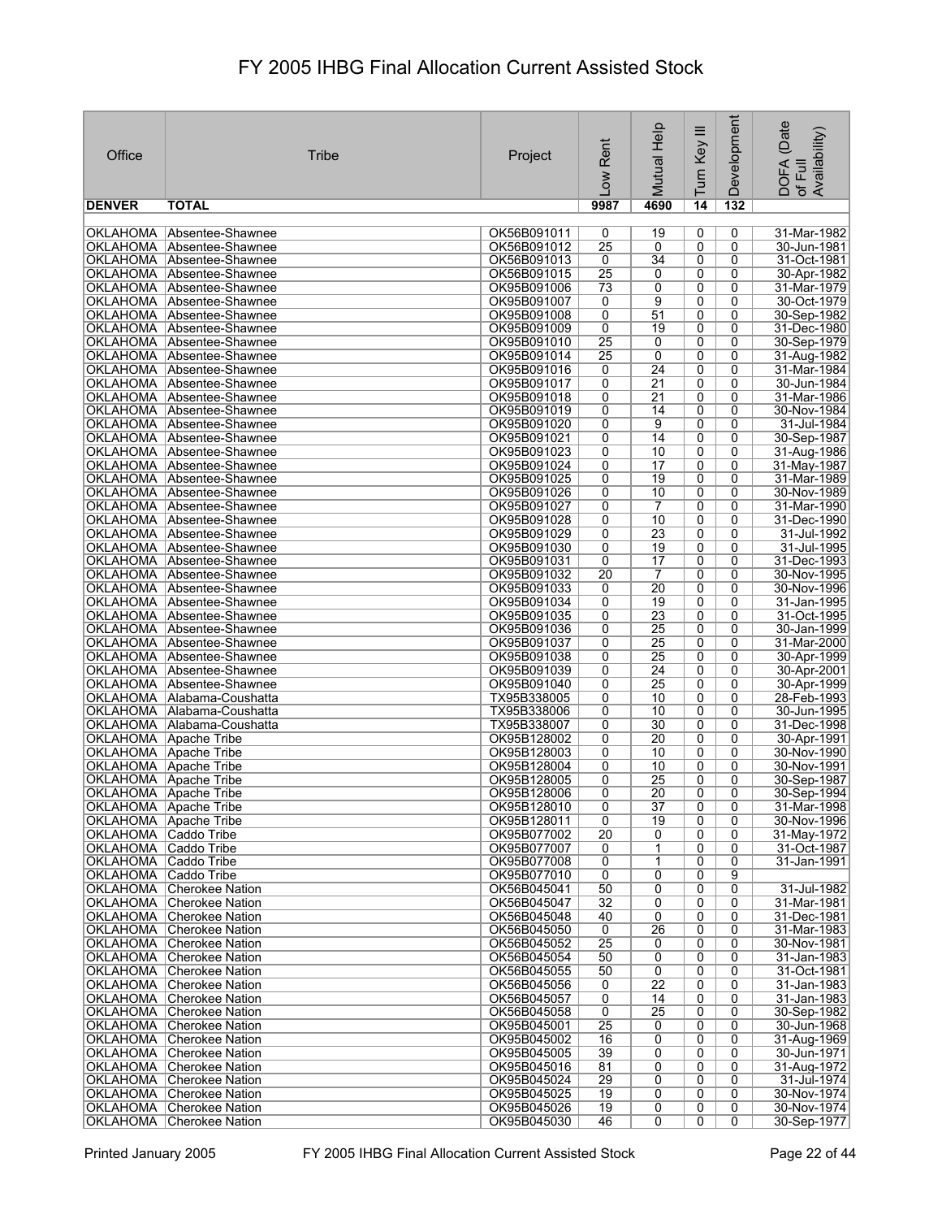# FY 2005 IHBG Final Allocation Current Assisted Stock

| Office | Tribe | Project | Low Rent | Mutual Help | Turn Key III | Development | DOFA (Date of Full Availability) |
|---|---|---|---|---|---|---|---|
| **DENVER** | **TOTAL** | | **9987** | **4690** | **14** | **132** | |
| OKLAHOMA | Absentee-Shawnee | OK56B091011 | 0 | 19 | 0 | 0 | 31-Mar-1982 |
| OKLAHOMA | Absentee-Shawnee | OK56B091012 | 25 | 0 | 0 | 0 | 30-Jun-1981 |
| OKLAHOMA | Absentee-Shawnee | OK56B091013 | 0 | 34 | 0 | 0 | 31-Oct-1981 |
| OKLAHOMA | Absentee-Shawnee | OK56B091015 | 25 | 0 | 0 | 0 | 30-Apr-1982 |
| OKLAHOMA | Absentee-Shawnee | OK95B091006 | 73 | 0 | 0 | 0 | 31-Mar-1979 |
| OKLAHOMA | Absentee-Shawnee | OK95B091007 | 0 | 9 | 0 | 0 | 30-Oct-1979 |
| OKLAHOMA | Absentee-Shawnee | OK95B091008 | 0 | 51 | 0 | 0 | 30-Sep-1982 |
| OKLAHOMA | Absentee-Shawnee | OK95B091009 | 0 | 19 | 0 | 0 | 31-Dec-1980 |
| OKLAHOMA | Absentee-Shawnee | OK95B091010 | 25 | 0 | 0 | 0 | 30-Sep-1979 |
| OKLAHOMA | Absentee-Shawnee | OK95B091014 | 25 | 0 | 0 | 0 | 31-Aug-1982 |
| OKLAHOMA | Absentee-Shawnee | OK95B091016 | 0 | 24 | 0 | 0 | 31-Mar-1984 |
| OKLAHOMA | Absentee-Shawnee | OK95B091017 | 0 | 21 | 0 | 0 | 30-Jun-1984 |
| OKLAHOMA | Absentee-Shawnee | OK95B091018 | 0 | 21 | 0 | 0 | 31-Mar-1986 |
| OKLAHOMA | Absentee-Shawnee | OK95B091019 | 0 | 14 | 0 | 0 | 30-Nov-1984 |
| OKLAHOMA | Absentee-Shawnee | OK95B091020 | 0 | 9 | 0 | 0 | 31-Jul-1984 |
| OKLAHOMA | Absentee-Shawnee | OK95B091021 | 0 | 14 | 0 | 0 | 30-Sep-1987 |
| OKLAHOMA | Absentee-Shawnee | OK95B091023 | 0 | 10 | 0 | 0 | 31-Aug-1986 |
| OKLAHOMA | Absentee-Shawnee | OK95B091024 | 0 | 17 | 0 | 0 | 31-May-1987 |
| OKLAHOMA | Absentee-Shawnee | OK95B091025 | 0 | 19 | 0 | 0 | 31-Mar-1989 |
| OKLAHOMA | Absentee-Shawnee | OK95B091026 | 0 | 10 | 0 | 0 | 30-Nov-1989 |
| OKLAHOMA | Absentee-Shawnee | OK95B091027 | 0 | 7 | 0 | 0 | 31-Mar-1990 |
| OKLAHOMA | Absentee-Shawnee | OK95B091028 | 0 | 10 | 0 | 0 | 31-Dec-1990 |
| OKLAHOMA | Absentee-Shawnee | OK95B091029 | 0 | 23 | 0 | 0 | 31-Jul-1992 |
| OKLAHOMA | Absentee-Shawnee | OK95B091030 | 0 | 19 | 0 | 0 | 31-Jul-1995 |
| OKLAHOMA | Absentee-Shawnee | OK95B091031 | 0 | 17 | 0 | 0 | 31-Dec-1993 |
| OKLAHOMA | Absentee-Shawnee | OK95B091032 | 20 | 7 | 0 | 0 | 30-Nov-1995 |
| OKLAHOMA | Absentee-Shawnee | OK95B091033 | 0 | 20 | 0 | 0 | 30-Nov-1996 |
| OKLAHOMA | Absentee-Shawnee | OK95B091034 | 0 | 19 | 0 | 0 | 31-Jan-1995 |
| OKLAHOMA | Absentee-Shawnee | OK95B091035 | 0 | 23 | 0 | 0 | 31-Oct-1995 |
| OKLAHOMA | Absentee-Shawnee | OK95B091036 | 0 | 25 | 0 | 0 | 30-Jan-1999 |
| OKLAHOMA | Absentee-Shawnee | OK95B091037 | 0 | 25 | 0 | 0 | 31-Mar-2000 |
| OKLAHOMA | Absentee-Shawnee | OK95B091038 | 0 | 25 | 0 | 0 | 30-Apr-1999 |
| OKLAHOMA | Absentee-Shawnee | OK95B091039 | 0 | 24 | 0 | 0 | 30-Apr-2001 |
| OKLAHOMA | Absentee-Shawnee | OK95B091040 | 0 | 25 | 0 | 0 | 30-Apr-1999 |
| OKLAHOMA | Alabama-Coushatta | TX95B338005 | 0 | 10 | 0 | 0 | 28-Feb-1993 |
| OKLAHOMA | Alabama-Coushatta | TX95B338006 | 0 | 10 | 0 | 0 | 30-Jun-1995 |
| OKLAHOMA | Alabama-Coushatta | TX95B338007 | 0 | 30 | 0 | 0 | 31-Dec-1998 |
| OKLAHOMA | Apache Tribe | OK95B128002 | 0 | 20 | 0 | 0 | 30-Apr-1991 |
| OKLAHOMA | Apache Tribe | OK95B128003 | 0 | 10 | 0 | 0 | 30-Nov-1990 |
| OKLAHOMA | Apache Tribe | OK95B128004 | 0 | 10 | 0 | 0 | 30-Nov-1991 |
| OKLAHOMA | Apache Tribe | OK95B128005 | 0 | 25 | 0 | 0 | 30-Sep-1987 |
| OKLAHOMA | Apache Tribe | OK95B128006 | 0 | 20 | 0 | 0 | 30-Sep-1994 |
| OKLAHOMA | Apache Tribe | OK95B128010 | 0 | 37 | 0 | 0 | 31-Mar-1998 |
| OKLAHOMA | Apache Tribe | OK95B128011 | 0 | 19 | 0 | 0 | 30-Nov-1996 |
| OKLAHOMA | Caddo Tribe | OK95B077002 | 20 | 0 | 0 | 0 | 31-May-1972 |
| OKLAHOMA | Caddo Tribe | OK95B077007 | 0 | 1 | 0 | 0 | 31-Oct-1987 |
| OKLAHOMA | Caddo Tribe | OK95B077008 | 0 | 1 | 0 | 0 | 31-Jan-1991 |
| OKLAHOMA | Caddo Tribe | OK95B077010 | 0 | 0 | 0 | 9 | |
| OKLAHOMA | Cherokee Nation | OK56B045041 | 50 | 0 | 0 | 0 | 31-Jul-1982 |
| OKLAHOMA | Cherokee Nation | OK56B045047 | 32 | 0 | 0 | 0 | 31-Mar-1981 |
| OKLAHOMA | Cherokee Nation | OK56B045048 | 40 | 0 | 0 | 0 | 31-Dec-1981 |
| OKLAHOMA | Cherokee Nation | OK56B045050 | 0 | 26 | 0 | 0 | 31-Mar-1983 |
| OKLAHOMA | Cherokee Nation | OK56B045052 | 25 | 0 | 0 | 0 | 30-Nov-1981 |
| OKLAHOMA | Cherokee Nation | OK56B045054 | 50 | 0 | 0 | 0 | 31-Jan-1983 |
| OKLAHOMA | Cherokee Nation | OK56B045055 | 50 | 0 | 0 | 0 | 31-Oct-1981 |
| OKLAHOMA | Cherokee Nation | OK56B045056 | 0 | 22 | 0 | 0 | 31-Jan-1983 |
| OKLAHOMA | Cherokee Nation | OK56B045057 | 0 | 14 | 0 | 0 | 31-Jan-1983 |
| OKLAHOMA | Cherokee Nation | OK56B045058 | 0 | 25 | 0 | 0 | 30-Sep-1982 |
| OKLAHOMA | Cherokee Nation | OK95B045001 | 25 | 0 | 0 | 0 | 30-Jun-1968 |
| OKLAHOMA | Cherokee Nation | OK95B045002 | 16 | 0 | 0 | 0 | 31-Aug-1969 |
| OKLAHOMA | Cherokee Nation | OK95B045005 | 39 | 0 | 0 | 0 | 30-Jun-1971 |
| OKLAHOMA | Cherokee Nation | OK95B045016 | 81 | 0 | 0 | 0 | 31-Aug-1972 |
| OKLAHOMA | Cherokee Nation | OK95B045024 | 29 | 0 | 0 | 0 | 31-Jul-1974 |
| OKLAHOMA | Cherokee Nation | OK95B045025 | 19 | 0 | 0 | 0 | 30-Nov-1974 |
| OKLAHOMA | Cherokee Nation | OK95B045026 | 19 | 0 | 0 | 0 | 30-Nov-1974 |
| OKLAHOMA | Cherokee Nation | OK95B045030 | 46 | 0 | 0 | 0 | 30-Sep-1977 |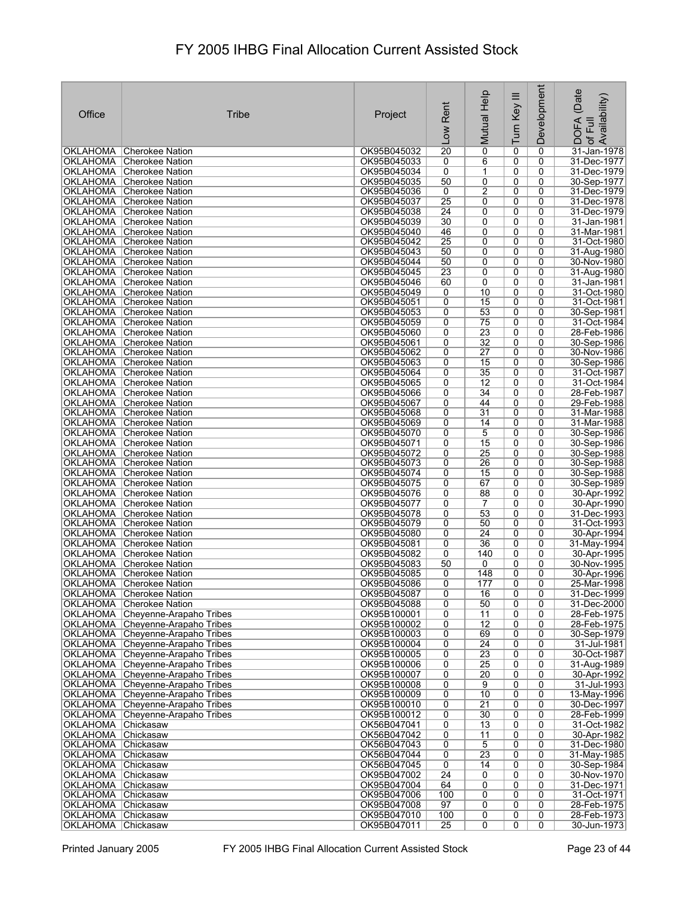# FY 2005 IHBG Final Allocation Current Assisted Stock

| Office | Tribe | Project | Low Rent | Mutual Help | Turn Key III | Development | DOFA (Date of Full Availability) |
|---|---|---|---|---|---|---|---|
| OKLAHOMA | Cherokee Nation | OK95B045032 | 20 | 0 | 0 | 0 | 31-Jan-1978 |
| OKLAHOMA | Cherokee Nation | OK95B045033 | 0 | 6 | 0 | 0 | 31-Dec-1977 |
| OKLAHOMA | Cherokee Nation | OK95B045034 | 0 | 1 | 0 | 0 | 31-Dec-1979 |
| OKLAHOMA | Cherokee Nation | OK95B045035 | 50 | 0 | 0 | 0 | 30-Sep-1977 |
| OKLAHOMA | Cherokee Nation | OK95B045036 | 0 | 2 | 0 | 0 | 31-Dec-1979 |
| OKLAHOMA | Cherokee Nation | OK95B045037 | 25 | 0 | 0 | 0 | 31-Dec-1978 |
| OKLAHOMA | Cherokee Nation | OK95B045038 | 24 | 0 | 0 | 0 | 31-Dec-1979 |
| OKLAHOMA | Cherokee Nation | OK95B045039 | 30 | 0 | 0 | 0 | 31-Jan-1981 |
| OKLAHOMA | Cherokee Nation | OK95B045040 | 46 | 0 | 0 | 0 | 31-Mar-1981 |
| OKLAHOMA | Cherokee Nation | OK95B045042 | 25 | 0 | 0 | 0 | 31-Oct-1980 |
| OKLAHOMA | Cherokee Nation | OK95B045043 | 50 | 0 | 0 | 0 | 31-Aug-1980 |
| OKLAHOMA | Cherokee Nation | OK95B045044 | 50 | 0 | 0 | 0 | 30-Nov-1980 |
| OKLAHOMA | Cherokee Nation | OK95B045045 | 23 | 0 | 0 | 0 | 31-Aug-1980 |
| OKLAHOMA | Cherokee Nation | OK95B045046 | 60 | 0 | 0 | 0 | 31-Jan-1981 |
| OKLAHOMA | Cherokee Nation | OK95B045049 | 0 | 10 | 0 | 0 | 31-Oct-1980 |
| OKLAHOMA | Cherokee Nation | OK95B045051 | 0 | 15 | 0 | 0 | 31-Oct-1981 |
| OKLAHOMA | Cherokee Nation | OK95B045053 | 0 | 53 | 0 | 0 | 30-Sep-1981 |
| OKLAHOMA | Cherokee Nation | OK95B045059 | 0 | 75 | 0 | 0 | 31-Oct-1984 |
| OKLAHOMA | Cherokee Nation | OK95B045060 | 0 | 23 | 0 | 0 | 28-Feb-1986 |
| OKLAHOMA | Cherokee Nation | OK95B045061 | 0 | 32 | 0 | 0 | 30-Sep-1986 |
| OKLAHOMA | Cherokee Nation | OK95B045062 | 0 | 27 | 0 | 0 | 30-Nov-1986 |
| OKLAHOMA | Cherokee Nation | OK95B045063 | 0 | 15 | 0 | 0 | 30-Sep-1986 |
| OKLAHOMA | Cherokee Nation | OK95B045064 | 0 | 35 | 0 | 0 | 31-Oct-1987 |
| OKLAHOMA | Cherokee Nation | OK95B045065 | 0 | 12 | 0 | 0 | 31-Oct-1984 |
| OKLAHOMA | Cherokee Nation | OK95B045066 | 0 | 34 | 0 | 0 | 28-Feb-1987 |
| OKLAHOMA | Cherokee Nation | OK95B045067 | 0 | 44 | 0 | 0 | 29-Feb-1988 |
| OKLAHOMA | Cherokee Nation | OK95B045068 | 0 | 31 | 0 | 0 | 31-Mar-1988 |
| OKLAHOMA | Cherokee Nation | OK95B045069 | 0 | 14 | 0 | 0 | 31-Mar-1988 |
| OKLAHOMA | Cherokee Nation | OK95B045070 | 0 | 5 | 0 | 0 | 30-Sep-1986 |
| OKLAHOMA | Cherokee Nation | OK95B045071 | 0 | 15 | 0 | 0 | 30-Sep-1986 |
| OKLAHOMA | Cherokee Nation | OK95B045072 | 0 | 25 | 0 | 0 | 30-Sep-1988 |
| OKLAHOMA | Cherokee Nation | OK95B045073 | 0 | 26 | 0 | 0 | 30-Sep-1988 |
| OKLAHOMA | Cherokee Nation | OK95B045074 | 0 | 15 | 0 | 0 | 30-Sep-1988 |
| OKLAHOMA | Cherokee Nation | OK95B045075 | 0 | 67 | 0 | 0 | 30-Sep-1989 |
| OKLAHOMA | Cherokee Nation | OK95B045076 | 0 | 88 | 0 | 0 | 30-Apr-1992 |
| OKLAHOMA | Cherokee Nation | OK95B045077 | 0 | 7 | 0 | 0 | 30-Apr-1990 |
| OKLAHOMA | Cherokee Nation | OK95B045078 | 0 | 53 | 0 | 0 | 31-Dec-1993 |
| OKLAHOMA | Cherokee Nation | OK95B045079 | 0 | 50 | 0 | 0 | 31-Oct-1993 |
| OKLAHOMA | Cherokee Nation | OK95B045080 | 0 | 24 | 0 | 0 | 30-Apr-1994 |
| OKLAHOMA | Cherokee Nation | OK95B045081 | 0 | 36 | 0 | 0 | 31-May-1994 |
| OKLAHOMA | Cherokee Nation | OK95B045082 | 0 | 140 | 0 | 0 | 30-Apr-1995 |
| OKLAHOMA | Cherokee Nation | OK95B045083 | 50 | 0 | 0 | 0 | 30-Nov-1995 |
| OKLAHOMA | Cherokee Nation | OK95B045085 | 0 | 148 | 0 | 0 | 30-Apr-1996 |
| OKLAHOMA | Cherokee Nation | OK95B045086 | 0 | 177 | 0 | 0 | 25-Mar-1998 |
| OKLAHOMA | Cherokee Nation | OK95B045087 | 0 | 16 | 0 | 0 | 31-Dec-1999 |
| OKLAHOMA | Cherokee Nation | OK95B045088 | 0 | 50 | 0 | 0 | 31-Dec-2000 |
| OKLAHOMA | Cheyenne-Arapaho Tribes | OK95B100001 | 0 | 11 | 0 | 0 | 28-Feb-1975 |
| OKLAHOMA | Cheyenne-Arapaho Tribes | OK95B100002 | 0 | 12 | 0 | 0 | 28-Feb-1975 |
| OKLAHOMA | Cheyenne-Arapaho Tribes | OK95B100003 | 0 | 69 | 0 | 0 | 30-Sep-1979 |
| OKLAHOMA | Cheyenne-Arapaho Tribes | OK95B100004 | 0 | 24 | 0 | 0 | 31-Jul-1981 |
| OKLAHOMA | Cheyenne-Arapaho Tribes | OK95B100005 | 0 | 23 | 0 | 0 | 30-Oct-1987 |
| OKLAHOMA | Cheyenne-Arapaho Tribes | OK95B100006 | 0 | 25 | 0 | 0 | 31-Aug-1989 |
| OKLAHOMA | Cheyenne-Arapaho Tribes | OK95B100007 | 0 | 20 | 0 | 0 | 30-Apr-1992 |
| OKLAHOMA | Cheyenne-Arapaho Tribes | OK95B100008 | 0 | 9 | 0 | 0 | 31-Jul-1993 |
| OKLAHOMA | Cheyenne-Arapaho Tribes | OK95B100009 | 0 | 10 | 0 | 0 | 13-May-1996 |
| OKLAHOMA | Cheyenne-Arapaho Tribes | OK95B100010 | 0 | 21 | 0 | 0 | 30-Dec-1997 |
| OKLAHOMA | Cheyenne-Arapaho Tribes | OK95B100012 | 0 | 30 | 0 | 0 | 28-Feb-1999 |
| OKLAHOMA | Chickasaw | OK56B047041 | 0 | 13 | 0 | 0 | 31-Oct-1982 |
| OKLAHOMA | Chickasaw | OK56B047042 | 0 | 11 | 0 | 0 | 30-Apr-1982 |
| OKLAHOMA | Chickasaw | OK56B047043 | 0 | 5 | 0 | 0 | 31-Dec-1980 |
| OKLAHOMA | Chickasaw | OK56B047044 | 0 | 23 | 0 | 0 | 31-May-1985 |
| OKLAHOMA | Chickasaw | OK56B047045 | 0 | 14 | 0 | 0 | 30-Sep-1984 |
| OKLAHOMA | Chickasaw | OK95B047002 | 24 | 0 | 0 | 0 | 30-Nov-1970 |
| OKLAHOMA | Chickasaw | OK95B047004 | 64 | 0 | 0 | 0 | 31-Dec-1971 |
| OKLAHOMA | Chickasaw | OK95B047006 | 100 | 0 | 0 | 0 | 31-Oct-1971 |
| OKLAHOMA | Chickasaw | OK95B047008 | 97 | 0 | 0 | 0 | 28-Feb-1975 |
| OKLAHOMA | Chickasaw | OK95B047010 | 100 | 0 | 0 | 0 | 28-Feb-1973 |
| OKLAHOMA | Chickasaw | OK95B047011 | 25 | 0 | 0 | 0 | 30-Jun-1973 |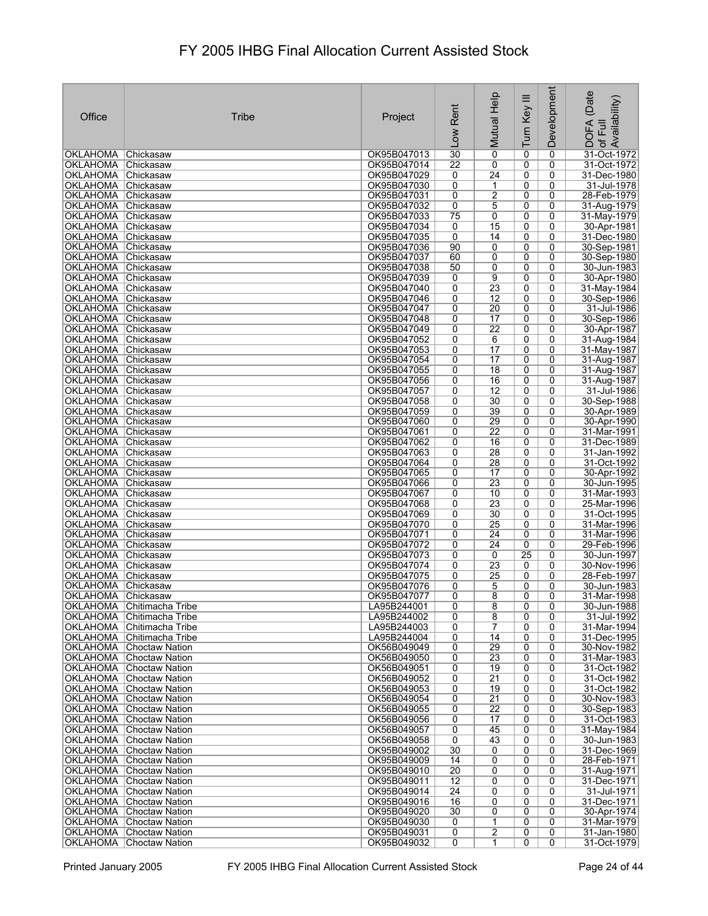# FY 2005 IHBG Final Allocation Current Assisted Stock

| Office | Tribe | Project | Low Rent | Mutual Help | Turn Key III | Development | DOFA (Date of Full Availability) |
|---|---|---|---|---|---|---|---|
| OKLAHOMA | Chickasaw | OK95B047013 | 30 | 0 | 0 | 0 | 31-Oct-1972 |
| OKLAHOMA | Chickasaw | OK95B047014 | 22 | 0 | 0 | 0 | 31-Oct-1972 |
| OKLAHOMA | Chickasaw | OK95B047029 | 0 | 24 | 0 | 0 | 31-Dec-1980 |
| OKLAHOMA | Chickasaw | OK95B047030 | 0 | 1 | 0 | 0 | 31-Jul-1978 |
| OKLAHOMA | Chickasaw | OK95B047031 | 0 | 2 | 0 | 0 | 28-Feb-1979 |
| OKLAHOMA | Chickasaw | OK95B047032 | 0 | 5 | 0 | 0 | 31-Aug-1979 |
| OKLAHOMA | Chickasaw | OK95B047033 | 75 | 0 | 0 | 0 | 31-May-1979 |
| OKLAHOMA | Chickasaw | OK95B047034 | 0 | 15 | 0 | 0 | 30-Apr-1981 |
| OKLAHOMA | Chickasaw | OK95B047035 | 0 | 14 | 0 | 0 | 31-Dec-1980 |
| OKLAHOMA | Chickasaw | OK95B047036 | 90 | 0 | 0 | 0 | 30-Sep-1981 |
| OKLAHOMA | Chickasaw | OK95B047037 | 60 | 0 | 0 | 0 | 30-Sep-1980 |
| OKLAHOMA | Chickasaw | OK95B047038 | 50 | 0 | 0 | 0 | 30-Jun-1983 |
| OKLAHOMA | Chickasaw | OK95B047039 | 0 | 9 | 0 | 0 | 30-Apr-1980 |
| OKLAHOMA | Chickasaw | OK95B047040 | 0 | 23 | 0 | 0 | 31-May-1984 |
| OKLAHOMA | Chickasaw | OK95B047046 | 0 | 12 | 0 | 0 | 30-Sep-1986 |
| OKLAHOMA | Chickasaw | OK95B047047 | 0 | 20 | 0 | 0 | 31-Jul-1986 |
| OKLAHOMA | Chickasaw | OK95B047048 | 0 | 17 | 0 | 0 | 30-Sep-1986 |
| OKLAHOMA | Chickasaw | OK95B047049 | 0 | 22 | 0 | 0 | 30-Apr-1987 |
| OKLAHOMA | Chickasaw | OK95B047052 | 0 | 6 | 0 | 0 | 31-Aug-1984 |
| OKLAHOMA | Chickasaw | OK95B047053 | 0 | 17 | 0 | 0 | 31-May-1987 |
| OKLAHOMA | Chickasaw | OK95B047054 | 0 | 17 | 0 | 0 | 31-Aug-1987 |
| OKLAHOMA | Chickasaw | OK95B047055 | 0 | 18 | 0 | 0 | 31-Aug-1987 |
| OKLAHOMA | Chickasaw | OK95B047056 | 0 | 16 | 0 | 0 | 31-Aug-1987 |
| OKLAHOMA | Chickasaw | OK95B047057 | 0 | 12 | 0 | 0 | 31-Jul-1986 |
| OKLAHOMA | Chickasaw | OK95B047058 | 0 | 30 | 0 | 0 | 30-Sep-1988 |
| OKLAHOMA | Chickasaw | OK95B047059 | 0 | 39 | 0 | 0 | 30-Apr-1989 |
| OKLAHOMA | Chickasaw | OK95B047060 | 0 | 29 | 0 | 0 | 30-Apr-1990 |
| OKLAHOMA | Chickasaw | OK95B047061 | 0 | 22 | 0 | 0 | 31-Mar-1991 |
| OKLAHOMA | Chickasaw | OK95B047062 | 0 | 16 | 0 | 0 | 31-Dec-1989 |
| OKLAHOMA | Chickasaw | OK95B047063 | 0 | 28 | 0 | 0 | 31-Jan-1992 |
| OKLAHOMA | Chickasaw | OK95B047064 | 0 | 28 | 0 | 0 | 31-Oct-1992 |
| OKLAHOMA | Chickasaw | OK95B047065 | 0 | 17 | 0 | 0 | 30-Apr-1992 |
| OKLAHOMA | Chickasaw | OK95B047066 | 0 | 23 | 0 | 0 | 30-Jun-1995 |
| OKLAHOMA | Chickasaw | OK95B047067 | 0 | 10 | 0 | 0 | 31-Mar-1993 |
| OKLAHOMA | Chickasaw | OK95B047068 | 0 | 23 | 0 | 0 | 25-Mar-1996 |
| OKLAHOMA | Chickasaw | OK95B047069 | 0 | 30 | 0 | 0 | 31-Oct-1995 |
| OKLAHOMA | Chickasaw | OK95B047070 | 0 | 25 | 0 | 0 | 31-Mar-1996 |
| OKLAHOMA | Chickasaw | OK95B047071 | 0 | 24 | 0 | 0 | 31-Mar-1996 |
| OKLAHOMA | Chickasaw | OK95B047072 | 0 | 24 | 0 | 0 | 29-Feb-1996 |
| OKLAHOMA | Chickasaw | OK95B047073 | 0 | 0 | 25 | 0 | 30-Jun-1997 |
| OKLAHOMA | Chickasaw | OK95B047074 | 0 | 23 | 0 | 0 | 30-Nov-1996 |
| OKLAHOMA | Chickasaw | OK95B047075 | 0 | 25 | 0 | 0 | 28-Feb-1997 |
| OKLAHOMA | Chickasaw | OK95B047076 | 0 | 5 | 0 | 0 | 30-Jun-1983 |
| OKLAHOMA | Chickasaw | OK95B047077 | 0 | 8 | 0 | 0 | 31-Mar-1998 |
| OKLAHOMA | Chitimacha Tribe | LA95B244001 | 0 | 8 | 0 | 0 | 30-Jun-1988 |
| OKLAHOMA | Chitimacha Tribe | LA95B244002 | 0 | 8 | 0 | 0 | 31-Jul-1992 |
| OKLAHOMA | Chitimacha Tribe | LA95B244003 | 0 | 7 | 0 | 0 | 31-Mar-1994 |
| OKLAHOMA | Chitimacha Tribe | LA95B244004 | 0 | 14 | 0 | 0 | 31-Dec-1995 |
| OKLAHOMA | Choctaw Nation | OK56B049049 | 0 | 29 | 0 | 0 | 30-Nov-1982 |
| OKLAHOMA | Choctaw Nation | OK56B049050 | 0 | 23 | 0 | 0 | 31-Mar-1983 |
| OKLAHOMA | Choctaw Nation | OK56B049051 | 0 | 19 | 0 | 0 | 31-Oct-1982 |
| OKLAHOMA | Choctaw Nation | OK56B049052 | 0 | 21 | 0 | 0 | 31-Oct-1982 |
| OKLAHOMA | Choctaw Nation | OK56B049053 | 0 | 19 | 0 | 0 | 31-Oct-1982 |
| OKLAHOMA | Choctaw Nation | OK56B049054 | 0 | 21 | 0 | 0 | 30-Nov-1983 |
| OKLAHOMA | Choctaw Nation | OK56B049055 | 0 | 22 | 0 | 0 | 30-Sep-1983 |
| OKLAHOMA | Choctaw Nation | OK56B049056 | 0 | 17 | 0 | 0 | 31-Oct-1983 |
| OKLAHOMA | Choctaw Nation | OK56B049057 | 0 | 45 | 0 | 0 | 31-May-1984 |
| OKLAHOMA | Choctaw Nation | OK56B049058 | 0 | 43 | 0 | 0 | 30-Jun-1983 |
| OKLAHOMA | Choctaw Nation | OK95B049002 | 30 | 0 | 0 | 0 | 31-Dec-1969 |
| OKLAHOMA | Choctaw Nation | OK95B049009 | 14 | 0 | 0 | 0 | 28-Feb-1971 |
| OKLAHOMA | Choctaw Nation | OK95B049010 | 20 | 0 | 0 | 0 | 31-Aug-1971 |
| OKLAHOMA | Choctaw Nation | OK95B049011 | 12 | 0 | 0 | 0 | 31-Dec-1971 |
| OKLAHOMA | Choctaw Nation | OK95B049014 | 24 | 0 | 0 | 0 | 31-Jul-1971 |
| OKLAHOMA | Choctaw Nation | OK95B049016 | 16 | 0 | 0 | 0 | 31-Dec-1971 |
| OKLAHOMA | Choctaw Nation | OK95B049020 | 30 | 0 | 0 | 0 | 30-Apr-1974 |
| OKLAHOMA | Choctaw Nation | OK95B049030 | 0 | 1 | 0 | 0 | 31-Mar-1979 |
| OKLAHOMA | Choctaw Nation | OK95B049031 | 0 | 2 | 0 | 0 | 31-Jan-1980 |
| OKLAHOMA | Choctaw Nation | OK95B049032 | 0 | 1 | 0 | 0 | 31-Oct-1979 |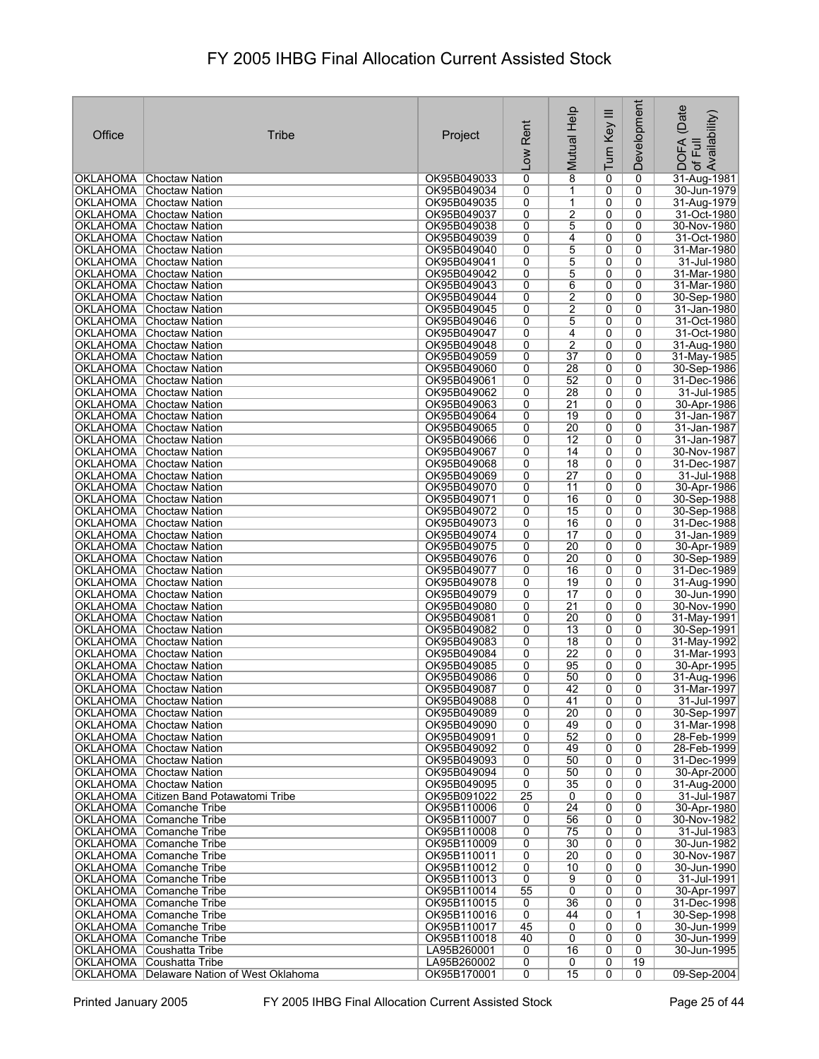# FY 2005 IHBG Final Allocation Current Assisted Stock

| Office | Tribe | Project | Low Rent | Mutual Help | Turn Key III | Development | DOFA (Date of Full Availability) |
|---|---|---|---|---|---|---|---|
| OKLAHOMA | Choctaw Nation | OK95B049033 | 0 | 8 | 0 | 0 | 31-Aug-1981 |
| OKLAHOMA | Choctaw Nation | OK95B049034 | 0 | 1 | 0 | 0 | 30-Jun-1979 |
| OKLAHOMA | Choctaw Nation | OK95B049035 | 0 | 1 | 0 | 0 | 31-Aug-1979 |
| OKLAHOMA | Choctaw Nation | OK95B049037 | 0 | 2 | 0 | 0 | 31-Oct-1980 |
| OKLAHOMA | Choctaw Nation | OK95B049038 | 0 | 5 | 0 | 0 | 30-Nov-1980 |
| OKLAHOMA | Choctaw Nation | OK95B049039 | 0 | 4 | 0 | 0 | 31-Oct-1980 |
| OKLAHOMA | Choctaw Nation | OK95B049040 | 0 | 5 | 0 | 0 | 31-Mar-1980 |
| OKLAHOMA | Choctaw Nation | OK95B049041 | 0 | 5 | 0 | 0 | 31-Jul-1980 |
| OKLAHOMA | Choctaw Nation | OK95B049042 | 0 | 5 | 0 | 0 | 31-Mar-1980 |
| OKLAHOMA | Choctaw Nation | OK95B049043 | 0 | 6 | 0 | 0 | 31-Mar-1980 |
| OKLAHOMA | Choctaw Nation | OK95B049044 | 0 | 2 | 0 | 0 | 30-Sep-1980 |
| OKLAHOMA | Choctaw Nation | OK95B049045 | 0 | 2 | 0 | 0 | 31-Jan-1980 |
| OKLAHOMA | Choctaw Nation | OK95B049046 | 0 | 5 | 0 | 0 | 31-Oct-1980 |
| OKLAHOMA | Choctaw Nation | OK95B049047 | 0 | 4 | 0 | 0 | 31-Oct-1980 |
| OKLAHOMA | Choctaw Nation | OK95B049048 | 0 | 2 | 0 | 0 | 31-Aug-1980 |
| OKLAHOMA | Choctaw Nation | OK95B049059 | 0 | 37 | 0 | 0 | 31-May-1985 |
| OKLAHOMA | Choctaw Nation | OK95B049060 | 0 | 28 | 0 | 0 | 30-Sep-1986 |
| OKLAHOMA | Choctaw Nation | OK95B049061 | 0 | 52 | 0 | 0 | 31-Dec-1986 |
| OKLAHOMA | Choctaw Nation | OK95B049062 | 0 | 28 | 0 | 0 | 31-Jul-1985 |
| OKLAHOMA | Choctaw Nation | OK95B049063 | 0 | 21 | 0 | 0 | 30-Apr-1986 |
| OKLAHOMA | Choctaw Nation | OK95B049064 | 0 | 19 | 0 | 0 | 31-Jan-1987 |
| OKLAHOMA | Choctaw Nation | OK95B049065 | 0 | 20 | 0 | 0 | 31-Jan-1987 |
| OKLAHOMA | Choctaw Nation | OK95B049066 | 0 | 12 | 0 | 0 | 31-Jan-1987 |
| OKLAHOMA | Choctaw Nation | OK95B049067 | 0 | 14 | 0 | 0 | 30-Nov-1987 |
| OKLAHOMA | Choctaw Nation | OK95B049068 | 0 | 18 | 0 | 0 | 31-Dec-1987 |
| OKLAHOMA | Choctaw Nation | OK95B049069 | 0 | 27 | 0 | 0 | 31-Jul-1988 |
| OKLAHOMA | Choctaw Nation | OK95B049070 | 0 | 11 | 0 | 0 | 30-Apr-1986 |
| OKLAHOMA | Choctaw Nation | OK95B049071 | 0 | 16 | 0 | 0 | 30-Sep-1988 |
| OKLAHOMA | Choctaw Nation | OK95B049072 | 0 | 15 | 0 | 0 | 30-Sep-1988 |
| OKLAHOMA | Choctaw Nation | OK95B049073 | 0 | 16 | 0 | 0 | 31-Dec-1988 |
| OKLAHOMA | Choctaw Nation | OK95B049074 | 0 | 17 | 0 | 0 | 31-Jan-1989 |
| OKLAHOMA | Choctaw Nation | OK95B049075 | 0 | 20 | 0 | 0 | 30-Apr-1989 |
| OKLAHOMA | Choctaw Nation | OK95B049076 | 0 | 20 | 0 | 0 | 30-Sep-1989 |
| OKLAHOMA | Choctaw Nation | OK95B049077 | 0 | 16 | 0 | 0 | 31-Dec-1989 |
| OKLAHOMA | Choctaw Nation | OK95B049078 | 0 | 19 | 0 | 0 | 31-Aug-1990 |
| OKLAHOMA | Choctaw Nation | OK95B049079 | 0 | 17 | 0 | 0 | 30-Jun-1990 |
| OKLAHOMA | Choctaw Nation | OK95B049080 | 0 | 21 | 0 | 0 | 30-Nov-1990 |
| OKLAHOMA | Choctaw Nation | OK95B049081 | 0 | 20 | 0 | 0 | 31-May-1991 |
| OKLAHOMA | Choctaw Nation | OK95B049082 | 0 | 13 | 0 | 0 | 30-Sep-1991 |
| OKLAHOMA | Choctaw Nation | OK95B049083 | 0 | 18 | 0 | 0 | 31-May-1992 |
| OKLAHOMA | Choctaw Nation | OK95B049084 | 0 | 22 | 0 | 0 | 31-Mar-1993 |
| OKLAHOMA | Choctaw Nation | OK95B049085 | 0 | 95 | 0 | 0 | 30-Apr-1995 |
| OKLAHOMA | Choctaw Nation | OK95B049086 | 0 | 50 | 0 | 0 | 31-Aug-1996 |
| OKLAHOMA | Choctaw Nation | OK95B049087 | 0 | 42 | 0 | 0 | 31-Mar-1997 |
| OKLAHOMA | Choctaw Nation | OK95B049088 | 0 | 41 | 0 | 0 | 31-Jul-1997 |
| OKLAHOMA | Choctaw Nation | OK95B049089 | 0 | 20 | 0 | 0 | 30-Sep-1997 |
| OKLAHOMA | Choctaw Nation | OK95B049090 | 0 | 49 | 0 | 0 | 31-Mar-1998 |
| OKLAHOMA | Choctaw Nation | OK95B049091 | 0 | 52 | 0 | 0 | 28-Feb-1999 |
| OKLAHOMA | Choctaw Nation | OK95B049092 | 0 | 49 | 0 | 0 | 28-Feb-1999 |
| OKLAHOMA | Choctaw Nation | OK95B049093 | 0 | 50 | 0 | 0 | 31-Dec-1999 |
| OKLAHOMA | Choctaw Nation | OK95B049094 | 0 | 50 | 0 | 0 | 30-Apr-2000 |
| OKLAHOMA | Choctaw Nation | OK95B049095 | 0 | 35 | 0 | 0 | 31-Aug-2000 |
| OKLAHOMA | Citizen Band Potawatomi Tribe | OK95B091022 | 25 | 0 | 0 | 0 | 31-Jul-1987 |
| OKLAHOMA | Comanche Tribe | OK95B110006 | 0 | 24 | 0 | 0 | 30-Apr-1980 |
| OKLAHOMA | Comanche Tribe | OK95B110007 | 0 | 56 | 0 | 0 | 30-Nov-1982 |
| OKLAHOMA | Comanche Tribe | OK95B110008 | 0 | 75 | 0 | 0 | 31-Jul-1983 |
| OKLAHOMA | Comanche Tribe | OK95B110009 | 0 | 30 | 0 | 0 | 30-Jun-1982 |
| OKLAHOMA | Comanche Tribe | OK95B110011 | 0 | 20 | 0 | 0 | 30-Nov-1987 |
| OKLAHOMA | Comanche Tribe | OK95B110012 | 0 | 10 | 0 | 0 | 30-Jun-1990 |
| OKLAHOMA | Comanche Tribe | OK95B110013 | 0 | 9 | 0 | 0 | 31-Jul-1991 |
| OKLAHOMA | Comanche Tribe | OK95B110014 | 55 | 0 | 0 | 0 | 30-Apr-1997 |
| OKLAHOMA | Comanche Tribe | OK95B110015 | 0 | 36 | 0 | 0 | 31-Dec-1998 |
| OKLAHOMA | Comanche Tribe | OK95B110016 | 0 | 44 | 0 | 1 | 30-Sep-1998 |
| OKLAHOMA | Comanche Tribe | OK95B110017 | 45 | 0 | 0 | 0 | 30-Jun-1999 |
| OKLAHOMA | Comanche Tribe | OK95B110018 | 40 | 0 | 0 | 0 | 30-Jun-1999 |
| OKLAHOMA | Coushatta Tribe | LA95B260001 | 0 | 16 | 0 | 0 | 30-Jun-1995 |
| OKLAHOMA | Coushatta Tribe | LA95B260002 | 0 | 0 | 0 | 19 | |
| OKLAHOMA | Delaware Nation of West Oklahoma | OK95B170001 | 0 | 15 | 0 | 0 | 09-Sep-2004 |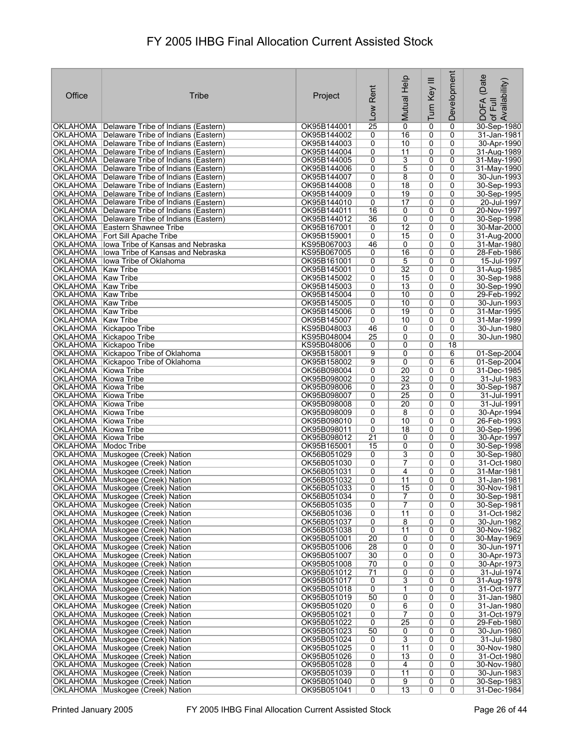# FY 2005 IHBG Final Allocation Current Assisted Stock

| Office | Tribe | Project | Low Rent | Mutual Help | Turn Key III | Development | DOFA (Date of Full Availability) |
|---|---|---|---|---|---|---|---|
| OKLAHOMA | Delaware Tribe of Indians (Eastern) | OK95B144001 | 25 | 0 | 0 | 0 | 30-Sep-1980 |
| OKLAHOMA | Delaware Tribe of Indians (Eastern) | OK95B144002 | 0 | 16 | 0 | 0 | 31-Jan-1981 |
| OKLAHOMA | Delaware Tribe of Indians (Eastern) | OK95B144003 | 0 | 10 | 0 | 0 | 30-Apr-1990 |
| OKLAHOMA | Delaware Tribe of Indians (Eastern) | OK95B144004 | 0 | 11 | 0 | 0 | 31-Aug-1989 |
| OKLAHOMA | Delaware Tribe of Indians (Eastern) | OK95B144005 | 0 | 3 | 0 | 0 | 31-May-1990 |
| OKLAHOMA | Delaware Tribe of Indians (Eastern) | OK95B144006 | 0 | 5 | 0 | 0 | 31-May-1990 |
| OKLAHOMA | Delaware Tribe of Indians (Eastern) | OK95B144007 | 0 | 8 | 0 | 0 | 30-Jun-1993 |
| OKLAHOMA | Delaware Tribe of Indians (Eastern) | OK95B144008 | 0 | 18 | 0 | 0 | 30-Sep-1993 |
| OKLAHOMA | Delaware Tribe of Indians (Eastern) | OK95B144009 | 0 | 19 | 0 | 0 | 30-Sep-1995 |
| OKLAHOMA | Delaware Tribe of Indians (Eastern) | OK95B144010 | 0 | 17 | 0 | 0 | 20-Jul-1997 |
| OKLAHOMA | Delaware Tribe of Indians (Eastern) | OK95B144011 | 16 | 0 | 0 | 0 | 20-Nov-1997 |
| OKLAHOMA | Delaware Tribe of Indians (Eastern) | OK95B144012 | 36 | 0 | 0 | 0 | 30-Sep-1998 |
| OKLAHOMA | Eastern Shawnee Tribe | OK95B167001 | 0 | 12 | 0 | 0 | 30-Mar-2000 |
| OKLAHOMA | Fort Sill Apache Tribe | OK95B159001 | 0 | 15 | 0 | 0 | 31-Aug-2000 |
| OKLAHOMA | Iowa Tribe of Kansas and Nebraska | KS95B067003 | 46 | 0 | 0 | 0 | 31-Mar-1980 |
| OKLAHOMA | Iowa Tribe of Kansas and Nebraska | KS95B067005 | 0 | 16 | 0 | 0 | 28-Feb-1986 |
| OKLAHOMA | Iowa Tribe of Oklahoma | OK95B161001 | 0 | 5 | 0 | 0 | 15-Jul-1997 |
| OKLAHOMA | Kaw Tribe | OK95B145001 | 0 | 32 | 0 | 0 | 31-Aug-1985 |
| OKLAHOMA | Kaw Tribe | OK95B145002 | 0 | 15 | 0 | 0 | 30-Sep-1988 |
| OKLAHOMA | Kaw Tribe | OK95B145003 | 0 | 13 | 0 | 0 | 30-Sep-1990 |
| OKLAHOMA | Kaw Tribe | OK95B145004 | 0 | 10 | 0 | 0 | 29-Feb-1992 |
| OKLAHOMA | Kaw Tribe | OK95B145005 | 0 | 10 | 0 | 0 | 30-Jun-1993 |
| OKLAHOMA | Kaw Tribe | OK95B145006 | 0 | 19 | 0 | 0 | 31-Mar-1995 |
| OKLAHOMA | Kaw Tribe | OK95B145007 | 0 | 10 | 0 | 0 | 31-Mar-1999 |
| OKLAHOMA | Kickapoo Tribe | KS95B048003 | 46 | 0 | 0 | 0 | 30-Jun-1980 |
| OKLAHOMA | Kickapoo Tribe | KS95B048004 | 25 | 0 | 0 | 0 | 30-Jun-1980 |
| OKLAHOMA | Kickapoo Tribe | KS95B048006 | 0 | 0 | 0 | 18 | |
| OKLAHOMA | Kickapoo Tribe of Oklahoma | OK95B158001 | 9 | 0 | 0 | 6 | 01-Sep-2004 |
| OKLAHOMA | Kickapoo Tribe of Oklahoma | OK95B158002 | 9 | 0 | 0 | 6 | 01-Sep-2004 |
| OKLAHOMA | Kiowa Tribe | OK56B098004 | 0 | 20 | 0 | 0 | 31-Dec-1985 |
| OKLAHOMA | Kiowa Tribe | OK95B098002 | 0 | 32 | 0 | 0 | 31-Jul-1983 |
| OKLAHOMA | Kiowa Tribe | OK95B098006 | 0 | 23 | 0 | 0 | 30-Sep-1987 |
| OKLAHOMA | Kiowa Tribe | OK95B098007 | 0 | 25 | 0 | 0 | 31-Jul-1991 |
| OKLAHOMA | Kiowa Tribe | OK95B098008 | 0 | 20 | 0 | 0 | 31-Jul-1991 |
| OKLAHOMA | Kiowa Tribe | OK95B098009 | 0 | 8 | 0 | 0 | 30-Apr-1994 |
| OKLAHOMA | Kiowa Tribe | OK95B098010 | 0 | 10 | 0 | 0 | 26-Feb-1993 |
| OKLAHOMA | Kiowa Tribe | OK95B098011 | 0 | 18 | 0 | 0 | 30-Sep-1996 |
| OKLAHOMA | Kiowa Tribe | OK95B098012 | 21 | 0 | 0 | 0 | 30-Apr-1997 |
| OKLAHOMA | Modoc Tribe | OK95B165001 | 15 | 0 | 0 | 0 | 30-Sep-1998 |
| OKLAHOMA | Muskogee (Creek) Nation | OK56B051029 | 0 | 3 | 0 | 0 | 30-Sep-1980 |
| OKLAHOMA | Muskogee (Creek) Nation | OK56B051030 | 0 | 7 | 0 | 0 | 31-Oct-1980 |
| OKLAHOMA | Muskogee (Creek) Nation | OK56B051031 | 0 | 4 | 0 | 0 | 31-Mar-1981 |
| OKLAHOMA | Muskogee (Creek) Nation | OK56B051032 | 0 | 11 | 0 | 0 | 31-Jan-1981 |
| OKLAHOMA | Muskogee (Creek) Nation | OK56B051033 | 0 | 15 | 0 | 0 | 30-Nov-1981 |
| OKLAHOMA | Muskogee (Creek) Nation | OK56B051034 | 0 | 7 | 0 | 0 | 30-Sep-1981 |
| OKLAHOMA | Muskogee (Creek) Nation | OK56B051035 | 0 | 7 | 0 | 0 | 30-Sep-1981 |
| OKLAHOMA | Muskogee (Creek) Nation | OK56B051036 | 0 | 11 | 0 | 0 | 31-Oct-1982 |
| OKLAHOMA | Muskogee (Creek) Nation | OK56B051037 | 0 | 8 | 0 | 0 | 30-Jun-1982 |
| OKLAHOMA | Muskogee (Creek) Nation | OK56B051038 | 0 | 11 | 0 | 0 | 30-Nov-1982 |
| OKLAHOMA | Muskogee (Creek) Nation | OK95B051001 | 20 | 0 | 0 | 0 | 30-May-1969 |
| OKLAHOMA | Muskogee (Creek) Nation | OK95B051006 | 28 | 0 | 0 | 0 | 30-Jun-1971 |
| OKLAHOMA | Muskogee (Creek) Nation | OK95B051007 | 30 | 0 | 0 | 0 | 30-Apr-1973 |
| OKLAHOMA | Muskogee (Creek) Nation | OK95B051008 | 70 | 0 | 0 | 0 | 30-Apr-1973 |
| OKLAHOMA | Muskogee (Creek) Nation | OK95B051012 | 71 | 0 | 0 | 0 | 31-Jul-1974 |
| OKLAHOMA | Muskogee (Creek) Nation | OK95B051017 | 0 | 3 | 0 | 0 | 31-Aug-1978 |
| OKLAHOMA | Muskogee (Creek) Nation | OK95B051018 | 0 | 1 | 0 | 0 | 31-Oct-1977 |
| OKLAHOMA | Muskogee (Creek) Nation | OK95B051019 | 50 | 0 | 0 | 0 | 31-Jan-1980 |
| OKLAHOMA | Muskogee (Creek) Nation | OK95B051020 | 0 | 6 | 0 | 0 | 31-Jan-1980 |
| OKLAHOMA | Muskogee (Creek) Nation | OK95B051021 | 0 | 7 | 0 | 0 | 31-Oct-1979 |
| OKLAHOMA | Muskogee (Creek) Nation | OK95B051022 | 0 | 25 | 0 | 0 | 29-Feb-1980 |
| OKLAHOMA | Muskogee (Creek) Nation | OK95B051023 | 50 | 0 | 0 | 0 | 30-Jun-1980 |
| OKLAHOMA | Muskogee (Creek) Nation | OK95B051024 | 0 | 3 | 0 | 0 | 31-Jul-1980 |
| OKLAHOMA | Muskogee (Creek) Nation | OK95B051025 | 0 | 11 | 0 | 0 | 30-Nov-1980 |
| OKLAHOMA | Muskogee (Creek) Nation | OK95B051026 | 0 | 13 | 0 | 0 | 31-Oct-1980 |
| OKLAHOMA | Muskogee (Creek) Nation | OK95B051028 | 0 | 4 | 0 | 0 | 30-Nov-1980 |
| OKLAHOMA | Muskogee (Creek) Nation | OK95B051039 | 0 | 11 | 0 | 0 | 30-Jun-1983 |
| OKLAHOMA | Muskogee (Creek) Nation | OK95B051040 | 0 | 9 | 0 | 0 | 30-Sep-1983 |
| OKLAHOMA | Muskogee (Creek) Nation | OK95B051041 | 0 | 13 | 0 | 0 | 31-Dec-1984 |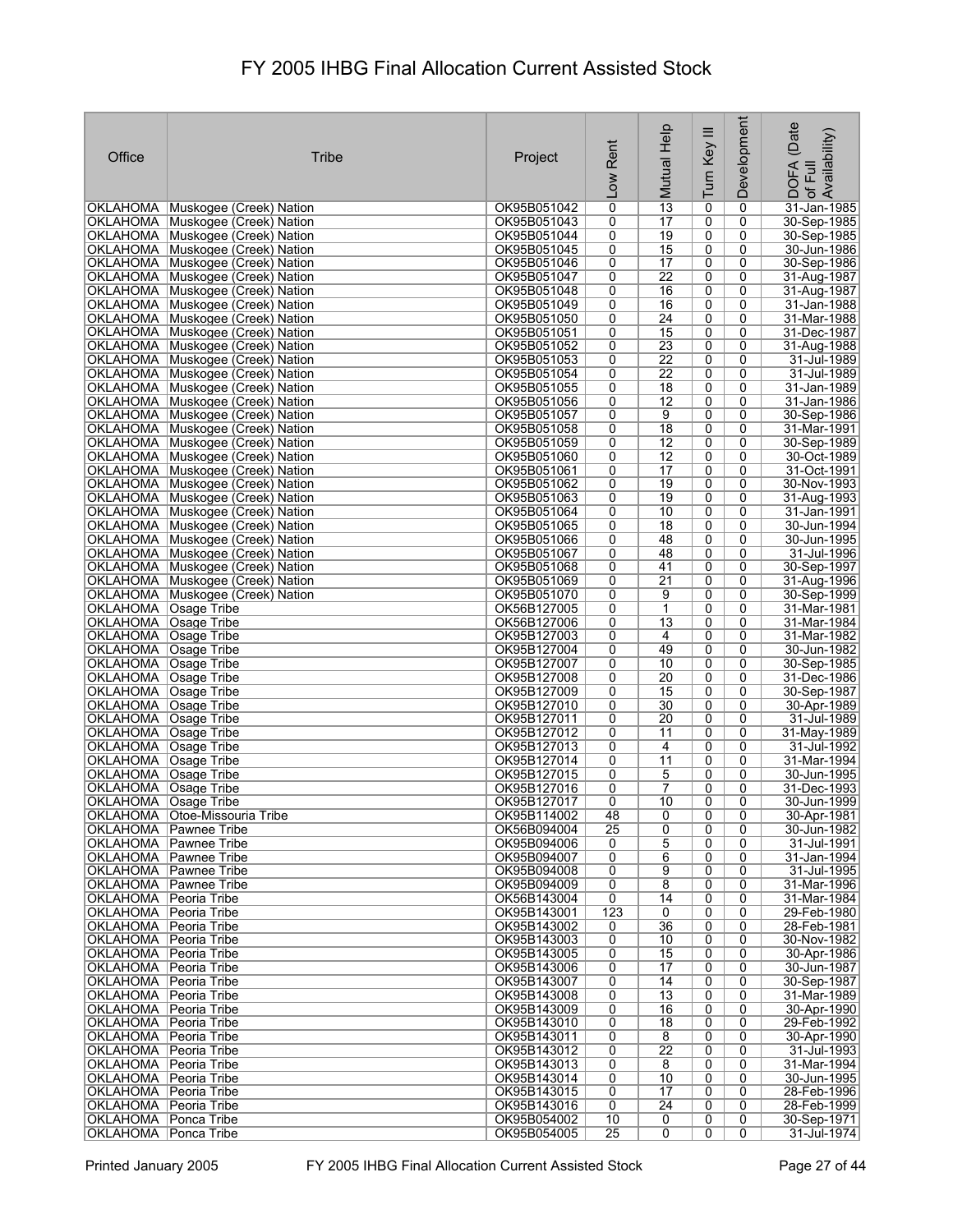# FY 2005 IHBG Final Allocation Current Assisted Stock

| Office | Tribe | Project | Low Rent | Mutual Help | Turn Key III | Development | DOFA (Date of Full Availability) |
|---|---|---|---|---|---|---|---|
| OKLAHOMA | Muskogee (Creek) Nation | OK95B051042 | 0 | 13 | 0 | 0 | 31-Jan-1985 |
| OKLAHOMA | Muskogee (Creek) Nation | OK95B051043 | 0 | 17 | 0 | 0 | 30-Sep-1985 |
| OKLAHOMA | Muskogee (Creek) Nation | OK95B051044 | 0 | 19 | 0 | 0 | 30-Sep-1985 |
| OKLAHOMA | Muskogee (Creek) Nation | OK95B051045 | 0 | 15 | 0 | 0 | 30-Jun-1986 |
| OKLAHOMA | Muskogee (Creek) Nation | OK95B051046 | 0 | 17 | 0 | 0 | 30-Sep-1986 |
| OKLAHOMA | Muskogee (Creek) Nation | OK95B051047 | 0 | 22 | 0 | 0 | 31-Aug-1987 |
| OKLAHOMA | Muskogee (Creek) Nation | OK95B051048 | 0 | 16 | 0 | 0 | 31-Aug-1987 |
| OKLAHOMA | Muskogee (Creek) Nation | OK95B051049 | 0 | 16 | 0 | 0 | 31-Jan-1988 |
| OKLAHOMA | Muskogee (Creek) Nation | OK95B051050 | 0 | 24 | 0 | 0 | 31-Mar-1988 |
| OKLAHOMA | Muskogee (Creek) Nation | OK95B051051 | 0 | 15 | 0 | 0 | 31-Dec-1987 |
| OKLAHOMA | Muskogee (Creek) Nation | OK95B051052 | 0 | 23 | 0 | 0 | 31-Aug-1988 |
| OKLAHOMA | Muskogee (Creek) Nation | OK95B051053 | 0 | 22 | 0 | 0 | 31-Jul-1989 |
| OKLAHOMA | Muskogee (Creek) Nation | OK95B051054 | 0 | 22 | 0 | 0 | 31-Jul-1989 |
| OKLAHOMA | Muskogee (Creek) Nation | OK95B051055 | 0 | 18 | 0 | 0 | 31-Jan-1989 |
| OKLAHOMA | Muskogee (Creek) Nation | OK95B051056 | 0 | 12 | 0 | 0 | 31-Jan-1986 |
| OKLAHOMA | Muskogee (Creek) Nation | OK95B051057 | 0 | 9 | 0 | 0 | 30-Sep-1986 |
| OKLAHOMA | Muskogee (Creek) Nation | OK95B051058 | 0 | 18 | 0 | 0 | 31-Mar-1991 |
| OKLAHOMA | Muskogee (Creek) Nation | OK95B051059 | 0 | 12 | 0 | 0 | 30-Sep-1989 |
| OKLAHOMA | Muskogee (Creek) Nation | OK95B051060 | 0 | 12 | 0 | 0 | 30-Oct-1989 |
| OKLAHOMA | Muskogee (Creek) Nation | OK95B051061 | 0 | 17 | 0 | 0 | 31-Oct-1991 |
| OKLAHOMA | Muskogee (Creek) Nation | OK95B051062 | 0 | 19 | 0 | 0 | 30-Nov-1993 |
| OKLAHOMA | Muskogee (Creek) Nation | OK95B051063 | 0 | 19 | 0 | 0 | 31-Aug-1993 |
| OKLAHOMA | Muskogee (Creek) Nation | OK95B051064 | 0 | 10 | 0 | 0 | 31-Jan-1991 |
| OKLAHOMA | Muskogee (Creek) Nation | OK95B051065 | 0 | 18 | 0 | 0 | 30-Jun-1994 |
| OKLAHOMA | Muskogee (Creek) Nation | OK95B051066 | 0 | 48 | 0 | 0 | 30-Jun-1995 |
| OKLAHOMA | Muskogee (Creek) Nation | OK95B051067 | 0 | 48 | 0 | 0 | 31-Jul-1996 |
| OKLAHOMA | Muskogee (Creek) Nation | OK95B051068 | 0 | 41 | 0 | 0 | 30-Sep-1997 |
| OKLAHOMA | Muskogee (Creek) Nation | OK95B051069 | 0 | 21 | 0 | 0 | 31-Aug-1996 |
| OKLAHOMA | Muskogee (Creek) Nation | OK95B051070 | 0 | 9 | 0 | 0 | 30-Sep-1999 |
| OKLAHOMA | Osage Tribe | OK56B127005 | 0 | 1 | 0 | 0 | 31-Mar-1981 |
| OKLAHOMA | Osage Tribe | OK56B127006 | 0 | 13 | 0 | 0 | 31-Mar-1984 |
| OKLAHOMA | Osage Tribe | OK95B127003 | 0 | 4 | 0 | 0 | 31-Mar-1982 |
| OKLAHOMA | Osage Tribe | OK95B127004 | 0 | 49 | 0 | 0 | 30-Jun-1982 |
| OKLAHOMA | Osage Tribe | OK95B127007 | 0 | 10 | 0 | 0 | 30-Sep-1985 |
| OKLAHOMA | Osage Tribe | OK95B127008 | 0 | 20 | 0 | 0 | 31-Dec-1986 |
| OKLAHOMA | Osage Tribe | OK95B127009 | 0 | 15 | 0 | 0 | 30-Sep-1987 |
| OKLAHOMA | Osage Tribe | OK95B127010 | 0 | 30 | 0 | 0 | 30-Apr-1989 |
| OKLAHOMA | Osage Tribe | OK95B127011 | 0 | 20 | 0 | 0 | 31-Jul-1989 |
| OKLAHOMA | Osage Tribe | OK95B127012 | 0 | 11 | 0 | 0 | 31-May-1989 |
| OKLAHOMA | Osage Tribe | OK95B127013 | 0 | 4 | 0 | 0 | 31-Jul-1992 |
| OKLAHOMA | Osage Tribe | OK95B127014 | 0 | 11 | 0 | 0 | 31-Mar-1994 |
| OKLAHOMA | Osage Tribe | OK95B127015 | 0 | 5 | 0 | 0 | 30-Jun-1995 |
| OKLAHOMA | Osage Tribe | OK95B127016 | 0 | 7 | 0 | 0 | 31-Dec-1993 |
| OKLAHOMA | Osage Tribe | OK95B127017 | 0 | 10 | 0 | 0 | 30-Jun-1999 |
| OKLAHOMA | Otoe-Missouria Tribe | OK95B114002 | 48 | 0 | 0 | 0 | 30-Apr-1981 |
| OKLAHOMA | Pawnee Tribe | OK56B094004 | 25 | 0 | 0 | 0 | 30-Jun-1982 |
| OKLAHOMA | Pawnee Tribe | OK95B094006 | 0 | 5 | 0 | 0 | 31-Jul-1991 |
| OKLAHOMA | Pawnee Tribe | OK95B094007 | 0 | 6 | 0 | 0 | 31-Jan-1994 |
| OKLAHOMA | Pawnee Tribe | OK95B094008 | 0 | 9 | 0 | 0 | 31-Jul-1995 |
| OKLAHOMA | Pawnee Tribe | OK95B094009 | 0 | 8 | 0 | 0 | 31-Mar-1996 |
| OKLAHOMA | Peoria Tribe | OK56B143004 | 0 | 14 | 0 | 0 | 31-Mar-1984 |
| OKLAHOMA | Peoria Tribe | OK95B143001 | 123 | 0 | 0 | 0 | 29-Feb-1980 |
| OKLAHOMA | Peoria Tribe | OK95B143002 | 0 | 36 | 0 | 0 | 28-Feb-1981 |
| OKLAHOMA | Peoria Tribe | OK95B143003 | 0 | 10 | 0 | 0 | 30-Nov-1982 |
| OKLAHOMA | Peoria Tribe | OK95B143005 | 0 | 15 | 0 | 0 | 30-Apr-1986 |
| OKLAHOMA | Peoria Tribe | OK95B143006 | 0 | 17 | 0 | 0 | 30-Jun-1987 |
| OKLAHOMA | Peoria Tribe | OK95B143007 | 0 | 14 | 0 | 0 | 30-Sep-1987 |
| OKLAHOMA | Peoria Tribe | OK95B143008 | 0 | 13 | 0 | 0 | 31-Mar-1989 |
| OKLAHOMA | Peoria Tribe | OK95B143009 | 0 | 16 | 0 | 0 | 30-Apr-1990 |
| OKLAHOMA | Peoria Tribe | OK95B143010 | 0 | 18 | 0 | 0 | 29-Feb-1992 |
| OKLAHOMA | Peoria Tribe | OK95B143011 | 0 | 8 | 0 | 0 | 30-Apr-1990 |
| OKLAHOMA | Peoria Tribe | OK95B143012 | 0 | 22 | 0 | 0 | 31-Jul-1993 |
| OKLAHOMA | Peoria Tribe | OK95B143013 | 0 | 8 | 0 | 0 | 31-Mar-1994 |
| OKLAHOMA | Peoria Tribe | OK95B143014 | 0 | 10 | 0 | 0 | 30-Jun-1995 |
| OKLAHOMA | Peoria Tribe | OK95B143015 | 0 | 17 | 0 | 0 | 28-Feb-1996 |
| OKLAHOMA | Peoria Tribe | OK95B143016 | 0 | 24 | 0 | 0 | 28-Feb-1999 |
| OKLAHOMA | Ponca Tribe | OK95B054002 | 10 | 0 | 0 | 0 | 30-Sep-1971 |
| OKLAHOMA | Ponca Tribe | OK95B054005 | 25 | 0 | 0 | 0 | 31-Jul-1974 |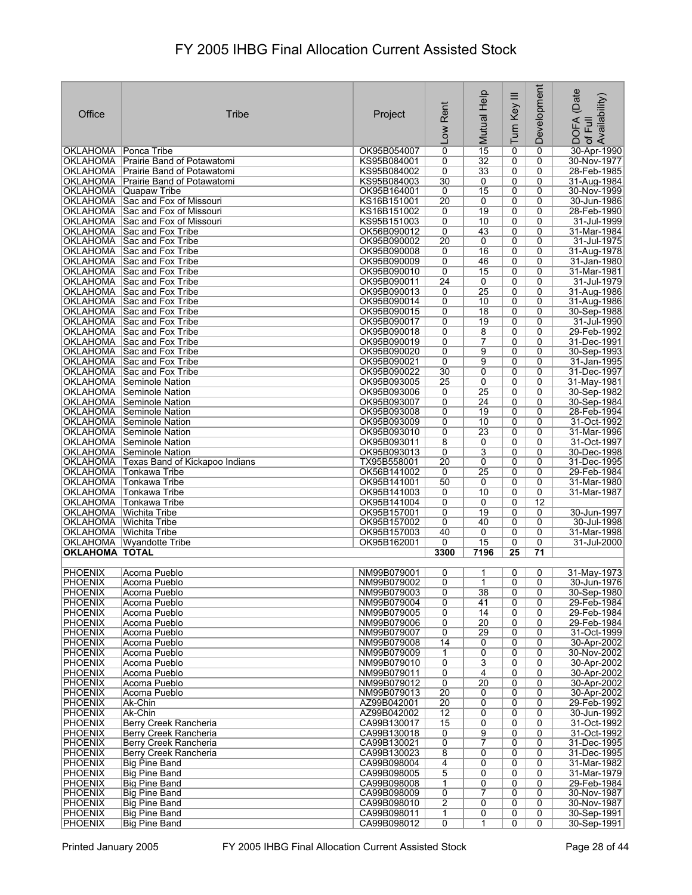# FY 2005 IHBG Final Allocation Current Assisted Stock

| Office | Tribe | Project | Low Rent | Mutual Help | Turn Key III | Development | DOFA (Date of Full Availability) |
|---|---|---|---|---|---|---|---|
| OKLAHOMA | Ponca Tribe | OK95B054007 | 0 | 15 | 0 | 0 | 30-Apr-1990 |
| OKLAHOMA | Prairie Band of Potawatomi | KS95B084001 | 0 | 32 | 0 | 0 | 30-Nov-1977 |
| OKLAHOMA | Prairie Band of Potawatomi | KS95B084002 | 0 | 33 | 0 | 0 | 28-Feb-1985 |
| OKLAHOMA | Prairie Band of Potawatomi | KS95B084003 | 30 | 0 | 0 | 0 | 31-Aug-1984 |
| OKLAHOMA | Quapaw Tribe | OK95B164001 | 0 | 15 | 0 | 0 | 30-Nov-1999 |
| OKLAHOMA | Sac and Fox of Missouri | KS16B151001 | 20 | 0 | 0 | 0 | 30-Jun-1986 |
| OKLAHOMA | Sac and Fox of Missouri | KS16B151002 | 0 | 19 | 0 | 0 | 28-Feb-1990 |
| OKLAHOMA | Sac and Fox of Missouri | KS95B151003 | 0 | 10 | 0 | 0 | 31-Jul-1999 |
| OKLAHOMA | Sac and Fox Tribe | OK56B090012 | 0 | 43 | 0 | 0 | 31-Mar-1984 |
| OKLAHOMA | Sac and Fox Tribe | OK95B090002 | 20 | 0 | 0 | 0 | 31-Jul-1975 |
| OKLAHOMA | Sac and Fox Tribe | OK95B090008 | 0 | 16 | 0 | 0 | 31-Aug-1978 |
| OKLAHOMA | Sac and Fox Tribe | OK95B090009 | 0 | 46 | 0 | 0 | 31-Jan-1980 |
| OKLAHOMA | Sac and Fox Tribe | OK95B090010 | 0 | 15 | 0 | 0 | 31-Mar-1981 |
| OKLAHOMA | Sac and Fox Tribe | OK95B090011 | 24 | 0 | 0 | 0 | 31-Jul-1979 |
| OKLAHOMA | Sac and Fox Tribe | OK95B090013 | 0 | 25 | 0 | 0 | 31-Aug-1986 |
| OKLAHOMA | Sac and Fox Tribe | OK95B090014 | 0 | 10 | 0 | 0 | 31-Aug-1986 |
| OKLAHOMA | Sac and Fox Tribe | OK95B090015 | 0 | 18 | 0 | 0 | 30-Sep-1988 |
| OKLAHOMA | Sac and Fox Tribe | OK95B090017 | 0 | 19 | 0 | 0 | 31-Jul-1990 |
| OKLAHOMA | Sac and Fox Tribe | OK95B090018 | 0 | 8 | 0 | 0 | 29-Feb-1992 |
| OKLAHOMA | Sac and Fox Tribe | OK95B090019 | 0 | 7 | 0 | 0 | 31-Dec-1991 |
| OKLAHOMA | Sac and Fox Tribe | OK95B090020 | 0 | 9 | 0 | 0 | 30-Sep-1993 |
| OKLAHOMA | Sac and Fox Tribe | OK95B090021 | 0 | 9 | 0 | 0 | 31-Jan-1995 |
| OKLAHOMA | Sac and Fox Tribe | OK95B090022 | 30 | 0 | 0 | 0 | 31-Dec-1997 |
| OKLAHOMA | Seminole Nation | OK95B093005 | 25 | 0 | 0 | 0 | 31-May-1981 |
| OKLAHOMA | Seminole Nation | OK95B093006 | 0 | 25 | 0 | 0 | 30-Sep-1982 |
| OKLAHOMA | Seminole Nation | OK95B093007 | 0 | 24 | 0 | 0 | 30-Sep-1984 |
| OKLAHOMA | Seminole Nation | OK95B093008 | 0 | 19 | 0 | 0 | 28-Feb-1994 |
| OKLAHOMA | Seminole Nation | OK95B093009 | 0 | 10 | 0 | 0 | 31-Oct-1992 |
| OKLAHOMA | Seminole Nation | OK95B093010 | 0 | 23 | 0 | 0 | 31-Mar-1996 |
| OKLAHOMA | Seminole Nation | OK95B093011 | 8 | 0 | 0 | 0 | 31-Oct-1997 |
| OKLAHOMA | Seminole Nation | OK95B093013 | 0 | 3 | 0 | 0 | 30-Dec-1998 |
| OKLAHOMA | Texas Band of Kickapoo Indians | TX95B558001 | 20 | 0 | 0 | 0 | 31-Dec-1995 |
| OKLAHOMA | Tonkawa Tribe | OK56B141002 | 0 | 25 | 0 | 0 | 29-Feb-1984 |
| OKLAHOMA | Tonkawa Tribe | OK95B141001 | 50 | 0 | 0 | 0 | 31-Mar-1980 |
| OKLAHOMA | Tonkawa Tribe | OK95B141003 | 0 | 10 | 0 | 0 | 31-Mar-1987 |
| OKLAHOMA | Tonkawa Tribe | OK95B141004 | 0 | 0 | 0 | 12 | |
| OKLAHOMA | Wichita Tribe | OK95B157001 | 0 | 19 | 0 | 0 | 30-Jun-1997 |
| OKLAHOMA | Wichita Tribe | OK95B157002 | 0 | 40 | 0 | 0 | 30-Jul-1998 |
| OKLAHOMA | Wichita Tribe | OK95B157003 | 40 | 0 | 0 | 0 | 31-Mar-1998 |
| OKLAHOMA | Wyandotte Tribe | OK95B162001 | 0 | 15 | 0 | 0 | 31-Jul-2000 |
| **OKLAHOMA TOTAL** | | | **3300** | **7196** | **25** | **71** | |
| | | | | | | | |
| PHOENIX | Acoma Pueblo | NM99B079001 | 0 | 1 | 0 | 0 | 31-May-1973 |
| PHOENIX | Acoma Pueblo | NM99B079002 | 0 | 1 | 0 | 0 | 30-Jun-1976 |
| PHOENIX | Acoma Pueblo | NM99B079003 | 0 | 38 | 0 | 0 | 30-Sep-1980 |
| PHOENIX | Acoma Pueblo | NM99B079004 | 0 | 41 | 0 | 0 | 29-Feb-1984 |
| PHOENIX | Acoma Pueblo | NM99B079005 | 0 | 14 | 0 | 0 | 29-Feb-1984 |
| PHOENIX | Acoma Pueblo | NM99B079006 | 0 | 20 | 0 | 0 | 29-Feb-1984 |
| PHOENIX | Acoma Pueblo | NM99B079007 | 0 | 29 | 0 | 0 | 31-Oct-1999 |
| PHOENIX | Acoma Pueblo | NM99B079008 | 14 | 0 | 0 | 0 | 30-Apr-2002 |
| PHOENIX | Acoma Pueblo | NM99B079009 | 1 | 0 | 0 | 0 | 30-Nov-2002 |
| PHOENIX | Acoma Pueblo | NM99B079010 | 0 | 3 | 0 | 0 | 30-Apr-2002 |
| PHOENIX | Acoma Pueblo | NM99B079011 | 0 | 4 | 0 | 0 | 30-Apr-2002 |
| PHOENIX | Acoma Pueblo | NM99B079012 | 0 | 20 | 0 | 0 | 30-Apr-2002 |
| PHOENIX | Acoma Pueblo | NM99B079013 | 20 | 0 | 0 | 0 | 30-Apr-2002 |
| PHOENIX | Ak-Chin | AZ99B042001 | 20 | 0 | 0 | 0 | 29-Feb-1992 |
| PHOENIX | Ak-Chin | AZ99B042002 | 12 | 0 | 0 | 0 | 30-Jun-1992 |
| PHOENIX | Berry Creek Rancheria | CA99B130017 | 15 | 0 | 0 | 0 | 31-Oct-1992 |
| PHOENIX | Berry Creek Rancheria | CA99B130018 | 0 | 9 | 0 | 0 | 31-Oct-1992 |
| PHOENIX | Berry Creek Rancheria | CA99B130021 | 0 | 7 | 0 | 0 | 31-Dec-1995 |
| PHOENIX | Berry Creek Rancheria | CA99B130023 | 8 | 0 | 0 | 0 | 31-Dec-1995 |
| PHOENIX | Big Pine Band | CA99B098004 | 4 | 0 | 0 | 0 | 31-Mar-1982 |
| PHOENIX | Big Pine Band | CA99B098005 | 5 | 0 | 0 | 0 | 31-Mar-1979 |
| PHOENIX | Big Pine Band | CA99B098008 | 1 | 0 | 0 | 0 | 29-Feb-1984 |
| PHOENIX | Big Pine Band | CA99B098009 | 0 | 7 | 0 | 0 | 30-Nov-1987 |
| PHOENIX | Big Pine Band | CA99B098010 | 2 | 0 | 0 | 0 | 30-Nov-1987 |
| PHOENIX | Big Pine Band | CA99B098011 | 1 | 0 | 0 | 0 | 30-Sep-1991 |
| PHOENIX | Big Pine Band | CA99B098012 | 0 | 1 | 0 | 0 | 30-Sep-1991 |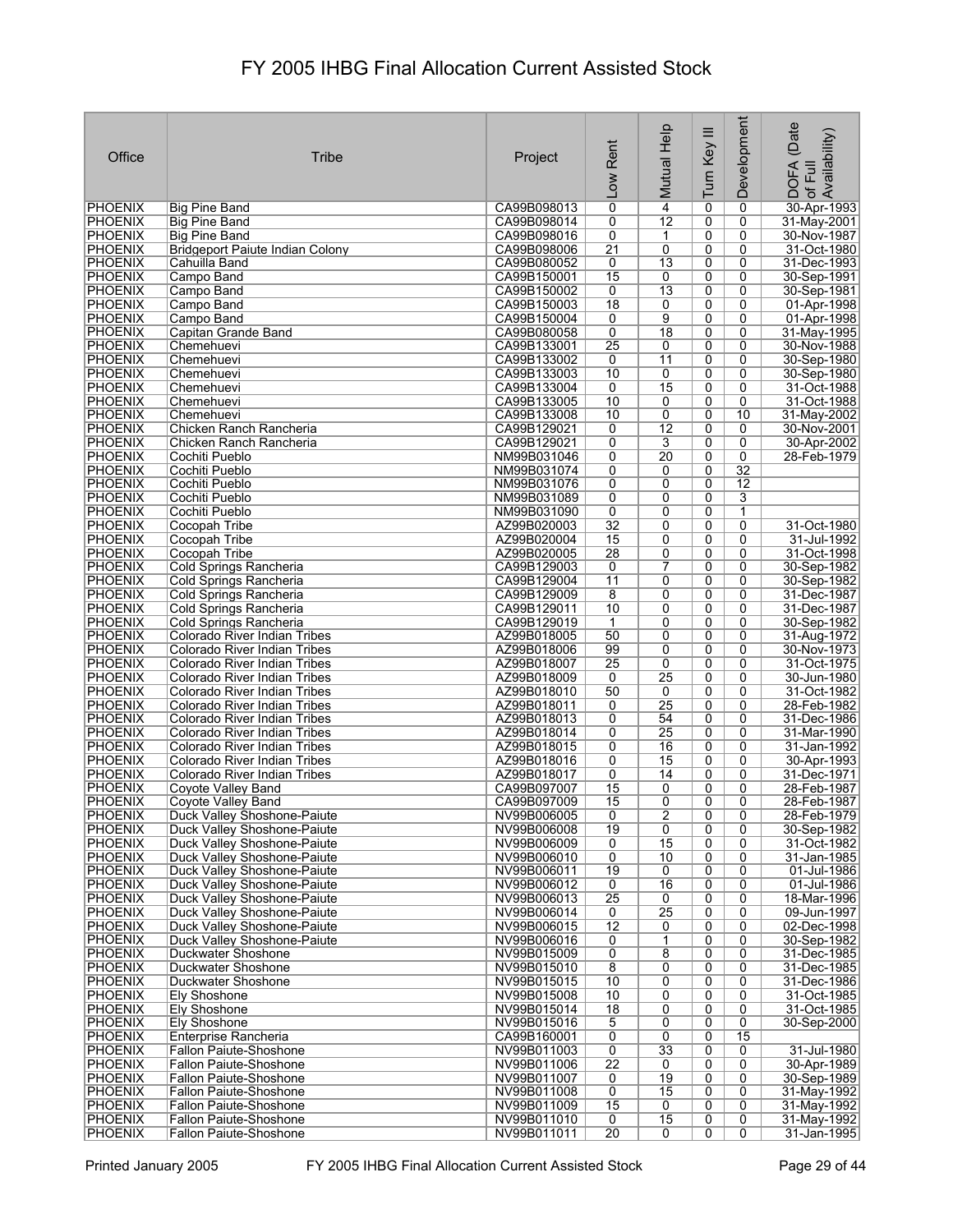# FY 2005 IHBG Final Allocation Current Assisted Stock

| Office | Tribe | Project | Low Rent | Mutual Help | Turn Key III | Development | DOFA (Date of Full Availability) |
|---|---|---|---|---|---|---|---|
| PHOENIX | Big Pine Band | CA99B098013 | 0 | 4 | 0 | 0 | 30-Apr-1993 |
| PHOENIX | Big Pine Band | CA99B098014 | 0 | 12 | 0 | 0 | 31-May-2001 |
| PHOENIX | Big Pine Band | CA99B098016 | 0 | 1 | 0 | 0 | 30-Nov-1987 |
| PHOENIX | Bridgeport Paiute Indian Colony | CA99B098006 | 21 | 0 | 0 | 0 | 31-Oct-1980 |
| PHOENIX | Cahuilla Band | CA99B080052 | 0 | 13 | 0 | 0 | 31-Dec-1993 |
| PHOENIX | Campo Band | CA99B150001 | 15 | 0 | 0 | 0 | 30-Sep-1991 |
| PHOENIX | Campo Band | CA99B150002 | 0 | 13 | 0 | 0 | 30-Sep-1981 |
| PHOENIX | Campo Band | CA99B150003 | 18 | 0 | 0 | 0 | 01-Apr-1998 |
| PHOENIX | Campo Band | CA99B150004 | 0 | 9 | 0 | 0 | 01-Apr-1998 |
| PHOENIX | Capitan Grande Band | CA99B080058 | 0 | 18 | 0 | 0 | 31-May-1995 |
| PHOENIX | Chemehuevi | CA99B133001 | 25 | 0 | 0 | 0 | 30-Nov-1988 |
| PHOENIX | Chemehuevi | CA99B133002 | 0 | 11 | 0 | 0 | 30-Sep-1980 |
| PHOENIX | Chemehuevi | CA99B133003 | 10 | 0 | 0 | 0 | 30-Sep-1980 |
| PHOENIX | Chemehuevi | CA99B133004 | 0 | 15 | 0 | 0 | 31-Oct-1988 |
| PHOENIX | Chemehuevi | CA99B133005 | 10 | 0 | 0 | 0 | 31-Oct-1988 |
| PHOENIX | Chemehuevi | CA99B133008 | 10 | 0 | 0 | 10 | 31-May-2002 |
| PHOENIX | Chicken Ranch Rancheria | CA99B129021 | 0 | 12 | 0 | 0 | 30-Nov-2001 |
| PHOENIX | Chicken Ranch Rancheria | CA99B129021 | 0 | 3 | 0 | 0 | 30-Apr-2002 |
| PHOENIX | Cochiti Pueblo | NM99B031046 | 0 | 20 | 0 | 0 | 28-Feb-1979 |
| PHOENIX | Cochiti Pueblo | NM99B031074 | 0 | 0 | 0 | 32 | |
| PHOENIX | Cochiti Pueblo | NM99B031076 | 0 | 0 | 0 | 12 | |
| PHOENIX | Cochiti Pueblo | NM99B031089 | 0 | 0 | 0 | 3 | |
| PHOENIX | Cochiti Pueblo | NM99B031090 | 0 | 0 | 0 | 1 | |
| PHOENIX | Cocopah Tribe | AZ99B020003 | 32 | 0 | 0 | 0 | 31-Oct-1980 |
| PHOENIX | Cocopah Tribe | AZ99B020004 | 15 | 0 | 0 | 0 | 31-Jul-1992 |
| PHOENIX | Cocopah Tribe | AZ99B020005 | 28 | 0 | 0 | 0 | 31-Oct-1998 |
| PHOENIX | Cold Springs Rancheria | CA99B129003 | 0 | 7 | 0 | 0 | 30-Sep-1982 |
| PHOENIX | Cold Springs Rancheria | CA99B129004 | 11 | 0 | 0 | 0 | 30-Sep-1982 |
| PHOENIX | Cold Springs Rancheria | CA99B129009 | 8 | 0 | 0 | 0 | 31-Dec-1987 |
| PHOENIX | Cold Springs Rancheria | CA99B129011 | 10 | 0 | 0 | 0 | 31-Dec-1987 |
| PHOENIX | Cold Springs Rancheria | CA99B129019 | 1 | 0 | 0 | 0 | 30-Sep-1982 |
| PHOENIX | Colorado River Indian Tribes | AZ99B018005 | 50 | 0 | 0 | 0 | 31-Aug-1972 |
| PHOENIX | Colorado River Indian Tribes | AZ99B018006 | 99 | 0 | 0 | 0 | 30-Nov-1973 |
| PHOENIX | Colorado River Indian Tribes | AZ99B018007 | 25 | 0 | 0 | 0 | 31-Oct-1975 |
| PHOENIX | Colorado River Indian Tribes | AZ99B018009 | 0 | 25 | 0 | 0 | 30-Jun-1980 |
| PHOENIX | Colorado River Indian Tribes | AZ99B018010 | 50 | 0 | 0 | 0 | 31-Oct-1982 |
| PHOENIX | Colorado River Indian Tribes | AZ99B018011 | 0 | 25 | 0 | 0 | 28-Feb-1982 |
| PHOENIX | Colorado River Indian Tribes | AZ99B018013 | 0 | 54 | 0 | 0 | 31-Dec-1986 |
| PHOENIX | Colorado River Indian Tribes | AZ99B018014 | 0 | 25 | 0 | 0 | 31-Mar-1990 |
| PHOENIX | Colorado River Indian Tribes | AZ99B018015 | 0 | 16 | 0 | 0 | 31-Jan-1992 |
| PHOENIX | Colorado River Indian Tribes | AZ99B018016 | 0 | 15 | 0 | 0 | 30-Apr-1993 |
| PHOENIX | Colorado River Indian Tribes | AZ99B018017 | 0 | 14 | 0 | 0 | 31-Dec-1971 |
| PHOENIX | Coyote Valley Band | CA99B097007 | 15 | 0 | 0 | 0 | 28-Feb-1987 |
| PHOENIX | Coyote Valley Band | CA99B097009 | 15 | 0 | 0 | 0 | 28-Feb-1987 |
| PHOENIX | Duck Valley Shoshone-Paiute | NV99B006005 | 0 | 2 | 0 | 0 | 28-Feb-1979 |
| PHOENIX | Duck Valley Shoshone-Paiute | NV99B006008 | 19 | 0 | 0 | 0 | 30-Sep-1982 |
| PHOENIX | Duck Valley Shoshone-Paiute | NV99B006009 | 0 | 15 | 0 | 0 | 31-Oct-1982 |
| PHOENIX | Duck Valley Shoshone-Paiute | NV99B006010 | 0 | 10 | 0 | 0 | 31-Jan-1985 |
| PHOENIX | Duck Valley Shoshone-Paiute | NV99B006011 | 19 | 0 | 0 | 0 | 01-Jul-1986 |
| PHOENIX | Duck Valley Shoshone-Paiute | NV99B006012 | 0 | 16 | 0 | 0 | 01-Jul-1986 |
| PHOENIX | Duck Valley Shoshone-Paiute | NV99B006013 | 25 | 0 | 0 | 0 | 18-Mar-1996 |
| PHOENIX | Duck Valley Shoshone-Paiute | NV99B006014 | 0 | 25 | 0 | 0 | 09-Jun-1997 |
| PHOENIX | Duck Valley Shoshone-Paiute | NV99B006015 | 12 | 0 | 0 | 0 | 02-Dec-1998 |
| PHOENIX | Duck Valley Shoshone-Paiute | NV99B006016 | 0 | 1 | 0 | 0 | 30-Sep-1982 |
| PHOENIX | Duckwater Shoshone | NV99B015009 | 0 | 8 | 0 | 0 | 31-Dec-1985 |
| PHOENIX | Duckwater Shoshone | NV99B015010 | 8 | 0 | 0 | 0 | 31-Dec-1985 |
| PHOENIX | Duckwater Shoshone | NV99B015015 | 10 | 0 | 0 | 0 | 31-Dec-1986 |
| PHOENIX | Ely Shoshone | NV99B015008 | 10 | 0 | 0 | 0 | 31-Oct-1985 |
| PHOENIX | Ely Shoshone | NV99B015014 | 18 | 0 | 0 | 0 | 31-Oct-1985 |
| PHOENIX | Ely Shoshone | NV99B015016 | 5 | 0 | 0 | 0 | 30-Sep-2000 |
| PHOENIX | Enterprise Rancheria | CA99B160001 | 0 | 0 | 0 | 15 | |
| PHOENIX | Fallon Paiute-Shoshone | NV99B011003 | 0 | 33 | 0 | 0 | 31-Jul-1980 |
| PHOENIX | Fallon Paiute-Shoshone | NV99B011006 | 22 | 0 | 0 | 0 | 30-Apr-1989 |
| PHOENIX | Fallon Paiute-Shoshone | NV99B011007 | 0 | 19 | 0 | 0 | 30-Sep-1989 |
| PHOENIX | Fallon Paiute-Shoshone | NV99B011008 | 0 | 15 | 0 | 0 | 31-May-1992 |
| PHOENIX | Fallon Paiute-Shoshone | NV99B011009 | 15 | 0 | 0 | 0 | 31-May-1992 |
| PHOENIX | Fallon Paiute-Shoshone | NV99B011010 | 0 | 15 | 0 | 0 | 31-May-1992 |
| PHOENIX | Fallon Paiute-Shoshone | NV99B011011 | 20 | 0 | 0 | 0 | 31-Jan-1995 |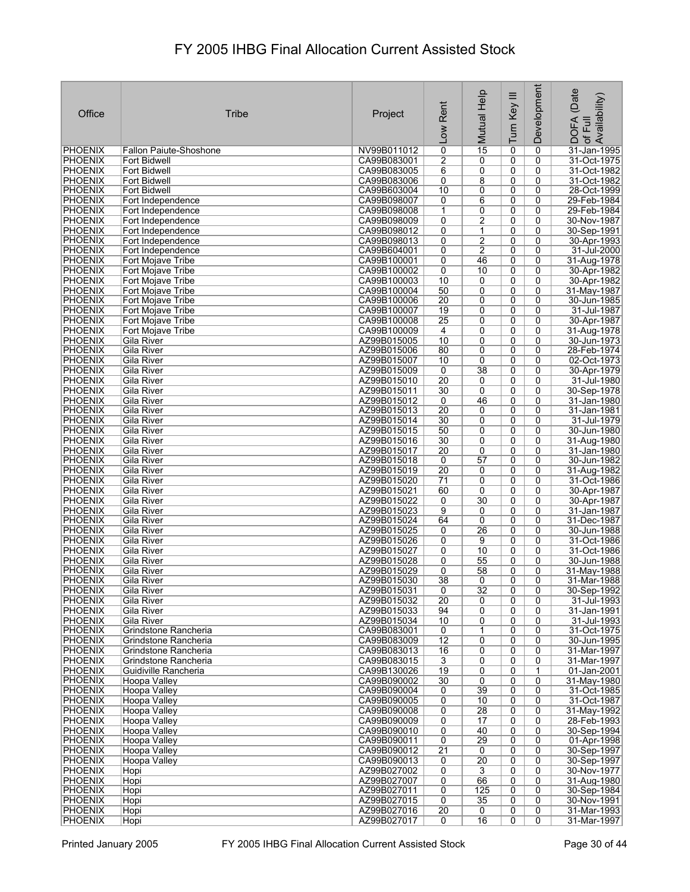# FY 2005 IHBG Final Allocation Current Assisted Stock

| Office | Tribe | Project | Low Rent | Mutual Help | Turn Key III | Development | DOFA (Date of Full Availability) |
|---|---|---|---|---|---|---|---|
| PHOENIX | Fallon Paiute-Shoshone | NV99B011012 | 0 | 15 | 0 | 0 | 31-Jan-1995 |
| PHOENIX | Fort Bidwell | CA99B083001 | 2 | 0 | 0 | 0 | 31-Oct-1975 |
| PHOENIX | Fort Bidwell | CA99B083005 | 6 | 0 | 0 | 0 | 31-Oct-1982 |
| PHOENIX | Fort Bidwell | CA99B083006 | 0 | 8 | 0 | 0 | 31-Oct-1982 |
| PHOENIX | Fort Bidwell | CA99B603004 | 10 | 0 | 0 | 0 | 28-Oct-1999 |
| PHOENIX | Fort Independence | CA99B098007 | 0 | 6 | 0 | 0 | 29-Feb-1984 |
| PHOENIX | Fort Independence | CA99B098008 | 1 | 0 | 0 | 0 | 29-Feb-1984 |
| PHOENIX | Fort Independence | CA99B098009 | 0 | 2 | 0 | 0 | 30-Nov-1987 |
| PHOENIX | Fort Independence | CA99B098012 | 0 | 1 | 0 | 0 | 30-Sep-1991 |
| PHOENIX | Fort Independence | CA99B098013 | 0 | 2 | 0 | 0 | 30-Apr-1993 |
| PHOENIX | Fort Independence | CA99B604001 | 0 | 2 | 0 | 0 | 31-Jul-2000 |
| PHOENIX | Fort Mojave Tribe | CA99B100001 | 0 | 46 | 0 | 0 | 31-Aug-1978 |
| PHOENIX | Fort Mojave Tribe | CA99B100002 | 0 | 10 | 0 | 0 | 30-Apr-1982 |
| PHOENIX | Fort Mojave Tribe | CA99B100003 | 10 | 0 | 0 | 0 | 30-Apr-1982 |
| PHOENIX | Fort Mojave Tribe | CA99B100004 | 50 | 0 | 0 | 0 | 31-May-1987 |
| PHOENIX | Fort Mojave Tribe | CA99B100006 | 20 | 0 | 0 | 0 | 30-Jun-1985 |
| PHOENIX | Fort Mojave Tribe | CA99B100007 | 19 | 0 | 0 | 0 | 31-Jul-1987 |
| PHOENIX | Fort Mojave Tribe | CA99B100008 | 25 | 0 | 0 | 0 | 30-Apr-1987 |
| PHOENIX | Fort Mojave Tribe | CA99B100009 | 4 | 0 | 0 | 0 | 31-Aug-1978 |
| PHOENIX | Gila River | AZ99B015005 | 10 | 0 | 0 | 0 | 30-Jun-1973 |
| PHOENIX | Gila River | AZ99B015006 | 80 | 0 | 0 | 0 | 28-Feb-1974 |
| PHOENIX | Gila River | AZ99B015007 | 10 | 0 | 0 | 0 | 02-Oct-1973 |
| PHOENIX | Gila River | AZ99B015009 | 0 | 38 | 0 | 0 | 30-Apr-1979 |
| PHOENIX | Gila River | AZ99B015010 | 20 | 0 | 0 | 0 | 31-Jul-1980 |
| PHOENIX | Gila River | AZ99B015011 | 30 | 0 | 0 | 0 | 30-Sep-1978 |
| PHOENIX | Gila River | AZ99B015012 | 0 | 46 | 0 | 0 | 31-Jan-1980 |
| PHOENIX | Gila River | AZ99B015013 | 20 | 0 | 0 | 0 | 31-Jan-1981 |
| PHOENIX | Gila River | AZ99B015014 | 30 | 0 | 0 | 0 | 31-Jul-1979 |
| PHOENIX | Gila River | AZ99B015015 | 50 | 0 | 0 | 0 | 30-Jun-1980 |
| PHOENIX | Gila River | AZ99B015016 | 30 | 0 | 0 | 0 | 31-Aug-1980 |
| PHOENIX | Gila River | AZ99B015017 | 20 | 0 | 0 | 0 | 31-Jan-1980 |
| PHOENIX | Gila River | AZ99B015018 | 0 | 57 | 0 | 0 | 30-Jun-1982 |
| PHOENIX | Gila River | AZ99B015019 | 20 | 0 | 0 | 0 | 31-Aug-1982 |
| PHOENIX | Gila River | AZ99B015020 | 71 | 0 | 0 | 0 | 31-Oct-1986 |
| PHOENIX | Gila River | AZ99B015021 | 60 | 0 | 0 | 0 | 30-Apr-1987 |
| PHOENIX | Gila River | AZ99B015022 | 0 | 30 | 0 | 0 | 30-Apr-1987 |
| PHOENIX | Gila River | AZ99B015023 | 9 | 0 | 0 | 0 | 31-Jan-1987 |
| PHOENIX | Gila River | AZ99B015024 | 64 | 0 | 0 | 0 | 31-Dec-1987 |
| PHOENIX | Gila River | AZ99B015025 | 0 | 26 | 0 | 0 | 30-Jun-1988 |
| PHOENIX | Gila River | AZ99B015026 | 0 | 9 | 0 | 0 | 31-Oct-1986 |
| PHOENIX | Gila River | AZ99B015027 | 0 | 10 | 0 | 0 | 31-Oct-1986 |
| PHOENIX | Gila River | AZ99B015028 | 0 | 55 | 0 | 0 | 30-Jun-1988 |
| PHOENIX | Gila River | AZ99B015029 | 0 | 58 | 0 | 0 | 31-May-1988 |
| PHOENIX | Gila River | AZ99B015030 | 38 | 0 | 0 | 0 | 31-Mar-1988 |
| PHOENIX | Gila River | AZ99B015031 | 0 | 32 | 0 | 0 | 30-Sep-1992 |
| PHOENIX | Gila River | AZ99B015032 | 20 | 0 | 0 | 0 | 31-Jul-1993 |
| PHOENIX | Gila River | AZ99B015033 | 94 | 0 | 0 | 0 | 31-Jan-1991 |
| PHOENIX | Gila River | AZ99B015034 | 10 | 0 | 0 | 0 | 31-Jul-1993 |
| PHOENIX | Grindstone Rancheria | CA99B083001 | 0 | 1 | 0 | 0 | 31-Oct-1975 |
| PHOENIX | Grindstone Rancheria | CA99B083009 | 12 | 0 | 0 | 0 | 30-Jun-1995 |
| PHOENIX | Grindstone Rancheria | CA99B083013 | 16 | 0 | 0 | 0 | 31-Mar-1997 |
| PHOENIX | Grindstone Rancheria | CA99B083015 | 3 | 0 | 0 | 0 | 31-Mar-1997 |
| PHOENIX | Guidiville Rancheria | CA99B130026 | 19 | 0 | 0 | 1 | 01-Jan-2001 |
| PHOENIX | Hoopa Valley | CA99B090002 | 30 | 0 | 0 | 0 | 31-May-1980 |
| PHOENIX | Hoopa Valley | CA99B090004 | 0 | 39 | 0 | 0 | 31-Oct-1985 |
| PHOENIX | Hoopa Valley | CA99B090005 | 0 | 10 | 0 | 0 | 31-Oct-1987 |
| PHOENIX | Hoopa Valley | CA99B090008 | 0 | 28 | 0 | 0 | 31-May-1992 |
| PHOENIX | Hoopa Valley | CA99B090009 | 0 | 17 | 0 | 0 | 28-Feb-1993 |
| PHOENIX | Hoopa Valley | CA99B090010 | 0 | 40 | 0 | 0 | 30-Sep-1994 |
| PHOENIX | Hoopa Valley | CA99B090011 | 0 | 29 | 0 | 0 | 01-Apr-1998 |
| PHOENIX | Hoopa Valley | CA99B090012 | 21 | 0 | 0 | 0 | 30-Sep-1997 |
| PHOENIX | Hoopa Valley | CA99B090013 | 0 | 20 | 0 | 0 | 30-Sep-1997 |
| PHOENIX | Hopi | AZ99B027002 | 0 | 3 | 0 | 0 | 30-Nov-1977 |
| PHOENIX | Hopi | AZ99B027007 | 0 | 66 | 0 | 0 | 31-Aug-1980 |
| PHOENIX | Hopi | AZ99B027011 | 0 | 125 | 0 | 0 | 30-Sep-1984 |
| PHOENIX | Hopi | AZ99B027015 | 0 | 35 | 0 | 0 | 30-Nov-1991 |
| PHOENIX | Hopi | AZ99B027016 | 20 | 0 | 0 | 0 | 31-Mar-1993 |
| PHOENIX | Hopi | AZ99B027017 | 0 | 16 | 0 | 0 | 31-Mar-1997 |

Printed January 2005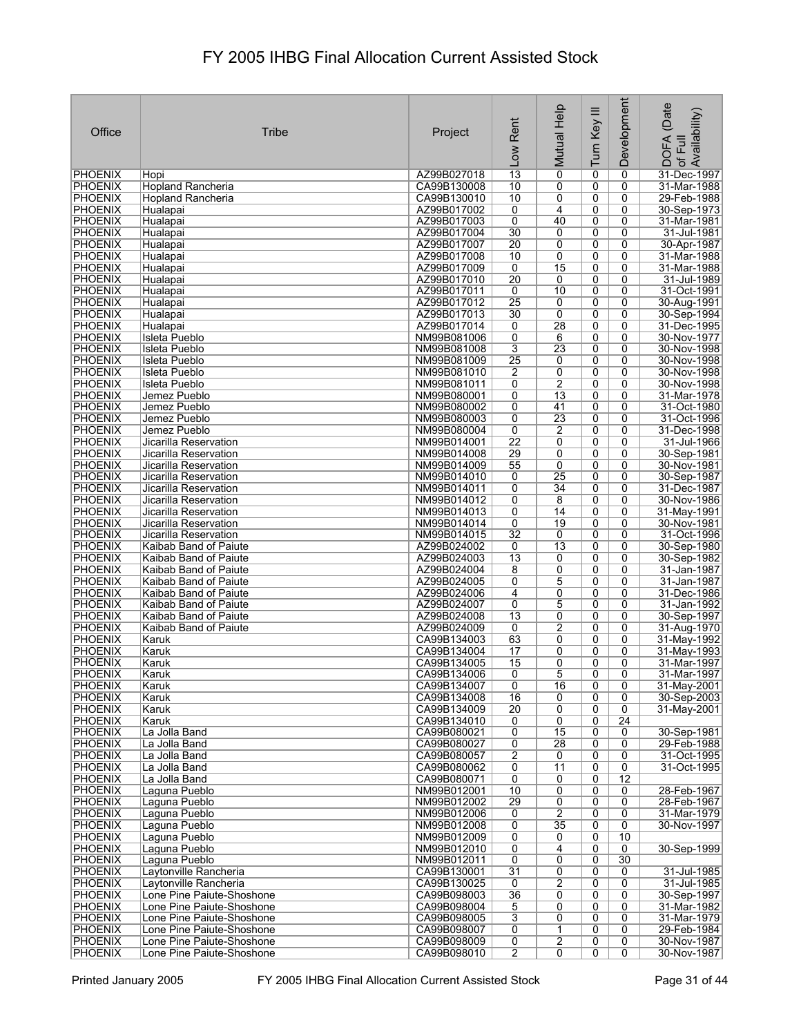# FY 2005 IHBG Final Allocation Current Assisted Stock

| Office | Tribe | Project | Low Rent | Mutual Help | Turn Key III | Development | DOFA (Date of Full Availability) |
|---|---|---|---|---|---|---|---|
| PHOENIX | Hopi | AZ99B027018 | 13 | 0 | 0 | 0 | 31-Dec-1997 |
| PHOENIX | Hopland Rancheria | CA99B130008 | 10 | 0 | 0 | 0 | 31-Mar-1988 |
| PHOENIX | Hopland Rancheria | CA99B130010 | 10 | 0 | 0 | 0 | 29-Feb-1988 |
| PHOENIX | Hualapai | AZ99B017002 | 0 | 4 | 0 | 0 | 30-Sep-1973 |
| PHOENIX | Hualapai | AZ99B017003 | 0 | 40 | 0 | 0 | 31-Mar-1981 |
| PHOENIX | Hualapai | AZ99B017004 | 30 | 0 | 0 | 0 | 31-Jul-1981 |
| PHOENIX | Hualapai | AZ99B017007 | 20 | 0 | 0 | 0 | 30-Apr-1987 |
| PHOENIX | Hualapai | AZ99B017008 | 10 | 0 | 0 | 0 | 31-Mar-1988 |
| PHOENIX | Hualapai | AZ99B017009 | 0 | 15 | 0 | 0 | 31-Mar-1988 |
| PHOENIX | Hualapai | AZ99B017010 | 20 | 0 | 0 | 0 | 31-Jul-1989 |
| PHOENIX | Hualapai | AZ99B017011 | 0 | 10 | 0 | 0 | 31-Oct-1991 |
| PHOENIX | Hualapai | AZ99B017012 | 25 | 0 | 0 | 0 | 30-Aug-1991 |
| PHOENIX | Hualapai | AZ99B017013 | 30 | 0 | 0 | 0 | 30-Sep-1994 |
| PHOENIX | Hualapai | AZ99B017014 | 0 | 28 | 0 | 0 | 31-Dec-1995 |
| PHOENIX | Isleta Pueblo | NM99B081006 | 0 | 6 | 0 | 0 | 30-Nov-1977 |
| PHOENIX | Isleta Pueblo | NM99B081008 | 3 | 23 | 0 | 0 | 30-Nov-1998 |
| PHOENIX | Isleta Pueblo | NM99B081009 | 25 | 0 | 0 | 0 | 30-Nov-1998 |
| PHOENIX | Isleta Pueblo | NM99B081010 | 2 | 0 | 0 | 0 | 30-Nov-1998 |
| PHOENIX | Isleta Pueblo | NM99B081011 | 0 | 2 | 0 | 0 | 30-Nov-1998 |
| PHOENIX | Jemez Pueblo | NM99B080001 | 0 | 13 | 0 | 0 | 31-Mar-1978 |
| PHOENIX | Jemez Pueblo | NM99B080002 | 0 | 41 | 0 | 0 | 31-Oct-1980 |
| PHOENIX | Jemez Pueblo | NM99B080003 | 0 | 23 | 0 | 0 | 31-Oct-1996 |
| PHOENIX | Jemez Pueblo | NM99B080004 | 0 | 2 | 0 | 0 | 31-Dec-1998 |
| PHOENIX | Jicarilla Reservation | NM99B014001 | 22 | 0 | 0 | 0 | 31-Jul-1966 |
| PHOENIX | Jicarilla Reservation | NM99B014008 | 29 | 0 | 0 | 0 | 30-Sep-1981 |
| PHOENIX | Jicarilla Reservation | NM99B014009 | 55 | 0 | 0 | 0 | 30-Nov-1981 |
| PHOENIX | Jicarilla Reservation | NM99B014010 | 0 | 25 | 0 | 0 | 30-Sep-1987 |
| PHOENIX | Jicarilla Reservation | NM99B014011 | 0 | 34 | 0 | 0 | 31-Dec-1987 |
| PHOENIX | Jicarilla Reservation | NM99B014012 | 0 | 8 | 0 | 0 | 30-Nov-1986 |
| PHOENIX | Jicarilla Reservation | NM99B014013 | 0 | 14 | 0 | 0 | 31-May-1991 |
| PHOENIX | Jicarilla Reservation | NM99B014014 | 0 | 19 | 0 | 0 | 30-Nov-1981 |
| PHOENIX | Jicarilla Reservation | NM99B014015 | 32 | 0 | 0 | 0 | 31-Oct-1996 |
| PHOENIX | Kaibab Band of Paiute | AZ99B024002 | 0 | 13 | 0 | 0 | 30-Sep-1980 |
| PHOENIX | Kaibab Band of Paiute | AZ99B024003 | 13 | 0 | 0 | 0 | 30-Sep-1982 |
| PHOENIX | Kaibab Band of Paiute | AZ99B024004 | 8 | 0 | 0 | 0 | 31-Jan-1987 |
| PHOENIX | Kaibab Band of Paiute | AZ99B024005 | 0 | 5 | 0 | 0 | 31-Jan-1987 |
| PHOENIX | Kaibab Band of Paiute | AZ99B024006 | 4 | 0 | 0 | 0 | 31-Dec-1986 |
| PHOENIX | Kaibab Band of Paiute | AZ99B024007 | 0 | 5 | 0 | 0 | 31-Jan-1992 |
| PHOENIX | Kaibab Band of Paiute | AZ99B024008 | 13 | 0 | 0 | 0 | 30-Sep-1997 |
| PHOENIX | Kaibab Band of Paiute | AZ99B024009 | 0 | 2 | 0 | 0 | 31-Aug-1970 |
| PHOENIX | Karuk | CA99B134003 | 63 | 0 | 0 | 0 | 31-May-1992 |
| PHOENIX | Karuk | CA99B134004 | 17 | 0 | 0 | 0 | 31-May-1993 |
| PHOENIX | Karuk | CA99B134005 | 15 | 0 | 0 | 0 | 31-Mar-1997 |
| PHOENIX | Karuk | CA99B134006 | 0 | 5 | 0 | 0 | 31-Mar-1997 |
| PHOENIX | Karuk | CA99B134007 | 0 | 16 | 0 | 0 | 31-May-2001 |
| PHOENIX | Karuk | CA99B134008 | 16 | 0 | 0 | 0 | 30-Sep-2003 |
| PHOENIX | Karuk | CA99B134009 | 20 | 0 | 0 | 0 | 31-May-2001 |
| PHOENIX | Karuk | CA99B134010 | 0 | 0 | 0 | 24 | |
| PHOENIX | La Jolla Band | CA99B080021 | 0 | 15 | 0 | 0 | 30-Sep-1981 |
| PHOENIX | La Jolla Band | CA99B080027 | 0 | 28 | 0 | 0 | 29-Feb-1988 |
| PHOENIX | La Jolla Band | CA99B080057 | 2 | 0 | 0 | 0 | 31-Oct-1995 |
| PHOENIX | La Jolla Band | CA99B080062 | 0 | 11 | 0 | 0 | 31-Oct-1995 |
| PHOENIX | La Jolla Band | CA99B080071 | 0 | 0 | 0 | 12 | |
| PHOENIX | Laguna Pueblo | NM99B012001 | 10 | 0 | 0 | 0 | 28-Feb-1967 |
| PHOENIX | Laguna Pueblo | NM99B012002 | 29 | 0 | 0 | 0 | 28-Feb-1967 |
| PHOENIX | Laguna Pueblo | NM99B012006 | 0 | 2 | 0 | 0 | 31-Mar-1979 |
| PHOENIX | Laguna Pueblo | NM99B012008 | 0 | 35 | 0 | 0 | 30-Nov-1997 |
| PHOENIX | Laguna Pueblo | NM99B012009 | 0 | 0 | 0 | 10 | |
| PHOENIX | Laguna Pueblo | NM99B012010 | 0 | 4 | 0 | 0 | 30-Sep-1999 |
| PHOENIX | Laguna Pueblo | NM99B012011 | 0 | 0 | 0 | 30 | |
| PHOENIX | Laytonville Rancheria | CA99B130001 | 31 | 0 | 0 | 0 | 31-Jul-1985 |
| PHOENIX | Laytonville Rancheria | CA99B130025 | 0 | 2 | 0 | 0 | 31-Jul-1985 |
| PHOENIX | Lone Pine Paiute-Shoshone | CA99B098003 | 36 | 0 | 0 | 0 | 30-Sep-1997 |
| PHOENIX | Lone Pine Paiute-Shoshone | CA99B098004 | 5 | 0 | 0 | 0 | 31-Mar-1982 |
| PHOENIX | Lone Pine Paiute-Shoshone | CA99B098005 | 3 | 0 | 0 | 0 | 31-Mar-1979 |
| PHOENIX | Lone Pine Paiute-Shoshone | CA99B098007 | 0 | 1 | 0 | 0 | 29-Feb-1984 |
| PHOENIX | Lone Pine Paiute-Shoshone | CA99B098009 | 0 | 2 | 0 | 0 | 30-Nov-1987 |
| PHOENIX | Lone Pine Paiute-Shoshone | CA99B098010 | 2 | 0 | 0 | 0 | 30-Nov-1987 |

Printed January 2005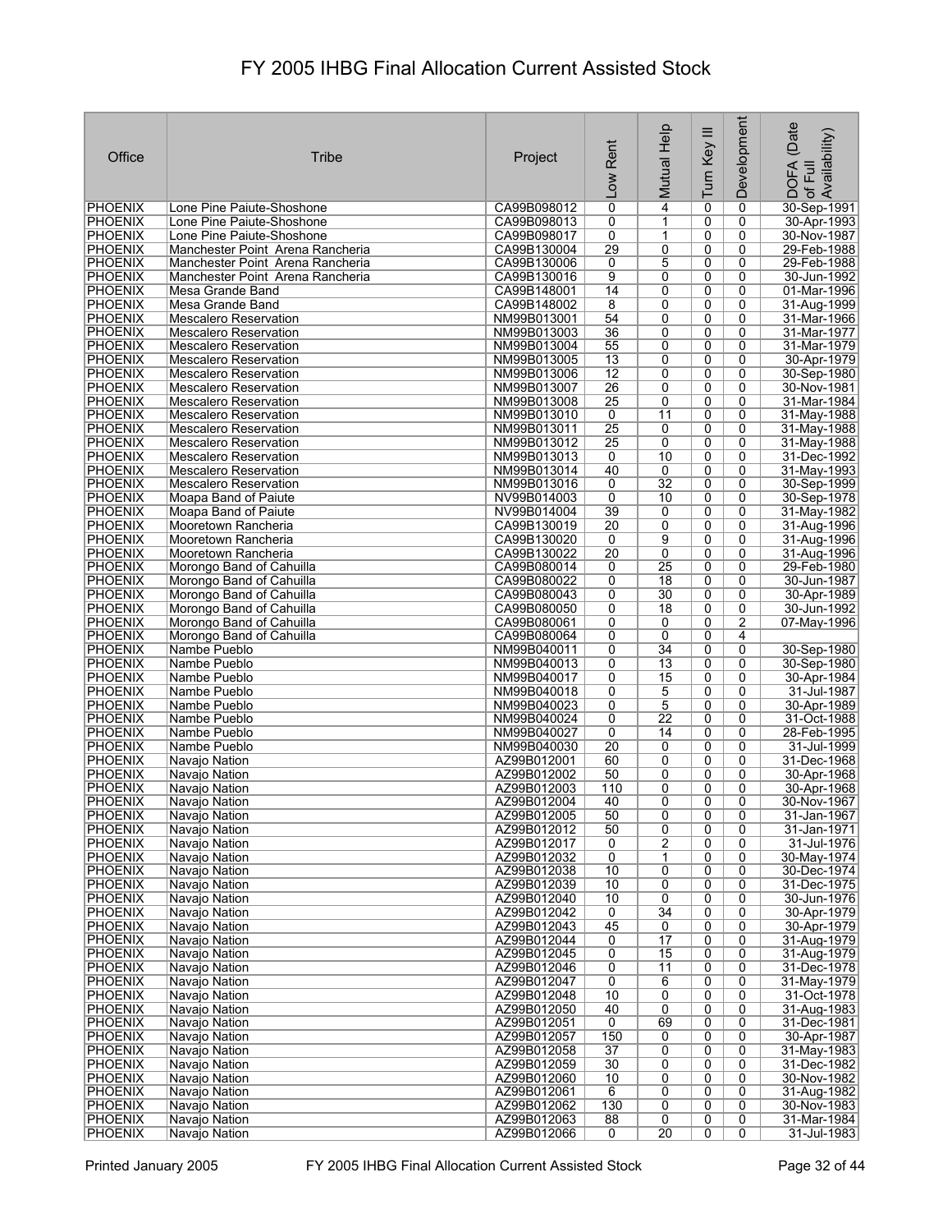# FY 2005 IHBG Final Allocation Current Assisted Stock

| Office | Tribe | Project | Low Rent | Mutual Help | Turn Key III | Development | DOFA (Date of Full Availability) |
|---|---|---|---|---|---|---|---|
| PHOENIX | Lone Pine Paiute-Shoshone | CA99B098012 | 0 | 4 | 0 | 0 | 30-Sep-1991 |
| PHOENIX | Lone Pine Paiute-Shoshone | CA99B098013 | 0 | 1 | 0 | 0 | 30-Apr-1993 |
| PHOENIX | Lone Pine Paiute-Shoshone | CA99B098017 | 0 | 1 | 0 | 0 | 30-Nov-1987 |
| PHOENIX | Manchester Point Arena Rancheria | CA99B130004 | 29 | 0 | 0 | 0 | 29-Feb-1988 |
| PHOENIX | Manchester Point Arena Rancheria | CA99B130006 | 0 | 5 | 0 | 0 | 29-Feb-1988 |
| PHOENIX | Manchester Point Arena Rancheria | CA99B130016 | 9 | 0 | 0 | 0 | 30-Jun-1992 |
| PHOENIX | Mesa Grande Band | CA99B148001 | 14 | 0 | 0 | 0 | 01-Mar-1996 |
| PHOENIX | Mesa Grande Band | CA99B148002 | 8 | 0 | 0 | 0 | 31-Aug-1999 |
| PHOENIX | Mescalero Reservation | NM99B013001 | 54 | 0 | 0 | 0 | 31-Mar-1966 |
| PHOENIX | Mescalero Reservation | NM99B013003 | 36 | 0 | 0 | 0 | 31-Mar-1977 |
| PHOENIX | Mescalero Reservation | NM99B013004 | 55 | 0 | 0 | 0 | 31-Mar-1979 |
| PHOENIX | Mescalero Reservation | NM99B013005 | 13 | 0 | 0 | 0 | 30-Apr-1979 |
| PHOENIX | Mescalero Reservation | NM99B013006 | 12 | 0 | 0 | 0 | 30-Sep-1980 |
| PHOENIX | Mescalero Reservation | NM99B013007 | 26 | 0 | 0 | 0 | 30-Nov-1981 |
| PHOENIX | Mescalero Reservation | NM99B013008 | 25 | 0 | 0 | 0 | 31-Mar-1984 |
| PHOENIX | Mescalero Reservation | NM99B013010 | 0 | 11 | 0 | 0 | 31-May-1988 |
| PHOENIX | Mescalero Reservation | NM99B013011 | 25 | 0 | 0 | 0 | 31-May-1988 |
| PHOENIX | Mescalero Reservation | NM99B013012 | 25 | 0 | 0 | 0 | 31-May-1988 |
| PHOENIX | Mescalero Reservation | NM99B013013 | 0 | 10 | 0 | 0 | 31-Dec-1992 |
| PHOENIX | Mescalero Reservation | NM99B013014 | 40 | 0 | 0 | 0 | 31-May-1993 |
| PHOENIX | Mescalero Reservation | NM99B013016 | 0 | 32 | 0 | 0 | 30-Sep-1999 |
| PHOENIX | Moapa Band of Paiute | NV99B014003 | 0 | 10 | 0 | 0 | 30-Sep-1978 |
| PHOENIX | Moapa Band of Paiute | NV99B014004 | 39 | 0 | 0 | 0 | 31-May-1982 |
| PHOENIX | Mooretown Rancheria | CA99B130019 | 20 | 0 | 0 | 0 | 31-Aug-1996 |
| PHOENIX | Mooretown Rancheria | CA99B130020 | 0 | 9 | 0 | 0 | 31-Aug-1996 |
| PHOENIX | Mooretown Rancheria | CA99B130022 | 20 | 0 | 0 | 0 | 31-Aug-1996 |
| PHOENIX | Morongo Band of Cahuilla | CA99B080014 | 0 | 25 | 0 | 0 | 29-Feb-1980 |
| PHOENIX | Morongo Band of Cahuilla | CA99B080022 | 0 | 18 | 0 | 0 | 30-Jun-1987 |
| PHOENIX | Morongo Band of Cahuilla | CA99B080043 | 0 | 30 | 0 | 0 | 30-Apr-1989 |
| PHOENIX | Morongo Band of Cahuilla | CA99B080050 | 0 | 18 | 0 | 0 | 30-Jun-1992 |
| PHOENIX | Morongo Band of Cahuilla | CA99B080061 | 0 | 0 | 0 | 2 | 07-May-1996 |
| PHOENIX | Morongo Band of Cahuilla | CA99B080064 | 0 | 0 | 0 | 4 | |
| PHOENIX | Nambe Pueblo | NM99B040011 | 0 | 34 | 0 | 0 | 30-Sep-1980 |
| PHOENIX | Nambe Pueblo | NM99B040013 | 0 | 13 | 0 | 0 | 30-Sep-1980 |
| PHOENIX | Nambe Pueblo | NM99B040017 | 0 | 15 | 0 | 0 | 30-Apr-1984 |
| PHOENIX | Nambe Pueblo | NM99B040018 | 0 | 5 | 0 | 0 | 31-Jul-1987 |
| PHOENIX | Nambe Pueblo | NM99B040023 | 0 | 5 | 0 | 0 | 30-Apr-1989 |
| PHOENIX | Nambe Pueblo | NM99B040024 | 0 | 22 | 0 | 0 | 31-Oct-1988 |
| PHOENIX | Nambe Pueblo | NM99B040027 | 0 | 14 | 0 | 0 | 28-Feb-1995 |
| PHOENIX | Nambe Pueblo | NM99B040030 | 20 | 0 | 0 | 0 | 31-Jul-1999 |
| PHOENIX | Navajo Nation | AZ99B012001 | 60 | 0 | 0 | 0 | 31-Dec-1968 |
| PHOENIX | Navajo Nation | AZ99B012002 | 50 | 0 | 0 | 0 | 30-Apr-1968 |
| PHOENIX | Navajo Nation | AZ99B012003 | 110 | 0 | 0 | 0 | 30-Apr-1968 |
| PHOENIX | Navajo Nation | AZ99B012004 | 40 | 0 | 0 | 0 | 30-Nov-1967 |
| PHOENIX | Navajo Nation | AZ99B012005 | 50 | 0 | 0 | 0 | 31-Jan-1967 |
| PHOENIX | Navajo Nation | AZ99B012012 | 50 | 0 | 0 | 0 | 31-Jan-1971 |
| PHOENIX | Navajo Nation | AZ99B012017 | 0 | 2 | 0 | 0 | 31-Jul-1976 |
| PHOENIX | Navajo Nation | AZ99B012032 | 0 | 1 | 0 | 0 | 30-May-1974 |
| PHOENIX | Navajo Nation | AZ99B012038 | 10 | 0 | 0 | 0 | 30-Dec-1974 |
| PHOENIX | Navajo Nation | AZ99B012039 | 10 | 0 | 0 | 0 | 31-Dec-1975 |
| PHOENIX | Navajo Nation | AZ99B012040 | 10 | 0 | 0 | 0 | 30-Jun-1976 |
| PHOENIX | Navajo Nation | AZ99B012042 | 0 | 34 | 0 | 0 | 30-Apr-1979 |
| PHOENIX | Navajo Nation | AZ99B012043 | 45 | 0 | 0 | 0 | 30-Apr-1979 |
| PHOENIX | Navajo Nation | AZ99B012044 | 0 | 17 | 0 | 0 | 31-Aug-1979 |
| PHOENIX | Navajo Nation | AZ99B012045 | 0 | 15 | 0 | 0 | 31-Aug-1979 |
| PHOENIX | Navajo Nation | AZ99B012046 | 0 | 11 | 0 | 0 | 31-Dec-1978 |
| PHOENIX | Navajo Nation | AZ99B012047 | 0 | 6 | 0 | 0 | 31-May-1979 |
| PHOENIX | Navajo Nation | AZ99B012048 | 10 | 0 | 0 | 0 | 31-Oct-1978 |
| PHOENIX | Navajo Nation | AZ99B012050 | 40 | 0 | 0 | 0 | 31-Aug-1983 |
| PHOENIX | Navajo Nation | AZ99B012051 | 0 | 69 | 0 | 0 | 31-Dec-1981 |
| PHOENIX | Navajo Nation | AZ99B012057 | 150 | 0 | 0 | 0 | 30-Apr-1987 |
| PHOENIX | Navajo Nation | AZ99B012058 | 37 | 0 | 0 | 0 | 31-May-1983 |
| PHOENIX | Navajo Nation | AZ99B012059 | 30 | 0 | 0 | 0 | 31-Dec-1982 |
| PHOENIX | Navajo Nation | AZ99B012060 | 10 | 0 | 0 | 0 | 30-Nov-1982 |
| PHOENIX | Navajo Nation | AZ99B012061 | 6 | 0 | 0 | 0 | 31-Aug-1982 |
| PHOENIX | Navajo Nation | AZ99B012062 | 130 | 0 | 0 | 0 | 30-Nov-1983 |
| PHOENIX | Navajo Nation | AZ99B012063 | 88 | 0 | 0 | 0 | 31-Mar-1984 |
| PHOENIX | Navajo Nation | AZ99B012066 | 0 | 20 | 0 | 0 | 31-Jul-1983 |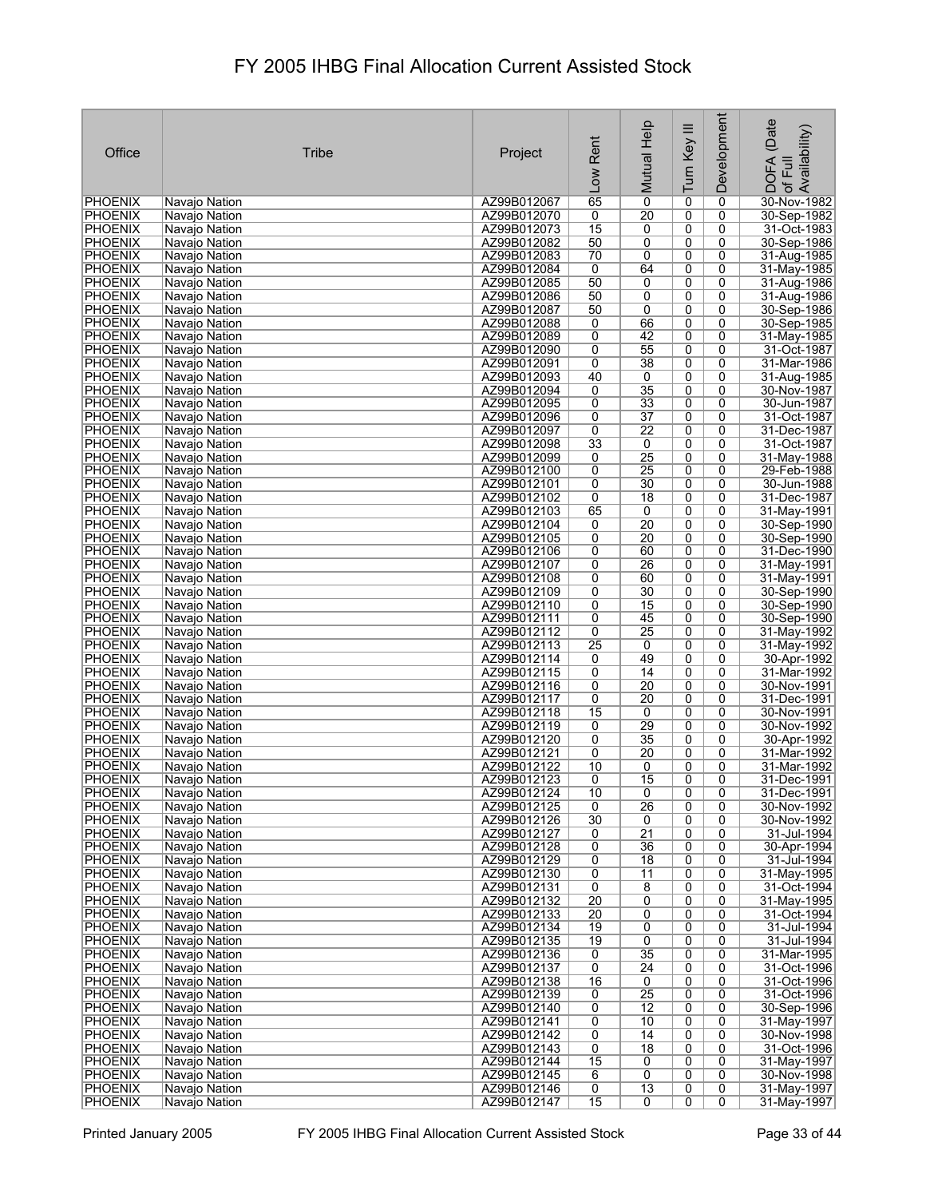# FY 2005 IHBG Final Allocation Current Assisted Stock

| Office | Tribe | Project | Low Rent | Mutual Help | Turn Key III | Development | DOFA (Date of Full Availability) |
|---|---|---|---|---|---|---|---|
| PHOENIX | Navajo Nation | AZ99B012067 | 65 | 0 | 0 | 0 | 30-Nov-1982 |
| PHOENIX | Navajo Nation | AZ99B012070 | 0 | 20 | 0 | 0 | 30-Sep-1982 |
| PHOENIX | Navajo Nation | AZ99B012073 | 15 | 0 | 0 | 0 | 31-Oct-1983 |
| PHOENIX | Navajo Nation | AZ99B012082 | 50 | 0 | 0 | 0 | 30-Sep-1986 |
| PHOENIX | Navajo Nation | AZ99B012083 | 70 | 0 | 0 | 0 | 31-Aug-1985 |
| PHOENIX | Navajo Nation | AZ99B012084 | 0 | 64 | 0 | 0 | 31-May-1985 |
| PHOENIX | Navajo Nation | AZ99B012085 | 50 | 0 | 0 | 0 | 31-Aug-1986 |
| PHOENIX | Navajo Nation | AZ99B012086 | 50 | 0 | 0 | 0 | 31-Aug-1986 |
| PHOENIX | Navajo Nation | AZ99B012087 | 50 | 0 | 0 | 0 | 30-Sep-1986 |
| PHOENIX | Navajo Nation | AZ99B012088 | 0 | 66 | 0 | 0 | 30-Sep-1985 |
| PHOENIX | Navajo Nation | AZ99B012089 | 0 | 42 | 0 | 0 | 31-May-1985 |
| PHOENIX | Navajo Nation | AZ99B012090 | 0 | 55 | 0 | 0 | 31-Oct-1987 |
| PHOENIX | Navajo Nation | AZ99B012091 | 0 | 38 | 0 | 0 | 31-Mar-1986 |
| PHOENIX | Navajo Nation | AZ99B012093 | 40 | 0 | 0 | 0 | 31-Aug-1985 |
| PHOENIX | Navajo Nation | AZ99B012094 | 0 | 35 | 0 | 0 | 30-Nov-1987 |
| PHOENIX | Navajo Nation | AZ99B012095 | 0 | 33 | 0 | 0 | 30-Jun-1987 |
| PHOENIX | Navajo Nation | AZ99B012096 | 0 | 37 | 0 | 0 | 31-Oct-1987 |
| PHOENIX | Navajo Nation | AZ99B012097 | 0 | 22 | 0 | 0 | 31-Dec-1987 |
| PHOENIX | Navajo Nation | AZ99B012098 | 33 | 0 | 0 | 0 | 31-Oct-1987 |
| PHOENIX | Navajo Nation | AZ99B012099 | 0 | 25 | 0 | 0 | 31-May-1988 |
| PHOENIX | Navajo Nation | AZ99B012100 | 0 | 25 | 0 | 0 | 29-Feb-1988 |
| PHOENIX | Navajo Nation | AZ99B012101 | 0 | 30 | 0 | 0 | 30-Jun-1988 |
| PHOENIX | Navajo Nation | AZ99B012102 | 0 | 18 | 0 | 0 | 31-Dec-1987 |
| PHOENIX | Navajo Nation | AZ99B012103 | 65 | 0 | 0 | 0 | 31-May-1991 |
| PHOENIX | Navajo Nation | AZ99B012104 | 0 | 20 | 0 | 0 | 30-Sep-1990 |
| PHOENIX | Navajo Nation | AZ99B012105 | 0 | 20 | 0 | 0 | 30-Sep-1990 |
| PHOENIX | Navajo Nation | AZ99B012106 | 0 | 60 | 0 | 0 | 31-Dec-1990 |
| PHOENIX | Navajo Nation | AZ99B012107 | 0 | 26 | 0 | 0 | 31-May-1991 |
| PHOENIX | Navajo Nation | AZ99B012108 | 0 | 60 | 0 | 0 | 31-May-1991 |
| PHOENIX | Navajo Nation | AZ99B012109 | 0 | 30 | 0 | 0 | 30-Sep-1990 |
| PHOENIX | Navajo Nation | AZ99B012110 | 0 | 15 | 0 | 0 | 30-Sep-1990 |
| PHOENIX | Navajo Nation | AZ99B012111 | 0 | 45 | 0 | 0 | 30-Sep-1990 |
| PHOENIX | Navajo Nation | AZ99B012112 | 0 | 25 | 0 | 0 | 31-May-1992 |
| PHOENIX | Navajo Nation | AZ99B012113 | 25 | 0 | 0 | 0 | 31-May-1992 |
| PHOENIX | Navajo Nation | AZ99B012114 | 0 | 49 | 0 | 0 | 30-Apr-1992 |
| PHOENIX | Navajo Nation | AZ99B012115 | 0 | 14 | 0 | 0 | 31-Mar-1992 |
| PHOENIX | Navajo Nation | AZ99B012116 | 0 | 20 | 0 | 0 | 30-Nov-1991 |
| PHOENIX | Navajo Nation | AZ99B012117 | 0 | 20 | 0 | 0 | 31-Dec-1991 |
| PHOENIX | Navajo Nation | AZ99B012118 | 15 | 0 | 0 | 0 | 30-Nov-1991 |
| PHOENIX | Navajo Nation | AZ99B012119 | 0 | 29 | 0 | 0 | 30-Nov-1992 |
| PHOENIX | Navajo Nation | AZ99B012120 | 0 | 35 | 0 | 0 | 30-Apr-1992 |
| PHOENIX | Navajo Nation | AZ99B012121 | 0 | 20 | 0 | 0 | 31-Mar-1992 |
| PHOENIX | Navajo Nation | AZ99B012122 | 10 | 0 | 0 | 0 | 31-Mar-1992 |
| PHOENIX | Navajo Nation | AZ99B012123 | 0 | 15 | 0 | 0 | 31-Dec-1991 |
| PHOENIX | Navajo Nation | AZ99B012124 | 10 | 0 | 0 | 0 | 31-Dec-1991 |
| PHOENIX | Navajo Nation | AZ99B012125 | 0 | 26 | 0 | 0 | 30-Nov-1992 |
| PHOENIX | Navajo Nation | AZ99B012126 | 30 | 0 | 0 | 0 | 30-Nov-1992 |
| PHOENIX | Navajo Nation | AZ99B012127 | 0 | 21 | 0 | 0 | 31-Jul-1994 |
| PHOENIX | Navajo Nation | AZ99B012128 | 0 | 36 | 0 | 0 | 30-Apr-1994 |
| PHOENIX | Navajo Nation | AZ99B012129 | 0 | 18 | 0 | 0 | 31-Jul-1994 |
| PHOENIX | Navajo Nation | AZ99B012130 | 0 | 11 | 0 | 0 | 31-May-1995 |
| PHOENIX | Navajo Nation | AZ99B012131 | 0 | 8 | 0 | 0 | 31-Oct-1994 |
| PHOENIX | Navajo Nation | AZ99B012132 | 20 | 0 | 0 | 0 | 31-May-1995 |
| PHOENIX | Navajo Nation | AZ99B012133 | 20 | 0 | 0 | 0 | 31-Oct-1994 |
| PHOENIX | Navajo Nation | AZ99B012134 | 19 | 0 | 0 | 0 | 31-Jul-1994 |
| PHOENIX | Navajo Nation | AZ99B012135 | 19 | 0 | 0 | 0 | 31-Jul-1994 |
| PHOENIX | Navajo Nation | AZ99B012136 | 0 | 35 | 0 | 0 | 31-Mar-1995 |
| PHOENIX | Navajo Nation | AZ99B012137 | 0 | 24 | 0 | 0 | 31-Oct-1996 |
| PHOENIX | Navajo Nation | AZ99B012138 | 16 | 0 | 0 | 0 | 31-Oct-1996 |
| PHOENIX | Navajo Nation | AZ99B012139 | 0 | 25 | 0 | 0 | 31-Oct-1996 |
| PHOENIX | Navajo Nation | AZ99B012140 | 0 | 12 | 0 | 0 | 30-Sep-1996 |
| PHOENIX | Navajo Nation | AZ99B012141 | 0 | 10 | 0 | 0 | 31-May-1997 |
| PHOENIX | Navajo Nation | AZ99B012142 | 0 | 14 | 0 | 0 | 30-Nov-1998 |
| PHOENIX | Navajo Nation | AZ99B012143 | 0 | 18 | 0 | 0 | 31-Oct-1996 |
| PHOENIX | Navajo Nation | AZ99B012144 | 15 | 0 | 0 | 0 | 31-May-1997 |
| PHOENIX | Navajo Nation | AZ99B012145 | 6 | 0 | 0 | 0 | 30-Nov-1998 |
| PHOENIX | Navajo Nation | AZ99B012146 | 0 | 13 | 0 | 0 | 31-May-1997 |
| PHOENIX | Navajo Nation | AZ99B012147 | 15 | 0 | 0 | 0 | 31-May-1997 |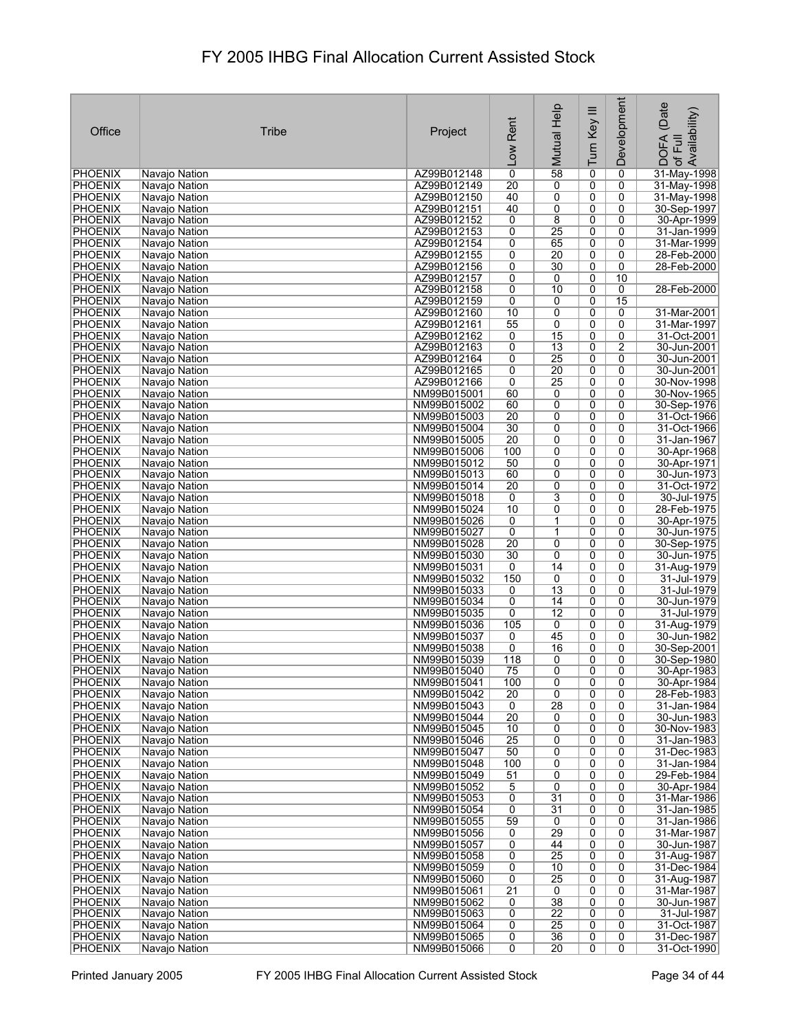# FY 2005 IHBG Final Allocation Current Assisted Stock

| Office | Tribe | Project | Low Rent | Mutual Help | Turn Key III | Development | DOFA (Date of Full Availability) |
|---|---|---|---|---|---|---|---|
| PHOENIX | Navajo Nation | AZ99B012148 | 0 | 58 | 0 | 0 | 31-May-1998 |
| PHOENIX | Navajo Nation | AZ99B012149 | 20 | 0 | 0 | 0 | 31-May-1998 |
| PHOENIX | Navajo Nation | AZ99B012150 | 40 | 0 | 0 | 0 | 31-May-1998 |
| PHOENIX | Navajo Nation | AZ99B012151 | 40 | 0 | 0 | 0 | 30-Sep-1997 |
| PHOENIX | Navajo Nation | AZ99B012152 | 0 | 8 | 0 | 0 | 30-Apr-1999 |
| PHOENIX | Navajo Nation | AZ99B012153 | 0 | 25 | 0 | 0 | 31-Jan-1999 |
| PHOENIX | Navajo Nation | AZ99B012154 | 0 | 65 | 0 | 0 | 31-Mar-1999 |
| PHOENIX | Navajo Nation | AZ99B012155 | 0 | 20 | 0 | 0 | 28-Feb-2000 |
| PHOENIX | Navajo Nation | AZ99B012156 | 0 | 30 | 0 | 0 | 28-Feb-2000 |
| PHOENIX | Navajo Nation | AZ99B012157 | 0 | 0 | 0 | 10 | |
| PHOENIX | Navajo Nation | AZ99B012158 | 0 | 10 | 0 | 0 | 28-Feb-2000 |
| PHOENIX | Navajo Nation | AZ99B012159 | 0 | 0 | 0 | 15 | |
| PHOENIX | Navajo Nation | AZ99B012160 | 10 | 0 | 0 | 0 | 31-Mar-2001 |
| PHOENIX | Navajo Nation | AZ99B012161 | 55 | 0 | 0 | 0 | 31-Mar-1997 |
| PHOENIX | Navajo Nation | AZ99B012162 | 0 | 15 | 0 | 0 | 31-Oct-2001 |
| PHOENIX | Navajo Nation | AZ99B012163 | 0 | 13 | 0 | 2 | 30-Jun-2001 |
| PHOENIX | Navajo Nation | AZ99B012164 | 0 | 25 | 0 | 0 | 30-Jun-2001 |
| PHOENIX | Navajo Nation | AZ99B012165 | 0 | 20 | 0 | 0 | 30-Jun-2001 |
| PHOENIX | Navajo Nation | AZ99B012166 | 0 | 25 | 0 | 0 | 30-Nov-1998 |
| PHOENIX | Navajo Nation | NM99B015001 | 60 | 0 | 0 | 0 | 30-Nov-1965 |
| PHOENIX | Navajo Nation | NM99B015002 | 60 | 0 | 0 | 0 | 30-Sep-1976 |
| PHOENIX | Navajo Nation | NM99B015003 | 20 | 0 | 0 | 0 | 31-Oct-1966 |
| PHOENIX | Navajo Nation | NM99B015004 | 30 | 0 | 0 | 0 | 31-Oct-1966 |
| PHOENIX | Navajo Nation | NM99B015005 | 20 | 0 | 0 | 0 | 31-Jan-1967 |
| PHOENIX | Navajo Nation | NM99B015006 | 100 | 0 | 0 | 0 | 30-Apr-1968 |
| PHOENIX | Navajo Nation | NM99B015012 | 50 | 0 | 0 | 0 | 30-Apr-1971 |
| PHOENIX | Navajo Nation | NM99B015013 | 60 | 0 | 0 | 0 | 30-Jun-1973 |
| PHOENIX | Navajo Nation | NM99B015014 | 20 | 0 | 0 | 0 | 31-Oct-1972 |
| PHOENIX | Navajo Nation | NM99B015018 | 0 | 3 | 0 | 0 | 30-Jul-1975 |
| PHOENIX | Navajo Nation | NM99B015024 | 10 | 0 | 0 | 0 | 28-Feb-1975 |
| PHOENIX | Navajo Nation | NM99B015026 | 0 | 1 | 0 | 0 | 30-Apr-1975 |
| PHOENIX | Navajo Nation | NM99B015027 | 0 | 1 | 0 | 0 | 30-Jun-1975 |
| PHOENIX | Navajo Nation | NM99B015028 | 20 | 0 | 0 | 0 | 30-Sep-1975 |
| PHOENIX | Navajo Nation | NM99B015030 | 30 | 0 | 0 | 0 | 30-Jun-1975 |
| PHOENIX | Navajo Nation | NM99B015031 | 0 | 14 | 0 | 0 | 31-Aug-1979 |
| PHOENIX | Navajo Nation | NM99B015032 | 150 | 0 | 0 | 0 | 31-Jul-1979 |
| PHOENIX | Navajo Nation | NM99B015033 | 0 | 13 | 0 | 0 | 31-Jul-1979 |
| PHOENIX | Navajo Nation | NM99B015034 | 0 | 14 | 0 | 0 | 30-Jun-1979 |
| PHOENIX | Navajo Nation | NM99B015035 | 0 | 12 | 0 | 0 | 31-Jul-1979 |
| PHOENIX | Navajo Nation | NM99B015036 | 105 | 0 | 0 | 0 | 31-Aug-1979 |
| PHOENIX | Navajo Nation | NM99B015037 | 0 | 45 | 0 | 0 | 30-Jun-1982 |
| PHOENIX | Navajo Nation | NM99B015038 | 0 | 16 | 0 | 0 | 30-Sep-2001 |
| PHOENIX | Navajo Nation | NM99B015039 | 118 | 0 | 0 | 0 | 30-Sep-1980 |
| PHOENIX | Navajo Nation | NM99B015040 | 75 | 0 | 0 | 0 | 30-Apr-1983 |
| PHOENIX | Navajo Nation | NM99B015041 | 100 | 0 | 0 | 0 | 30-Apr-1984 |
| PHOENIX | Navajo Nation | NM99B015042 | 20 | 0 | 0 | 0 | 28-Feb-1983 |
| PHOENIX | Navajo Nation | NM99B015043 | 0 | 28 | 0 | 0 | 31-Jan-1984 |
| PHOENIX | Navajo Nation | NM99B015044 | 20 | 0 | 0 | 0 | 30-Jun-1983 |
| PHOENIX | Navajo Nation | NM99B015045 | 10 | 0 | 0 | 0 | 30-Nov-1983 |
| PHOENIX | Navajo Nation | NM99B015046 | 25 | 0 | 0 | 0 | 31-Jan-1983 |
| PHOENIX | Navajo Nation | NM99B015047 | 50 | 0 | 0 | 0 | 31-Dec-1983 |
| PHOENIX | Navajo Nation | NM99B015048 | 100 | 0 | 0 | 0 | 31-Jan-1984 |
| PHOENIX | Navajo Nation | NM99B015049 | 51 | 0 | 0 | 0 | 29-Feb-1984 |
| PHOENIX | Navajo Nation | NM99B015052 | 5 | 0 | 0 | 0 | 30-Apr-1984 |
| PHOENIX | Navajo Nation | NM99B015053 | 0 | 31 | 0 | 0 | 31-Mar-1986 |
| PHOENIX | Navajo Nation | NM99B015054 | 0 | 31 | 0 | 0 | 31-Jan-1985 |
| PHOENIX | Navajo Nation | NM99B015055 | 59 | 0 | 0 | 0 | 31-Jan-1986 |
| PHOENIX | Navajo Nation | NM99B015056 | 0 | 29 | 0 | 0 | 31-Mar-1987 |
| PHOENIX | Navajo Nation | NM99B015057 | 0 | 44 | 0 | 0 | 30-Jun-1987 |
| PHOENIX | Navajo Nation | NM99B015058 | 0 | 25 | 0 | 0 | 31-Aug-1987 |
| PHOENIX | Navajo Nation | NM99B015059 | 0 | 10 | 0 | 0 | 31-Dec-1984 |
| PHOENIX | Navajo Nation | NM99B015060 | 0 | 25 | 0 | 0 | 31-Aug-1987 |
| PHOENIX | Navajo Nation | NM99B015061 | 21 | 0 | 0 | 0 | 31-Mar-1987 |
| PHOENIX | Navajo Nation | NM99B015062 | 0 | 38 | 0 | 0 | 30-Jun-1987 |
| PHOENIX | Navajo Nation | NM99B015063 | 0 | 22 | 0 | 0 | 31-Jul-1987 |
| PHOENIX | Navajo Nation | NM99B015064 | 0 | 25 | 0 | 0 | 31-Oct-1987 |
| PHOENIX | Navajo Nation | NM99B015065 | 0 | 36 | 0 | 0 | 31-Dec-1987 |
| PHOENIX | Navajo Nation | NM99B015066 | 0 | 20 | 0 | 0 | 31-Oct-1990 |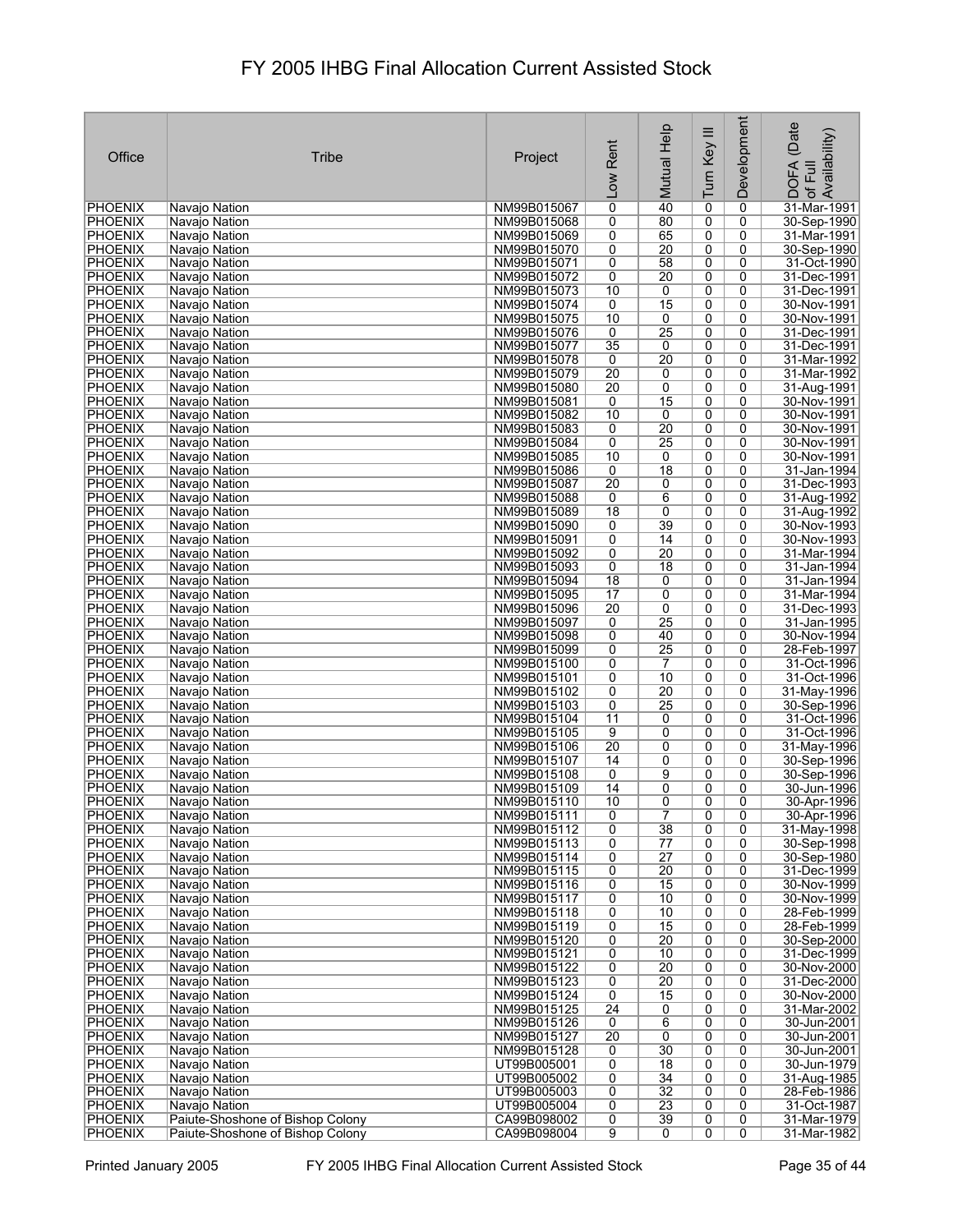# FY 2005 IHBG Final Allocation Current Assisted Stock

| Office | Tribe | Project | Low Rent | Mutual Help | Turn Key III | Development | DOFA (Date of Full Availability) |
|---|---|---|---|---|---|---|---|
| PHOENIX | Navajo Nation | NM99B015067 | 0 | 40 | 0 | 0 | 31-Mar-1991 |
| PHOENIX | Navajo Nation | NM99B015068 | 0 | 80 | 0 | 0 | 30-Sep-1990 |
| PHOENIX | Navajo Nation | NM99B015069 | 0 | 65 | 0 | 0 | 31-Mar-1991 |
| PHOENIX | Navajo Nation | NM99B015070 | 0 | 20 | 0 | 0 | 30-Sep-1990 |
| PHOENIX | Navajo Nation | NM99B015071 | 0 | 58 | 0 | 0 | 31-Oct-1990 |
| PHOENIX | Navajo Nation | NM99B015072 | 0 | 20 | 0 | 0 | 31-Dec-1991 |
| PHOENIX | Navajo Nation | NM99B015073 | 10 | 0 | 0 | 0 | 31-Dec-1991 |
| PHOENIX | Navajo Nation | NM99B015074 | 0 | 15 | 0 | 0 | 30-Nov-1991 |
| PHOENIX | Navajo Nation | NM99B015075 | 10 | 0 | 0 | 0 | 30-Nov-1991 |
| PHOENIX | Navajo Nation | NM99B015076 | 0 | 25 | 0 | 0 | 31-Dec-1991 |
| PHOENIX | Navajo Nation | NM99B015077 | 35 | 0 | 0 | 0 | 31-Dec-1991 |
| PHOENIX | Navajo Nation | NM99B015078 | 0 | 20 | 0 | 0 | 31-Mar-1992 |
| PHOENIX | Navajo Nation | NM99B015079 | 20 | 0 | 0 | 0 | 31-Mar-1992 |
| PHOENIX | Navajo Nation | NM99B015080 | 20 | 0 | 0 | 0 | 31-Aug-1991 |
| PHOENIX | Navajo Nation | NM99B015081 | 0 | 15 | 0 | 0 | 30-Nov-1991 |
| PHOENIX | Navajo Nation | NM99B015082 | 10 | 0 | 0 | 0 | 30-Nov-1991 |
| PHOENIX | Navajo Nation | NM99B015083 | 0 | 20 | 0 | 0 | 30-Nov-1991 |
| PHOENIX | Navajo Nation | NM99B015084 | 0 | 25 | 0 | 0 | 30-Nov-1991 |
| PHOENIX | Navajo Nation | NM99B015085 | 10 | 0 | 0 | 0 | 30-Nov-1991 |
| PHOENIX | Navajo Nation | NM99B015086 | 0 | 18 | 0 | 0 | 31-Jan-1994 |
| PHOENIX | Navajo Nation | NM99B015087 | 20 | 0 | 0 | 0 | 31-Dec-1993 |
| PHOENIX | Navajo Nation | NM99B015088 | 0 | 6 | 0 | 0 | 31-Aug-1992 |
| PHOENIX | Navajo Nation | NM99B015089 | 18 | 0 | 0 | 0 | 31-Aug-1992 |
| PHOENIX | Navajo Nation | NM99B015090 | 0 | 39 | 0 | 0 | 30-Nov-1993 |
| PHOENIX | Navajo Nation | NM99B015091 | 0 | 14 | 0 | 0 | 30-Nov-1993 |
| PHOENIX | Navajo Nation | NM99B015092 | 0 | 20 | 0 | 0 | 31-Mar-1994 |
| PHOENIX | Navajo Nation | NM99B015093 | 0 | 18 | 0 | 0 | 31-Jan-1994 |
| PHOENIX | Navajo Nation | NM99B015094 | 18 | 0 | 0 | 0 | 31-Jan-1994 |
| PHOENIX | Navajo Nation | NM99B015095 | 17 | 0 | 0 | 0 | 31-Mar-1994 |
| PHOENIX | Navajo Nation | NM99B015096 | 20 | 0 | 0 | 0 | 31-Dec-1993 |
| PHOENIX | Navajo Nation | NM99B015097 | 0 | 25 | 0 | 0 | 31-Jan-1995 |
| PHOENIX | Navajo Nation | NM99B015098 | 0 | 40 | 0 | 0 | 30-Nov-1994 |
| PHOENIX | Navajo Nation | NM99B015099 | 0 | 25 | 0 | 0 | 28-Feb-1997 |
| PHOENIX | Navajo Nation | NM99B015100 | 0 | 7 | 0 | 0 | 31-Oct-1996 |
| PHOENIX | Navajo Nation | NM99B015101 | 0 | 10 | 0 | 0 | 31-Oct-1996 |
| PHOENIX | Navajo Nation | NM99B015102 | 0 | 20 | 0 | 0 | 31-May-1996 |
| PHOENIX | Navajo Nation | NM99B015103 | 0 | 25 | 0 | 0 | 30-Sep-1996 |
| PHOENIX | Navajo Nation | NM99B015104 | 11 | 0 | 0 | 0 | 31-Oct-1996 |
| PHOENIX | Navajo Nation | NM99B015105 | 9 | 0 | 0 | 0 | 31-Oct-1996 |
| PHOENIX | Navajo Nation | NM99B015106 | 20 | 0 | 0 | 0 | 31-May-1996 |
| PHOENIX | Navajo Nation | NM99B015107 | 14 | 0 | 0 | 0 | 30-Sep-1996 |
| PHOENIX | Navajo Nation | NM99B015108 | 0 | 9 | 0 | 0 | 30-Sep-1996 |
| PHOENIX | Navajo Nation | NM99B015109 | 14 | 0 | 0 | 0 | 30-Jun-1996 |
| PHOENIX | Navajo Nation | NM99B015110 | 10 | 0 | 0 | 0 | 30-Apr-1996 |
| PHOENIX | Navajo Nation | NM99B015111 | 0 | 7 | 0 | 0 | 30-Apr-1996 |
| PHOENIX | Navajo Nation | NM99B015112 | 0 | 38 | 0 | 0 | 31-May-1998 |
| PHOENIX | Navajo Nation | NM99B015113 | 0 | 77 | 0 | 0 | 30-Sep-1998 |
| PHOENIX | Navajo Nation | NM99B015114 | 0 | 27 | 0 | 0 | 30-Sep-1980 |
| PHOENIX | Navajo Nation | NM99B015115 | 0 | 20 | 0 | 0 | 31-Dec-1999 |
| PHOENIX | Navajo Nation | NM99B015116 | 0 | 15 | 0 | 0 | 30-Nov-1999 |
| PHOENIX | Navajo Nation | NM99B015117 | 0 | 10 | 0 | 0 | 30-Nov-1999 |
| PHOENIX | Navajo Nation | NM99B015118 | 0 | 10 | 0 | 0 | 28-Feb-1999 |
| PHOENIX | Navajo Nation | NM99B015119 | 0 | 15 | 0 | 0 | 28-Feb-1999 |
| PHOENIX | Navajo Nation | NM99B015120 | 0 | 20 | 0 | 0 | 30-Sep-2000 |
| PHOENIX | Navajo Nation | NM99B015121 | 0 | 10 | 0 | 0 | 31-Dec-1999 |
| PHOENIX | Navajo Nation | NM99B015122 | 0 | 20 | 0 | 0 | 30-Nov-2000 |
| PHOENIX | Navajo Nation | NM99B015123 | 0 | 20 | 0 | 0 | 31-Dec-2000 |
| PHOENIX | Navajo Nation | NM99B015124 | 0 | 15 | 0 | 0 | 30-Nov-2000 |
| PHOENIX | Navajo Nation | NM99B015125 | 24 | 0 | 0 | 0 | 31-Mar-2002 |
| PHOENIX | Navajo Nation | NM99B015126 | 0 | 6 | 0 | 0 | 30-Jun-2001 |
| PHOENIX | Navajo Nation | NM99B015127 | 20 | 0 | 0 | 0 | 30-Jun-2001 |
| PHOENIX | Navajo Nation | NM99B015128 | 0 | 30 | 0 | 0 | 30-Jun-2001 |
| PHOENIX | Navajo Nation | UT99B005001 | 0 | 18 | 0 | 0 | 30-Jun-1979 |
| PHOENIX | Navajo Nation | UT99B005002 | 0 | 34 | 0 | 0 | 31-Aug-1985 |
| PHOENIX | Navajo Nation | UT99B005003 | 0 | 32 | 0 | 0 | 28-Feb-1986 |
| PHOENIX | Navajo Nation | UT99B005004 | 0 | 23 | 0 | 0 | 31-Oct-1987 |
| PHOENIX | Paiute-Shoshone of Bishop Colony | CA99B098002 | 0 | 39 | 0 | 0 | 31-Mar-1979 |
| PHOENIX | Paiute-Shoshone of Bishop Colony | CA99B098004 | 9 | 0 | 0 | 0 | 31-Mar-1982 |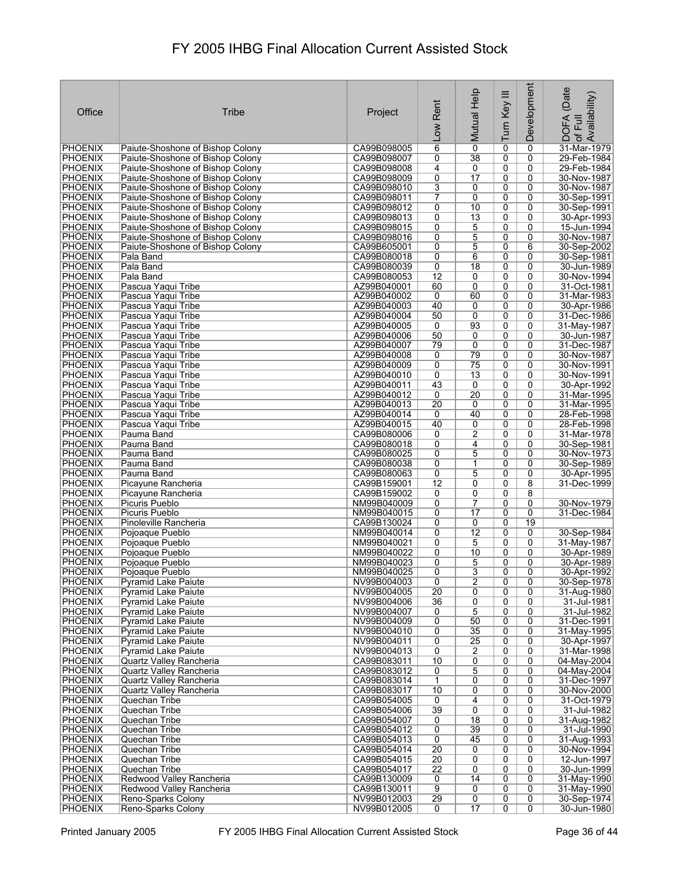# FY 2005 IHBG Final Allocation Current Assisted Stock

| Office | Tribe | Project | Low Rent | Mutual Help | Turn Key III | Development | DOFA (Date of Full Availability) |
|---|---|---|---|---|---|---|---|
| PHOENIX | Paiute-Shoshone of Bishop Colony | CA99B098005 | 6 | 0 | 0 | 0 | 31-Mar-1979 |
| PHOENIX | Paiute-Shoshone of Bishop Colony | CA99B098007 | 0 | 38 | 0 | 0 | 29-Feb-1984 |
| PHOENIX | Paiute-Shoshone of Bishop Colony | CA99B098008 | 4 | 0 | 0 | 0 | 29-Feb-1984 |
| PHOENIX | Paiute-Shoshone of Bishop Colony | CA99B098009 | 0 | 17 | 0 | 0 | 30-Nov-1987 |
| PHOENIX | Paiute-Shoshone of Bishop Colony | CA99B098010 | 3 | 0 | 0 | 0 | 30-Nov-1987 |
| PHOENIX | Paiute-Shoshone of Bishop Colony | CA99B098011 | 7 | 0 | 0 | 0 | 30-Sep-1991 |
| PHOENIX | Paiute-Shoshone of Bishop Colony | CA99B098012 | 0 | 10 | 0 | 0 | 30-Sep-1991 |
| PHOENIX | Paiute-Shoshone of Bishop Colony | CA99B098013 | 0 | 13 | 0 | 0 | 30-Apr-1993 |
| PHOENIX | Paiute-Shoshone of Bishop Colony | CA99B098015 | 0 | 5 | 0 | 0 | 15-Jun-1994 |
| PHOENIX | Paiute-Shoshone of Bishop Colony | CA99B098016 | 0 | 5 | 0 | 0 | 30-Nov-1987 |
| PHOENIX | Paiute-Shoshone of Bishop Colony | CA99B605001 | 0 | 5 | 0 | 6 | 30-Sep-2002 |
| PHOENIX | Pala Band | CA99B080018 | 0 | 6 | 0 | 0 | 30-Sep-1981 |
| PHOENIX | Pala Band | CA99B080039 | 0 | 18 | 0 | 0 | 30-Jun-1989 |
| PHOENIX | Pala Band | CA99B080053 | 12 | 0 | 0 | 0 | 30-Nov-1994 |
| PHOENIX | Pascua Yaqui Tribe | AZ99B040001 | 60 | 0 | 0 | 0 | 31-Oct-1981 |
| PHOENIX | Pascua Yaqui Tribe | AZ99B040002 | 0 | 60 | 0 | 0 | 31-Mar-1983 |
| PHOENIX | Pascua Yaqui Tribe | AZ99B040003 | 40 | 0 | 0 | 0 | 30-Apr-1986 |
| PHOENIX | Pascua Yaqui Tribe | AZ99B040004 | 50 | 0 | 0 | 0 | 31-Dec-1986 |
| PHOENIX | Pascua Yaqui Tribe | AZ99B040005 | 0 | 93 | 0 | 0 | 31-May-1987 |
| PHOENIX | Pascua Yaqui Tribe | AZ99B040006 | 50 | 0 | 0 | 0 | 30-Jun-1987 |
| PHOENIX | Pascua Yaqui Tribe | AZ99B040007 | 79 | 0 | 0 | 0 | 31-Dec-1987 |
| PHOENIX | Pascua Yaqui Tribe | AZ99B040008 | 0 | 79 | 0 | 0 | 30-Nov-1987 |
| PHOENIX | Pascua Yaqui Tribe | AZ99B040009 | 0 | 75 | 0 | 0 | 30-Nov-1991 |
| PHOENIX | Pascua Yaqui Tribe | AZ99B040010 | 0 | 13 | 0 | 0 | 30-Nov-1991 |
| PHOENIX | Pascua Yaqui Tribe | AZ99B040011 | 43 | 0 | 0 | 0 | 30-Apr-1992 |
| PHOENIX | Pascua Yaqui Tribe | AZ99B040012 | 0 | 20 | 0 | 0 | 31-Mar-1995 |
| PHOENIX | Pascua Yaqui Tribe | AZ99B040013 | 20 | 0 | 0 | 0 | 31-Mar-1995 |
| PHOENIX | Pascua Yaqui Tribe | AZ99B040014 | 0 | 40 | 0 | 0 | 28-Feb-1998 |
| PHOENIX | Pascua Yaqui Tribe | AZ99B040015 | 40 | 0 | 0 | 0 | 28-Feb-1998 |
| PHOENIX | Pauma Band | CA99B080006 | 0 | 2 | 0 | 0 | 31-Mar-1978 |
| PHOENIX | Pauma Band | CA99B080018 | 0 | 4 | 0 | 0 | 30-Sep-1981 |
| PHOENIX | Pauma Band | CA99B080025 | 0 | 5 | 0 | 0 | 30-Nov-1973 |
| PHOENIX | Pauma Band | CA99B080038 | 0 | 1 | 0 | 0 | 30-Sep-1989 |
| PHOENIX | Pauma Band | CA99B080063 | 0 | 5 | 0 | 0 | 30-Apr-1995 |
| PHOENIX | Picayune Rancheria | CA99B159001 | 12 | 0 | 0 | 8 | 31-Dec-1999 |
| PHOENIX | Picayune Rancheria | CA99B159002 | 0 | 0 | 0 | 8 | |
| PHOENIX | Picuris Pueblo | NM99B040009 | 0 | 7 | 0 | 0 | 30-Nov-1979 |
| PHOENIX | Picuris Pueblo | NM99B040015 | 0 | 17 | 0 | 0 | 31-Dec-1984 |
| PHOENIX | Pinoleville Rancheria | CA99B130024 | 0 | 0 | 0 | 19 | |
| PHOENIX | Pojoaque Pueblo | NM99B040014 | 0 | 12 | 0 | 0 | 30-Sep-1984 |
| PHOENIX | Pojoaque Pueblo | NM99B040021 | 0 | 5 | 0 | 0 | 31-May-1987 |
| PHOENIX | Pojoaque Pueblo | NM99B040022 | 0 | 10 | 0 | 0 | 30-Apr-1989 |
| PHOENIX | Pojoaque Pueblo | NM99B040023 | 0 | 5 | 0 | 0 | 30-Apr-1989 |
| PHOENIX | Pojoaque Pueblo | NM99B040025 | 0 | 3 | 0 | 0 | 30-Apr-1992 |
| PHOENIX | Pyramid Lake Paiute | NV99B004003 | 0 | 2 | 0 | 0 | 30-Sep-1978 |
| PHOENIX | Pyramid Lake Paiute | NV99B004005 | 20 | 0 | 0 | 0 | 31-Aug-1980 |
| PHOENIX | Pyramid Lake Paiute | NV99B004006 | 36 | 0 | 0 | 0 | 31-Jul-1981 |
| PHOENIX | Pyramid Lake Paiute | NV99B004007 | 0 | 5 | 0 | 0 | 31-Jul-1982 |
| PHOENIX | Pyramid Lake Paiute | NV99B004009 | 0 | 50 | 0 | 0 | 31-Dec-1991 |
| PHOENIX | Pyramid Lake Paiute | NV99B004010 | 0 | 35 | 0 | 0 | 31-May-1995 |
| PHOENIX | Pyramid Lake Paiute | NV99B004011 | 0 | 25 | 0 | 0 | 30-Apr-1997 |
| PHOENIX | Pyramid Lake Paiute | NV99B004013 | 0 | 2 | 0 | 0 | 31-Mar-1998 |
| PHOENIX | Quartz Valley Rancheria | CA99B083011 | 10 | 0 | 0 | 0 | 04-May-2004 |
| PHOENIX | Quartz Valley Rancheria | CA99B083012 | 0 | 5 | 0 | 0 | 04-May-2004 |
| PHOENIX | Quartz Valley Rancheria | CA99B083014 | 1 | 0 | 0 | 0 | 31-Dec-1997 |
| PHOENIX | Quartz Valley Rancheria | CA99B083017 | 10 | 0 | 0 | 0 | 30-Nov-2000 |
| PHOENIX | Quechan Tribe | CA99B054005 | 0 | 4 | 0 | 0 | 31-Oct-1979 |
| PHOENIX | Quechan Tribe | CA99B054006 | 39 | 0 | 0 | 0 | 31-Jul-1982 |
| PHOENIX | Quechan Tribe | CA99B054007 | 0 | 18 | 0 | 0 | 31-Aug-1982 |
| PHOENIX | Quechan Tribe | CA99B054012 | 0 | 39 | 0 | 0 | 31-Jul-1990 |
| PHOENIX | Quechan Tribe | CA99B054013 | 0 | 45 | 0 | 0 | 31-Aug-1993 |
| PHOENIX | Quechan Tribe | CA99B054014 | 20 | 0 | 0 | 0 | 30-Nov-1994 |
| PHOENIX | Quechan Tribe | CA99B054015 | 20 | 0 | 0 | 0 | 12-Jun-1997 |
| PHOENIX | Quechan Tribe | CA99B054017 | 22 | 0 | 0 | 0 | 30-Jun-1999 |
| PHOENIX | Redwood Valley Rancheria | CA99B130009 | 0 | 14 | 0 | 0 | 31-May-1990 |
| PHOENIX | Redwood Valley Rancheria | CA99B130011 | 9 | 0 | 0 | 0 | 31-May-1990 |
| PHOENIX | Reno-Sparks Colony | NV99B012003 | 29 | 0 | 0 | 0 | 30-Sep-1974 |
| PHOENIX | Reno-Sparks Colony | NV99B012005 | 0 | 17 | 0 | 0 | 30-Jun-1980 |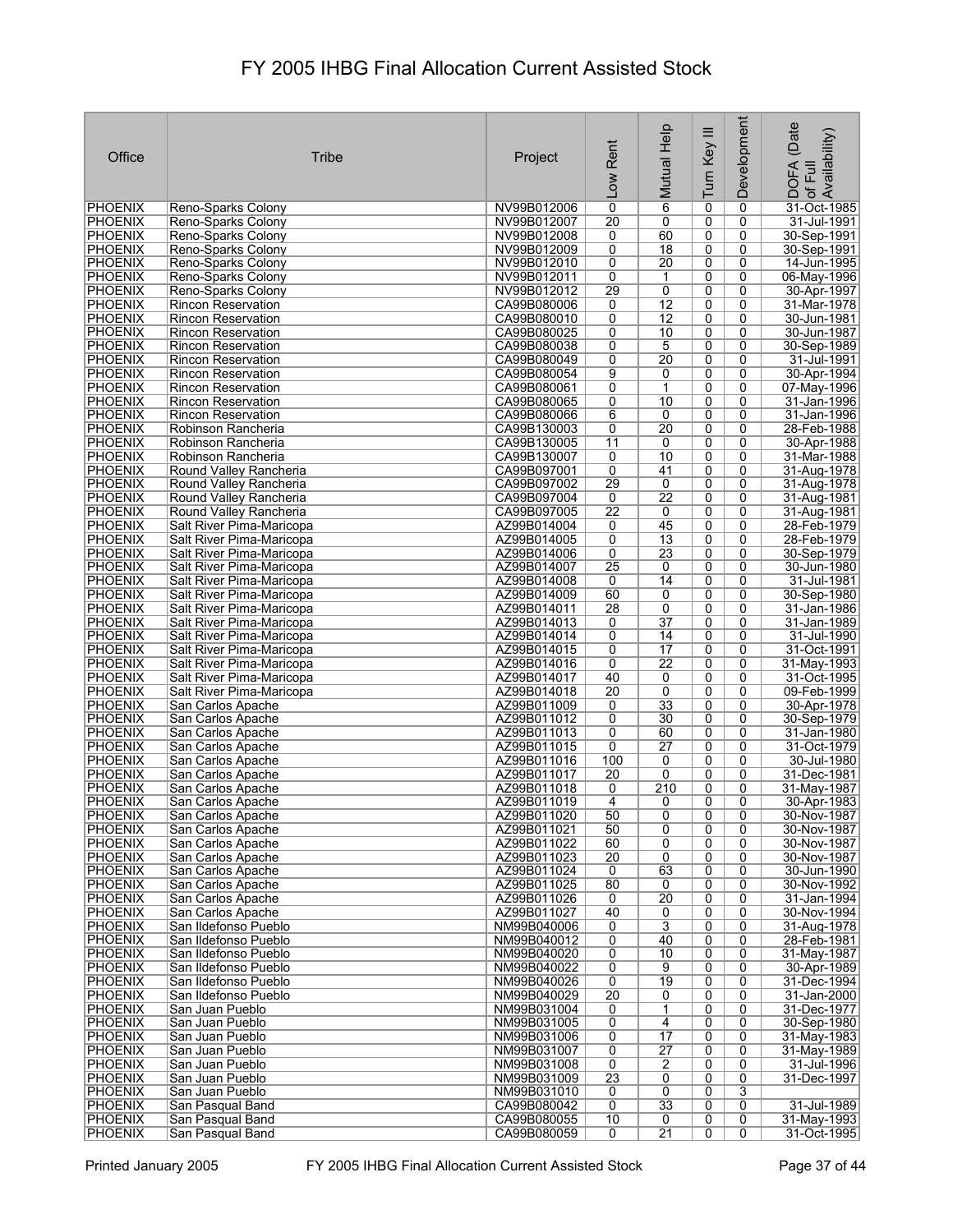# FY 2005 IHBG Final Allocation Current Assisted Stock

| Office | Tribe | Project | Low Rent | Mutual Help | Turn Key III | Development | DOFA (Date of Full Availability) |
|---|---|---|---|---|---|---|---|
| PHOENIX | Reno-Sparks Colony | NV99B012006 | 0 | 6 | 0 | 0 | 31-Oct-1985 |
| PHOENIX | Reno-Sparks Colony | NV99B012007 | 20 | 0 | 0 | 0 | 31-Jul-1991 |
| PHOENIX | Reno-Sparks Colony | NV99B012008 | 0 | 60 | 0 | 0 | 30-Sep-1991 |
| PHOENIX | Reno-Sparks Colony | NV99B012009 | 0 | 18 | 0 | 0 | 30-Sep-1991 |
| PHOENIX | Reno-Sparks Colony | NV99B012010 | 0 | 20 | 0 | 0 | 14-Jun-1995 |
| PHOENIX | Reno-Sparks Colony | NV99B012011 | 0 | 1 | 0 | 0 | 06-May-1996 |
| PHOENIX | Reno-Sparks Colony | NV99B012012 | 29 | 0 | 0 | 0 | 30-Apr-1997 |
| PHOENIX | Rincon Reservation | CA99B080006 | 0 | 12 | 0 | 0 | 31-Mar-1978 |
| PHOENIX | Rincon Reservation | CA99B080010 | 0 | 12 | 0 | 0 | 30-Jun-1981 |
| PHOENIX | Rincon Reservation | CA99B080025 | 0 | 10 | 0 | 0 | 30-Jun-1987 |
| PHOENIX | Rincon Reservation | CA99B080038 | 0 | 5 | 0 | 0 | 30-Sep-1989 |
| PHOENIX | Rincon Reservation | CA99B080049 | 0 | 20 | 0 | 0 | 31-Jul-1991 |
| PHOENIX | Rincon Reservation | CA99B080054 | 9 | 0 | 0 | 0 | 30-Apr-1994 |
| PHOENIX | Rincon Reservation | CA99B080061 | 0 | 1 | 0 | 0 | 07-May-1996 |
| PHOENIX | Rincon Reservation | CA99B080065 | 0 | 10 | 0 | 0 | 31-Jan-1996 |
| PHOENIX | Rincon Reservation | CA99B080066 | 6 | 0 | 0 | 0 | 31-Jan-1996 |
| PHOENIX | Robinson Rancheria | CA99B130003 | 0 | 20 | 0 | 0 | 28-Feb-1988 |
| PHOENIX | Robinson Rancheria | CA99B130005 | 11 | 0 | 0 | 0 | 30-Apr-1988 |
| PHOENIX | Robinson Rancheria | CA99B130007 | 0 | 10 | 0 | 0 | 31-Mar-1988 |
| PHOENIX | Round Valley Rancheria | CA99B097001 | 0 | 41 | 0 | 0 | 31-Aug-1978 |
| PHOENIX | Round Valley Rancheria | CA99B097002 | 29 | 0 | 0 | 0 | 31-Aug-1978 |
| PHOENIX | Round Valley Rancheria | CA99B097004 | 0 | 22 | 0 | 0 | 31-Aug-1981 |
| PHOENIX | Round Valley Rancheria | CA99B097005 | 22 | 0 | 0 | 0 | 31-Aug-1981 |
| PHOENIX | Salt River Pima-Maricopa | AZ99B014004 | 0 | 45 | 0 | 0 | 28-Feb-1979 |
| PHOENIX | Salt River Pima-Maricopa | AZ99B014005 | 0 | 13 | 0 | 0 | 28-Feb-1979 |
| PHOENIX | Salt River Pima-Maricopa | AZ99B014006 | 0 | 23 | 0 | 0 | 30-Sep-1979 |
| PHOENIX | Salt River Pima-Maricopa | AZ99B014007 | 25 | 0 | 0 | 0 | 30-Jun-1980 |
| PHOENIX | Salt River Pima-Maricopa | AZ99B014008 | 0 | 14 | 0 | 0 | 31-Jul-1981 |
| PHOENIX | Salt River Pima-Maricopa | AZ99B014009 | 60 | 0 | 0 | 0 | 30-Sep-1980 |
| PHOENIX | Salt River Pima-Maricopa | AZ99B014011 | 28 | 0 | 0 | 0 | 31-Jan-1986 |
| PHOENIX | Salt River Pima-Maricopa | AZ99B014013 | 0 | 37 | 0 | 0 | 31-Jan-1989 |
| PHOENIX | Salt River Pima-Maricopa | AZ99B014014 | 0 | 14 | 0 | 0 | 31-Jul-1990 |
| PHOENIX | Salt River Pima-Maricopa | AZ99B014015 | 0 | 17 | 0 | 0 | 31-Oct-1991 |
| PHOENIX | Salt River Pima-Maricopa | AZ99B014016 | 0 | 22 | 0 | 0 | 31-May-1993 |
| PHOENIX | Salt River Pima-Maricopa | AZ99B014017 | 40 | 0 | 0 | 0 | 31-Oct-1995 |
| PHOENIX | Salt River Pima-Maricopa | AZ99B014018 | 20 | 0 | 0 | 0 | 09-Feb-1999 |
| PHOENIX | San Carlos Apache | AZ99B011009 | 0 | 33 | 0 | 0 | 30-Apr-1978 |
| PHOENIX | San Carlos Apache | AZ99B011012 | 0 | 30 | 0 | 0 | 30-Sep-1979 |
| PHOENIX | San Carlos Apache | AZ99B011013 | 0 | 60 | 0 | 0 | 31-Jan-1980 |
| PHOENIX | San Carlos Apache | AZ99B011015 | 0 | 27 | 0 | 0 | 31-Oct-1979 |
| PHOENIX | San Carlos Apache | AZ99B011016 | 100 | 0 | 0 | 0 | 30-Jul-1980 |
| PHOENIX | San Carlos Apache | AZ99B011017 | 20 | 0 | 0 | 0 | 31-Dec-1981 |
| PHOENIX | San Carlos Apache | AZ99B011018 | 0 | 210 | 0 | 0 | 31-May-1987 |
| PHOENIX | San Carlos Apache | AZ99B011019 | 4 | 0 | 0 | 0 | 30-Apr-1983 |
| PHOENIX | San Carlos Apache | AZ99B011020 | 50 | 0 | 0 | 0 | 30-Nov-1987 |
| PHOENIX | San Carlos Apache | AZ99B011021 | 50 | 0 | 0 | 0 | 30-Nov-1987 |
| PHOENIX | San Carlos Apache | AZ99B011022 | 60 | 0 | 0 | 0 | 30-Nov-1987 |
| PHOENIX | San Carlos Apache | AZ99B011023 | 20 | 0 | 0 | 0 | 30-Nov-1987 |
| PHOENIX | San Carlos Apache | AZ99B011024 | 0 | 63 | 0 | 0 | 30-Jun-1990 |
| PHOENIX | San Carlos Apache | AZ99B011025 | 80 | 0 | 0 | 0 | 30-Nov-1992 |
| PHOENIX | San Carlos Apache | AZ99B011026 | 0 | 20 | 0 | 0 | 31-Jan-1994 |
| PHOENIX | San Carlos Apache | AZ99B011027 | 40 | 0 | 0 | 0 | 30-Nov-1994 |
| PHOENIX | San Ildefonso Pueblo | NM99B040006 | 0 | 3 | 0 | 0 | 31-Aug-1978 |
| PHOENIX | San Ildefonso Pueblo | NM99B040012 | 0 | 40 | 0 | 0 | 28-Feb-1981 |
| PHOENIX | San Ildefonso Pueblo | NM99B040020 | 0 | 10 | 0 | 0 | 31-May-1987 |
| PHOENIX | San Ildefonso Pueblo | NM99B040022 | 0 | 9 | 0 | 0 | 30-Apr-1989 |
| PHOENIX | San Ildefonso Pueblo | NM99B040026 | 0 | 19 | 0 | 0 | 31-Dec-1994 |
| PHOENIX | San Ildefonso Pueblo | NM99B040029 | 20 | 0 | 0 | 0 | 31-Jan-2000 |
| PHOENIX | San Juan Pueblo | NM99B031004 | 0 | 1 | 0 | 0 | 31-Dec-1977 |
| PHOENIX | San Juan Pueblo | NM99B031005 | 0 | 4 | 0 | 0 | 30-Sep-1980 |
| PHOENIX | San Juan Pueblo | NM99B031006 | 0 | 17 | 0 | 0 | 31-May-1983 |
| PHOENIX | San Juan Pueblo | NM99B031007 | 0 | 27 | 0 | 0 | 31-May-1989 |
| PHOENIX | San Juan Pueblo | NM99B031008 | 0 | 2 | 0 | 0 | 31-Jul-1996 |
| PHOENIX | San Juan Pueblo | NM99B031009 | 23 | 0 | 0 | 0 | 31-Dec-1997 |
| PHOENIX | San Juan Pueblo | NM99B031010 | 0 | 0 | 0 | 3 | |
| PHOENIX | San Pasqual Band | CA99B080042 | 0 | 33 | 0 | 0 | 31-Jul-1989 |
| PHOENIX | San Pasqual Band | CA99B080055 | 10 | 0 | 0 | 0 | 31-May-1993 |
| PHOENIX | San Pasqual Band | CA99B080059 | 0 | 21 | 0 | 0 | 31-Oct-1995 |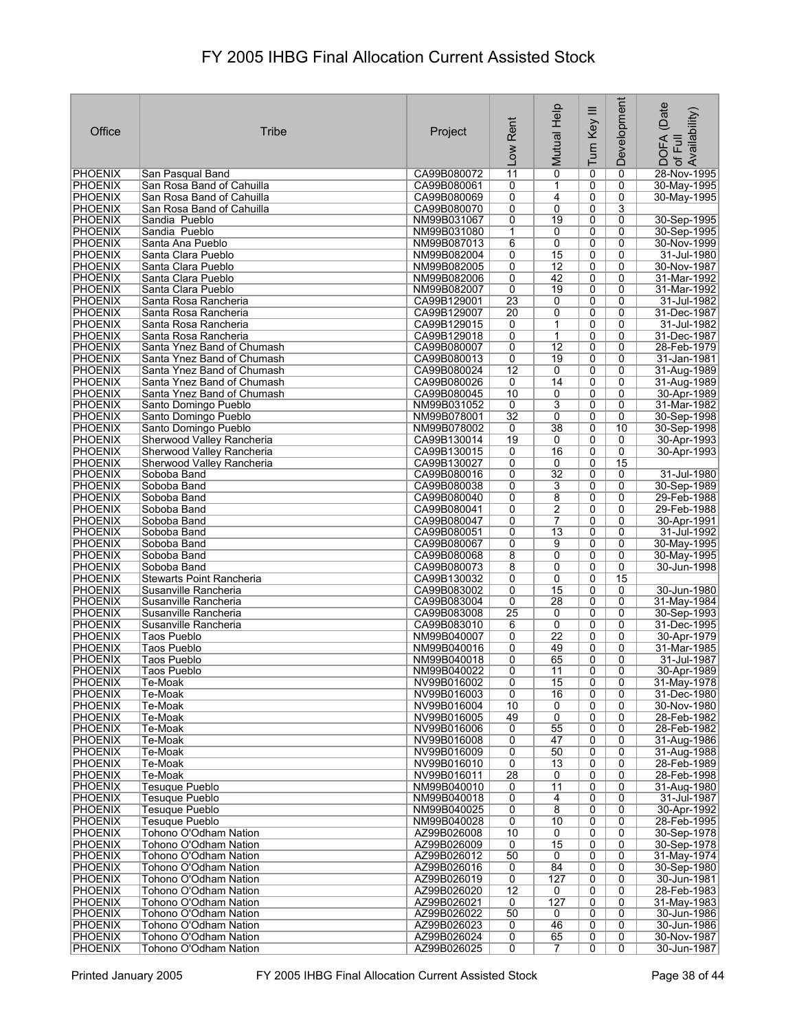# FY 2005 IHBG Final Allocation Current Assisted Stock

| Office | Tribe | Project | Low Rent | Mutual Help | Turn Key III | Development | DOFA (Date of Full Availability) |
|---|---|---|---|---|---|---|---|
| PHOENIX | San Pasqual Band | CA99B080072 | 11 | 0 | 0 | 0 | 28-Nov-1995 |
| PHOENIX | San Rosa Band of Cahuilla | CA99B080061 | 0 | 1 | 0 | 0 | 30-May-1995 |
| PHOENIX | San Rosa Band of Cahuilla | CA99B080069 | 0 | 4 | 0 | 0 | 30-May-1995 |
| PHOENIX | San Rosa Band of Cahuilla | CA99B080070 | 0 | 0 | 0 | 3 | |
| PHOENIX | Sandia Pueblo | NM99B031067 | 0 | 19 | 0 | 0 | 30-Sep-1995 |
| PHOENIX | Sandia Pueblo | NM99B031080 | 1 | 0 | 0 | 0 | 30-Sep-1995 |
| PHOENIX | Santa Ana Pueblo | NM99B087013 | 6 | 0 | 0 | 0 | 30-Nov-1999 |
| PHOENIX | Santa Clara Pueblo | NM99B082004 | 0 | 15 | 0 | 0 | 31-Jul-1980 |
| PHOENIX | Santa Clara Pueblo | NM99B082005 | 0 | 12 | 0 | 0 | 30-Nov-1987 |
| PHOENIX | Santa Clara Pueblo | NM99B082006 | 0 | 42 | 0 | 0 | 31-Mar-1992 |
| PHOENIX | Santa Clara Pueblo | NM99B082007 | 0 | 19 | 0 | 0 | 31-Mar-1992 |
| PHOENIX | Santa Rosa Rancheria | CA99B129001 | 23 | 0 | 0 | 0 | 31-Jul-1982 |
| PHOENIX | Santa Rosa Rancheria | CA99B129007 | 20 | 0 | 0 | 0 | 31-Dec-1987 |
| PHOENIX | Santa Rosa Rancheria | CA99B129015 | 0 | 1 | 0 | 0 | 31-Jul-1982 |
| PHOENIX | Santa Rosa Rancheria | CA99B129018 | 0 | 1 | 0 | 0 | 31-Dec-1987 |
| PHOENIX | Santa Ynez Band of Chumash | CA99B080007 | 0 | 12 | 0 | 0 | 28-Feb-1979 |
| PHOENIX | Santa Ynez Band of Chumash | CA99B080013 | 0 | 19 | 0 | 0 | 31-Jan-1981 |
| PHOENIX | Santa Ynez Band of Chumash | CA99B080024 | 12 | 0 | 0 | 0 | 31-Aug-1989 |
| PHOENIX | Santa Ynez Band of Chumash | CA99B080026 | 0 | 14 | 0 | 0 | 31-Aug-1989 |
| PHOENIX | Santa Ynez Band of Chumash | CA99B080045 | 10 | 0 | 0 | 0 | 30-Apr-1989 |
| PHOENIX | Santo Domingo Pueblo | NM99B031052 | 0 | 3 | 0 | 0 | 31-Mar-1982 |
| PHOENIX | Santo Domingo Pueblo | NM99B078001 | 32 | 0 | 0 | 0 | 30-Sep-1998 |
| PHOENIX | Santo Domingo Pueblo | NM99B078002 | 0 | 38 | 0 | 10 | 30-Sep-1998 |
| PHOENIX | Sherwood Valley Rancheria | CA99B130014 | 19 | 0 | 0 | 0 | 30-Apr-1993 |
| PHOENIX | Sherwood Valley Rancheria | CA99B130015 | 0 | 16 | 0 | 0 | 30-Apr-1993 |
| PHOENIX | Sherwood Valley Rancheria | CA99B130027 | 0 | 0 | 0 | 15 | |
| PHOENIX | Soboba Band | CA99B080016 | 0 | 32 | 0 | 0 | 31-Jul-1980 |
| PHOENIX | Soboba Band | CA99B080038 | 0 | 3 | 0 | 0 | 30-Sep-1989 |
| PHOENIX | Soboba Band | CA99B080040 | 0 | 8 | 0 | 0 | 29-Feb-1988 |
| PHOENIX | Soboba Band | CA99B080041 | 0 | 2 | 0 | 0 | 29-Feb-1988 |
| PHOENIX | Soboba Band | CA99B080047 | 0 | 7 | 0 | 0 | 30-Apr-1991 |
| PHOENIX | Soboba Band | CA99B080051 | 0 | 13 | 0 | 0 | 31-Jul-1992 |
| PHOENIX | Soboba Band | CA99B080067 | 0 | 9 | 0 | 0 | 30-May-1995 |
| PHOENIX | Soboba Band | CA99B080068 | 8 | 0 | 0 | 0 | 30-May-1995 |
| PHOENIX | Soboba Band | CA99B080073 | 8 | 0 | 0 | 0 | 30-Jun-1998 |
| PHOENIX | Stewarts Point Rancheria | CA99B130032 | 0 | 0 | 0 | 15 | |
| PHOENIX | Susanville Rancheria | CA99B083002 | 0 | 15 | 0 | 0 | 30-Jun-1980 |
| PHOENIX | Susanville Rancheria | CA99B083004 | 0 | 28 | 0 | 0 | 31-May-1984 |
| PHOENIX | Susanville Rancheria | CA99B083008 | 25 | 0 | 0 | 0 | 30-Sep-1993 |
| PHOENIX | Susanville Rancheria | CA99B083010 | 6 | 0 | 0 | 0 | 31-Dec-1995 |
| PHOENIX | Taos Pueblo | NM99B040007 | 0 | 22 | 0 | 0 | 30-Apr-1979 |
| PHOENIX | Taos Pueblo | NM99B040016 | 0 | 49 | 0 | 0 | 31-Mar-1985 |
| PHOENIX | Taos Pueblo | NM99B040018 | 0 | 65 | 0 | 0 | 31-Jul-1987 |
| PHOENIX | Taos Pueblo | NM99B040022 | 0 | 11 | 0 | 0 | 30-Apr-1989 |
| PHOENIX | Te-Moak | NV99B016002 | 0 | 15 | 0 | 0 | 31-May-1978 |
| PHOENIX | Te-Moak | NV99B016003 | 0 | 16 | 0 | 0 | 31-Dec-1980 |
| PHOENIX | Te-Moak | NV99B016004 | 10 | 0 | 0 | 0 | 30-Nov-1980 |
| PHOENIX | Te-Moak | NV99B016005 | 49 | 0 | 0 | 0 | 28-Feb-1982 |
| PHOENIX | Te-Moak | NV99B016006 | 0 | 55 | 0 | 0 | 28-Feb-1982 |
| PHOENIX | Te-Moak | NV99B016008 | 0 | 47 | 0 | 0 | 31-Aug-1986 |
| PHOENIX | Te-Moak | NV99B016009 | 0 | 50 | 0 | 0 | 31-Aug-1988 |
| PHOENIX | Te-Moak | NV99B016010 | 0 | 13 | 0 | 0 | 28-Feb-1989 |
| PHOENIX | Te-Moak | NV99B016011 | 28 | 0 | 0 | 0 | 28-Feb-1998 |
| PHOENIX | Tesuque Pueblo | NM99B040010 | 0 | 11 | 0 | 0 | 31-Aug-1980 |
| PHOENIX | Tesuque Pueblo | NM99B040018 | 0 | 4 | 0 | 0 | 31-Jul-1987 |
| PHOENIX | Tesuque Pueblo | NM99B040025 | 0 | 8 | 0 | 0 | 30-Apr-1992 |
| PHOENIX | Tesuque Pueblo | NM99B040028 | 0 | 10 | 0 | 0 | 28-Feb-1995 |
| PHOENIX | Tohono O'Odham Nation | AZ99B026008 | 10 | 0 | 0 | 0 | 30-Sep-1978 |
| PHOENIX | Tohono O'Odham Nation | AZ99B026009 | 0 | 15 | 0 | 0 | 30-Sep-1978 |
| PHOENIX | Tohono O'Odham Nation | AZ99B026012 | 50 | 0 | 0 | 0 | 31-May-1974 |
| PHOENIX | Tohono O'Odham Nation | AZ99B026016 | 0 | 84 | 0 | 0 | 30-Sep-1980 |
| PHOENIX | Tohono O'Odham Nation | AZ99B026019 | 0 | 127 | 0 | 0 | 30-Jun-1981 |
| PHOENIX | Tohono O'Odham Nation | AZ99B026020 | 12 | 0 | 0 | 0 | 28-Feb-1983 |
| PHOENIX | Tohono O'Odham Nation | AZ99B026021 | 0 | 127 | 0 | 0 | 31-May-1983 |
| PHOENIX | Tohono O'Odham Nation | AZ99B026022 | 50 | 0 | 0 | 0 | 30-Jun-1986 |
| PHOENIX | Tohono O'Odham Nation | AZ99B026023 | 0 | 46 | 0 | 0 | 30-Jun-1986 |
| PHOENIX | Tohono O'Odham Nation | AZ99B026024 | 0 | 65 | 0 | 0 | 30-Nov-1987 |
| PHOENIX | Tohono O'Odham Nation | AZ99B026025 | 0 | 7 | 0 | 0 | 30-Jun-1987 |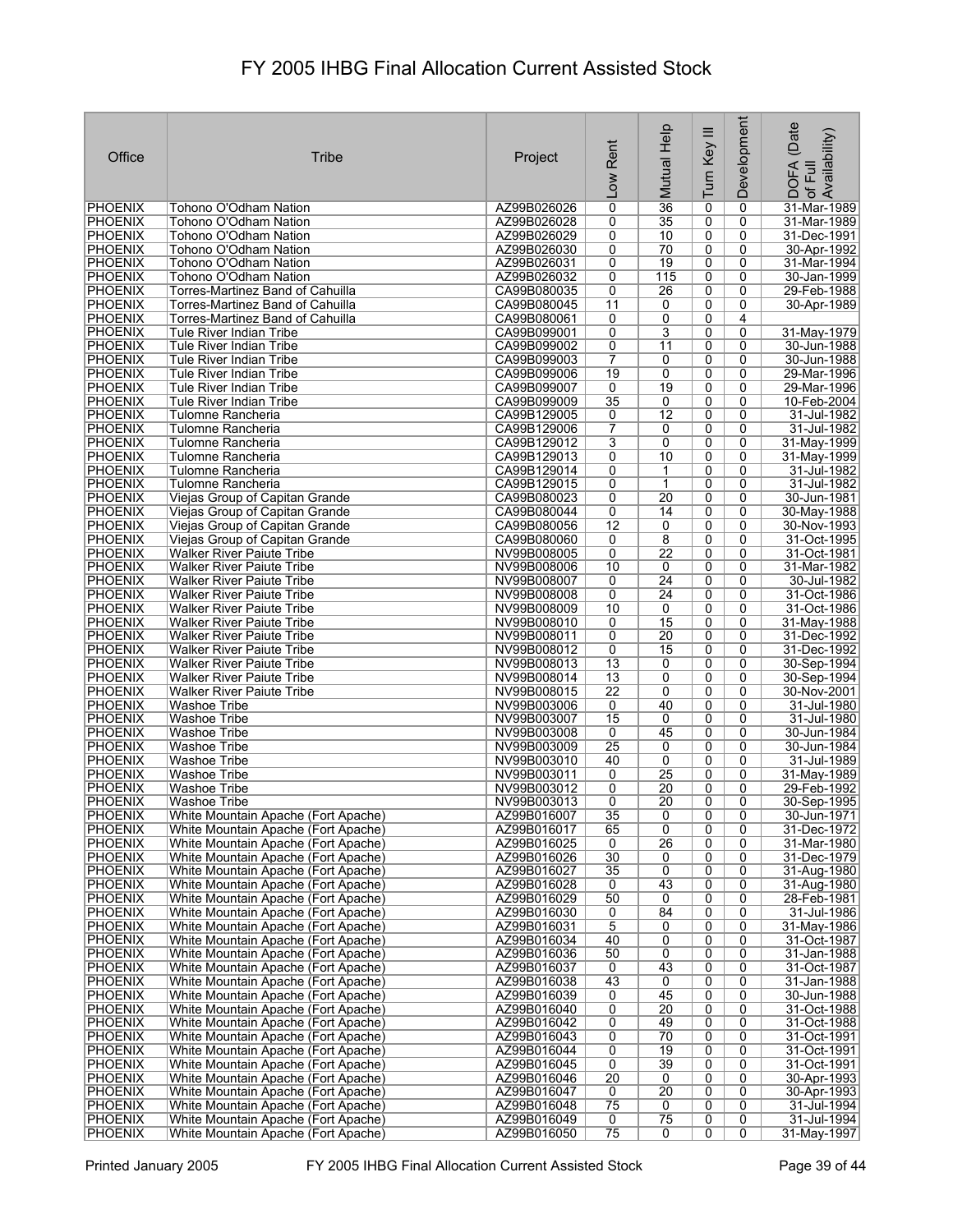# FY 2005 IHBG Final Allocation Current Assisted Stock

| Office | Tribe | Project | Low Rent | Mutual Help | Turn Key III | Development | DOFA (Date of Full Availability) |
|---|---|---|---|---|---|---|---|
| PHOENIX | Tohono O'Odham Nation | AZ99B026026 | 0 | 36 | 0 | 0 | 31-Mar-1989 |
| PHOENIX | Tohono O'Odham Nation | AZ99B026028 | 0 | 35 | 0 | 0 | 31-Mar-1989 |
| PHOENIX | Tohono O'Odham Nation | AZ99B026029 | 0 | 10 | 0 | 0 | 31-Dec-1991 |
| PHOENIX | Tohono O'Odham Nation | AZ99B026030 | 0 | 70 | 0 | 0 | 30-Apr-1992 |
| PHOENIX | Tohono O'Odham Nation | AZ99B026031 | 0 | 19 | 0 | 0 | 31-Mar-1994 |
| PHOENIX | Tohono O'Odham Nation | AZ99B026032 | 0 | 115 | 0 | 0 | 30-Jan-1999 |
| PHOENIX | Torres-Martinez Band of Cahuilla | CA99B080035 | 0 | 26 | 0 | 0 | 29-Feb-1988 |
| PHOENIX | Torres-Martinez Band of Cahuilla | CA99B080045 | 11 | 0 | 0 | 0 | 30-Apr-1989 |
| PHOENIX | Torres-Martinez Band of Cahuilla | CA99B080061 | 0 | 0 | 0 | 4 | |
| PHOENIX | Tule River Indian Tribe | CA99B099001 | 0 | 3 | 0 | 0 | 31-May-1979 |
| PHOENIX | Tule River Indian Tribe | CA99B099002 | 0 | 11 | 0 | 0 | 30-Jun-1988 |
| PHOENIX | Tule River Indian Tribe | CA99B099003 | 7 | 0 | 0 | 0 | 30-Jun-1988 |
| PHOENIX | Tule River Indian Tribe | CA99B099006 | 19 | 0 | 0 | 0 | 29-Mar-1996 |
| PHOENIX | Tule River Indian Tribe | CA99B099007 | 0 | 19 | 0 | 0 | 29-Mar-1996 |
| PHOENIX | Tule River Indian Tribe | CA99B099009 | 35 | 0 | 0 | 0 | 10-Feb-2004 |
| PHOENIX | Tulomne Rancheria | CA99B129005 | 0 | 12 | 0 | 0 | 31-Jul-1982 |
| PHOENIX | Tulomne Rancheria | CA99B129006 | 7 | 0 | 0 | 0 | 31-Jul-1982 |
| PHOENIX | Tulomne Rancheria | CA99B129012 | 3 | 0 | 0 | 0 | 31-May-1999 |
| PHOENIX | Tulomne Rancheria | CA99B129013 | 0 | 10 | 0 | 0 | 31-May-1999 |
| PHOENIX | Tulomne Rancheria | CA99B129014 | 0 | 1 | 0 | 0 | 31-Jul-1982 |
| PHOENIX | Tulomne Rancheria | CA99B129015 | 0 | 1 | 0 | 0 | 31-Jul-1982 |
| PHOENIX | Viejas Group of Capitan Grande | CA99B080023 | 0 | 20 | 0 | 0 | 30-Jun-1981 |
| PHOENIX | Viejas Group of Capitan Grande | CA99B080044 | 0 | 14 | 0 | 0 | 30-May-1988 |
| PHOENIX | Viejas Group of Capitan Grande | CA99B080056 | 12 | 0 | 0 | 0 | 30-Nov-1993 |
| PHOENIX | Viejas Group of Capitan Grande | CA99B080060 | 0 | 8 | 0 | 0 | 31-Oct-1995 |
| PHOENIX | Walker River Paiute Tribe | NV99B008005 | 0 | 22 | 0 | 0 | 31-Oct-1981 |
| PHOENIX | Walker River Paiute Tribe | NV99B008006 | 10 | 0 | 0 | 0 | 31-Mar-1982 |
| PHOENIX | Walker River Paiute Tribe | NV99B008007 | 0 | 24 | 0 | 0 | 30-Jul-1982 |
| PHOENIX | Walker River Paiute Tribe | NV99B008008 | 0 | 24 | 0 | 0 | 31-Oct-1986 |
| PHOENIX | Walker River Paiute Tribe | NV99B008009 | 10 | 0 | 0 | 0 | 31-Oct-1986 |
| PHOENIX | Walker River Paiute Tribe | NV99B008010 | 0 | 15 | 0 | 0 | 31-May-1988 |
| PHOENIX | Walker River Paiute Tribe | NV99B008011 | 0 | 20 | 0 | 0 | 31-Dec-1992 |
| PHOENIX | Walker River Paiute Tribe | NV99B008012 | 0 | 15 | 0 | 0 | 31-Dec-1992 |
| PHOENIX | Walker River Paiute Tribe | NV99B008013 | 13 | 0 | 0 | 0 | 30-Sep-1994 |
| PHOENIX | Walker River Paiute Tribe | NV99B008014 | 13 | 0 | 0 | 0 | 30-Sep-1994 |
| PHOENIX | Walker River Paiute Tribe | NV99B008015 | 22 | 0 | 0 | 0 | 30-Nov-2001 |
| PHOENIX | Washoe Tribe | NV99B003006 | 0 | 40 | 0 | 0 | 31-Jul-1980 |
| PHOENIX | Washoe Tribe | NV99B003007 | 15 | 0 | 0 | 0 | 31-Jul-1980 |
| PHOENIX | Washoe Tribe | NV99B003008 | 0 | 45 | 0 | 0 | 30-Jun-1984 |
| PHOENIX | Washoe Tribe | NV99B003009 | 25 | 0 | 0 | 0 | 30-Jun-1984 |
| PHOENIX | Washoe Tribe | NV99B003010 | 40 | 0 | 0 | 0 | 31-Jul-1989 |
| PHOENIX | Washoe Tribe | NV99B003011 | 0 | 25 | 0 | 0 | 31-May-1989 |
| PHOENIX | Washoe Tribe | NV99B003012 | 0 | 20 | 0 | 0 | 29-Feb-1992 |
| PHOENIX | Washoe Tribe | NV99B003013 | 0 | 20 | 0 | 0 | 30-Sep-1995 |
| PHOENIX | White Mountain Apache (Fort Apache) | AZ99B016007 | 35 | 0 | 0 | 0 | 30-Jun-1971 |
| PHOENIX | White Mountain Apache (Fort Apache) | AZ99B016017 | 65 | 0 | 0 | 0 | 31-Dec-1972 |
| PHOENIX | White Mountain Apache (Fort Apache) | AZ99B016025 | 0 | 26 | 0 | 0 | 31-Mar-1980 |
| PHOENIX | White Mountain Apache (Fort Apache) | AZ99B016026 | 30 | 0 | 0 | 0 | 31-Dec-1979 |
| PHOENIX | White Mountain Apache (Fort Apache) | AZ99B016027 | 35 | 0 | 0 | 0 | 31-Aug-1980 |
| PHOENIX | White Mountain Apache (Fort Apache) | AZ99B016028 | 0 | 43 | 0 | 0 | 31-Aug-1980 |
| PHOENIX | White Mountain Apache (Fort Apache) | AZ99B016029 | 50 | 0 | 0 | 0 | 28-Feb-1981 |
| PHOENIX | White Mountain Apache (Fort Apache) | AZ99B016030 | 0 | 84 | 0 | 0 | 31-Jul-1986 |
| PHOENIX | White Mountain Apache (Fort Apache) | AZ99B016031 | 5 | 0 | 0 | 0 | 31-May-1986 |
| PHOENIX | White Mountain Apache (Fort Apache) | AZ99B016034 | 40 | 0 | 0 | 0 | 31-Oct-1987 |
| PHOENIX | White Mountain Apache (Fort Apache) | AZ99B016036 | 50 | 0 | 0 | 0 | 31-Jan-1988 |
| PHOENIX | White Mountain Apache (Fort Apache) | AZ99B016037 | 0 | 43 | 0 | 0 | 31-Oct-1987 |
| PHOENIX | White Mountain Apache (Fort Apache) | AZ99B016038 | 43 | 0 | 0 | 0 | 31-Jan-1988 |
| PHOENIX | White Mountain Apache (Fort Apache) | AZ99B016039 | 0 | 45 | 0 | 0 | 30-Jun-1988 |
| PHOENIX | White Mountain Apache (Fort Apache) | AZ99B016040 | 0 | 20 | 0 | 0 | 31-Oct-1988 |
| PHOENIX | White Mountain Apache (Fort Apache) | AZ99B016042 | 0 | 49 | 0 | 0 | 31-Oct-1988 |
| PHOENIX | White Mountain Apache (Fort Apache) | AZ99B016043 | 0 | 70 | 0 | 0 | 31-Oct-1991 |
| PHOENIX | White Mountain Apache (Fort Apache) | AZ99B016044 | 0 | 19 | 0 | 0 | 31-Oct-1991 |
| PHOENIX | White Mountain Apache (Fort Apache) | AZ99B016045 | 0 | 39 | 0 | 0 | 31-Oct-1991 |
| PHOENIX | White Mountain Apache (Fort Apache) | AZ99B016046 | 20 | 0 | 0 | 0 | 30-Apr-1993 |
| PHOENIX | White Mountain Apache (Fort Apache) | AZ99B016047 | 0 | 20 | 0 | 0 | 30-Apr-1993 |
| PHOENIX | White Mountain Apache (Fort Apache) | AZ99B016048 | 75 | 0 | 0 | 0 | 31-Jul-1994 |
| PHOENIX | White Mountain Apache (Fort Apache) | AZ99B016049 | 0 | 75 | 0 | 0 | 31-Jul-1994 |
| PHOENIX | White Mountain Apache (Fort Apache) | AZ99B016050 | 75 | 0 | 0 | 0 | 31-May-1997 |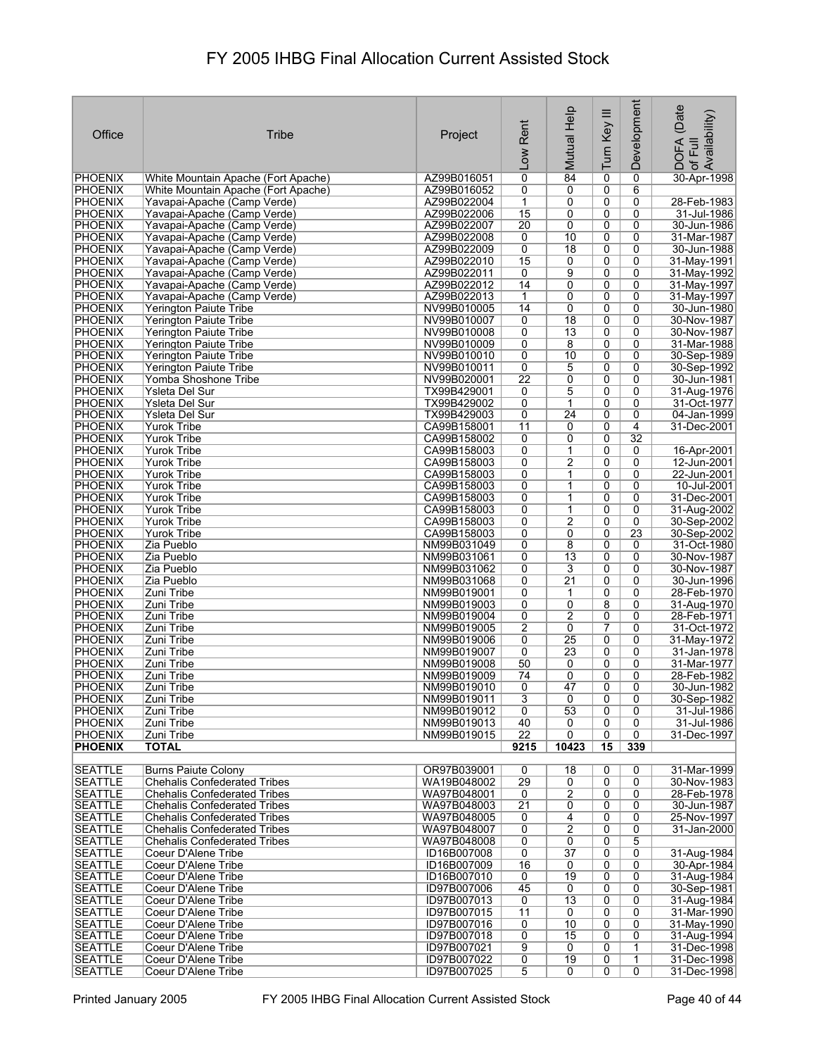# FY 2005 IHBG Final Allocation Current Assisted Stock

| Office | Tribe | Project | Low Rent | Mutual Help | Turn Key III | Development | DOFA (Date of Full Availability) |
|---|---|---|---|---|---|---|---|
| PHOENIX | White Mountain Apache (Fort Apache) | AZ99B016051 | 0 | 84 | 0 | 0 | 30-Apr-1998 |
| PHOENIX | White Mountain Apache (Fort Apache) | AZ99B016052 | 0 | 0 | 0 | 6 | |
| PHOENIX | Yavapai-Apache (Camp Verde) | AZ99B022004 | 1 | 0 | 0 | 0 | 28-Feb-1983 |
| PHOENIX | Yavapai-Apache (Camp Verde) | AZ99B022006 | 15 | 0 | 0 | 0 | 31-Jul-1986 |
| PHOENIX | Yavapai-Apache (Camp Verde) | AZ99B022007 | 20 | 0 | 0 | 0 | 30-Jun-1986 |
| PHOENIX | Yavapai-Apache (Camp Verde) | AZ99B022008 | 0 | 10 | 0 | 0 | 31-Mar-1987 |
| PHOENIX | Yavapai-Apache (Camp Verde) | AZ99B022009 | 0 | 18 | 0 | 0 | 30-Jun-1988 |
| PHOENIX | Yavapai-Apache (Camp Verde) | AZ99B022010 | 15 | 0 | 0 | 0 | 31-May-1991 |
| PHOENIX | Yavapai-Apache (Camp Verde) | AZ99B022011 | 0 | 9 | 0 | 0 | 31-May-1992 |
| PHOENIX | Yavapai-Apache (Camp Verde) | AZ99B022012 | 14 | 0 | 0 | 0 | 31-May-1997 |
| PHOENIX | Yavapai-Apache (Camp Verde) | AZ99B022013 | 1 | 0 | 0 | 0 | 31-May-1997 |
| PHOENIX | Yerington Paiute Tribe | NV99B010005 | 14 | 0 | 0 | 0 | 30-Jun-1980 |
| PHOENIX | Yerington Paiute Tribe | NV99B010007 | 0 | 18 | 0 | 0 | 30-Nov-1987 |
| PHOENIX | Yerington Paiute Tribe | NV99B010008 | 0 | 13 | 0 | 0 | 30-Nov-1987 |
| PHOENIX | Yerington Paiute Tribe | NV99B010009 | 0 | 8 | 0 | 0 | 31-Mar-1988 |
| PHOENIX | Yerington Paiute Tribe | NV99B010010 | 0 | 10 | 0 | 0 | 30-Sep-1989 |
| PHOENIX | Yerington Paiute Tribe | NV99B010011 | 0 | 5 | 0 | 0 | 30-Sep-1992 |
| PHOENIX | Yomba Shoshone Tribe | NV99B020001 | 22 | 0 | 0 | 0 | 30-Jun-1981 |
| PHOENIX | Ysleta Del Sur | TX99B429001 | 0 | 5 | 0 | 0 | 31-Aug-1976 |
| PHOENIX | Ysleta Del Sur | TX99B429002 | 0 | 1 | 0 | 0 | 31-Oct-1977 |
| PHOENIX | Ysleta Del Sur | TX99B429003 | 0 | 24 | 0 | 0 | 04-Jan-1999 |
| PHOENIX | Yurok Tribe | CA99B158001 | 11 | 0 | 0 | 4 | 31-Dec-2001 |
| PHOENIX | Yurok Tribe | CA99B158002 | 0 | 0 | 0 | 32 | |
| PHOENIX | Yurok Tribe | CA99B158003 | 0 | 1 | 0 | 0 | 16-Apr-2001 |
| PHOENIX | Yurok Tribe | CA99B158003 | 0 | 2 | 0 | 0 | 12-Jun-2001 |
| PHOENIX | Yurok Tribe | CA99B158003 | 0 | 1 | 0 | 0 | 22-Jun-2001 |
| PHOENIX | Yurok Tribe | CA99B158003 | 0 | 1 | 0 | 0 | 10-Jul-2001 |
| PHOENIX | Yurok Tribe | CA99B158003 | 0 | 1 | 0 | 0 | 31-Dec-2001 |
| PHOENIX | Yurok Tribe | CA99B158003 | 0 | 1 | 0 | 0 | 31-Aug-2002 |
| PHOENIX | Yurok Tribe | CA99B158003 | 0 | 2 | 0 | 0 | 30-Sep-2002 |
| PHOENIX | Yurok Tribe | CA99B158003 | 0 | 0 | 0 | 23 | 30-Sep-2002 |
| PHOENIX | Zia Pueblo | NM99B031049 | 0 | 8 | 0 | 0 | 31-Oct-1980 |
| PHOENIX | Zia Pueblo | NM99B031061 | 0 | 13 | 0 | 0 | 30-Nov-1987 |
| PHOENIX | Zia Pueblo | NM99B031062 | 0 | 3 | 0 | 0 | 30-Nov-1987 |
| PHOENIX | Zia Pueblo | NM99B031068 | 0 | 21 | 0 | 0 | 30-Jun-1996 |
| PHOENIX | Zuni Tribe | NM99B019001 | 0 | 1 | 0 | 0 | 28-Feb-1970 |
| PHOENIX | Zuni Tribe | NM99B019003 | 0 | 0 | 8 | 0 | 31-Aug-1970 |
| PHOENIX | Zuni Tribe | NM99B019004 | 0 | 2 | 0 | 0 | 28-Feb-1971 |
| PHOENIX | Zuni Tribe | NM99B019005 | 2 | 0 | 7 | 0 | 31-Oct-1972 |
| PHOENIX | Zuni Tribe | NM99B019006 | 0 | 25 | 0 | 0 | 31-May-1972 |
| PHOENIX | Zuni Tribe | NM99B019007 | 0 | 23 | 0 | 0 | 31-Jan-1978 |
| PHOENIX | Zuni Tribe | NM99B019008 | 50 | 0 | 0 | 0 | 31-Mar-1977 |
| PHOENIX | Zuni Tribe | NM99B019009 | 74 | 0 | 0 | 0 | 28-Feb-1982 |
| PHOENIX | Zuni Tribe | NM99B019010 | 0 | 47 | 0 | 0 | 30-Jun-1982 |
| PHOENIX | Zuni Tribe | NM99B019011 | 3 | 0 | 0 | 0 | 30-Sep-1982 |
| PHOENIX | Zuni Tribe | NM99B019012 | 0 | 53 | 0 | 0 | 31-Jul-1986 |
| PHOENIX | Zuni Tribe | NM99B019013 | 40 | 0 | 0 | 0 | 31-Jul-1986 |
| PHOENIX | Zuni Tribe | NM99B019015 | 22 | 0 | 0 | 0 | 31-Dec-1997 |
| **PHOENIX** | **TOTAL** | | **9215** | **10423** | **15** | **339** | |
| SEATTLE | Burns Paiute Colony | OR97B039001 | 0 | 18 | 0 | 0 | 31-Mar-1999 |
| SEATTLE | Chehalis Confederated Tribes | WA19B048002 | 29 | 0 | 0 | 0 | 30-Nov-1983 |
| SEATTLE | Chehalis Confederated Tribes | WA97B048001 | 0 | 2 | 0 | 0 | 28-Feb-1978 |
| SEATTLE | Chehalis Confederated Tribes | WA97B048003 | 21 | 0 | 0 | 0 | 30-Jun-1987 |
| SEATTLE | Chehalis Confederated Tribes | WA97B048005 | 0 | 4 | 0 | 0 | 25-Nov-1997 |
| SEATTLE | Chehalis Confederated Tribes | WA97B048007 | 0 | 2 | 0 | 0 | 31-Jan-2000 |
| SEATTLE | Chehalis Confederated Tribes | WA97B048008 | 0 | 0 | 0 | 5 | |
| SEATTLE | Coeur D'Alene Tribe | ID16B007008 | 0 | 37 | 0 | 0 | 31-Aug-1984 |
| SEATTLE | Coeur D'Alene Tribe | ID16B007009 | 16 | 0 | 0 | 0 | 30-Apr-1984 |
| SEATTLE | Coeur D'Alene Tribe | ID16B007010 | 0 | 19 | 0 | 0 | 31-Aug-1984 |
| SEATTLE | Coeur D'Alene Tribe | ID97B007006 | 45 | 0 | 0 | 0 | 30-Sep-1981 |
| SEATTLE | Coeur D'Alene Tribe | ID97B007013 | 0 | 13 | 0 | 0 | 31-Aug-1984 |
| SEATTLE | Coeur D'Alene Tribe | ID97B007015 | 11 | 0 | 0 | 0 | 31-Mar-1990 |
| SEATTLE | Coeur D'Alene Tribe | ID97B007016 | 0 | 10 | 0 | 0 | 31-May-1990 |
| SEATTLE | Coeur D'Alene Tribe | ID97B007018 | 0 | 15 | 0 | 0 | 31-Aug-1994 |
| SEATTLE | Coeur D'Alene Tribe | ID97B007021 | 9 | 0 | 0 | 1 | 31-Dec-1998 |
| SEATTLE | Coeur D'Alene Tribe | ID97B007022 | 0 | 19 | 0 | 1 | 31-Dec-1998 |
| SEATTLE | Coeur D'Alene Tribe | ID97B007025 | 5 | 0 | 0 | 0 | 31-Dec-1998 |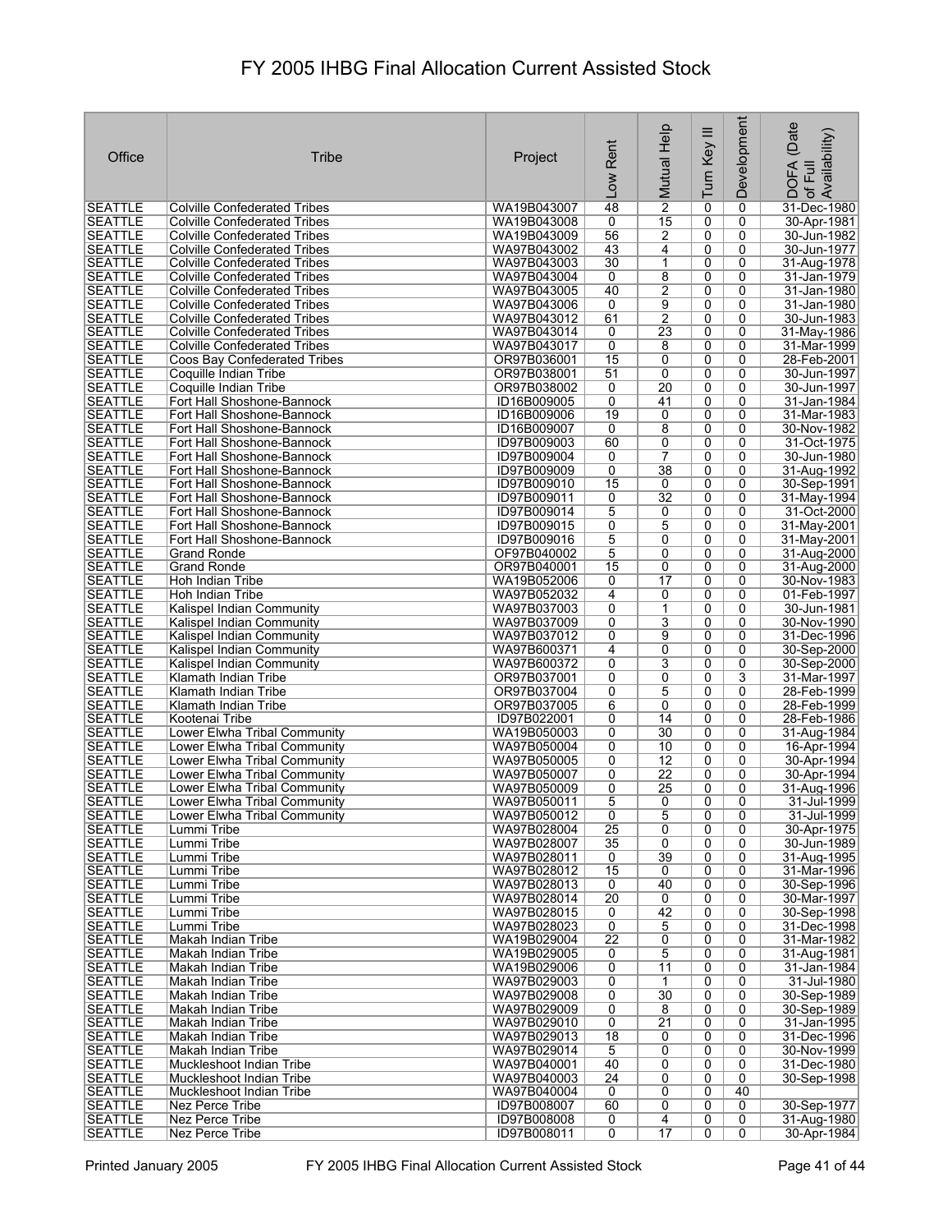# FY 2005 IHBG Final Allocation Current Assisted Stock

| Office | Tribe | Project | Low Rent | Mutual Help | Turn Key III | Development | DOFA (Date of Full Availability) |
|---|---|---|---|---|---|---|---|
| SEATTLE | Colville Confederated Tribes | WA19B043007 | 48 | 2 | 0 | 0 | 31-Dec-1980 |
| SEATTLE | Colville Confederated Tribes | WA19B043008 | 0 | 15 | 0 | 0 | 30-Apr-1981 |
| SEATTLE | Colville Confederated Tribes | WA19B043009 | 56 | 2 | 0 | 0 | 30-Jun-1982 |
| SEATTLE | Colville Confederated Tribes | WA97B043002 | 43 | 4 | 0 | 0 | 30-Jun-1977 |
| SEATTLE | Colville Confederated Tribes | WA97B043003 | 30 | 1 | 0 | 0 | 31-Aug-1978 |
| SEATTLE | Colville Confederated Tribes | WA97B043004 | 0 | 8 | 0 | 0 | 31-Jan-1979 |
| SEATTLE | Colville Confederated Tribes | WA97B043005 | 40 | 2 | 0 | 0 | 31-Jan-1980 |
| SEATTLE | Colville Confederated Tribes | WA97B043006 | 0 | 9 | 0 | 0 | 31-Jan-1980 |
| SEATTLE | Colville Confederated Tribes | WA97B043012 | 61 | 2 | 0 | 0 | 30-Jun-1983 |
| SEATTLE | Colville Confederated Tribes | WA97B043014 | 0 | 23 | 0 | 0 | 31-May-1986 |
| SEATTLE | Colville Confederated Tribes | WA97B043017 | 0 | 8 | 0 | 0 | 31-Mar-1999 |
| SEATTLE | Coos Bay Confederated Tribes | OR97B036001 | 15 | 0 | 0 | 0 | 28-Feb-2001 |
| SEATTLE | Coquille Indian Tribe | OR97B038001 | 51 | 0 | 0 | 0 | 30-Jun-1997 |
| SEATTLE | Coquille Indian Tribe | OR97B038002 | 0 | 20 | 0 | 0 | 30-Jun-1997 |
| SEATTLE | Fort Hall Shoshone-Bannock | ID16B009005 | 0 | 41 | 0 | 0 | 31-Jan-1984 |
| SEATTLE | Fort Hall Shoshone-Bannock | ID16B009006 | 19 | 0 | 0 | 0 | 31-Mar-1983 |
| SEATTLE | Fort Hall Shoshone-Bannock | ID16B009007 | 0 | 8 | 0 | 0 | 30-Nov-1982 |
| SEATTLE | Fort Hall Shoshone-Bannock | ID97B009003 | 60 | 0 | 0 | 0 | 31-Oct-1975 |
| SEATTLE | Fort Hall Shoshone-Bannock | ID97B009004 | 0 | 7 | 0 | 0 | 30-Jun-1980 |
| SEATTLE | Fort Hall Shoshone-Bannock | ID97B009009 | 0 | 38 | 0 | 0 | 31-Aug-1992 |
| SEATTLE | Fort Hall Shoshone-Bannock | ID97B009010 | 15 | 0 | 0 | 0 | 30-Sep-1991 |
| SEATTLE | Fort Hall Shoshone-Bannock | ID97B009011 | 0 | 32 | 0 | 0 | 31-May-1994 |
| SEATTLE | Fort Hall Shoshone-Bannock | ID97B009014 | 5 | 0 | 0 | 0 | 31-Oct-2000 |
| SEATTLE | Fort Hall Shoshone-Bannock | ID97B009015 | 0 | 5 | 0 | 0 | 31-May-2001 |
| SEATTLE | Fort Hall Shoshone-Bannock | ID97B009016 | 5 | 0 | 0 | 0 | 31-May-2001 |
| SEATTLE | Grand Ronde | OF97B040002 | 5 | 0 | 0 | 0 | 31-Aug-2000 |
| SEATTLE | Grand Ronde | OR97B040001 | 15 | 0 | 0 | 0 | 31-Aug-2000 |
| SEATTLE | Hoh Indian Tribe | WA19B052006 | 0 | 17 | 0 | 0 | 30-Nov-1983 |
| SEATTLE | Hoh Indian Tribe | WA97B052032 | 4 | 0 | 0 | 0 | 01-Feb-1997 |
| SEATTLE | Kalispel Indian Community | WA97B037003 | 0 | 1 | 0 | 0 | 30-Jun-1981 |
| SEATTLE | Kalispel Indian Community | WA97B037009 | 0 | 3 | 0 | 0 | 30-Nov-1990 |
| SEATTLE | Kalispel Indian Community | WA97B037012 | 0 | 9 | 0 | 0 | 31-Dec-1996 |
| SEATTLE | Kalispel Indian Community | WA97B600371 | 4 | 0 | 0 | 0 | 30-Sep-2000 |
| SEATTLE | Kalispel Indian Community | WA97B600372 | 0 | 3 | 0 | 0 | 30-Sep-2000 |
| SEATTLE | Klamath Indian Tribe | OR97B037001 | 0 | 0 | 0 | 3 | 31-Mar-1997 |
| SEATTLE | Klamath Indian Tribe | OR97B037004 | 0 | 5 | 0 | 0 | 28-Feb-1999 |
| SEATTLE | Klamath Indian Tribe | OR97B037005 | 6 | 0 | 0 | 0 | 28-Feb-1999 |
| SEATTLE | Kootenai Tribe | ID97B022001 | 0 | 14 | 0 | 0 | 28-Feb-1986 |
| SEATTLE | Lower Elwha Tribal Community | WA19B050003 | 0 | 30 | 0 | 0 | 31-Aug-1984 |
| SEATTLE | Lower Elwha Tribal Community | WA97B050004 | 0 | 10 | 0 | 0 | 16-Apr-1994 |
| SEATTLE | Lower Elwha Tribal Community | WA97B050005 | 0 | 12 | 0 | 0 | 30-Apr-1994 |
| SEATTLE | Lower Elwha Tribal Community | WA97B050007 | 0 | 22 | 0 | 0 | 30-Apr-1994 |
| SEATTLE | Lower Elwha Tribal Community | WA97B050009 | 0 | 25 | 0 | 0 | 31-Aug-1996 |
| SEATTLE | Lower Elwha Tribal Community | WA97B050011 | 5 | 0 | 0 | 0 | 31-Jul-1999 |
| SEATTLE | Lower Elwha Tribal Community | WA97B050012 | 0 | 5 | 0 | 0 | 31-Jul-1999 |
| SEATTLE | Lummi Tribe | WA97B028004 | 25 | 0 | 0 | 0 | 30-Apr-1975 |
| SEATTLE | Lummi Tribe | WA97B028007 | 35 | 0 | 0 | 0 | 30-Jun-1989 |
| SEATTLE | Lummi Tribe | WA97B028011 | 0 | 39 | 0 | 0 | 31-Aug-1995 |
| SEATTLE | Lummi Tribe | WA97B028012 | 15 | 0 | 0 | 0 | 31-Mar-1996 |
| SEATTLE | Lummi Tribe | WA97B028013 | 0 | 40 | 0 | 0 | 30-Sep-1996 |
| SEATTLE | Lummi Tribe | WA97B028014 | 20 | 0 | 0 | 0 | 30-Mar-1997 |
| SEATTLE | Lummi Tribe | WA97B028015 | 0 | 42 | 0 | 0 | 30-Sep-1998 |
| SEATTLE | Lummi Tribe | WA97B028023 | 0 | 5 | 0 | 0 | 31-Dec-1998 |
| SEATTLE | Makah Indian Tribe | WA19B029004 | 22 | 0 | 0 | 0 | 31-Mar-1982 |
| SEATTLE | Makah Indian Tribe | WA19B029005 | 0 | 5 | 0 | 0 | 31-Aug-1981 |
| SEATTLE | Makah Indian Tribe | WA19B029006 | 0 | 11 | 0 | 0 | 31-Jan-1984 |
| SEATTLE | Makah Indian Tribe | WA97B029003 | 0 | 1 | 0 | 0 | 31-Jul-1980 |
| SEATTLE | Makah Indian Tribe | WA97B029008 | 0 | 30 | 0 | 0 | 30-Sep-1989 |
| SEATTLE | Makah Indian Tribe | WA97B029009 | 0 | 8 | 0 | 0 | 30-Sep-1989 |
| SEATTLE | Makah Indian Tribe | WA97B029010 | 0 | 21 | 0 | 0 | 31-Jan-1995 |
| SEATTLE | Makah Indian Tribe | WA97B029013 | 18 | 0 | 0 | 0 | 31-Dec-1996 |
| SEATTLE | Makah Indian Tribe | WA97B029014 | 5 | 0 | 0 | 0 | 30-Nov-1999 |
| SEATTLE | Muckleshoot Indian Tribe | WA97B040001 | 40 | 0 | 0 | 0 | 31-Dec-1980 |
| SEATTLE | Muckleshoot Indian Tribe | WA97B040003 | 24 | 0 | 0 | 0 | 30-Sep-1998 |
| SEATTLE | Muckleshoot Indian Tribe | WA97B040004 | 0 | 0 | 0 | 40 | |
| SEATTLE | Nez Perce Tribe | ID97B008007 | 60 | 0 | 0 | 0 | 30-Sep-1977 |
| SEATTLE | Nez Perce Tribe | ID97B008008 | 0 | 4 | 0 | 0 | 31-Aug-1980 |
| SEATTLE | Nez Perce Tribe | ID97B008011 | 0 | 17 | 0 | 0 | 30-Apr-1984 |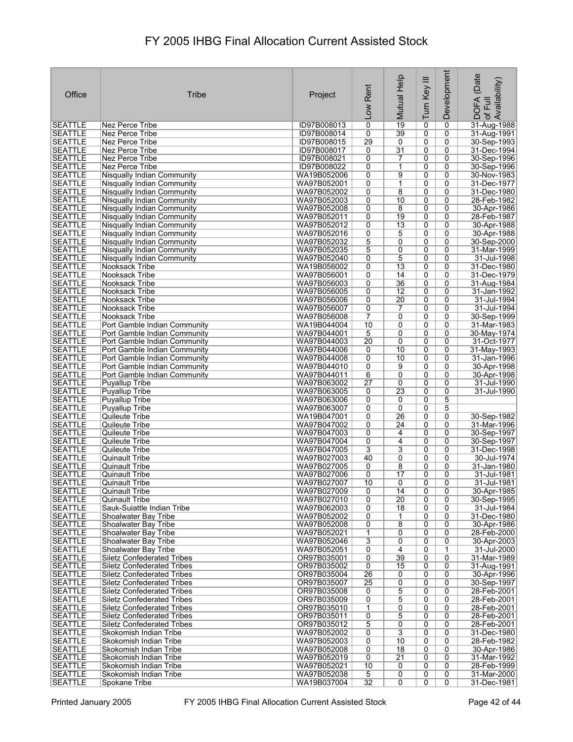# FY 2005 IHBG Final Allocation Current Assisted Stock

| Office | Tribe | Project | Low Rent | Mutual Help | Turn Key III | Development | DOFA (Date of Full Availability) |
|---|---|---|---|---|---|---|---|
| SEATTLE | Nez Perce Tribe | ID97B008013 | 0 | 19 | 0 | 0 | 31-Aug-1988 |
| SEATTLE | Nez Perce Tribe | ID97B008014 | 0 | 39 | 0 | 0 | 31-Aug-1991 |
| SEATTLE | Nez Perce Tribe | ID97B008015 | 29 | 0 | 0 | 0 | 30-Sep-1993 |
| SEATTLE | Nez Perce Tribe | ID97B008017 | 0 | 31 | 0 | 0 | 31-Dec-1994 |
| SEATTLE | Nez Perce Tribe | ID97B008021 | 0 | 7 | 0 | 0 | 30-Sep-1996 |
| SEATTLE | Nez Perce Tribe | ID97B008022 | 0 | 1 | 0 | 0 | 30-Sep-1996 |
| SEATTLE | Nisqually Indian Community | WA19B052006 | 0 | 9 | 0 | 0 | 30-Nov-1983 |
| SEATTLE | Nisqually Indian Community | WA97B052001 | 0 | 1 | 0 | 0 | 31-Dec-1977 |
| SEATTLE | Nisqually Indian Community | WA97B052002 | 0 | 8 | 0 | 0 | 31-Dec-1980 |
| SEATTLE | Nisqually Indian Community | WA97B052003 | 0 | 10 | 0 | 0 | 28-Feb-1982 |
| SEATTLE | Nisqually Indian Community | WA97B052008 | 0 | 8 | 0 | 0 | 30-Apr-1986 |
| SEATTLE | Nisqually Indian Community | WA97B052011 | 0 | 19 | 0 | 0 | 28-Feb-1987 |
| SEATTLE | Nisqually Indian Community | WA97B052012 | 0 | 13 | 0 | 0 | 30-Apr-1988 |
| SEATTLE | Nisqually Indian Community | WA97B052016 | 0 | 5 | 0 | 0 | 30-Apr-1988 |
| SEATTLE | Nisqually Indian Community | WA97B052032 | 5 | 0 | 0 | 0 | 30-Sep-2000 |
| SEATTLE | Nisqually Indian Community | WA97B052035 | 5 | 0 | 0 | 0 | 31-Mar-1999 |
| SEATTLE | Nisqually Indian Community | WA97B052040 | 0 | 5 | 0 | 0 | 31-Jul-1998 |
| SEATTLE | Nooksack Tribe | WA19B056002 | 0 | 13 | 0 | 0 | 31-Dec-1980 |
| SEATTLE | Nooksack Tribe | WA97B056001 | 0 | 14 | 0 | 0 | 31-Dec-1979 |
| SEATTLE | Nooksack Tribe | WA97B056003 | 0 | 36 | 0 | 0 | 31-Aug-1984 |
| SEATTLE | Nooksack Tribe | WA97B056005 | 0 | 12 | 0 | 0 | 31-Jan-1992 |
| SEATTLE | Nooksack Tribe | WA97B056006 | 0 | 20 | 0 | 0 | 31-Jul-1994 |
| SEATTLE | Nooksack Tribe | WA97B056007 | 0 | 7 | 0 | 0 | 31-Jul-1994 |
| SEATTLE | Nooksack Tribe | WA97B056008 | 7 | 0 | 0 | 0 | 30-Sep-1999 |
| SEATTLE | Port Gamble Indian Community | WA19B044004 | 10 | 0 | 0 | 0 | 31-Mar-1983 |
| SEATTLE | Port Gamble Indian Community | WA97B044001 | 5 | 0 | 0 | 0 | 30-May-1974 |
| SEATTLE | Port Gamble Indian Community | WA97B044003 | 20 | 0 | 0 | 0 | 31-Oct-1977 |
| SEATTLE | Port Gamble Indian Community | WA97B044006 | 0 | 10 | 0 | 0 | 31-May-1993 |
| SEATTLE | Port Gamble Indian Community | WA97B044008 | 0 | 10 | 0 | 0 | 31-Jan-1996 |
| SEATTLE | Port Gamble Indian Community | WA97B044010 | 0 | 9 | 0 | 0 | 30-Apr-1998 |
| SEATTLE | Port Gamble Indian Community | WA97B044011 | 6 | 0 | 0 | 0 | 30-Apr-1998 |
| SEATTLE | Puyallup Tribe | WA97B063002 | 27 | 0 | 0 | 0 | 31-Jul-1990 |
| SEATTLE | Puyallup Tribe | WA97B063005 | 0 | 23 | 0 | 0 | 31-Jul-1990 |
| SEATTLE | Puyallup Tribe | WA97B063006 | 0 | 0 | 0 | 5 | |
| SEATTLE | Puyallup Tribe | WA97B063007 | 0 | 0 | 0 | 5 | |
| SEATTLE | Quileute Tribe | WA19B047001 | 0 | 26 | 0 | 0 | 30-Sep-1982 |
| SEATTLE | Quileute Tribe | WA97B047002 | 0 | 24 | 0 | 0 | 31-Mar-1996 |
| SEATTLE | Quileute Tribe | WA97B047003 | 0 | 4 | 0 | 0 | 30-Sep-1997 |
| SEATTLE | Quileute Tribe | WA97B047004 | 0 | 4 | 0 | 0 | 30-Sep-1997 |
| SEATTLE | Quileute Tribe | WA97B047005 | 3 | 3 | 0 | 0 | 31-Dec-1998 |
| SEATTLE | Quinault Tribe | WA97B027003 | 40 | 0 | 0 | 0 | 30-Jul-1974 |
| SEATTLE | Quinault Tribe | WA97B027005 | 0 | 8 | 0 | 0 | 31-Jan-1980 |
| SEATTLE | Quinault Tribe | WA97B027006 | 0 | 17 | 0 | 0 | 31-Jul-1981 |
| SEATTLE | Quinault Tribe | WA97B027007 | 10 | 0 | 0 | 0 | 31-Jul-1981 |
| SEATTLE | Quinault Tribe | WA97B027009 | 0 | 14 | 0 | 0 | 30-Apr-1985 |
| SEATTLE | Quinault Tribe | WA97B027010 | 0 | 20 | 0 | 0 | 30-Sep-1995 |
| SEATTLE | Sauk-Suiattle Indian Tribe | WA97B062003 | 0 | 18 | 0 | 0 | 31-Jul-1984 |
| SEATTLE | Shoalwater Bay Tribe | WA97B052002 | 0 | 1 | 0 | 0 | 31-Dec-1980 |
| SEATTLE | Shoalwater Bay Tribe | WA97B052008 | 0 | 8 | 0 | 0 | 30-Apr-1986 |
| SEATTLE | Shoalwater Bay Tribe | WA97B052021 | 1 | 0 | 0 | 0 | 28-Feb-2000 |
| SEATTLE | Shoalwater Bay Tribe | WA97B052046 | 3 | 0 | 0 | 0 | 30-Apr-2003 |
| SEATTLE | Shoalwater Bay Tribe | WA97B052051 | 0 | 4 | 0 | 1 | 31-Jul-2000 |
| SEATTLE | Siletz Confederated Tribes | OR97B035001 | 0 | 39 | 0 | 0 | 31-Mar-1989 |
| SEATTLE | Siletz Confederated Tribes | OR97B035002 | 0 | 15 | 0 | 0 | 31-Aug-1991 |
| SEATTLE | Siletz Confederated Tribes | OR97B035004 | 26 | 0 | 0 | 0 | 30-Apr-1996 |
| SEATTLE | Siletz Confederated Tribes | OR97B035007 | 25 | 0 | 0 | 0 | 30-Sep-1997 |
| SEATTLE | Siletz Confederated Tribes | OR97B035008 | 0 | 5 | 0 | 0 | 28-Feb-2001 |
| SEATTLE | Siletz Confederated Tribes | OR97B035009 | 0 | 5 | 0 | 0 | 28-Feb-2001 |
| SEATTLE | Siletz Confederated Tribes | OR97B035010 | 1 | 0 | 0 | 0 | 28-Feb-2001 |
| SEATTLE | Siletz Confederated Tribes | OR97B035011 | 0 | 5 | 0 | 0 | 28-Feb-2001 |
| SEATTLE | Siletz Confederated Tribes | OR97B035012 | 5 | 0 | 0 | 0 | 28-Feb-2001 |
| SEATTLE | Skokomish Indian Tribe | WA97B052002 | 0 | 3 | 0 | 0 | 31-Dec-1980 |
| SEATTLE | Skokomish Indian Tribe | WA97B052003 | 0 | 10 | 0 | 0 | 28-Feb-1982 |
| SEATTLE | Skokomish Indian Tribe | WA97B052008 | 0 | 18 | 0 | 0 | 30-Apr-1986 |
| SEATTLE | Skokomish Indian Tribe | WA97B052019 | 0 | 21 | 0 | 0 | 31-Mar-1992 |
| SEATTLE | Skokomish Indian Tribe | WA97B052021 | 10 | 0 | 0 | 0 | 28-Feb-1999 |
| SEATTLE | Skokomish Indian Tribe | WA97B052038 | 5 | 0 | 0 | 0 | 31-Mar-2000 |
| SEATTLE | Spokane Tribe | WA19B037004 | 32 | 0 | 0 | 0 | 31-Dec-1981 |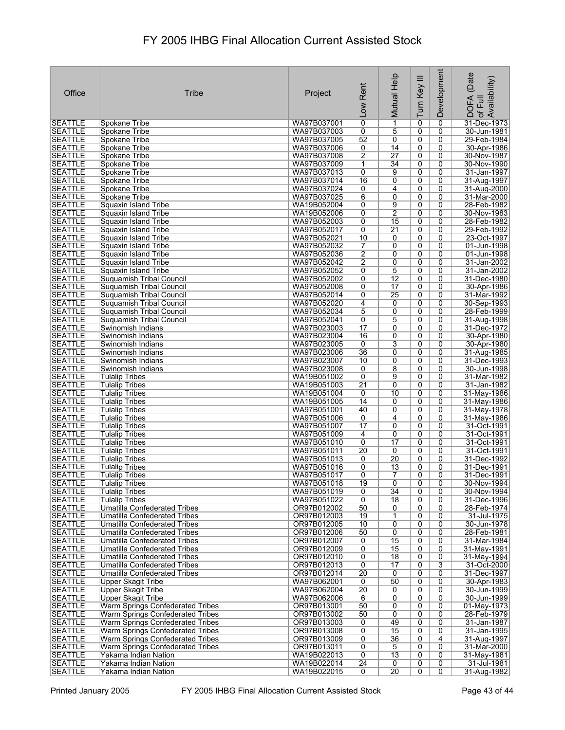# FY 2005 IHBG Final Allocation Current Assisted Stock

| Office | Tribe | Project | Low Rent | Mutual Help | Turn Key III | Development | DOFA (Date of Full Availability) |
|---|---|---|---|---|---|---|---|
| SEATTLE | Spokane Tribe | WA97B037001 | 0 | 1 | 0 | 0 | 31-Dec-1973 |
| SEATTLE | Spokane Tribe | WA97B037003 | 0 | 5 | 0 | 0 | 30-Jun-1981 |
| SEATTLE | Spokane Tribe | WA97B037005 | 52 | 0 | 0 | 0 | 29-Feb-1984 |
| SEATTLE | Spokane Tribe | WA97B037006 | 0 | 14 | 0 | 0 | 30-Apr-1986 |
| SEATTLE | Spokane Tribe | WA97B037008 | 2 | 27 | 0 | 0 | 30-Nov-1987 |
| SEATTLE | Spokane Tribe | WA97B037009 | 1 | 34 | 0 | 0 | 30-Nov-1990 |
| SEATTLE | Spokane Tribe | WA97B037013 | 0 | 9 | 0 | 0 | 31-Jan-1997 |
| SEATTLE | Spokane Tribe | WA97B037014 | 16 | 0 | 0 | 0 | 31-Aug-1997 |
| SEATTLE | Spokane Tribe | WA97B037024 | 0 | 4 | 0 | 0 | 31-Aug-2000 |
| SEATTLE | Spokane Tribe | WA97B037025 | 6 | 0 | 0 | 0 | 31-Mar-2000 |
| SEATTLE | Squaxin Island Tribe | WA19B052004 | 0 | 9 | 0 | 0 | 28-Feb-1982 |
| SEATTLE | Squaxin Island Tribe | WA19B052006 | 0 | 2 | 0 | 0 | 30-Nov-1983 |
| SEATTLE | Squaxin Island Tribe | WA97B052003 | 0 | 15 | 0 | 0 | 28-Feb-1982 |
| SEATTLE | Squaxin Island Tribe | WA97B052017 | 0 | 21 | 0 | 0 | 29-Feb-1992 |
| SEATTLE | Squaxin Island Tribe | WA97B052021 | 10 | 0 | 0 | 0 | 23-Oct-1997 |
| SEATTLE | Squaxin Island Tribe | WA97B052032 | 7 | 0 | 0 | 0 | 01-Jun-1998 |
| SEATTLE | Squaxin Island Tribe | WA97B052036 | 2 | 0 | 0 | 0 | 01-Jun-1998 |
| SEATTLE | Squaxin Island Tribe | WA97B052042 | 2 | 0 | 0 | 0 | 31-Jan-2002 |
| SEATTLE | Squaxin Island Tribe | WA97B052052 | 0 | 5 | 0 | 0 | 31-Jan-2002 |
| SEATTLE | Suquamish Tribal Council | WA97B052002 | 0 | 12 | 0 | 0 | 31-Dec-1980 |
| SEATTLE | Suquamish Tribal Council | WA97B052008 | 0 | 17 | 0 | 0 | 30-Apr-1986 |
| SEATTLE | Suquamish Tribal Council | WA97B052014 | 0 | 25 | 0 | 0 | 31-Mar-1992 |
| SEATTLE | Suquamish Tribal Council | WA97B052020 | 4 | 0 | 0 | 0 | 30-Sep-1993 |
| SEATTLE | Suquamish Tribal Council | WA97B052034 | 5 | 0 | 0 | 0 | 28-Feb-1999 |
| SEATTLE | Suquamish Tribal Council | WA97B052041 | 0 | 5 | 0 | 0 | 31-Aug-1998 |
| SEATTLE | Swinomish Indians | WA97B023003 | 17 | 0 | 0 | 0 | 31-Dec-1972 |
| SEATTLE | Swinomish Indians | WA97B023004 | 16 | 0 | 0 | 0 | 30-Apr-1980 |
| SEATTLE | Swinomish Indians | WA97B023005 | 0 | 3 | 0 | 0 | 30-Apr-1980 |
| SEATTLE | Swinomish Indians | WA97B023006 | 36 | 0 | 0 | 0 | 31-Aug-1985 |
| SEATTLE | Swinomish Indians | WA97B023007 | 10 | 0 | 0 | 0 | 31-Dec-1993 |
| SEATTLE | Swinomish Indians | WA97B023008 | 0 | 8 | 0 | 0 | 30-Jun-1998 |
| SEATTLE | Tulalip Tribes | WA19B051002 | 0 | 9 | 0 | 0 | 31-Mar-1982 |
| SEATTLE | Tulalip Tribes | WA19B051003 | 21 | 0 | 0 | 0 | 31-Jan-1982 |
| SEATTLE | Tulalip Tribes | WA19B051004 | 0 | 10 | 0 | 0 | 31-May-1986 |
| SEATTLE | Tulalip Tribes | WA19B051005 | 14 | 0 | 0 | 0 | 31-May-1986 |
| SEATTLE | Tulalip Tribes | WA97B051001 | 40 | 0 | 0 | 0 | 31-May-1978 |
| SEATTLE | Tulalip Tribes | WA97B051006 | 0 | 4 | 0 | 0 | 31-May-1986 |
| SEATTLE | Tulalip Tribes | WA97B051007 | 17 | 0 | 0 | 0 | 31-Oct-1991 |
| SEATTLE | Tulalip Tribes | WA97B051009 | 4 | 0 | 0 | 0 | 31-Oct-1991 |
| SEATTLE | Tulalip Tribes | WA97B051010 | 0 | 17 | 0 | 0 | 31-Oct-1991 |
| SEATTLE | Tulalip Tribes | WA97B051011 | 20 | 0 | 0 | 0 | 31-Oct-1991 |
| SEATTLE | Tulalip Tribes | WA97B051013 | 0 | 20 | 0 | 0 | 31-Dec-1992 |
| SEATTLE | Tulalip Tribes | WA97B051016 | 0 | 13 | 0 | 0 | 31-Dec-1991 |
| SEATTLE | Tulalip Tribes | WA97B051017 | 0 | 7 | 0 | 0 | 31-Dec-1991 |
| SEATTLE | Tulalip Tribes | WA97B051018 | 19 | 0 | 0 | 0 | 30-Nov-1994 |
| SEATTLE | Tulalip Tribes | WA97B051019 | 0 | 34 | 0 | 0 | 30-Nov-1994 |
| SEATTLE | Tulalip Tribes | WA97B051022 | 0 | 18 | 0 | 0 | 31-Dec-1996 |
| SEATTLE | Umatilla Confederated Tribes | OR97B012002 | 50 | 0 | 0 | 0 | 28-Feb-1974 |
| SEATTLE | Umatilla Confederated Tribes | OR97B012003 | 19 | 1 | 0 | 0 | 31-Jul-1975 |
| SEATTLE | Umatilla Confederated Tribes | OR97B012005 | 10 | 0 | 0 | 0 | 30-Jun-1978 |
| SEATTLE | Umatilla Confederated Tribes | OR97B012006 | 50 | 0 | 0 | 0 | 28-Feb-1981 |
| SEATTLE | Umatilla Confederated Tribes | OR97B012007 | 0 | 15 | 0 | 0 | 31-Mar-1984 |
| SEATTLE | Umatilla Confederated Tribes | OR97B012009 | 0 | 15 | 0 | 0 | 31-May-1991 |
| SEATTLE | Umatilla Confederated Tribes | OR97B012010 | 0 | 18 | 0 | 0 | 31-May-1994 |
| SEATTLE | Umatilla Confederated Tribes | OR97B012013 | 0 | 17 | 0 | 3 | 31-Oct-2000 |
| SEATTLE | Umatilla Confederated Tribes | OR97B012014 | 20 | 0 | 0 | 0 | 31-Dec-1997 |
| SEATTLE | Upper Skagit Tribe | WA97B062001 | 0 | 50 | 0 | 0 | 30-Apr-1983 |
| SEATTLE | Upper Skagit Tribe | WA97B062004 | 20 | 0 | 0 | 0 | 30-Jun-1999 |
| SEATTLE | Upper Skagit Tribe | WA97B062006 | 6 | 0 | 0 | 0 | 30-Jun-1999 |
| SEATTLE | Warm Springs Confederated Tribes | OR97B013001 | 50 | 0 | 0 | 0 | 01-May-1973 |
| SEATTLE | Warm Springs Confederated Tribes | OR97B013002 | 50 | 0 | 0 | 0 | 28-Feb-1979 |
| SEATTLE | Warm Springs Confederated Tribes | OR97B013003 | 0 | 49 | 0 | 0 | 31-Jan-1987 |
| SEATTLE | Warm Springs Confederated Tribes | OR97B013008 | 0 | 15 | 0 | 0 | 31-Jan-1995 |
| SEATTLE | Warm Springs Confederated Tribes | OR97B013009 | 0 | 36 | 0 | 4 | 31-Aug-1997 |
| SEATTLE | Warm Springs Confederated Tribes | OR97B013011 | 0 | 5 | 0 | 0 | 31-Mar-2000 |
| SEATTLE | Yakama Indian Nation | WA19B022013 | 0 | 13 | 0 | 0 | 31-May-1981 |
| SEATTLE | Yakama Indian Nation | WA19B022014 | 24 | 0 | 0 | 0 | 31-Jul-1981 |
| SEATTLE | Yakama Indian Nation | WA19B022015 | 0 | 20 | 0 | 0 | 31-Aug-1982 |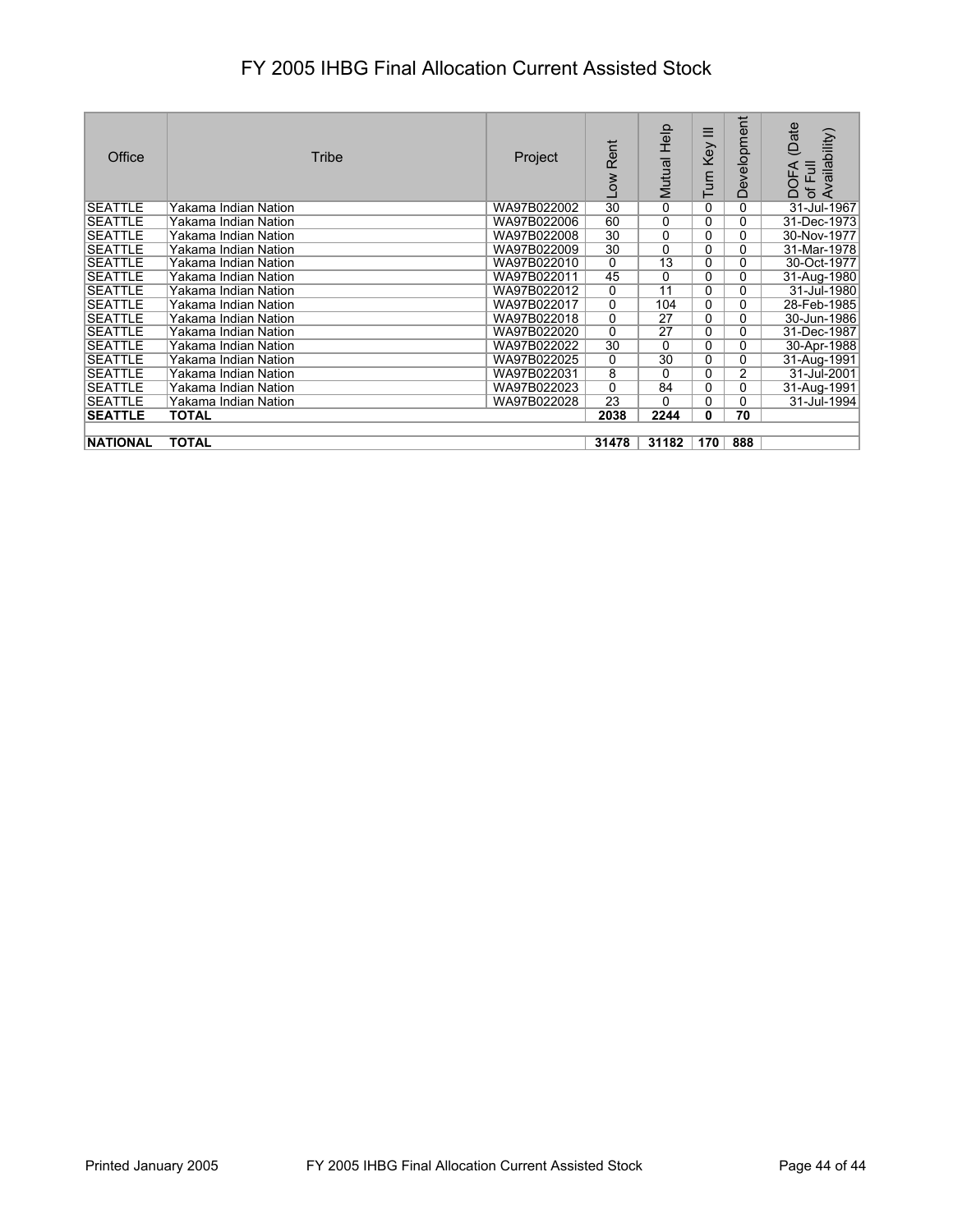# FY 2005 IHBG Final Allocation Current Assisted Stock

| Office | Tribe | Project | Low Rent | Mutual Help | Turn Key III | Development | DOFA (Date of Full Availability) |
|---|---|---|---|---|---|---|---|
| SEATTLE | Yakama Indian Nation | WA97B022002 | 30 | 0 | 0 | 0 | 31-Jul-1967 |
| SEATTLE | Yakama Indian Nation | WA97B022006 | 60 | 0 | 0 | 0 | 31-Dec-1973 |
| SEATTLE | Yakama Indian Nation | WA97B022008 | 30 | 0 | 0 | 0 | 30-Nov-1977 |
| SEATTLE | Yakama Indian Nation | WA97B022009 | 30 | 0 | 0 | 0 | 31-Mar-1978 |
| SEATTLE | Yakama Indian Nation | WA97B022010 | 0 | 13 | 0 | 0 | 30-Oct-1977 |
| SEATTLE | Yakama Indian Nation | WA97B022011 | 45 | 0 | 0 | 0 | 31-Aug-1980 |
| SEATTLE | Yakama Indian Nation | WA97B022012 | 0 | 11 | 0 | 0 | 31-Jul-1980 |
| SEATTLE | Yakama Indian Nation | WA97B022017 | 0 | 104 | 0 | 0 | 28-Feb-1985 |
| SEATTLE | Yakama Indian Nation | WA97B022018 | 0 | 27 | 0 | 0 | 30-Jun-1986 |
| SEATTLE | Yakama Indian Nation | WA97B022020 | 0 | 27 | 0 | 0 | 31-Dec-1987 |
| SEATTLE | Yakama Indian Nation | WA97B022022 | 30 | 0 | 0 | 0 | 30-Apr-1988 |
| SEATTLE | Yakama Indian Nation | WA97B022025 | 0 | 30 | 0 | 0 | 31-Aug-1991 |
| SEATTLE | Yakama Indian Nation | WA97B022031 | 8 | 0 | 0 | 2 | 31-Jul-2001 |
| SEATTLE | Yakama Indian Nation | WA97B022023 | 0 | 84 | 0 | 0 | 31-Aug-1991 |
| SEATTLE | Yakama Indian Nation | WA97B022028 | 23 | 0 | 0 | 0 | 31-Jul-1994 |
| **SEATTLE** | **TOTAL** | | **2038** | **2244** | **0** | **70** | |
| | | | | | | | |
| **NATIONAL** | **TOTAL** | | **31478** | **31182** | **170** | **888** | |